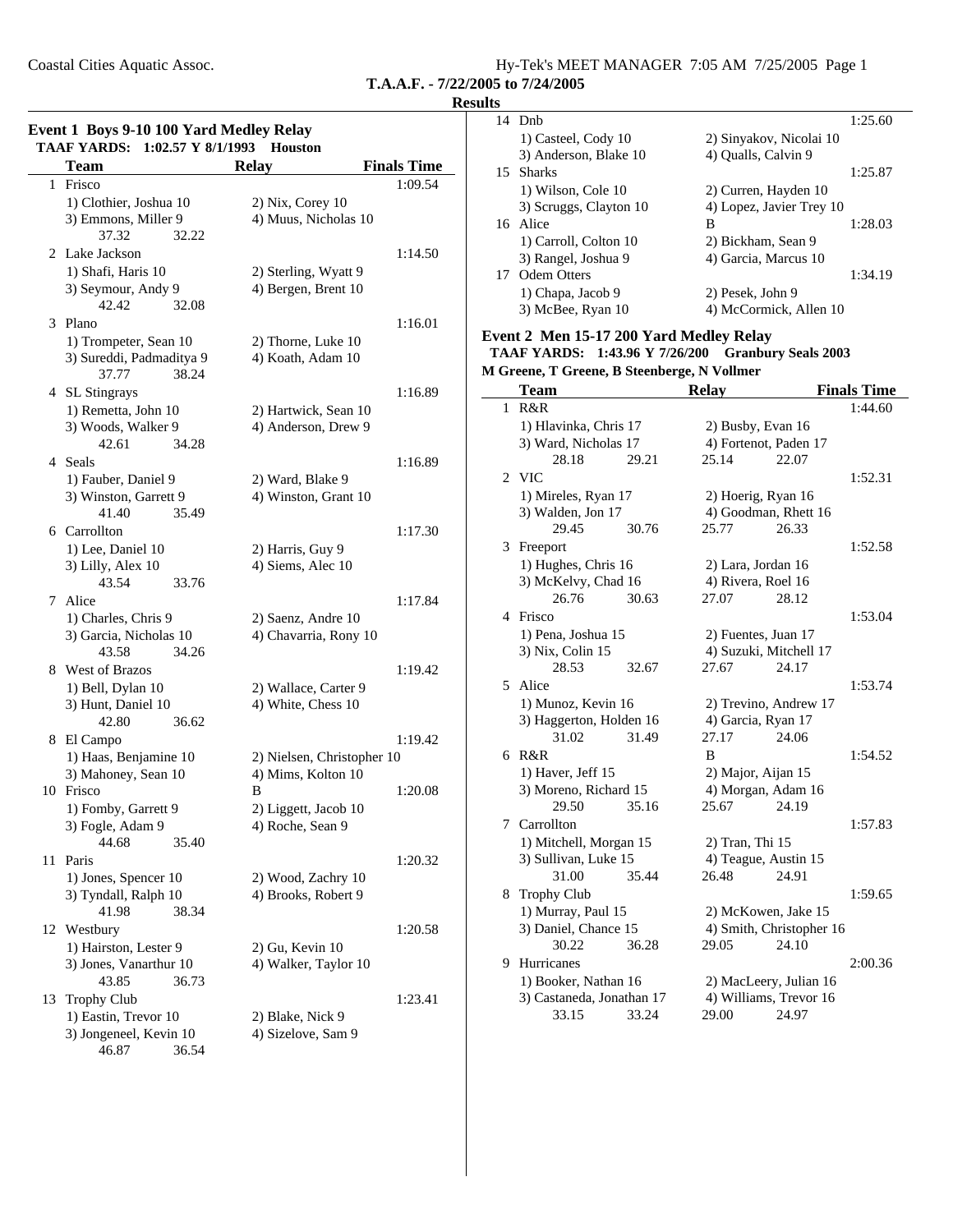Coastal Cities Aquatic Assoc.

**T.A.A.F. - 7/22/2005 to 7/24/2005**

**Results**

### Event 1 Boys 9-10 100 Yard Medley Relay

**TAAF YARDS: 1:02.57 Y 8/1/1993 Houston**

| | Team | Relay | Finals Time |
|---|---|---|---|
| 1 | Frisco | | 1:09.54 |
| | 1) Clothier, Joshua 10 | 2) Nix, Corey 10 | |
| | 3) Emmons, Miller 9 | 4) Muus, Nicholas 10 | |
| | 37.32 32.22 | | |
| 2 | Lake Jackson | | 1:14.50 |
| | 1) Shafi, Haris 10 | 2) Sterling, Wyatt 9 | |
| | 3) Seymour, Andy 9 | 4) Bergen, Brent 10 | |
| | 42.42 32.08 | | |
| 3 | Plano | | 1:16.01 |
| | 1) Trompeter, Sean 10 | 2) Thorne, Luke 10 | |
| | 3) Sureddi, Padmaditya 9 | 4) Koath, Adam 10 | |
| | 37.77 38.24 | | |
| 4 | SL Stingrays | | 1:16.89 |
| | 1) Remetta, John 10 | 2) Hartwick, Sean 10 | |
| | 3) Woods, Walker 9 | 4) Anderson, Drew 9 | |
| | 42.61 34.28 | | |
| 4 | Seals | | 1:16.89 |
| | 1) Fauber, Daniel 9 | 2) Ward, Blake 9 | |
| | 3) Winston, Garrett 9 | 4) Winston, Grant 10 | |
| | 41.40 35.49 | | |
| 6 | Carrollton | | 1:17.30 |
| | 1) Lee, Daniel 10 | 2) Harris, Guy 9 | |
| | 3) Lilly, Alex 10 | 4) Siems, Alec 10 | |
| | 43.54 33.76 | | |
| 7 | Alice | | 1:17.84 |
| | 1) Charles, Chris 9 | 2) Saenz, Andre 10 | |
| | 3) Garcia, Nicholas 10 | 4) Chavarria, Rony 10 | |
| | 43.58 34.26 | | |
| 8 | West of Brazos | | 1:19.42 |
| | 1) Bell, Dylan 10 | 2) Wallace, Carter 9 | |
| | 3) Hunt, Daniel 10 | 4) White, Chess 10 | |
| | 42.80 36.62 | | |
| 8 | El Campo | | 1:19.42 |
| | 1) Haas, Benjamine 10 | 2) Nielsen, Christopher 10 | |
| | 3) Mahoney, Sean 10 | 4) Mims, Kolton 10 | |
| 10 | Frisco | B | 1:20.08 |
| | 1) Fomby, Garrett 9 | 2) Liggett, Jacob 10 | |
| | 3) Fogle, Adam 9 | 4) Roche, Sean 9 | |
| | 44.68 35.40 | | |
| 11 | Paris | | 1:20.32 |
| | 1) Jones, Spencer 10 | 2) Wood, Zachry 10 | |
| | 3) Tyndall, Ralph 10 | 4) Brooks, Robert 9 | |
| | 41.98 38.34 | | |
| 12 | Westbury | | 1:20.58 |
| | 1) Hairston, Lester 9 | 2) Gu, Kevin 10 | |
| | 3) Jones, Vanarthur 10 | 4) Walker, Taylor 10 | |
| | 43.85 36.73 | | |
| 13 | Trophy Club | | 1:23.41 |
| | 1) Eastin, Trevor 10 | 2) Blake, Nick 9 | |
| | 3) Jongeneel, Kevin 10 | 4) Sizelove, Sam 9 | |
| | 46.87 36.54 | | |
| 14 | Dnb | | 1:25.60 |
| | 1) Casteel, Cody 10 | 2) Sinyakov, Nicolai 10 | |
| | 3) Anderson, Blake 10 | 4) Qualls, Calvin 9 | |
| 15 | Sharks | | 1:25.87 |
| | 1) Wilson, Cole 10 | 2) Curren, Hayden 10 | |
| | 3) Scruggs, Clayton 10 | 4) Lopez, Javier Trey 10 | |
| 16 | Alice | B | 1:28.03 |
| | 1) Carroll, Colton 10 | 2) Bickham, Sean 9 | |
| | 3) Rangel, Joshua 9 | 4) Garcia, Marcus 10 | |
| 17 | Odem Otters | | 1:34.19 |
| | 1) Chapa, Jacob 9 | 2) Pesek, John 9 | |
| | 3) McBee, Ryan 10 | 4) McCormick, Allen 10 | |

### Event 2 Men 15-17 200 Yard Medley Relay

**TAAF YARDS: 1:43.96 Y 7/26/200 Granbury Seals 2003**
**M Greene, T Greene, B Steenberge, N Vollmer**

| | Team | Relay | Finals Time |
|---|---|---|---|
| 1 | R&R | | 1:44.60 |
| | 1) Hlavinka, Chris 17 | 2) Busby, Evan 16 | |
| | 3) Ward, Nicholas 17 | 4) Fortenot, Paden 17 | |
| | 28.18 29.21 | 25.14 22.07 | |
| 2 | VIC | | 1:52.31 |
| | 1) Mireles, Ryan 17 | 2) Hoerig, Ryan 16 | |
| | 3) Walden, Jon 17 | 4) Goodman, Rhett 16 | |
| | 29.45 30.76 | 25.77 26.33 | |
| 3 | Freeport | | 1:52.58 |
| | 1) Hughes, Chris 16 | 2) Lara, Jordan 16 | |
| | 3) McKelvy, Chad 16 | 4) Rivera, Roel 16 | |
| | 26.76 30.63 | 27.07 28.12 | |
| 4 | Frisco | | 1:53.04 |
| | 1) Pena, Joshua 15 | 2) Fuentes, Juan 17 | |
| | 3) Nix, Colin 15 | 4) Suzuki, Mitchell 17 | |
| | 28.53 32.67 | 27.67 24.17 | |
| 5 | Alice | | 1:53.74 |
| | 1) Munoz, Kevin 16 | 2) Trevino, Andrew 17 | |
| | 3) Haggerton, Holden 16 | 4) Garcia, Ryan 17 | |
| | 31.02 31.49 | 27.17 24.06 | |
| 6 | R&R | B | 1:54.52 |
| | 1) Haver, Jeff 15 | 2) Major, Aijan 15 | |
| | 3) Moreno, Richard 15 | 4) Morgan, Adam 16 | |
| | 29.50 35.16 | 25.67 24.19 | |
| 7 | Carrollton | | 1:57.83 |
| | 1) Mitchell, Morgan 15 | 2) Tran, Thi 15 | |
| | 3) Sullivan, Luke 15 | 4) Teague, Austin 15 | |
| | 31.00 35.44 | 26.48 24.91 | |
| 8 | Trophy Club | | 1:59.65 |
| | 1) Murray, Paul 15 | 2) McKowen, Jake 15 | |
| | 3) Daniel, Chance 15 | 4) Smith, Christopher 16 | |
| | 30.22 36.28 | 29.05 24.10 | |
| 9 | Hurricanes | | 2:00.36 |
| | 1) Booker, Nathan 16 | 2) MacLeery, Julian 16 | |
| | 3) Castaneda, Jonathan 17 | 4) Williams, Trevor 16 | |
| | 33.15 33.24 | 29.00 24.97 | |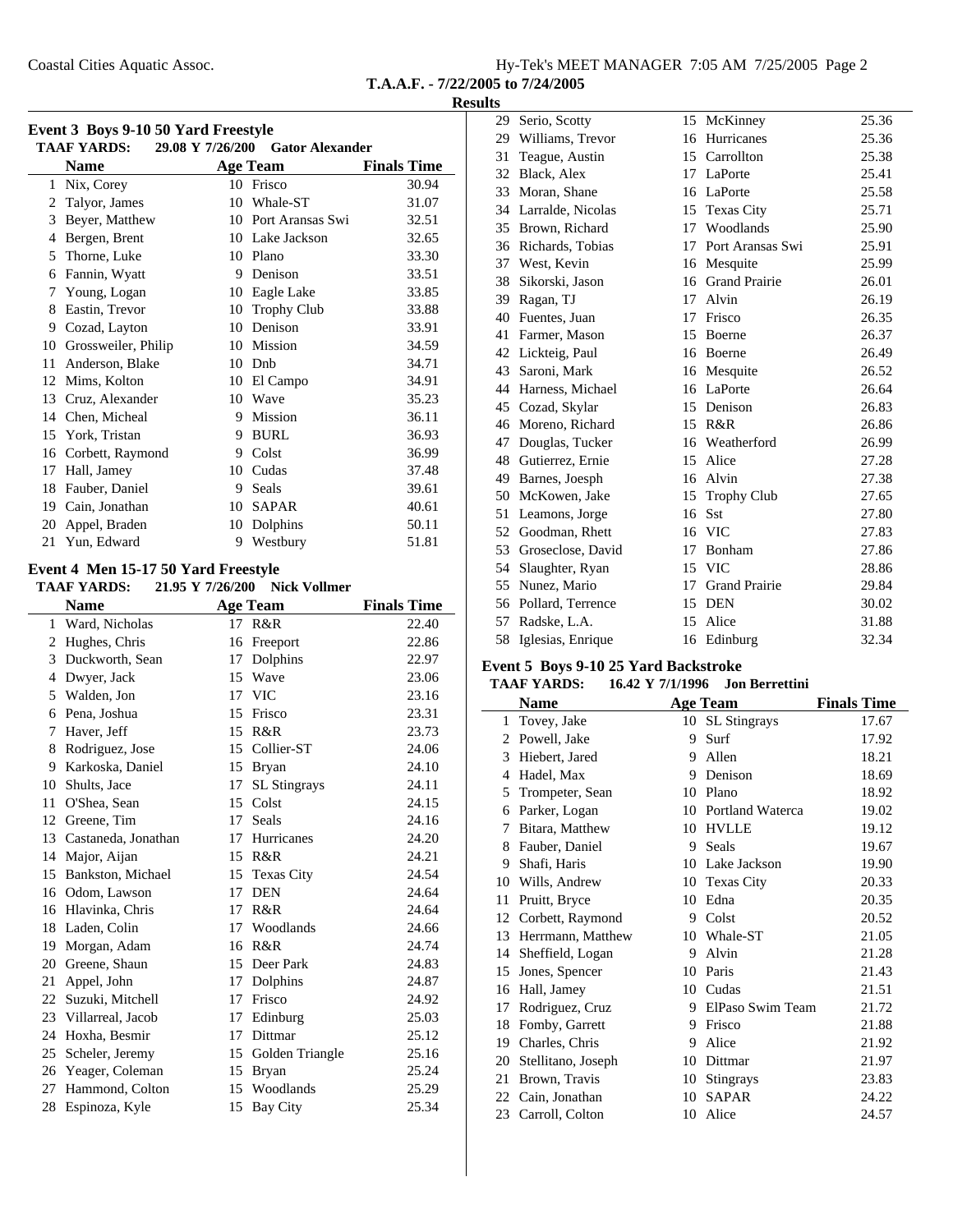**T.A.A.F. - 7/22/2005 to 7/24/2005**

**Results**

### Event 3 Boys 9-10 50 Yard Freestyle

TAAF YARDS: 29.08 Y 7/26/200 Gator Alexander

| | Name | Age | Team | Finals Time |
|---|---|---|---|---|
| 1 | Nix, Corey | 10 | Frisco | 30.94 |
| 2 | Talyor, James | 10 | Whale-ST | 31.07 |
| 3 | Beyer, Matthew | 10 | Port Aransas Swi | 32.51 |
| 4 | Bergen, Brent | 10 | Lake Jackson | 32.65 |
| 5 | Thorne, Luke | 10 | Plano | 33.30 |
| 6 | Fannin, Wyatt | 9 | Denison | 33.51 |
| 7 | Young, Logan | 10 | Eagle Lake | 33.85 |
| 8 | Eastin, Trevor | 10 | Trophy Club | 33.88 |
| 9 | Cozad, Layton | 10 | Denison | 33.91 |
| 10 | Grossweiler, Philip | 10 | Mission | 34.59 |
| 11 | Anderson, Blake | 10 | Dnb | 34.71 |
| 12 | Mims, Kolton | 10 | El Campo | 34.91 |
| 13 | Cruz, Alexander | 10 | Wave | 35.23 |
| 14 | Chen, Micheal | 9 | Mission | 36.11 |
| 15 | York, Tristan | 9 | BURL | 36.93 |
| 16 | Corbett, Raymond | 9 | Colst | 36.99 |
| 17 | Hall, Jamey | 10 | Cudas | 37.48 |
| 18 | Fauber, Daniel | 9 | Seals | 39.61 |
| 19 | Cain, Jonathan | 10 | SAPAR | 40.61 |
| 20 | Appel, Braden | 10 | Dolphins | 50.11 |
| 21 | Yun, Edward | 9 | Westbury | 51.81 |

### Event 4 Men 15-17 50 Yard Freestyle

TAAF YARDS: 21.95 Y 7/26/200 Nick Vollmer

| | Name | Age | Team | Finals Time |
|---|---|---|---|---|
| 1 | Ward, Nicholas | 17 | R&R | 22.40 |
| 2 | Hughes, Chris | 16 | Freeport | 22.86 |
| 3 | Duckworth, Sean | 17 | Dolphins | 22.97 |
| 4 | Dwyer, Jack | 15 | Wave | 23.06 |
| 5 | Walden, Jon | 17 | VIC | 23.16 |
| 6 | Pena, Joshua | 15 | Frisco | 23.31 |
| 7 | Haver, Jeff | 15 | R&R | 23.73 |
| 8 | Rodriguez, Jose | 15 | Collier-ST | 24.06 |
| 9 | Karkoska, Daniel | 15 | Bryan | 24.10 |
| 10 | Shults, Jace | 17 | SL Stingrays | 24.11 |
| 11 | O'Shea, Sean | 15 | Colst | 24.15 |
| 12 | Greene, Tim | 17 | Seals | 24.16 |
| 13 | Castaneda, Jonathan | 17 | Hurricanes | 24.20 |
| 14 | Major, Aijan | 15 | R&R | 24.21 |
| 15 | Bankston, Michael | 15 | Texas City | 24.54 |
| 16 | Odom, Lawson | 17 | DEN | 24.64 |
| 16 | Hlavinka, Chris | 17 | R&R | 24.64 |
| 18 | Laden, Colin | 17 | Woodlands | 24.66 |
| 19 | Morgan, Adam | 16 | R&R | 24.74 |
| 20 | Greene, Shaun | 15 | Deer Park | 24.83 |
| 21 | Appel, John | 17 | Dolphins | 24.87 |
| 22 | Suzuki, Mitchell | 17 | Frisco | 24.92 |
| 23 | Villarreal, Jacob | 17 | Edinburg | 25.03 |
| 24 | Hoxha, Besmir | 17 | Dittmar | 25.12 |
| 25 | Scheler, Jeremy | 15 | Golden Triangle | 25.16 |
| 26 | Yeager, Coleman | 15 | Bryan | 25.24 |
| 27 | Hammond, Colton | 15 | Woodlands | 25.29 |
| 28 | Espinoza, Kyle | 15 | Bay City | 25.34 |
| 29 | Serio, Scotty | 15 | McKinney | 25.36 |
| 29 | Williams, Trevor | 16 | Hurricanes | 25.36 |
| 31 | Teague, Austin | 15 | Carrollton | 25.38 |
| 32 | Black, Alex | 17 | LaPorte | 25.41 |
| 33 | Moran, Shane | 16 | LaPorte | 25.58 |
| 34 | Larralde, Nicolas | 15 | Texas City | 25.71 |
| 35 | Brown, Richard | 17 | Woodlands | 25.90 |
| 36 | Richards, Tobias | 17 | Port Aransas Swi | 25.91 |
| 37 | West, Kevin | 16 | Mesquite | 25.99 |
| 38 | Sikorski, Jason | 16 | Grand Prairie | 26.01 |
| 39 | Ragan, TJ | 17 | Alvin | 26.19 |
| 40 | Fuentes, Juan | 17 | Frisco | 26.35 |
| 41 | Farmer, Mason | 15 | Boerne | 26.37 |
| 42 | Lickteig, Paul | 16 | Boerne | 26.49 |
| 43 | Saroni, Mark | 16 | Mesquite | 26.52 |
| 44 | Harness, Michael | 16 | LaPorte | 26.64 |
| 45 | Cozad, Skylar | 15 | Denison | 26.83 |
| 46 | Moreno, Richard | 15 | R&R | 26.86 |
| 47 | Douglas, Tucker | 16 | Weatherford | 26.99 |
| 48 | Gutierrez, Ernie | 15 | Alice | 27.28 |
| 49 | Barnes, Joesph | 16 | Alvin | 27.38 |
| 50 | McKowen, Jake | 15 | Trophy Club | 27.65 |
| 51 | Leamons, Jorge | 16 | Sst | 27.80 |
| 52 | Goodman, Rhett | 16 | VIC | 27.83 |
| 53 | Groseclose, David | 17 | Bonham | 27.86 |
| 54 | Slaughter, Ryan | 15 | VIC | 28.86 |
| 55 | Nunez, Mario | 17 | Grand Prairie | 29.84 |
| 56 | Pollard, Terrence | 15 | DEN | 30.02 |
| 57 | Radske, L.A. | 15 | Alice | 31.88 |
| 58 | Iglesias, Enrique | 16 | Edinburg | 32.34 |

### Event 5 Boys 9-10 25 Yard Backstroke

TAAF YARDS: 16.42 Y 7/1/1996 Jon Berrettini

| | Name | Age | Team | Finals Time |
|---|---|---|---|---|
| 1 | Tovey, Jake | 10 | SL Stingrays | 17.67 |
| 2 | Powell, Jake | 9 | Surf | 17.92 |
| 3 | Hiebert, Jared | 9 | Allen | 18.21 |
| 4 | Hadel, Max | 9 | Denison | 18.69 |
| 5 | Trompeter, Sean | 10 | Plano | 18.92 |
| 6 | Parker, Logan | 10 | Portland Waterca | 19.02 |
| 7 | Bitara, Matthew | 10 | HVLLE | 19.12 |
| 8 | Fauber, Daniel | 9 | Seals | 19.67 |
| 9 | Shafi, Haris | 10 | Lake Jackson | 19.90 |
| 10 | Wills, Andrew | 10 | Texas City | 20.33 |
| 11 | Pruitt, Bryce | 10 | Edna | 20.35 |
| 12 | Corbett, Raymond | 9 | Colst | 20.52 |
| 13 | Herrmann, Matthew | 10 | Whale-ST | 21.05 |
| 14 | Sheffield, Logan | 9 | Alvin | 21.28 |
| 15 | Jones, Spencer | 10 | Paris | 21.43 |
| 16 | Hall, Jamey | 10 | Cudas | 21.51 |
| 17 | Rodriguez, Cruz | 9 | ElPaso Swim Team | 21.72 |
| 18 | Fomby, Garrett | 9 | Frisco | 21.88 |
| 19 | Charles, Chris | 9 | Alice | 21.92 |
| 20 | Stellitano, Joseph | 10 | Dittmar | 21.97 |
| 21 | Brown, Travis | 10 | Stingrays | 23.83 |
| 22 | Cain, Jonathan | 10 | SAPAR | 24.22 |
| 23 | Carroll, Colton | 10 | Alice | 24.57 |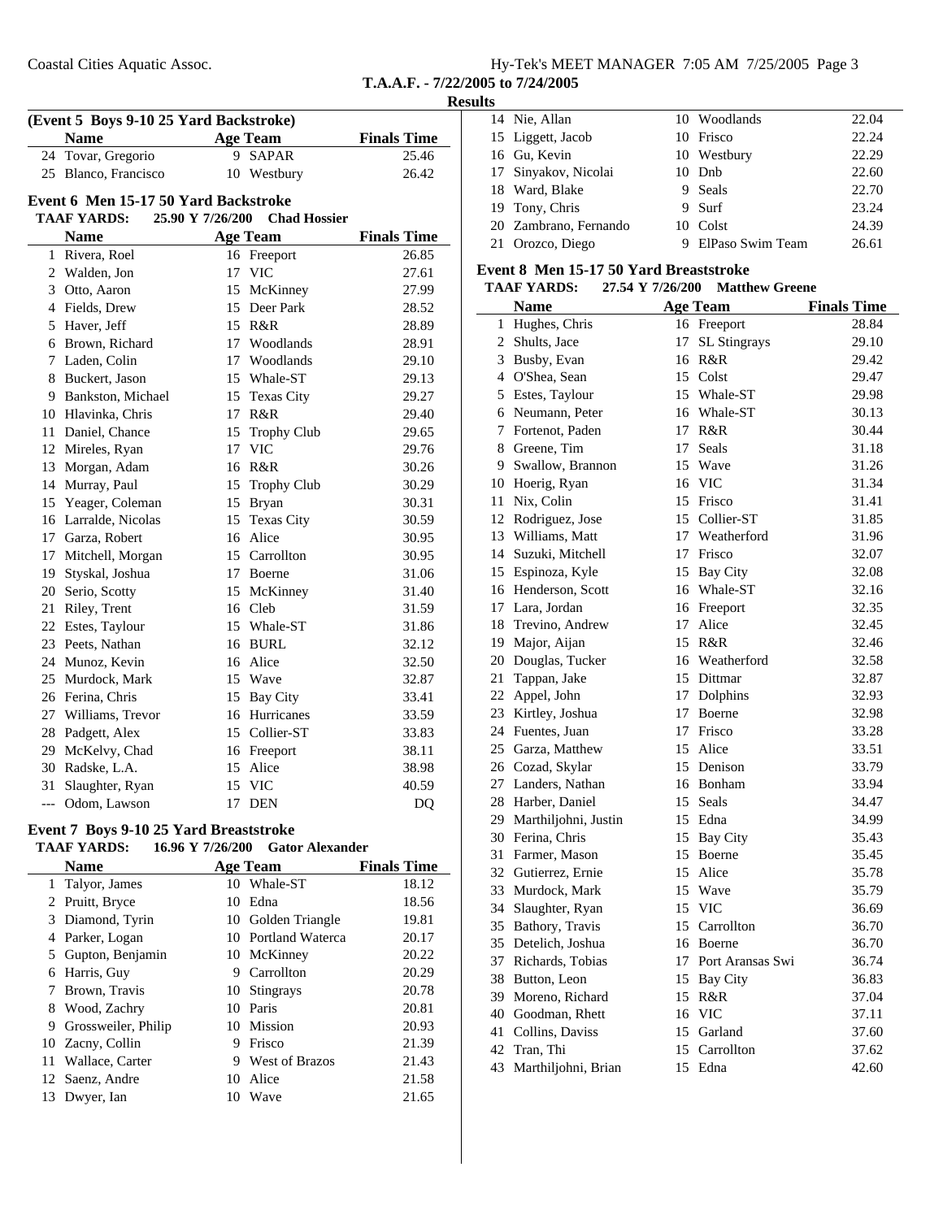**T.A.A.F. - 7/22/2005 to 7/24/2005**

**Results**

**(Event 5 Boys 9-10 25 Yard Backstroke)**

| | Name | Age | Team | Finals Time |
|---|---|---|---|---|
| 24 | Tovar, Gregorio | 9 | SAPAR | 25.46 |
| 25 | Blanco, Francisco | 10 | Westbury | 26.42 |

**Event 6 Men 15-17 50 Yard Backstroke**

TAAF YARDS: 25.90 Y 7/26/200 Chad Hossier

| | Name | Age | Team | Finals Time |
|---|---|---|---|---|
| 1 | Rivera, Roel | 16 | Freeport | 26.85 |
| 2 | Walden, Jon | 17 | VIC | 27.61 |
| 3 | Otto, Aaron | 15 | McKinney | 27.99 |
| 4 | Fields, Drew | 15 | Deer Park | 28.52 |
| 5 | Haver, Jeff | 15 | R&R | 28.89 |
| 6 | Brown, Richard | 17 | Woodlands | 28.91 |
| 7 | Laden, Colin | 17 | Woodlands | 29.10 |
| 8 | Buckert, Jason | 15 | Whale-ST | 29.13 |
| 9 | Bankston, Michael | 15 | Texas City | 29.27 |
| 10 | Hlavinka, Chris | 17 | R&R | 29.40 |
| 11 | Daniel, Chance | 15 | Trophy Club | 29.65 |
| 12 | Mireles, Ryan | 17 | VIC | 29.76 |
| 13 | Morgan, Adam | 16 | R&R | 30.26 |
| 14 | Murray, Paul | 15 | Trophy Club | 30.29 |
| 15 | Yeager, Coleman | 15 | Bryan | 30.31 |
| 16 | Larralde, Nicolas | 15 | Texas City | 30.59 |
| 17 | Garza, Robert | 16 | Alice | 30.95 |
| 17 | Mitchell, Morgan | 15 | Carrollton | 30.95 |
| 19 | Styskal, Joshua | 17 | Boerne | 31.06 |
| 20 | Serio, Scotty | 15 | McKinney | 31.40 |
| 21 | Riley, Trent | 16 | Cleb | 31.59 |
| 22 | Estes, Taylour | 15 | Whale-ST | 31.86 |
| 23 | Peets, Nathan | 16 | BURL | 32.12 |
| 24 | Munoz, Kevin | 16 | Alice | 32.50 |
| 25 | Murdock, Mark | 15 | Wave | 32.87 |
| 26 | Ferina, Chris | 15 | Bay City | 33.41 |
| 27 | Williams, Trevor | 16 | Hurricanes | 33.59 |
| 28 | Padgett, Alex | 15 | Collier-ST | 33.83 |
| 29 | McKelvy, Chad | 16 | Freeport | 38.11 |
| 30 | Radske, L.A. | 15 | Alice | 38.98 |
| 31 | Slaughter, Ryan | 15 | VIC | 40.59 |
| --- | Odom, Lawson | 17 | DEN | DQ |

**Event 7 Boys 9-10 25 Yard Breaststroke**

TAAF YARDS: 16.96 Y 7/26/200 Gator Alexander

| | Name | Age | Team | Finals Time |
|---|---|---|---|---|
| 1 | Talyor, James | 10 | Whale-ST | 18.12 |
| 2 | Pruitt, Bryce | 10 | Edna | 18.56 |
| 3 | Diamond, Tyrin | 10 | Golden Triangle | 19.81 |
| 4 | Parker, Logan | 10 | Portland Waterca | 20.17 |
| 5 | Gupton, Benjamin | 10 | McKinney | 20.22 |
| 6 | Harris, Guy | 9 | Carrollton | 20.29 |
| 7 | Brown, Travis | 10 | Stingrays | 20.78 |
| 8 | Wood, Zachry | 10 | Paris | 20.81 |
| 9 | Grossweiler, Philip | 10 | Mission | 20.93 |
| 10 | Zacny, Collin | 9 | Frisco | 21.39 |
| 11 | Wallace, Carter | 9 | West of Brazos | 21.43 |
| 12 | Saenz, Andre | 10 | Alice | 21.58 |
| 13 | Dwyer, Ian | 10 | Wave | 21.65 |
| 14 | Nie, Allan | 10 | Woodlands | 22.04 |
| 15 | Liggett, Jacob | 10 | Frisco | 22.24 |
| 16 | Gu, Kevin | 10 | Westbury | 22.29 |
| 17 | Sinyakov, Nicolai | 10 | Dnb | 22.60 |
| 18 | Ward, Blake | 9 | Seals | 22.70 |
| 19 | Tony, Chris | 9 | Surf | 23.24 |
| 20 | Zambrano, Fernando | 10 | Colst | 24.39 |
| 21 | Orozco, Diego | 9 | ElPaso Swim Team | 26.61 |

**Event 8 Men 15-17 50 Yard Breaststroke**

TAAF YARDS: 27.54 Y 7/26/200 Matthew Greene

| | Name | Age | Team | Finals Time |
|---|---|---|---|---|
| 1 | Hughes, Chris | 16 | Freeport | 28.84 |
| 2 | Shults, Jace | 17 | SL Stingrays | 29.10 |
| 3 | Busby, Evan | 16 | R&R | 29.42 |
| 4 | O'Shea, Sean | 15 | Colst | 29.47 |
| 5 | Estes, Taylour | 15 | Whale-ST | 29.98 |
| 6 | Neumann, Peter | 16 | Whale-ST | 30.13 |
| 7 | Fortenot, Paden | 17 | R&R | 30.44 |
| 8 | Greene, Tim | 17 | Seals | 31.18 |
| 9 | Swallow, Brannon | 15 | Wave | 31.26 |
| 10 | Hoerig, Ryan | 16 | VIC | 31.34 |
| 11 | Nix, Colin | 15 | Frisco | 31.41 |
| 12 | Rodriguez, Jose | 15 | Collier-ST | 31.85 |
| 13 | Williams, Matt | 17 | Weatherford | 31.96 |
| 14 | Suzuki, Mitchell | 17 | Frisco | 32.07 |
| 15 | Espinoza, Kyle | 15 | Bay City | 32.08 |
| 16 | Henderson, Scott | 16 | Whale-ST | 32.16 |
| 17 | Lara, Jordan | 16 | Freeport | 32.35 |
| 18 | Trevino, Andrew | 17 | Alice | 32.45 |
| 19 | Major, Aijan | 15 | R&R | 32.46 |
| 20 | Douglas, Tucker | 16 | Weatherford | 32.58 |
| 21 | Tappan, Jake | 15 | Dittmar | 32.87 |
| 22 | Appel, John | 17 | Dolphins | 32.93 |
| 23 | Kirtley, Joshua | 17 | Boerne | 32.98 |
| 24 | Fuentes, Juan | 17 | Frisco | 33.28 |
| 25 | Garza, Matthew | 15 | Alice | 33.51 |
| 26 | Cozad, Skylar | 15 | Denison | 33.79 |
| 27 | Landers, Nathan | 16 | Bonham | 33.94 |
| 28 | Harber, Daniel | 15 | Seals | 34.47 |
| 29 | Marthiljohni, Justin | 15 | Edna | 34.99 |
| 30 | Ferina, Chris | 15 | Bay City | 35.43 |
| 31 | Farmer, Mason | 15 | Boerne | 35.45 |
| 32 | Gutierrez, Ernie | 15 | Alice | 35.78 |
| 33 | Murdock, Mark | 15 | Wave | 35.79 |
| 34 | Slaughter, Ryan | 15 | VIC | 36.69 |
| 35 | Bathory, Travis | 15 | Carrollton | 36.70 |
| 35 | Detelich, Joshua | 16 | Boerne | 36.70 |
| 37 | Richards, Tobias | 17 | Port Aransas Swi | 36.74 |
| 38 | Button, Leon | 15 | Bay City | 36.83 |
| 39 | Moreno, Richard | 15 | R&R | 37.04 |
| 40 | Goodman, Rhett | 16 | VIC | 37.11 |
| 41 | Collins, Daviss | 15 | Garland | 37.60 |
| 42 | Tran, Thi | 15 | Carrollton | 37.62 |
| 43 | Marthiljohni, Brian | 15 | Edna | 42.60 |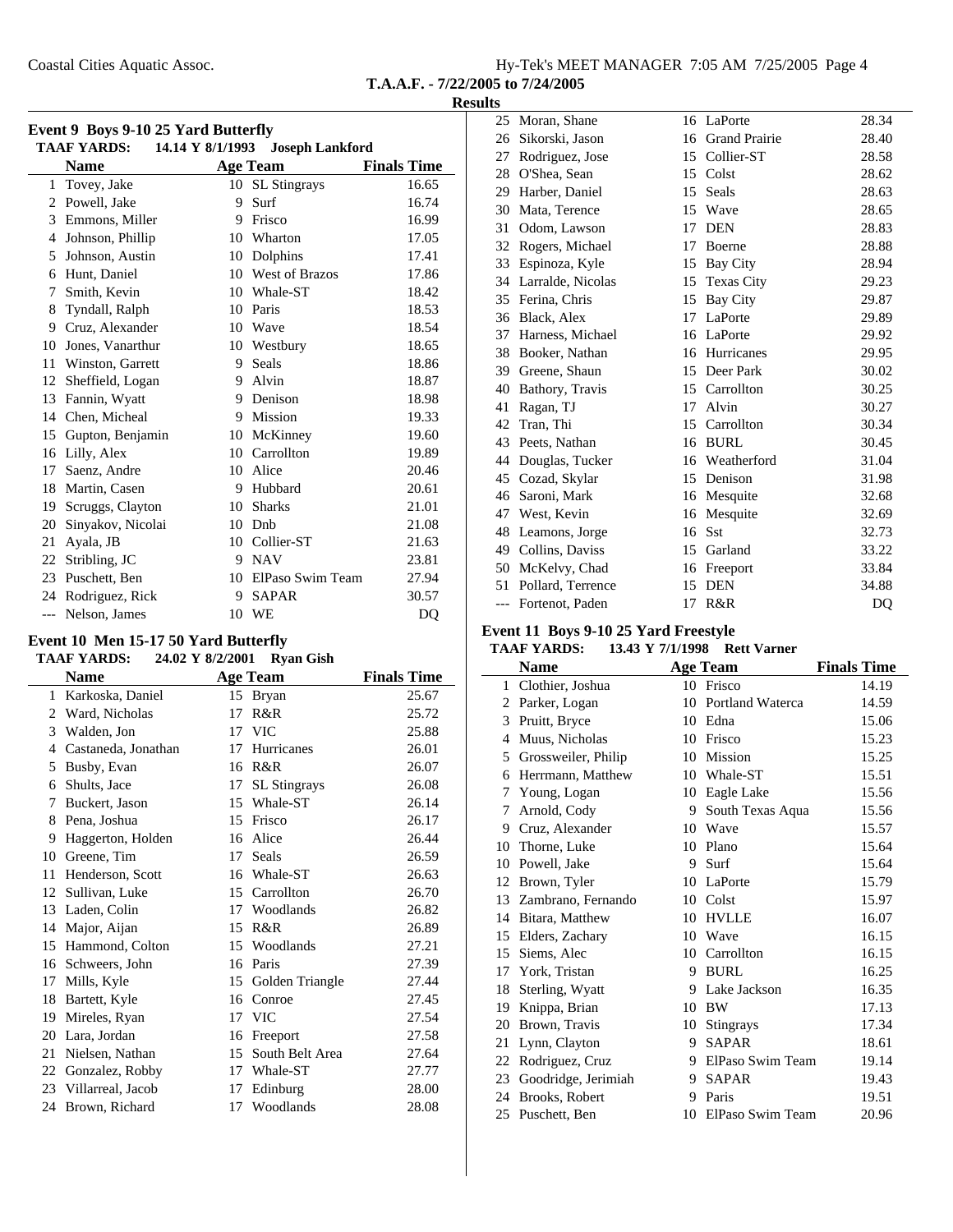Coastal Cities Aquatic Assoc.

**T.A.A.F. - 7/22/2005 to 7/24/2005**

**Results**

### Event 9 Boys 9-10 25 Yard Butterfly

**TAAF YARDS: 14.14 Y 8/1/1993 Joseph Lankford**

| | Name | Age | Team | Finals Time |
|---|---|---|---|---|
| 1 | Tovey, Jake | 10 | SL Stingrays | 16.65 |
| 2 | Powell, Jake | 9 | Surf | 16.74 |
| 3 | Emmons, Miller | 9 | Frisco | 16.99 |
| 4 | Johnson, Phillip | 10 | Wharton | 17.05 |
| 5 | Johnson, Austin | 10 | Dolphins | 17.41 |
| 6 | Hunt, Daniel | 10 | West of Brazos | 17.86 |
| 7 | Smith, Kevin | 10 | Whale-ST | 18.42 |
| 8 | Tyndall, Ralph | 10 | Paris | 18.53 |
| 9 | Cruz, Alexander | 10 | Wave | 18.54 |
| 10 | Jones, Vanarthur | 10 | Westbury | 18.65 |
| 11 | Winston, Garrett | 9 | Seals | 18.86 |
| 12 | Sheffield, Logan | 9 | Alvin | 18.87 |
| 13 | Fannin, Wyatt | 9 | Denison | 18.98 |
| 14 | Chen, Micheal | 9 | Mission | 19.33 |
| 15 | Gupton, Benjamin | 10 | McKinney | 19.60 |
| 16 | Lilly, Alex | 10 | Carrollton | 19.89 |
| 17 | Saenz, Andre | 10 | Alice | 20.46 |
| 18 | Martin, Casen | 9 | Hubbard | 20.61 |
| 19 | Scruggs, Clayton | 10 | Sharks | 21.01 |
| 20 | Sinyakov, Nicolai | 10 | Dnb | 21.08 |
| 21 | Ayala, JB | 10 | Collier-ST | 21.63 |
| 22 | Stribling, JC | 9 | NAV | 23.81 |
| 23 | Puschett, Ben | 10 | ElPaso Swim Team | 27.94 |
| 24 | Rodriguez, Rick | 9 | SAPAR | 30.57 |
| --- | Nelson, James | 10 | WE | DQ |

### Event 10 Men 15-17 50 Yard Butterfly

**TAAF YARDS: 24.02 Y 8/2/2001 Ryan Gish**

| | Name | Age | Team | Finals Time |
|---|---|---|---|---|
| 1 | Karkoska, Daniel | 15 | Bryan | 25.67 |
| 2 | Ward, Nicholas | 17 | R&R | 25.72 |
| 3 | Walden, Jon | 17 | VIC | 25.88 |
| 4 | Castaneda, Jonathan | 17 | Hurricanes | 26.01 |
| 5 | Busby, Evan | 16 | R&R | 26.07 |
| 6 | Shults, Jace | 17 | SL Stingrays | 26.08 |
| 7 | Buckert, Jason | 15 | Whale-ST | 26.14 |
| 8 | Pena, Joshua | 15 | Frisco | 26.17 |
| 9 | Haggerton, Holden | 16 | Alice | 26.44 |
| 10 | Greene, Tim | 17 | Seals | 26.59 |
| 11 | Henderson, Scott | 16 | Whale-ST | 26.63 |
| 12 | Sullivan, Luke | 15 | Carrollton | 26.70 |
| 13 | Laden, Colin | 17 | Woodlands | 26.82 |
| 14 | Major, Aijan | 15 | R&R | 26.89 |
| 15 | Hammond, Colton | 15 | Woodlands | 27.21 |
| 16 | Schweers, John | 16 | Paris | 27.39 |
| 17 | Mills, Kyle | 15 | Golden Triangle | 27.44 |
| 18 | Bartett, Kyle | 16 | Conroe | 27.45 |
| 19 | Mireles, Ryan | 17 | VIC | 27.54 |
| 20 | Lara, Jordan | 16 | Freeport | 27.58 |
| 21 | Nielsen, Nathan | 15 | South Belt Area | 27.64 |
| 22 | Gonzalez, Robby | 17 | Whale-ST | 27.77 |
| 23 | Villarreal, Jacob | 17 | Edinburg | 28.00 |
| 24 | Brown, Richard | 17 | Woodlands | 28.08 |
| 25 | Moran, Shane | 16 | LaPorte | 28.34 |
| 26 | Sikorski, Jason | 16 | Grand Prairie | 28.40 |
| 27 | Rodriguez, Jose | 15 | Collier-ST | 28.58 |
| 28 | O'Shea, Sean | 15 | Colst | 28.62 |
| 29 | Harber, Daniel | 15 | Seals | 28.63 |
| 30 | Mata, Terence | 15 | Wave | 28.65 |
| 31 | Odom, Lawson | 17 | DEN | 28.83 |
| 32 | Rogers, Michael | 17 | Boerne | 28.88 |
| 33 | Espinoza, Kyle | 15 | Bay City | 28.94 |
| 34 | Larralde, Nicolas | 15 | Texas City | 29.23 |
| 35 | Ferina, Chris | 15 | Bay City | 29.87 |
| 36 | Black, Alex | 17 | LaPorte | 29.89 |
| 37 | Harness, Michael | 16 | LaPorte | 29.92 |
| 38 | Booker, Nathan | 16 | Hurricanes | 29.95 |
| 39 | Greene, Shaun | 15 | Deer Park | 30.02 |
| 40 | Bathory, Travis | 15 | Carrollton | 30.25 |
| 41 | Ragan, TJ | 17 | Alvin | 30.27 |
| 42 | Tran, Thi | 15 | Carrollton | 30.34 |
| 43 | Peets, Nathan | 16 | BURL | 30.45 |
| 44 | Douglas, Tucker | 16 | Weatherford | 31.04 |
| 45 | Cozad, Skylar | 15 | Denison | 31.98 |
| 46 | Saroni, Mark | 16 | Mesquite | 32.68 |
| 47 | West, Kevin | 16 | Mesquite | 32.69 |
| 48 | Leamons, Jorge | 16 | Sst | 32.73 |
| 49 | Collins, Daviss | 15 | Garland | 33.22 |
| 50 | McKelvy, Chad | 16 | Freeport | 33.84 |
| 51 | Pollard, Terrence | 15 | DEN | 34.88 |
| --- | Fortenot, Paden | 17 | R&R | DQ |

### Event 11 Boys 9-10 25 Yard Freestyle

**TAAF YARDS: 13.43 Y 7/1/1998 Rett Varner**

| | Name | Age | Team | Finals Time |
|---|---|---|---|---|
| 1 | Clothier, Joshua | 10 | Frisco | 14.19 |
| 2 | Parker, Logan | 10 | Portland Waterca | 14.59 |
| 3 | Pruitt, Bryce | 10 | Edna | 15.06 |
| 4 | Muus, Nicholas | 10 | Frisco | 15.23 |
| 5 | Grossweiler, Philip | 10 | Mission | 15.25 |
| 6 | Herrmann, Matthew | 10 | Whale-ST | 15.51 |
| 7 | Young, Logan | 10 | Eagle Lake | 15.56 |
| 7 | Arnold, Cody | 9 | South Texas Aqua | 15.56 |
| 9 | Cruz, Alexander | 10 | Wave | 15.57 |
| 10 | Thorne, Luke | 10 | Plano | 15.64 |
| 10 | Powell, Jake | 9 | Surf | 15.64 |
| 12 | Brown, Tyler | 10 | LaPorte | 15.79 |
| 13 | Zambrano, Fernando | 10 | Colst | 15.97 |
| 14 | Bitara, Matthew | 10 | HVLLE | 16.07 |
| 15 | Elders, Zachary | 10 | Wave | 16.15 |
| 15 | Siems, Alec | 10 | Carrollton | 16.15 |
| 17 | York, Tristan | 9 | BURL | 16.25 |
| 18 | Sterling, Wyatt | 9 | Lake Jackson | 16.35 |
| 19 | Knippa, Brian | 10 | BW | 17.13 |
| 20 | Brown, Travis | 10 | Stingrays | 17.34 |
| 21 | Lynn, Clayton | 9 | SAPAR | 18.61 |
| 22 | Rodriguez, Cruz | 9 | ElPaso Swim Team | 19.14 |
| 23 | Goodridge, Jerimiah | 9 | SAPAR | 19.43 |
| 24 | Brooks, Robert | 9 | Paris | 19.51 |
| 25 | Puschett, Ben | 10 | ElPaso Swim Team | 20.96 |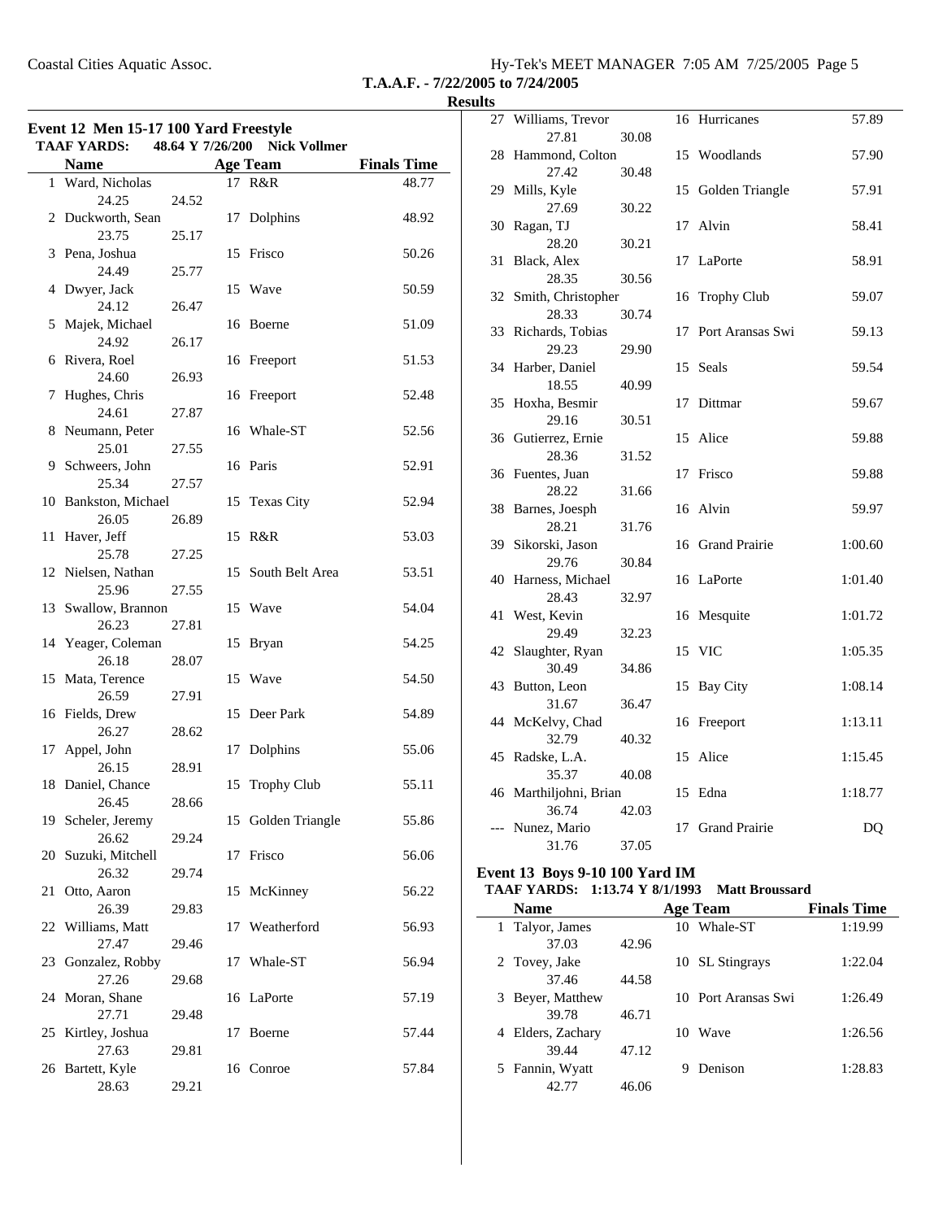Coastal Cities Aquatic Assoc.

**T.A.A.F. - 7/22/2005 to 7/24/2005**

**Results**

### Event 12 Men 15-17 100 Yard Freestyle

**TAAF YARDS: 48.64 Y 7/26/200 Nick Vollmer**

| | Name | Age | Team | Finals Time |
|---|---|---|---|---|
| 1 | Ward, Nicholas | 17 | R&R | 48.77 |
| | 24.25 24.52 | | | |
| 2 | Duckworth, Sean | 17 | Dolphins | 48.92 |
| | 23.75 25.17 | | | |
| 3 | Pena, Joshua | 15 | Frisco | 50.26 |
| | 24.49 25.77 | | | |
| 4 | Dwyer, Jack | 15 | Wave | 50.59 |
| | 24.12 26.47 | | | |
| 5 | Majek, Michael | 16 | Boerne | 51.09 |
| | 24.92 26.17 | | | |
| 6 | Rivera, Roel | 16 | Freeport | 51.53 |
| | 24.60 26.93 | | | |
| 7 | Hughes, Chris | 16 | Freeport | 52.48 |
| | 24.61 27.87 | | | |
| 8 | Neumann, Peter | 16 | Whale-ST | 52.56 |
| | 25.01 27.55 | | | |
| 9 | Schweers, John | 16 | Paris | 52.91 |
| | 25.34 27.57 | | | |
| 10 | Bankston, Michael | 15 | Texas City | 52.94 |
| | 26.05 26.89 | | | |
| 11 | Haver, Jeff | 15 | R&R | 53.03 |
| | 25.78 27.25 | | | |
| 12 | Nielsen, Nathan | 15 | South Belt Area | 53.51 |
| | 25.96 27.55 | | | |
| 13 | Swallow, Brannon | 15 | Wave | 54.04 |
| | 26.23 27.81 | | | |
| 14 | Yeager, Coleman | 15 | Bryan | 54.25 |
| | 26.18 28.07 | | | |
| 15 | Mata, Terence | 15 | Wave | 54.50 |
| | 26.59 27.91 | | | |
| 16 | Fields, Drew | 15 | Deer Park | 54.89 |
| | 26.27 28.62 | | | |
| 17 | Appel, John | 17 | Dolphins | 55.06 |
| | 26.15 28.91 | | | |
| 18 | Daniel, Chance | 15 | Trophy Club | 55.11 |
| | 26.45 28.66 | | | |
| 19 | Scheler, Jeremy | 15 | Golden Triangle | 55.86 |
| | 26.62 29.24 | | | |
| 20 | Suzuki, Mitchell | 17 | Frisco | 56.06 |
| | 26.32 29.74 | | | |
| 21 | Otto, Aaron | 15 | McKinney | 56.22 |
| | 26.39 29.83 | | | |
| 22 | Williams, Matt | 17 | Weatherford | 56.93 |
| | 27.47 29.46 | | | |
| 23 | Gonzalez, Robby | 17 | Whale-ST | 56.94 |
| | 27.26 29.68 | | | |
| 24 | Moran, Shane | 16 | LaPorte | 57.19 |
| | 27.71 29.48 | | | |
| 25 | Kirtley, Joshua | 17 | Boerne | 57.44 |
| | 27.63 29.81 | | | |
| 26 | Bartett, Kyle | 16 | Conroe | 57.84 |
| | 28.63 29.21 | | | |
| 27 | Williams, Trevor | 16 | Hurricanes | 57.89 |
| | 27.81 30.08 | | | |
| 28 | Hammond, Colton | 15 | Woodlands | 57.90 |
| | 27.42 30.48 | | | |
| 29 | Mills, Kyle | 15 | Golden Triangle | 57.91 |
| | 27.69 30.22 | | | |
| 30 | Ragan, TJ | 17 | Alvin | 58.41 |
| | 28.20 30.21 | | | |
| 31 | Black, Alex | 17 | LaPorte | 58.91 |
| | 28.35 30.56 | | | |
| 32 | Smith, Christopher | 16 | Trophy Club | 59.07 |
| | 28.33 30.74 | | | |
| 33 | Richards, Tobias | 17 | Port Aransas Swi | 59.13 |
| | 29.23 29.90 | | | |
| 34 | Harber, Daniel | 15 | Seals | 59.54 |
| | 18.55 40.99 | | | |
| 35 | Hoxha, Besmir | 17 | Dittmar | 59.67 |
| | 29.16 30.51 | | | |
| 36 | Gutierrez, Ernie | 15 | Alice | 59.88 |
| | 28.36 31.52 | | | |
| 36 | Fuentes, Juan | 17 | Frisco | 59.88 |
| | 28.22 31.66 | | | |
| 38 | Barnes, Joesph | 16 | Alvin | 59.97 |
| | 28.21 31.76 | | | |
| 39 | Sikorski, Jason | 16 | Grand Prairie | 1:00.60 |
| | 29.76 30.84 | | | |
| 40 | Harness, Michael | 16 | LaPorte | 1:01.40 |
| | 28.43 32.97 | | | |
| 41 | West, Kevin | 16 | Mesquite | 1:01.72 |
| | 29.49 32.23 | | | |
| 42 | Slaughter, Ryan | 15 | VIC | 1:05.35 |
| | 30.49 34.86 | | | |
| 43 | Button, Leon | 15 | Bay City | 1:08.14 |
| | 31.67 36.47 | | | |
| 44 | McKelvy, Chad | 16 | Freeport | 1:13.11 |
| | 32.79 40.32 | | | |
| 45 | Radske, L.A. | 15 | Alice | 1:15.45 |
| | 35.37 40.08 | | | |
| 46 | Marthiljohni, Brian | 15 | Edna | 1:18.77 |
| | 36.74 42.03 | | | |
| --- | Nunez, Mario | 17 | Grand Prairie | DQ |
| | 31.76 37.05 | | | |

### Event 13 Boys 9-10 100 Yard IM

**TAAF YARDS: 1:13.74 Y 8/1/1993 Matt Broussard**

| | Name | Age | Team | Finals Time |
|---|---|---|---|---|
| 1 | Talyor, James | 10 | Whale-ST | 1:19.99 |
| | 37.03 42.96 | | | |
| 2 | Tovey, Jake | 10 | SL Stingrays | 1:22.04 |
| | 37.46 44.58 | | | |
| 3 | Beyer, Matthew | 10 | Port Aransas Swi | 1:26.49 |
| | 39.78 46.71 | | | |
| 4 | Elders, Zachary | 10 | Wave | 1:26.56 |
| | 39.44 47.12 | | | |
| 5 | Fannin, Wyatt | 9 | Denison | 1:28.83 |
| | 42.77 46.06 | | | |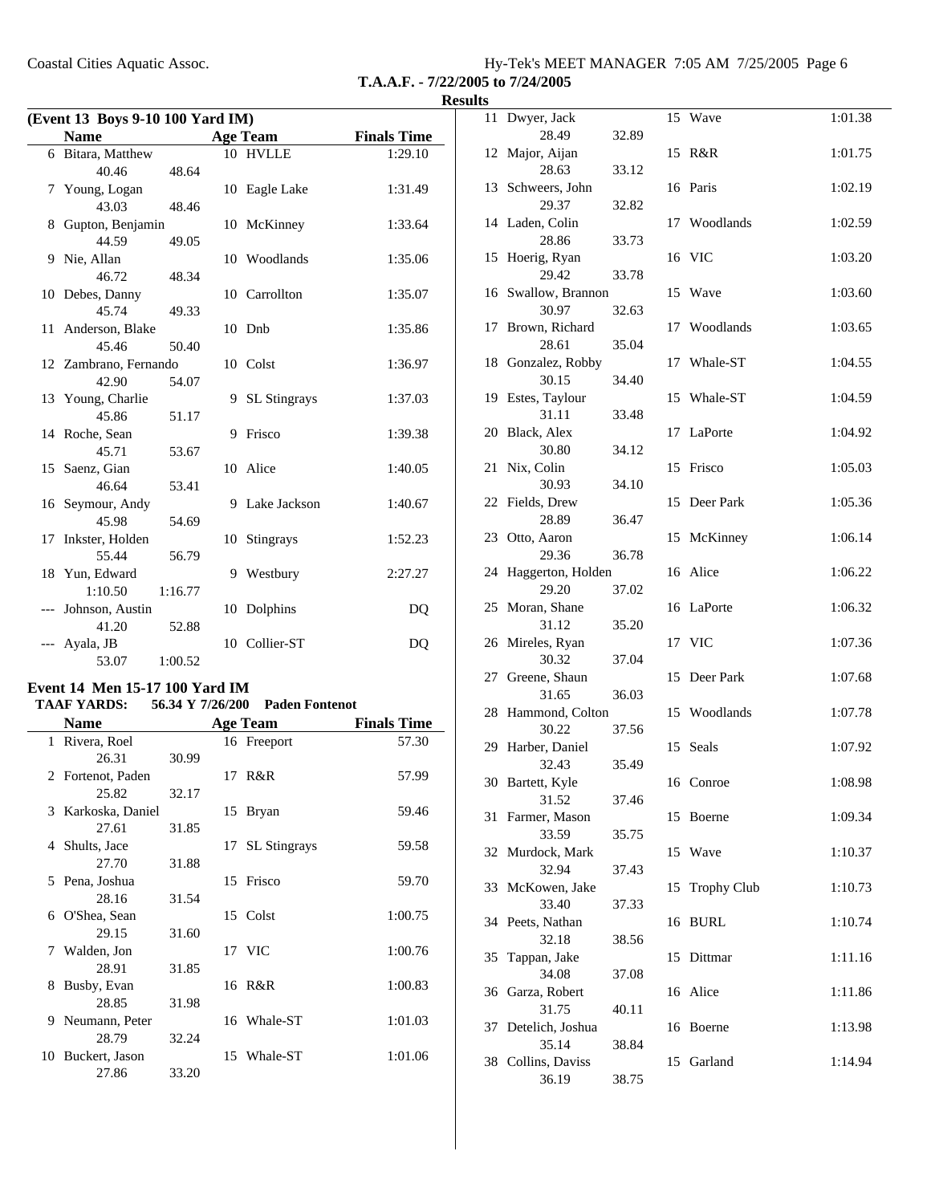T.A.A.F. - 7/22/2005 to 7/24/2005

**Results**

### (Event 13 Boys 9-10 100 Yard IM)

| | Name | Age | Team | Finals Time |
|---|---|---|---|---|
| 6 | Bitara, Matthew | 10 | HVLLE | 1:29.10 |
| | 40.46 48.64 | | | |
| 7 | Young, Logan | 10 | Eagle Lake | 1:31.49 |
| | 43.03 48.46 | | | |
| 8 | Gupton, Benjamin | 10 | McKinney | 1:33.64 |
| | 44.59 49.05 | | | |
| 9 | Nie, Allan | 10 | Woodlands | 1:35.06 |
| | 46.72 48.34 | | | |
| 10 | Debes, Danny | 10 | Carrollton | 1:35.07 |
| | 45.74 49.33 | | | |
| 11 | Anderson, Blake | 10 | Dnb | 1:35.86 |
| | 45.46 50.40 | | | |
| 12 | Zambrano, Fernando | 10 | Colst | 1:36.97 |
| | 42.90 54.07 | | | |
| 13 | Young, Charlie | 9 | SL Stingrays | 1:37.03 |
| | 45.86 51.17 | | | |
| 14 | Roche, Sean | 9 | Frisco | 1:39.38 |
| | 45.71 53.67 | | | |
| 15 | Saenz, Gian | 10 | Alice | 1:40.05 |
| | 46.64 53.41 | | | |
| 16 | Seymour, Andy | 9 | Lake Jackson | 1:40.67 |
| | 45.98 54.69 | | | |
| 17 | Inkster, Holden | 10 | Stingrays | 1:52.23 |
| | 55.44 56.79 | | | |
| 18 | Yun, Edward | 9 | Westbury | 2:27.27 |
| | 1:10.50 1:16.77 | | | |
| --- | Johnson, Austin | 10 | Dolphins | DQ |
| | 41.20 52.88 | | | |
| --- | Ayala, JB | 10 | Collier-ST | DQ |
| | 53.07 1:00.52 | | | |

### Event 14 Men 15-17 100 Yard IM

**TAAF YARDS:** 56.34 Y 7/26/200 Paden Fontenot

| | Name | Age | Team | Finals Time |
|---|---|---|---|---|
| 1 | Rivera, Roel | 16 | Freeport | 57.30 |
| | 26.31 30.99 | | | |
| 2 | Fortenot, Paden | 17 | R&R | 57.99 |
| | 25.82 32.17 | | | |
| 3 | Karkoska, Daniel | 15 | Bryan | 59.46 |
| | 27.61 31.85 | | | |
| 4 | Shults, Jace | 17 | SL Stingrays | 59.58 |
| | 27.70 31.88 | | | |
| 5 | Pena, Joshua | 15 | Frisco | 59.70 |
| | 28.16 31.54 | | | |
| 6 | O'Shea, Sean | 15 | Colst | 1:00.75 |
| | 29.15 31.60 | | | |
| 7 | Walden, Jon | 17 | VIC | 1:00.76 |
| | 28.91 31.85 | | | |
| 8 | Busby, Evan | 16 | R&R | 1:00.83 |
| | 28.85 31.98 | | | |
| 9 | Neumann, Peter | 16 | Whale-ST | 1:01.03 |
| | 28.79 32.24 | | | |
| 10 | Buckert, Jason | 15 | Whale-ST | 1:01.06 |
| | 27.86 33.20 | | | |
| 11 | Dwyer, Jack | 15 | Wave | 1:01.38 |
| | 28.49 32.89 | | | |
| 12 | Major, Aijan | 15 | R&R | 1:01.75 |
| | 28.63 33.12 | | | |
| 13 | Schweers, John | 16 | Paris | 1:02.19 |
| | 29.37 32.82 | | | |
| 14 | Laden, Colin | 17 | Woodlands | 1:02.59 |
| | 28.86 33.73 | | | |
| 15 | Hoerig, Ryan | 16 | VIC | 1:03.20 |
| | 29.42 33.78 | | | |
| 16 | Swallow, Brannon | 15 | Wave | 1:03.60 |
| | 30.97 32.63 | | | |
| 17 | Brown, Richard | 17 | Woodlands | 1:03.65 |
| | 28.61 35.04 | | | |
| 18 | Gonzalez, Robby | 17 | Whale-ST | 1:04.55 |
| | 30.15 34.40 | | | |
| 19 | Estes, Taylour | 15 | Whale-ST | 1:04.59 |
| | 31.11 33.48 | | | |
| 20 | Black, Alex | 17 | LaPorte | 1:04.92 |
| | 30.80 34.12 | | | |
| 21 | Nix, Colin | 15 | Frisco | 1:05.03 |
| | 30.93 34.10 | | | |
| 22 | Fields, Drew | 15 | Deer Park | 1:05.36 |
| | 28.89 36.47 | | | |
| 23 | Otto, Aaron | 15 | McKinney | 1:06.14 |
| | 29.36 36.78 | | | |
| 24 | Haggerton, Holden | 16 | Alice | 1:06.22 |
| | 29.20 37.02 | | | |
| 25 | Moran, Shane | 16 | LaPorte | 1:06.32 |
| | 31.12 35.20 | | | |
| 26 | Mireles, Ryan | 17 | VIC | 1:07.36 |
| | 30.32 37.04 | | | |
| 27 | Greene, Shaun | 15 | Deer Park | 1:07.68 |
| | 31.65 36.03 | | | |
| 28 | Hammond, Colton | 15 | Woodlands | 1:07.78 |
| | 30.22 37.56 | | | |
| 29 | Harber, Daniel | 15 | Seals | 1:07.92 |
| | 32.43 35.49 | | | |
| 30 | Bartett, Kyle | 16 | Conroe | 1:08.98 |
| | 31.52 37.46 | | | |
| 31 | Farmer, Mason | 15 | Boerne | 1:09.34 |
| | 33.59 35.75 | | | |
| 32 | Murdock, Mark | 15 | Wave | 1:10.37 |
| | 32.94 37.43 | | | |
| 33 | McKowen, Jake | 15 | Trophy Club | 1:10.73 |
| | 33.40 37.33 | | | |
| 34 | Peets, Nathan | 16 | BURL | 1:10.74 |
| | 32.18 38.56 | | | |
| 35 | Tappan, Jake | 15 | Dittmar | 1:11.16 |
| | 34.08 37.08 | | | |
| 36 | Garza, Robert | 16 | Alice | 1:11.86 |
| | 31.75 40.11 | | | |
| 37 | Detelich, Joshua | 16 | Boerne | 1:13.98 |
| | 35.14 38.84 | | | |
| 38 | Collins, Daviss | 15 | Garland | 1:14.94 |
| | 36.19 38.75 | | | |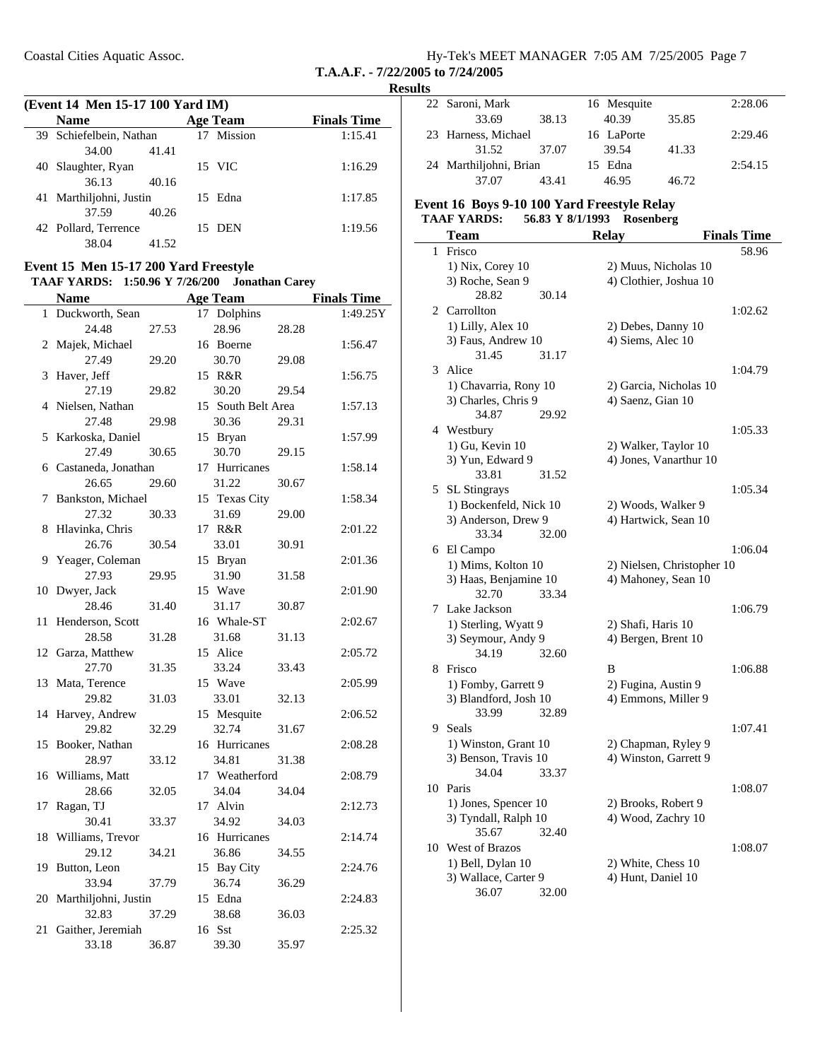T.A.A.F. - 7/22/2005 to 7/24/2005

**Results**

### (Event 14 Men 15-17 100 Yard IM)

| Name | | Age Team | Finals Time |
|---|---|---|---|
| 39 Schiefelbein, Nathan | | 17 Mission | 1:15.41 |
| 34.00 | 41.41 | | |
| 40 Slaughter, Ryan | | 15 VIC | 1:16.29 |
| 36.13 | 40.16 | | |
| 41 Marthiljohni, Justin | | 15 Edna | 1:17.85 |
| 37.59 | 40.26 | | |
| 42 Pollard, Terrence | | 15 DEN | 1:19.56 |
| 38.04 | 41.52 | | |

### Event 15 Men 15-17 200 Yard Freestyle

**TAAF YARDS: 1:50.96 Y 7/26/200 Jonathan Carey**

| Name | | Age Team | | Finals Time |
|---|---|---|---|---|
| 1 Duckworth, Sean | | 17 Dolphins | | 1:49.25Y |
| 24.48 | 27.53 | 28.96 | 28.28 | |
| 2 Majek, Michael | | 16 Boerne | | 1:56.47 |
| 27.49 | 29.20 | 30.70 | 29.08 | |
| 3 Haver, Jeff | | 15 R&R | | 1:56.75 |
| 27.19 | 29.82 | 30.20 | 29.54 | |
| 4 Nielsen, Nathan | | 15 South Belt Area | | 1:57.13 |
| 27.48 | 29.98 | 30.36 | 29.31 | |
| 5 Karkoska, Daniel | | 15 Bryan | | 1:57.99 |
| 27.49 | 30.65 | 30.70 | 29.15 | |
| 6 Castaneda, Jonathan | | 17 Hurricanes | | 1:58.14 |
| 26.65 | 29.60 | 31.22 | 30.67 | |
| 7 Bankston, Michael | | 15 Texas City | | 1:58.34 |
| 27.32 | 30.33 | 31.69 | 29.00 | |
| 8 Hlavinka, Chris | | 17 R&R | | 2:01.22 |
| 26.76 | 30.54 | 33.01 | 30.91 | |
| 9 Yeager, Coleman | | 15 Bryan | | 2:01.36 |
| 27.93 | 29.95 | 31.90 | 31.58 | |
| 10 Dwyer, Jack | | 15 Wave | | 2:01.90 |
| 28.46 | 31.40 | 31.17 | 30.87 | |
| 11 Henderson, Scott | | 16 Whale-ST | | 2:02.67 |
| 28.58 | 31.28 | 31.68 | 31.13 | |
| 12 Garza, Matthew | | 15 Alice | | 2:05.72 |
| 27.70 | 31.35 | 33.24 | 33.43 | |
| 13 Mata, Terence | | 15 Wave | | 2:05.99 |
| 29.82 | 31.03 | 33.01 | 32.13 | |
| 14 Harvey, Andrew | | 15 Mesquite | | 2:06.52 |
| 29.82 | 32.29 | 32.74 | 31.67 | |
| 15 Booker, Nathan | | 16 Hurricanes | | 2:08.28 |
| 28.97 | 33.12 | 34.81 | 31.38 | |
| 16 Williams, Matt | | 17 Weatherford | | 2:08.79 |
| 28.66 | 32.05 | 34.04 | 34.04 | |
| 17 Ragan, TJ | | 17 Alvin | | 2:12.73 |
| 30.41 | 33.37 | 34.92 | 34.03 | |
| 18 Williams, Trevor | | 16 Hurricanes | | 2:14.74 |
| 29.12 | 34.21 | 36.86 | 34.55 | |
| 19 Button, Leon | | 15 Bay City | | 2:24.76 |
| 33.94 | 37.79 | 36.74 | 36.29 | |
| 20 Marthiljohni, Justin | | 15 Edna | | 2:24.83 |
| 32.83 | 37.29 | 38.68 | 36.03 | |
| 21 Gaither, Jeremiah | | 16 Sst | | 2:25.32 |
| 33.18 | 36.87 | 39.30 | 35.97 | |
| 22 Saroni, Mark | | 16 Mesquite | | 2:28.06 |
| 33.69 | 38.13 | 40.39 | 35.85 | |
| 23 Harness, Michael | | 16 LaPorte | | 2:29.46 |
| 31.52 | 37.07 | 39.54 | 41.33 | |
| 24 Marthiljohni, Brian | | 15 Edna | | 2:54.15 |
| 37.07 | 43.41 | 46.95 | 46.72 | |

### Event 16 Boys 9-10 100 Yard Freestyle Relay

**TAAF YARDS: 56.83 Y 8/1/1993 Rosenberg**

| Team | | Relay | Finals Time |
|---|---|---|---|
| 1 Frisco | | | 58.96 |
| 1) Nix, Corey 10 | | 2) Muus, Nicholas 10 | |
| 3) Roche, Sean 9 | | 4) Clothier, Joshua 10 | |
| 28.82 | 30.14 | | |
| 2 Carrollton | | | 1:02.62 |
| 1) Lilly, Alex 10 | | 2) Debes, Danny 10 | |
| 3) Faus, Andrew 10 | | 4) Siems, Alec 10 | |
| 31.45 | 31.17 | | |
| 3 Alice | | | 1:04.79 |
| 1) Chavarria, Rony 10 | | 2) Garcia, Nicholas 10 | |
| 3) Charles, Chris 9 | | 4) Saenz, Gian 10 | |
| 34.87 | 29.92 | | |
| 4 Westbury | | | 1:05.33 |
| 1) Gu, Kevin 10 | | 2) Walker, Taylor 10 | |
| 3) Yun, Edward 9 | | 4) Jones, Vanarthur 10 | |
| 33.81 | 31.52 | | |
| 5 SL Stingrays | | | 1:05.34 |
| 1) Bockenfeld, Nick 10 | | 2) Woods, Walker 9 | |
| 3) Anderson, Drew 9 | | 4) Hartwick, Sean 10 | |
| 33.34 | 32.00 | | |
| 6 El Campo | | | 1:06.04 |
| 1) Mims, Kolton 10 | | 2) Nielsen, Christopher 10 | |
| 3) Haas, Benjamine 10 | | 4) Mahoney, Sean 10 | |
| 32.70 | 33.34 | | |
| 7 Lake Jackson | | | 1:06.79 |
| 1) Sterling, Wyatt 9 | | 2) Shafi, Haris 10 | |
| 3) Seymour, Andy 9 | | 4) Bergen, Brent 10 | |
| 34.19 | 32.60 | | |
| 8 Frisco | | B | 1:06.88 |
| 1) Fomby, Garrett 9 | | 2) Fugina, Austin 9 | |
| 3) Blandford, Josh 10 | | 4) Emmons, Miller 9 | |
| 33.99 | 32.89 | | |
| 9 Seals | | | 1:07.41 |
| 1) Winston, Grant 10 | | 2) Chapman, Ryley 9 | |
| 3) Benson, Travis 10 | | 4) Winston, Garrett 9 | |
| 34.04 | 33.37 | | |
| 10 Paris | | | 1:08.07 |
| 1) Jones, Spencer 10 | | 2) Brooks, Robert 9 | |
| 3) Tyndall, Ralph 10 | | 4) Wood, Zachry 10 | |
| 35.67 | 32.40 | | |
| 10 West of Brazos | | | 1:08.07 |
| 1) Bell, Dylan 10 | | 2) White, Chess 10 | |
| 3) Wallace, Carter 9 | | 4) Hunt, Daniel 10 | |
| 36.07 | 32.00 | | |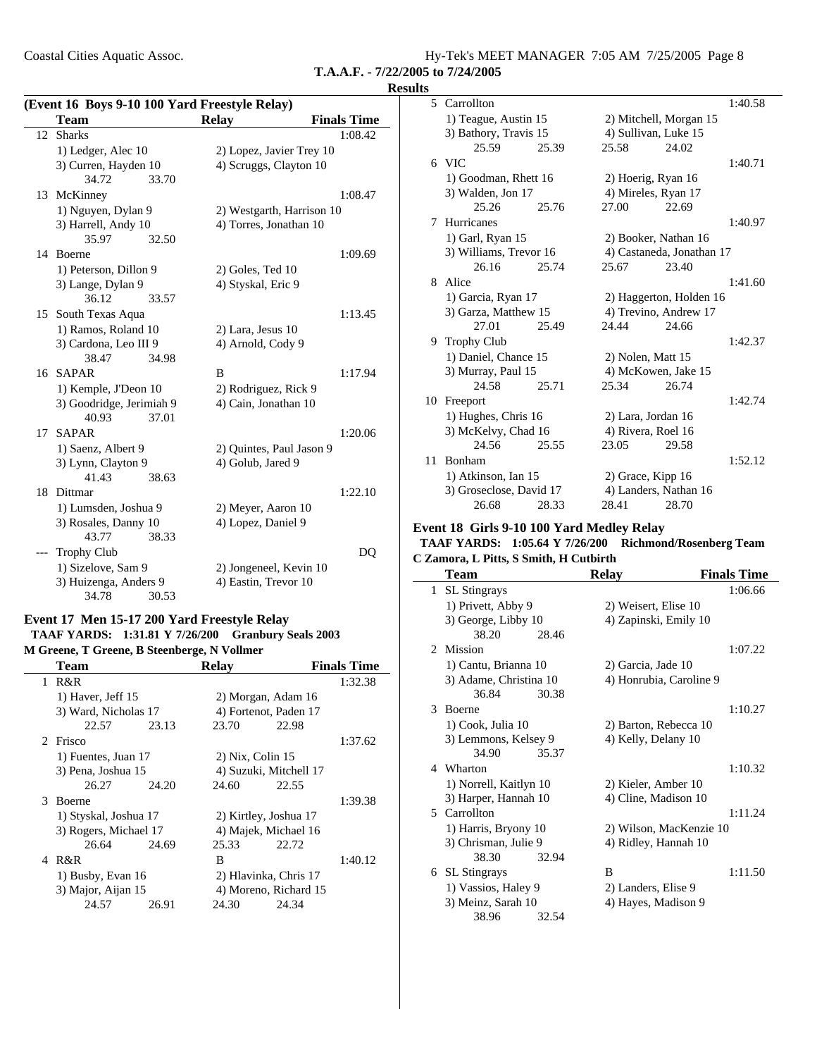**T.A.A.F. - 7/22/2005 to 7/24/2005**

**Results**

**(Event 16 Boys 9-10 100 Yard Freestyle Relay)**

| | Team | Relay | Finals Time |
|---|---|---|---|
| 12 | Sharks | | 1:08.42 |
| | 1) Ledger, Alec 10 | 2) Lopez, Javier Trey 10 | |
| | 3) Curren, Hayden 10 | 4) Scruggs, Clayton 10 | |
| | 34.72 33.70 | | |
| 13 | McKinney | | 1:08.47 |
| | 1) Nguyen, Dylan 9 | 2) Westgarth, Harrison 10 | |
| | 3) Harrell, Andy 10 | 4) Torres, Jonathan 10 | |
| | 35.97 32.50 | | |
| 14 | Boerne | | 1:09.69 |
| | 1) Peterson, Dillon 9 | 2) Goles, Ted 10 | |
| | 3) Lange, Dylan 9 | 4) Styskal, Eric 9 | |
| | 36.12 33.57 | | |
| 15 | South Texas Aqua | | 1:13.45 |
| | 1) Ramos, Roland 10 | 2) Lara, Jesus 10 | |
| | 3) Cardona, Leo III 9 | 4) Arnold, Cody 9 | |
| | 38.47 34.98 | | |
| 16 | SAPAR | B | 1:17.94 |
| | 1) Kemple, J'Deon 10 | 2) Rodriguez, Rick 9 | |
| | 3) Goodridge, Jerimiah 9 | 4) Cain, Jonathan 10 | |
| | 40.93 37.01 | | |
| 17 | SAPAR | | 1:20.06 |
| | 1) Saenz, Albert 9 | 2) Quintes, Paul Jason 9 | |
| | 3) Lynn, Clayton 9 | 4) Golub, Jared 9 | |
| | 41.43 38.63 | | |
| 18 | Dittmar | | 1:22.10 |
| | 1) Lumsden, Joshua 9 | 2) Meyer, Aaron 10 | |
| | 3) Rosales, Danny 10 | 4) Lopez, Daniel 9 | |
| | 43.77 38.33 | | |
| --- | Trophy Club | | DQ |
| | 1) Sizelove, Sam 9 | 2) Jongeneel, Kevin 10 | |
| | 3) Huizenga, Anders 9 | 4) Eastin, Trevor 10 | |
| | 34.78 30.53 | | |

**Event 17 Men 15-17 200 Yard Freestyle Relay**

**TAAF YARDS: 1:31.81 Y 7/26/200 Granbury Seals 2003**
**M Greene, T Greene, B Steenberge, N Vollmer**

| | Team | Relay | Finals Time |
|---|---|---|---|
| 1 | R&R | | 1:32.38 |
| | 1) Haver, Jeff 15 | 2) Morgan, Adam 16 | |
| | 3) Ward, Nicholas 17 | 4) Fortenot, Paden 17 | |
| | 22.57 23.13 | 23.70 22.98 | |
| 2 | Frisco | | 1:37.62 |
| | 1) Fuentes, Juan 17 | 2) Nix, Colin 15 | |
| | 3) Pena, Joshua 15 | 4) Suzuki, Mitchell 17 | |
| | 26.27 24.20 | 24.60 22.55 | |
| 3 | Boerne | | 1:39.38 |
| | 1) Styskal, Joshua 17 | 2) Kirtley, Joshua 17 | |
| | 3) Rogers, Michael 17 | 4) Majek, Michael 16 | |
| | 26.64 24.69 | 25.33 22.72 | |
| 4 | R&R | B | 1:40.12 |
| | 1) Busby, Evan 16 | 2) Hlavinka, Chris 17 | |
| | 3) Major, Aijan 15 | 4) Moreno, Richard 15 | |
| | 24.57 26.91 | 24.30 24.34 | |
| 5 | Carrollton | | 1:40.58 |
| | 1) Teague, Austin 15 | 2) Mitchell, Morgan 15 | |
| | 3) Bathory, Travis 15 | 4) Sullivan, Luke 15 | |
| | 25.59 25.39 | 25.58 24.02 | |
| 6 | VIC | | 1:40.71 |
| | 1) Goodman, Rhett 16 | 2) Hoerig, Ryan 16 | |
| | 3) Walden, Jon 17 | 4) Mireles, Ryan 17 | |
| | 25.26 25.76 | 27.00 22.69 | |
| 7 | Hurricanes | | 1:40.97 |
| | 1) Garl, Ryan 15 | 2) Booker, Nathan 16 | |
| | 3) Williams, Trevor 16 | 4) Castaneda, Jonathan 17 | |
| | 26.16 25.74 | 25.67 23.40 | |
| 8 | Alice | | 1:41.60 |
| | 1) Garcia, Ryan 17 | 2) Haggerton, Holden 16 | |
| | 3) Garza, Matthew 15 | 4) Trevino, Andrew 17 | |
| | 27.01 25.49 | 24.44 24.66 | |
| 9 | Trophy Club | | 1:42.37 |
| | 1) Daniel, Chance 15 | 2) Nolen, Matt 15 | |
| | 3) Murray, Paul 15 | 4) McKowen, Jake 15 | |
| | 24.58 25.71 | 25.34 26.74 | |
| 10 | Freeport | | 1:42.74 |
| | 1) Hughes, Chris 16 | 2) Lara, Jordan 16 | |
| | 3) McKelvy, Chad 16 | 4) Rivera, Roel 16 | |
| | 24.56 25.55 | 23.05 29.58 | |
| 11 | Bonham | | 1:52.12 |
| | 1) Atkinson, Ian 15 | 2) Grace, Kipp 16 | |
| | 3) Groseclose, David 17 | 4) Landers, Nathan 16 | |
| | 26.68 28.33 | 28.41 28.70 | |

**Event 18 Girls 9-10 100 Yard Medley Relay**

**TAAF YARDS: 1:05.64 Y 7/26/200 Richmond/Rosenberg Team**
**C Zamora, L Pitts, S Smith, H Cutbirth**

| | Team | Relay | Finals Time |
|---|---|---|---|
| 1 | SL Stingrays | | 1:06.66 |
| | 1) Privett, Abby 9 | 2) Weisert, Elise 10 | |
| | 3) George, Libby 10 | 4) Zapinski, Emily 10 | |
| | 38.20 28.46 | | |
| 2 | Mission | | 1:07.22 |
| | 1) Cantu, Brianna 10 | 2) Garcia, Jade 10 | |
| | 3) Adame, Christina 10 | 4) Honrubia, Caroline 9 | |
| | 36.84 30.38 | | |
| 3 | Boerne | | 1:10.27 |
| | 1) Cook, Julia 10 | 2) Barton, Rebecca 10 | |
| | 3) Lemmons, Kelsey 9 | 4) Kelly, Delany 10 | |
| | 34.90 35.37 | | |
| 4 | Wharton | | 1:10.32 |
| | 1) Norrell, Kaitlyn 10 | 2) Kieler, Amber 10 | |
| | 3) Harper, Hannah 10 | 4) Cline, Madison 10 | |
| 5 | Carrollton | | 1:11.24 |
| | 1) Harris, Bryony 10 | 2) Wilson, MacKenzie 10 | |
| | 3) Chrisman, Julie 9 | 4) Ridley, Hannah 10 | |
| | 38.30 32.94 | | |
| 6 | SL Stingrays | B | 1:11.50 |
| | 1) Vassios, Haley 9 | 2) Landers, Elise 9 | |
| | 3) Meinz, Sarah 10 | 4) Hayes, Madison 9 | |
| | 38.96 32.54 | | |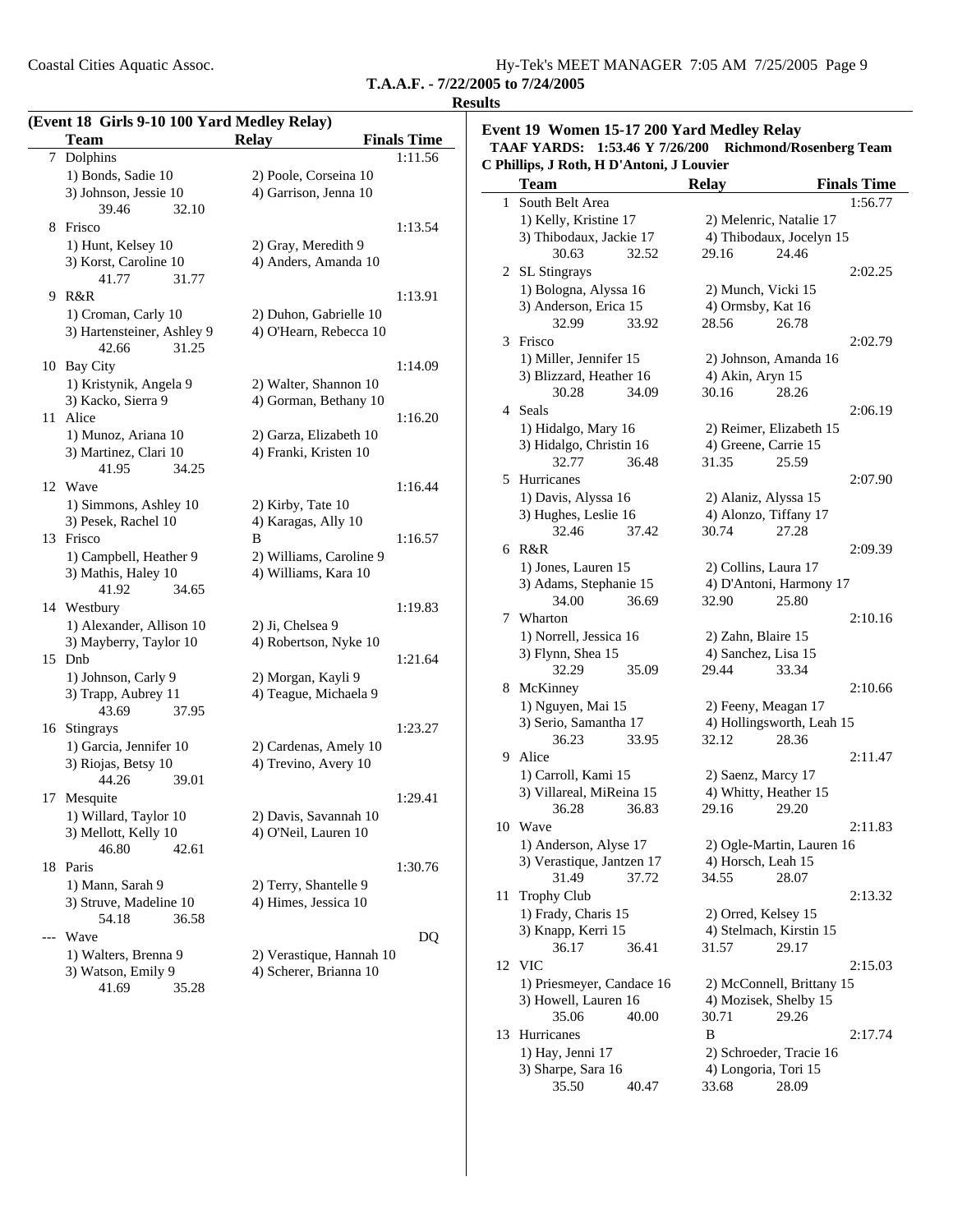## T.A.A.F. - 7/22/2005 to 7/24/2005

## Results

### (Event 18 Girls 9-10 100 Yard Medley Relay)

| | Team | Relay | Finals Time |
|---|---|---|---|
| 7 | Dolphins | | 1:11.56 |
| | 1) Bonds, Sadie 10 | 2) Poole, Corseina 10 | |
| | 3) Johnson, Jessie 10 | 4) Garrison, Jenna 10 | |
| | 39.46 32.10 | | |
| 8 | Frisco | | 1:13.54 |
| | 1) Hunt, Kelsey 10 | 2) Gray, Meredith 9 | |
| | 3) Korst, Caroline 10 | 4) Anders, Amanda 10 | |
| | 41.77 31.77 | | |
| 9 | R&R | | 1:13.91 |
| | 1) Croman, Carly 10 | 2) Duhon, Gabrielle 10 | |
| | 3) Hartensteiner, Ashley 9 | 4) O'Hearn, Rebecca 10 | |
| | 42.66 31.25 | | |
| 10 | Bay City | | 1:14.09 |
| | 1) Kristynik, Angela 9 | 2) Walter, Shannon 10 | |
| | 3) Kacko, Sierra 9 | 4) Gorman, Bethany 10 | |
| 11 | Alice | | 1:16.20 |
| | 1) Munoz, Ariana 10 | 2) Garza, Elizabeth 10 | |
| | 3) Martinez, Clari 10 | 4) Franki, Kristen 10 | |
| | 41.95 34.25 | | |
| 12 | Wave | | 1:16.44 |
| | 1) Simmons, Ashley 10 | 2) Kirby, Tate 10 | |
| | 3) Pesek, Rachel 10 | 4) Karagas, Ally 10 | |
| 13 | Frisco | B | 1:16.57 |
| | 1) Campbell, Heather 9 | 2) Williams, Caroline 9 | |
| | 3) Mathis, Haley 10 | 4) Williams, Kara 10 | |
| | 41.92 34.65 | | |
| 14 | Westbury | | 1:19.83 |
| | 1) Alexander, Allison 10 | 2) Ji, Chelsea 9 | |
| | 3) Mayberry, Taylor 10 | 4) Robertson, Nyke 10 | |
| 15 | Dnb | | 1:21.64 |
| | 1) Johnson, Carly 9 | 2) Morgan, Kayli 9 | |
| | 3) Trapp, Aubrey 11 | 4) Teague, Michaela 9 | |
| | 43.69 37.95 | | |
| 16 | Stingrays | | 1:23.27 |
| | 1) Garcia, Jennifer 10 | 2) Cardenas, Amely 10 | |
| | 3) Riojas, Betsy 10 | 4) Trevino, Avery 10 | |
| | 44.26 39.01 | | |
| 17 | Mesquite | | 1:29.41 |
| | 1) Willard, Taylor 10 | 2) Davis, Savannah 10 | |
| | 3) Mellott, Kelly 10 | 4) O'Neil, Lauren 10 | |
| | 46.80 42.61 | | |
| 18 | Paris | | 1:30.76 |
| | 1) Mann, Sarah 9 | 2) Terry, Shantelle 9 | |
| | 3) Struve, Madeline 10 | 4) Himes, Jessica 10 | |
| | 54.18 36.58 | | |
| --- | Wave | | DQ |
| | 1) Walters, Brenna 9 | 2) Verastique, Hannah 10 | |
| | 3) Watson, Emily 9 | 4) Scherer, Brianna 10 | |
| | 41.69 35.28 | | |

### Event 19 Women 15-17 200 Yard Medley Relay

**TAAF YARDS: 1:53.46 Y 7/26/200 Richmond/Rosenberg Team**
**C Phillips, J Roth, H D'Antoni, J Louvier**

| | Team | Relay | Finals Time |
|---|---|---|---|
| 1 | South Belt Area | | 1:56.77 |
| | 1) Kelly, Kristine 17 | 2) Melenric, Natalie 17 | |
| | 3) Thibodaux, Jackie 17 | 4) Thibodaux, Jocelyn 15 | |
| | 30.63 32.52 | 29.16 24.46 | |
| 2 | SL Stingrays | | 2:02.25 |
| | 1) Bologna, Alyssa 16 | 2) Munch, Vicki 15 | |
| | 3) Anderson, Erica 15 | 4) Ormsby, Kat 16 | |
| | 32.99 33.92 | 28.56 26.78 | |
| 3 | Frisco | | 2:02.79 |
| | 1) Miller, Jennifer 15 | 2) Johnson, Amanda 16 | |
| | 3) Blizzard, Heather 16 | 4) Akin, Aryn 15 | |
| | 30.28 34.09 | 30.16 28.26 | |
| 4 | Seals | | 2:06.19 |
| | 1) Hidalgo, Mary 16 | 2) Reimer, Elizabeth 15 | |
| | 3) Hidalgo, Christin 16 | 4) Greene, Carrie 15 | |
| | 32.77 36.48 | 31.35 25.59 | |
| 5 | Hurricanes | | 2:07.90 |
| | 1) Davis, Alyssa 16 | 2) Alaniz, Alyssa 15 | |
| | 3) Hughes, Leslie 16 | 4) Alonzo, Tiffany 17 | |
| | 32.46 37.42 | 30.74 27.28 | |
| 6 | R&R | | 2:09.39 |
| | 1) Jones, Lauren 15 | 2) Collins, Laura 17 | |
| | 3) Adams, Stephanie 15 | 4) D'Antoni, Harmony 17 | |
| | 34.00 36.69 | 32.90 25.80 | |
| 7 | Wharton | | 2:10.16 |
| | 1) Norrell, Jessica 16 | 2) Zahn, Blaire 15 | |
| | 3) Flynn, Shea 15 | 4) Sanchez, Lisa 15 | |
| | 32.29 35.09 | 29.44 33.34 | |
| 8 | McKinney | | 2:10.66 |
| | 1) Nguyen, Mai 15 | 2) Feeny, Meagan 17 | |
| | 3) Serio, Samantha 17 | 4) Hollingsworth, Leah 15 | |
| | 36.23 33.95 | 32.12 28.36 | |
| 9 | Alice | | 2:11.47 |
| | 1) Carroll, Kami 15 | 2) Saenz, Marcy 17 | |
| | 3) Villareal, MiReina 15 | 4) Whitty, Heather 15 | |
| | 36.28 36.83 | 29.16 29.20 | |
| 10 | Wave | | 2:11.83 |
| | 1) Anderson, Alyse 17 | 2) Ogle-Martin, Lauren 16 | |
| | 3) Verastique, Jantzen 17 | 4) Horsch, Leah 15 | |
| | 31.49 37.72 | 34.55 28.07 | |
| 11 | Trophy Club | | 2:13.32 |
| | 1) Frady, Charis 15 | 2) Orred, Kelsey 15 | |
| | 3) Knapp, Kerri 15 | 4) Stelmach, Kirstin 15 | |
| | 36.17 36.41 | 31.57 29.17 | |
| 12 | VIC | | 2:15.03 |
| | 1) Priesmeyer, Candace 16 | 2) McConnell, Brittany 15 | |
| | 3) Howell, Lauren 16 | 4) Mozisek, Shelby 15 | |
| | 35.06 40.00 | 30.71 29.26 | |
| 13 | Hurricanes | B | 2:17.74 |
| | 1) Hay, Jenni 17 | 2) Schroeder, Tracie 16 | |
| | 3) Sharpe, Sara 16 | 4) Longoria, Tori 15 | |
| | 35.50 40.47 | 33.68 28.09 | |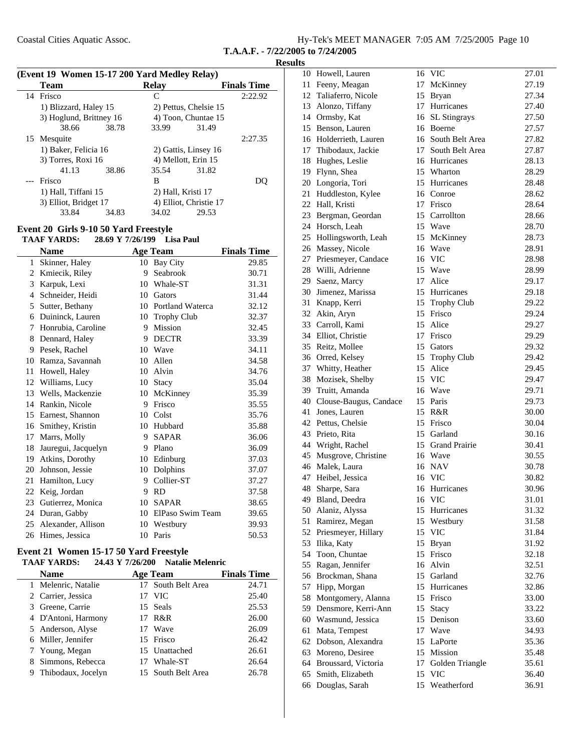**T.A.A.F. - 7/22/2005 to 7/24/2005**

**Results**

**(Event 19 Women 15-17 200 Yard Medley Relay)**

| | Team | Relay | Finals Time |
|---|---|---|---|
| 14 | Frisco | C | 2:22.92 |
| | 1) Blizzard, Haley 15 | 2) Pettus, Chelsie 15 | |
| | 3) Hoglund, Brittney 16 | 4) Toon, Chuntae 15 | |
| | 38.66   38.78 | 33.99   31.49 | |
| 15 | Mesquite | | 2:27.35 |
| | 1) Baker, Felicia 16 | 2) Gattis, Linsey 16 | |
| | 3) Torres, Roxi 16 | 4) Mellott, Erin 15 | |
| | 41.13   38.86 | 35.54   31.82 | |
| --- | Frisco | B | DQ |
| | 1) Hall, Tiffani 15 | 2) Hall, Kristi 17 | |
| | 3) Elliot, Bridget 17 | 4) Elliot, Christie 17 | |
| | 33.84   34.83 | 34.02   29.53 | |

### Event 20 Girls 9-10 50 Yard Freestyle

**TAAF YARDS: 28.69 Y 7/26/199 Lisa Paul**

| | Name | Age | Team | Finals Time |
|---|---|---|---|---|
| 1 | Skinner, Haley | 10 | Bay City | 29.85 |
| 2 | Kmiecik, Riley | 9 | Seabrook | 30.71 |
| 3 | Karpuk, Lexi | 10 | Whale-ST | 31.31 |
| 4 | Schneider, Heidi | 10 | Gators | 31.44 |
| 5 | Sutter, Bethany | 10 | Portland Waterca | 32.12 |
| 6 | Duininck, Lauren | 10 | Trophy Club | 32.37 |
| 7 | Honrubia, Caroline | 9 | Mission | 32.45 |
| 8 | Dennard, Haley | 9 | DECTR | 33.39 |
| 9 | Pesek, Rachel | 10 | Wave | 34.11 |
| 10 | Ramza, Savannah | 10 | Allen | 34.58 |
| 11 | Howell, Haley | 10 | Alvin | 34.76 |
| 12 | Williams, Lucy | 10 | Stacy | 35.04 |
| 13 | Wells, Mackenzie | 10 | McKinney | 35.39 |
| 14 | Rankin, Nicole | 9 | Frisco | 35.55 |
| 15 | Earnest, Shannon | 10 | Colst | 35.76 |
| 16 | Smithey, Kristin | 10 | Hubbard | 35.88 |
| 17 | Marrs, Molly | 9 | SAPAR | 36.06 |
| 18 | Jauregui, Jacquelyn | 9 | Plano | 36.09 |
| 19 | Atkins, Dorothy | 10 | Edinburg | 37.03 |
| 20 | Johnson, Jessie | 10 | Dolphins | 37.07 |
| 21 | Hamilton, Lucy | 9 | Collier-ST | 37.27 |
| 22 | Keig, Jordan | 9 | RD | 37.58 |
| 23 | Gutierrez, Monica | 10 | SAPAR | 38.65 |
| 24 | Duran, Gabby | 10 | ElPaso Swim Team | 39.65 |
| 25 | Alexander, Allison | 10 | Westbury | 39.93 |
| 26 | Himes, Jessica | 10 | Paris | 50.53 |

### Event 21 Women 15-17 50 Yard Freestyle

**TAAF YARDS: 24.43 Y 7/26/200 Natalie Melenric**

| | Name | Age | Team | Finals Time |
|---|---|---|---|---|
| 1 | Melenric, Natalie | 17 | South Belt Area | 24.71 |
| 2 | Carrier, Jessica | 17 | VIC | 25.40 |
| 3 | Greene, Carrie | 15 | Seals | 25.53 |
| 4 | D'Antoni, Harmony | 17 | R&R | 26.00 |
| 5 | Anderson, Alyse | 17 | Wave | 26.09 |
| 6 | Miller, Jennifer | 15 | Frisco | 26.42 |
| 7 | Young, Megan | 15 | Unattached | 26.61 |
| 8 | Simmons, Rebecca | 17 | Whale-ST | 26.64 |
| 9 | Thibodaux, Jocelyn | 15 | South Belt Area | 26.78 |
| 10 | Howell, Lauren | 16 | VIC | 27.01 |
| 11 | Feeny, Meagan | 17 | McKinney | 27.19 |
| 12 | Taliaferro, Nicole | 15 | Bryan | 27.34 |
| 13 | Alonzo, Tiffany | 17 | Hurricanes | 27.40 |
| 14 | Ormsby, Kat | 16 | SL Stingrays | 27.50 |
| 15 | Benson, Lauren | 16 | Boerne | 27.57 |
| 16 | Holderrieth, Lauren | 16 | South Belt Area | 27.82 |
| 17 | Thibodaux, Jackie | 17 | South Belt Area | 27.87 |
| 18 | Hughes, Leslie | 16 | Hurricanes | 28.13 |
| 19 | Flynn, Shea | 15 | Wharton | 28.29 |
| 20 | Longoria, Tori | 15 | Hurricanes | 28.48 |
| 21 | Huddleston, Kylee | 16 | Conroe | 28.62 |
| 22 | Hall, Kristi | 17 | Frisco | 28.64 |
| 23 | Bergman, Geordan | 15 | Carrollton | 28.66 |
| 24 | Horsch, Leah | 15 | Wave | 28.70 |
| 25 | Hollingsworth, Leah | 15 | McKinney | 28.73 |
| 26 | Massey, Nicole | 16 | Wave | 28.91 |
| 27 | Priesmeyer, Candace | 16 | VIC | 28.98 |
| 28 | Willi, Adrienne | 15 | Wave | 28.99 |
| 29 | Saenz, Marcy | 17 | Alice | 29.17 |
| 30 | Jimenez, Marissa | 15 | Hurricanes | 29.18 |
| 31 | Knapp, Kerri | 15 | Trophy Club | 29.22 |
| 32 | Akin, Aryn | 15 | Frisco | 29.24 |
| 33 | Carroll, Kami | 15 | Alice | 29.27 |
| 34 | Elliot, Christie | 17 | Frisco | 29.29 |
| 35 | Reitz, Mollee | 15 | Gators | 29.32 |
| 36 | Orred, Kelsey | 15 | Trophy Club | 29.42 |
| 37 | Whitty, Heather | 15 | Alice | 29.45 |
| 38 | Mozisek, Shelby | 15 | VIC | 29.47 |
| 39 | Truitt, Amanda | 16 | Wave | 29.71 |
| 40 | Clouse-Baugus, Candace | 15 | Paris | 29.73 |
| 41 | Jones, Lauren | 15 | R&R | 30.00 |
| 42 | Pettus, Chelsie | 15 | Frisco | 30.04 |
| 43 | Prieto, Rita | 15 | Garland | 30.16 |
| 44 | Wright, Rachel | 15 | Grand Prairie | 30.41 |
| 45 | Musgrove, Christine | 16 | Wave | 30.55 |
| 46 | Malek, Laura | 16 | NAV | 30.78 |
| 47 | Heibel, Jessica | 16 | VIC | 30.82 |
| 48 | Sharpe, Sara | 16 | Hurricanes | 30.96 |
| 49 | Bland, Deedra | 16 | VIC | 31.01 |
| 50 | Alaniz, Alyssa | 15 | Hurricanes | 31.32 |
| 51 | Ramirez, Megan | 15 | Westbury | 31.58 |
| 52 | Priesmeyer, Hillary | 15 | VIC | 31.84 |
| 53 | Ilika, Katy | 15 | Bryan | 31.92 |
| 54 | Toon, Chuntae | 15 | Frisco | 32.18 |
| 55 | Ragan, Jennifer | 16 | Alvin | 32.51 |
| 56 | Brockman, Shana | 15 | Garland | 32.76 |
| 57 | Hipp, Morgan | 15 | Hurricanes | 32.86 |
| 58 | Montgomery, Alanna | 15 | Frisco | 33.00 |
| 59 | Densmore, Kerri-Ann | 15 | Stacy | 33.22 |
| 60 | Wasmund, Jessica | 15 | Denison | 33.60 |
| 61 | Mata, Tempest | 17 | Wave | 34.93 |
| 62 | Dobson, Alexandra | 15 | LaPorte | 35.36 |
| 63 | Moreno, Desiree | 15 | Mission | 35.48 |
| 64 | Broussard, Victoria | 17 | Golden Triangle | 35.61 |
| 65 | Smith, Elizabeth | 15 | VIC | 36.40 |
| 66 | Douglas, Sarah | 15 | Weatherford | 36.91 |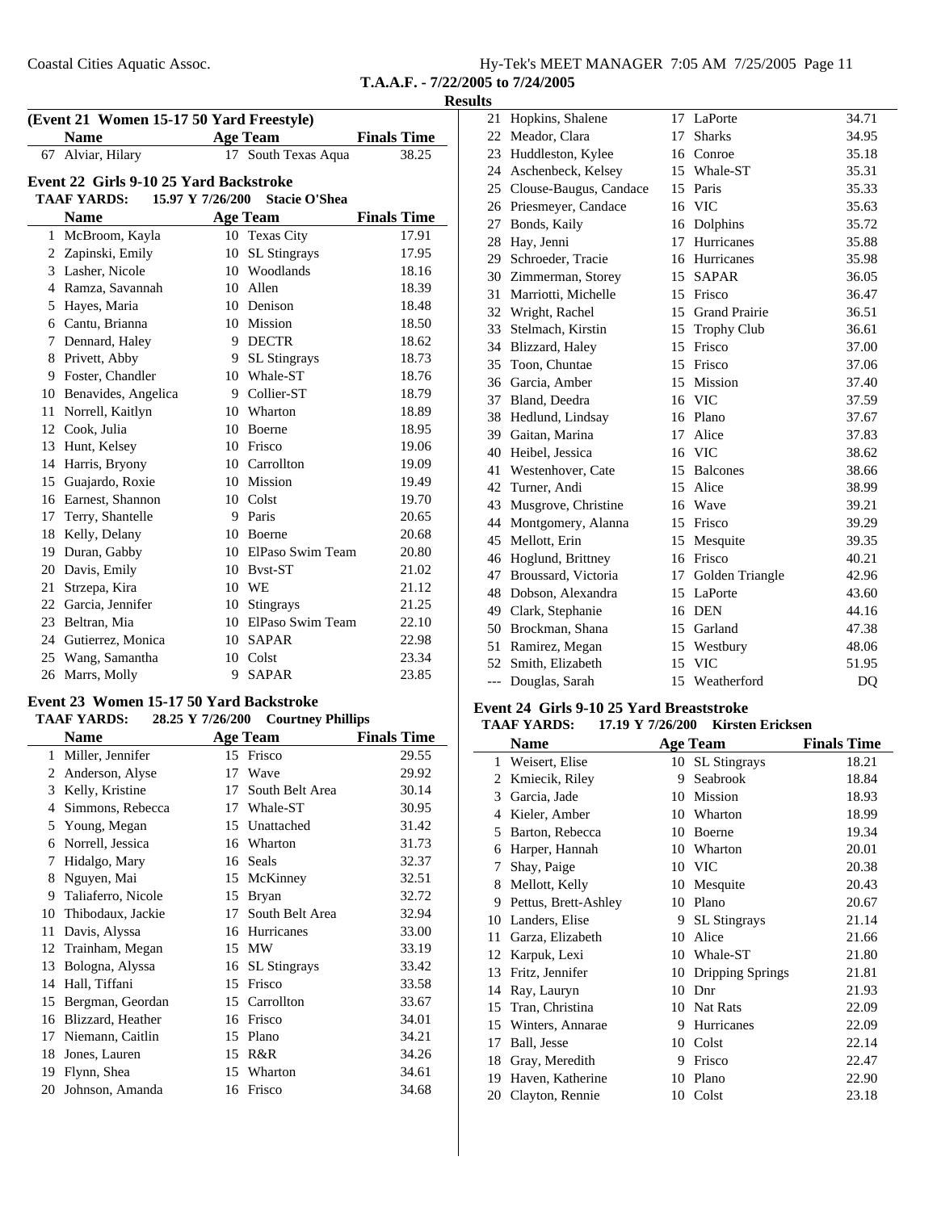**T.A.A.F. - 7/22/2005 to 7/24/2005**

**Results**

**(Event 21 Women 15-17 50 Yard Freestyle)**

| | Name | Age | Team | Finals Time |
|---|---|---|---|---|
| 67 | Alviar, Hilary | 17 | South Texas Aqua | 38.25 |

### Event 22 Girls 9-10 25 Yard Backstroke

**TAAF YARDS:** 15.97 Y 7/26/200 Stacie O'Shea

| | Name | Age | Team | Finals Time |
|---|---|---|---|---|
| 1 | McBroom, Kayla | 10 | Texas City | 17.91 |
| 2 | Zapinski, Emily | 10 | SL Stingrays | 17.95 |
| 3 | Lasher, Nicole | 10 | Woodlands | 18.16 |
| 4 | Ramza, Savannah | 10 | Allen | 18.39 |
| 5 | Hayes, Maria | 10 | Denison | 18.48 |
| 6 | Cantu, Brianna | 10 | Mission | 18.50 |
| 7 | Dennard, Haley | 9 | DECTR | 18.62 |
| 8 | Privett, Abby | 9 | SL Stingrays | 18.73 |
| 9 | Foster, Chandler | 10 | Whale-ST | 18.76 |
| 10 | Benavides, Angelica | 9 | Collier-ST | 18.79 |
| 11 | Norrell, Kaitlyn | 10 | Wharton | 18.89 |
| 12 | Cook, Julia | 10 | Boerne | 18.95 |
| 13 | Hunt, Kelsey | 10 | Frisco | 19.06 |
| 14 | Harris, Bryony | 10 | Carrollton | 19.09 |
| 15 | Guajardo, Roxie | 10 | Mission | 19.49 |
| 16 | Earnest, Shannon | 10 | Colst | 19.70 |
| 17 | Terry, Shantelle | 9 | Paris | 20.65 |
| 18 | Kelly, Delany | 10 | Boerne | 20.68 |
| 19 | Duran, Gabby | 10 | ElPaso Swim Team | 20.80 |
| 20 | Davis, Emily | 10 | Bvst-ST | 21.02 |
| 21 | Strzepa, Kira | 10 | WE | 21.12 |
| 22 | Garcia, Jennifer | 10 | Stingrays | 21.25 |
| 23 | Beltran, Mia | 10 | ElPaso Swim Team | 22.10 |
| 24 | Gutierrez, Monica | 10 | SAPAR | 22.98 |
| 25 | Wang, Samantha | 10 | Colst | 23.34 |
| 26 | Marrs, Molly | 9 | SAPAR | 23.85 |

### Event 23 Women 15-17 50 Yard Backstroke

**TAAF YARDS:** 28.25 Y 7/26/200 Courtney Phillips

| | Name | Age | Team | Finals Time |
|---|---|---|---|---|
| 1 | Miller, Jennifer | 15 | Frisco | 29.55 |
| 2 | Anderson, Alyse | 17 | Wave | 29.92 |
| 3 | Kelly, Kristine | 17 | South Belt Area | 30.14 |
| 4 | Simmons, Rebecca | 17 | Whale-ST | 30.95 |
| 5 | Young, Megan | 15 | Unattached | 31.42 |
| 6 | Norrell, Jessica | 16 | Wharton | 31.73 |
| 7 | Hidalgo, Mary | 16 | Seals | 32.37 |
| 8 | Nguyen, Mai | 15 | McKinney | 32.51 |
| 9 | Taliaferro, Nicole | 15 | Bryan | 32.72 |
| 10 | Thibodaux, Jackie | 17 | South Belt Area | 32.94 |
| 11 | Davis, Alyssa | 16 | Hurricanes | 33.00 |
| 12 | Trainham, Megan | 15 | MW | 33.19 |
| 13 | Bologna, Alyssa | 16 | SL Stingrays | 33.42 |
| 14 | Hall, Tiffani | 15 | Frisco | 33.58 |
| 15 | Bergman, Geordan | 15 | Carrollton | 33.67 |
| 16 | Blizzard, Heather | 16 | Frisco | 34.01 |
| 17 | Niemann, Caitlin | 15 | Plano | 34.21 |
| 18 | Jones, Lauren | 15 | R&R | 34.26 |
| 19 | Flynn, Shea | 15 | Wharton | 34.61 |
| 20 | Johnson, Amanda | 16 | Frisco | 34.68 |
| 21 | Hopkins, Shalene | 17 | LaPorte | 34.71 |
| 22 | Meador, Clara | 17 | Sharks | 34.95 |
| 23 | Huddleston, Kylee | 16 | Conroe | 35.18 |
| 24 | Aschenbeck, Kelsey | 15 | Whale-ST | 35.31 |
| 25 | Clouse-Baugus, Candace | 15 | Paris | 35.33 |
| 26 | Priesmeyer, Candace | 16 | VIC | 35.63 |
| 27 | Bonds, Kaily | 16 | Dolphins | 35.72 |
| 28 | Hay, Jenni | 17 | Hurricanes | 35.88 |
| 29 | Schroeder, Tracie | 16 | Hurricanes | 35.98 |
| 30 | Zimmerman, Storey | 15 | SAPAR | 36.05 |
| 31 | Marriotti, Michelle | 15 | Frisco | 36.47 |
| 32 | Wright, Rachel | 15 | Grand Prairie | 36.51 |
| 33 | Stelmach, Kirstin | 15 | Trophy Club | 36.61 |
| 34 | Blizzard, Haley | 15 | Frisco | 37.00 |
| 35 | Toon, Chuntae | 15 | Frisco | 37.06 |
| 36 | Garcia, Amber | 15 | Mission | 37.40 |
| 37 | Bland, Deedra | 16 | VIC | 37.59 |
| 38 | Hedlund, Lindsay | 16 | Plano | 37.67 |
| 39 | Gaitan, Marina | 17 | Alice | 37.83 |
| 40 | Heibel, Jessica | 16 | VIC | 38.62 |
| 41 | Westenhover, Cate | 15 | Balcones | 38.66 |
| 42 | Turner, Andi | 15 | Alice | 38.99 |
| 43 | Musgrove, Christine | 16 | Wave | 39.21 |
| 44 | Montgomery, Alanna | 15 | Frisco | 39.29 |
| 45 | Mellott, Erin | 15 | Mesquite | 39.35 |
| 46 | Hoglund, Brittney | 16 | Frisco | 40.21 |
| 47 | Broussard, Victoria | 17 | Golden Triangle | 42.96 |
| 48 | Dobson, Alexandra | 15 | LaPorte | 43.60 |
| 49 | Clark, Stephanie | 16 | DEN | 44.16 |
| 50 | Brockman, Shana | 15 | Garland | 47.38 |
| 51 | Ramirez, Megan | 15 | Westbury | 48.06 |
| 52 | Smith, Elizabeth | 15 | VIC | 51.95 |
| --- | Douglas, Sarah | 15 | Weatherford | DQ |

### Event 24 Girls 9-10 25 Yard Breaststroke

**TAAF YARDS:** 17.19 Y 7/26/200 Kirsten Ericksen

| | Name | Age | Team | Finals Time |
|---|---|---|---|---|
| 1 | Weisert, Elise | 10 | SL Stingrays | 18.21 |
| 2 | Kmiecik, Riley | 9 | Seabrook | 18.84 |
| 3 | Garcia, Jade | 10 | Mission | 18.93 |
| 4 | Kieler, Amber | 10 | Wharton | 18.99 |
| 5 | Barton, Rebecca | 10 | Boerne | 19.34 |
| 6 | Harper, Hannah | 10 | Wharton | 20.01 |
| 7 | Shay, Paige | 10 | VIC | 20.38 |
| 8 | Mellott, Kelly | 10 | Mesquite | 20.43 |
| 9 | Pettus, Brett-Ashley | 10 | Plano | 20.67 |
| 10 | Landers, Elise | 9 | SL Stingrays | 21.14 |
| 11 | Garza, Elizabeth | 10 | Alice | 21.66 |
| 12 | Karpuk, Lexi | 10 | Whale-ST | 21.80 |
| 13 | Fritz, Jennifer | 10 | Dripping Springs | 21.81 |
| 14 | Ray, Lauryn | 10 | Dnr | 21.93 |
| 15 | Tran, Christina | 10 | Nat Rats | 22.09 |
| 15 | Winters, Annarae | 9 | Hurricanes | 22.09 |
| 17 | Ball, Jesse | 10 | Colst | 22.14 |
| 18 | Gray, Meredith | 9 | Frisco | 22.47 |
| 19 | Haven, Katherine | 10 | Plano | 22.90 |
| 20 | Clayton, Rennie | 10 | Colst | 23.18 |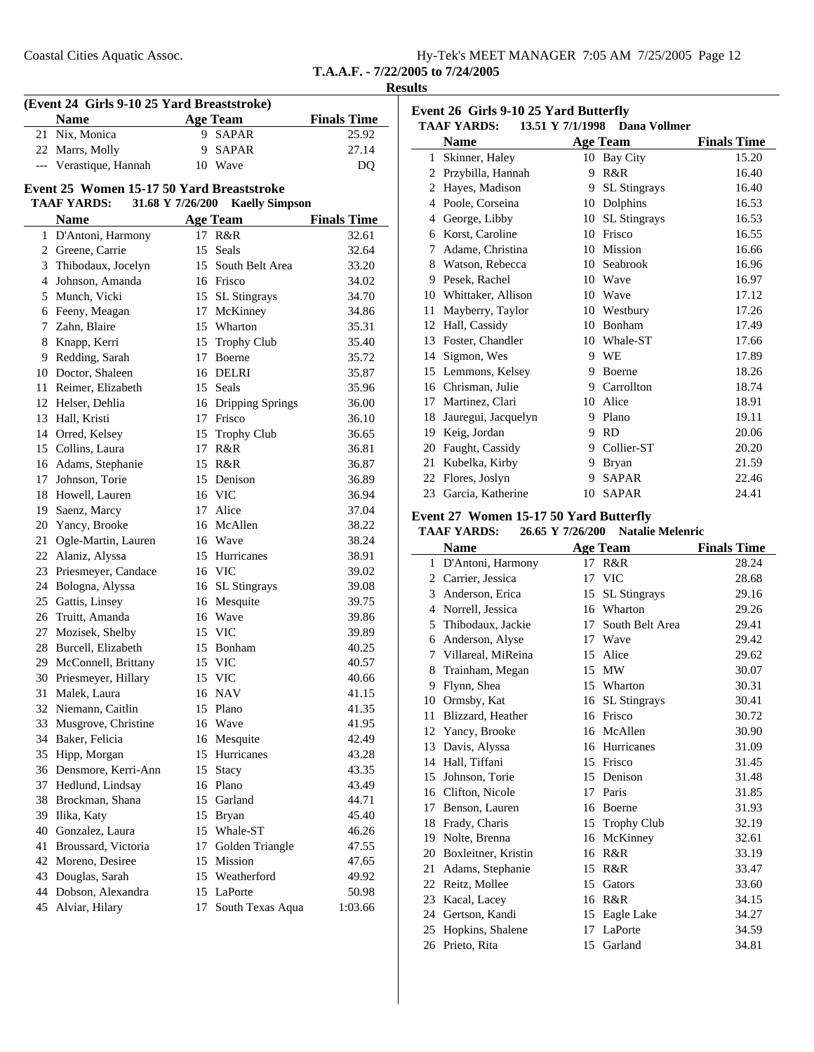Coastal Cities Aquatic Assoc.

**T.A.A.F. - 7/22/2005 to 7/24/2005**

**Results**

**(Event 24 Girls 9-10 25 Yard Breaststroke)**

| | Name | Age | Team | Finals Time |
|---|---|---|---|---|
| 21 | Nix, Monica | 9 | SAPAR | 25.92 |
| 22 | Marrs, Molly | 9 | SAPAR | 27.14 |
| --- | Verastique, Hannah | 10 | Wave | DQ |

**Event 25 Women 15-17 50 Yard Breaststroke**

**TAAF YARDS: 31.68 Y 7/26/200 Kaelly Simpson**

| | Name | Age | Team | Finals Time |
|---|---|---|---|---|
| 1 | D'Antoni, Harmony | 17 | R&R | 32.61 |
| 2 | Greene, Carrie | 15 | Seals | 32.64 |
| 3 | Thibodaux, Jocelyn | 15 | South Belt Area | 33.20 |
| 4 | Johnson, Amanda | 16 | Frisco | 34.02 |
| 5 | Munch, Vicki | 15 | SL Stingrays | 34.70 |
| 6 | Feeny, Meagan | 17 | McKinney | 34.86 |
| 7 | Zahn, Blaire | 15 | Wharton | 35.31 |
| 8 | Knapp, Kerri | 15 | Trophy Club | 35.40 |
| 9 | Redding, Sarah | 17 | Boerne | 35.72 |
| 10 | Doctor, Shaleen | 16 | DELRI | 35.87 |
| 11 | Reimer, Elizabeth | 15 | Seals | 35.96 |
| 12 | Helser, Dehlia | 16 | Dripping Springs | 36.00 |
| 13 | Hall, Kristi | 17 | Frisco | 36.10 |
| 14 | Orred, Kelsey | 15 | Trophy Club | 36.65 |
| 15 | Collins, Laura | 17 | R&R | 36.81 |
| 16 | Adams, Stephanie | 15 | R&R | 36.87 |
| 17 | Johnson, Torie | 15 | Denison | 36.89 |
| 18 | Howell, Lauren | 16 | VIC | 36.94 |
| 19 | Saenz, Marcy | 17 | Alice | 37.04 |
| 20 | Yancy, Brooke | 16 | McAllen | 38.22 |
| 21 | Ogle-Martin, Lauren | 16 | Wave | 38.24 |
| 22 | Alaniz, Alyssa | 15 | Hurricanes | 38.91 |
| 23 | Priesmeyer, Candace | 16 | VIC | 39.02 |
| 24 | Bologna, Alyssa | 16 | SL Stingrays | 39.08 |
| 25 | Gattis, Linsey | 16 | Mesquite | 39.75 |
| 26 | Truitt, Amanda | 16 | Wave | 39.86 |
| 27 | Mozisek, Shelby | 15 | VIC | 39.89 |
| 28 | Burcell, Elizabeth | 15 | Bonham | 40.25 |
| 29 | McConnell, Brittany | 15 | VIC | 40.57 |
| 30 | Priesmeyer, Hillary | 15 | VIC | 40.66 |
| 31 | Malek, Laura | 16 | NAV | 41.15 |
| 32 | Niemann, Caitlin | 15 | Plano | 41.35 |
| 33 | Musgrove, Christine | 16 | Wave | 41.95 |
| 34 | Baker, Felicia | 16 | Mesquite | 42.49 |
| 35 | Hipp, Morgan | 15 | Hurricanes | 43.28 |
| 36 | Densmore, Kerri-Ann | 15 | Stacy | 43.35 |
| 37 | Hedlund, Lindsay | 16 | Plano | 43.49 |
| 38 | Brockman, Shana | 15 | Garland | 44.71 |
| 39 | Ilika, Katy | 15 | Bryan | 45.40 |
| 40 | Gonzalez, Laura | 15 | Whale-ST | 46.26 |
| 41 | Broussard, Victoria | 17 | Golden Triangle | 47.55 |
| 42 | Moreno, Desiree | 15 | Mission | 47.65 |
| 43 | Douglas, Sarah | 15 | Weatherford | 49.92 |
| 44 | Dobson, Alexandra | 15 | LaPorte | 50.98 |
| 45 | Alviar, Hilary | 17 | South Texas Aqua | 1:03.66 |

**Event 26 Girls 9-10 25 Yard Butterfly**

**TAAF YARDS: 13.51 Y 7/1/1998 Dana Vollmer**

| | Name | Age | Team | Finals Time |
|---|---|---|---|---|
| 1 | Skinner, Haley | 10 | Bay City | 15.20 |
| 2 | Przybilla, Hannah | 9 | R&R | 16.40 |
| 2 | Hayes, Madison | 9 | SL Stingrays | 16.40 |
| 4 | Poole, Corseina | 10 | Dolphins | 16.53 |
| 4 | George, Libby | 10 | SL Stingrays | 16.53 |
| 6 | Korst, Caroline | 10 | Frisco | 16.55 |
| 7 | Adame, Christina | 10 | Mission | 16.66 |
| 8 | Watson, Rebecca | 10 | Seabrook | 16.96 |
| 9 | Pesek, Rachel | 10 | Wave | 16.97 |
| 10 | Whittaker, Allison | 10 | Wave | 17.12 |
| 11 | Mayberry, Taylor | 10 | Westbury | 17.26 |
| 12 | Hall, Cassidy | 10 | Bonham | 17.49 |
| 13 | Foster, Chandler | 10 | Whale-ST | 17.66 |
| 14 | Sigmon, Wes | 9 | WE | 17.89 |
| 15 | Lemmons, Kelsey | 9 | Boerne | 18.26 |
| 16 | Chrisman, Julie | 9 | Carrollton | 18.74 |
| 17 | Martinez, Clari | 10 | Alice | 18.91 |
| 18 | Jauregui, Jacquelyn | 9 | Plano | 19.11 |
| 19 | Keig, Jordan | 9 | RD | 20.06 |
| 20 | Faught, Cassidy | 9 | Collier-ST | 20.20 |
| 21 | Kubelka, Kirby | 9 | Bryan | 21.59 |
| 22 | Flores, Joslyn | 9 | SAPAR | 22.46 |
| 23 | Garcia, Katherine | 10 | SAPAR | 24.41 |

**Event 27 Women 15-17 50 Yard Butterfly**

**TAAF YARDS: 26.65 Y 7/26/200 Natalie Melenric**

| | Name | Age | Team | Finals Time |
|---|---|---|---|---|
| 1 | D'Antoni, Harmony | 17 | R&R | 28.24 |
| 2 | Carrier, Jessica | 17 | VIC | 28.68 |
| 3 | Anderson, Erica | 15 | SL Stingrays | 29.16 |
| 4 | Norrell, Jessica | 16 | Wharton | 29.26 |
| 5 | Thibodaux, Jackie | 17 | South Belt Area | 29.41 |
| 6 | Anderson, Alyse | 17 | Wave | 29.42 |
| 7 | Villareal, MiReina | 15 | Alice | 29.62 |
| 8 | Trainham, Megan | 15 | MW | 30.07 |
| 9 | Flynn, Shea | 15 | Wharton | 30.31 |
| 10 | Ormsby, Kat | 16 | SL Stingrays | 30.41 |
| 11 | Blizzard, Heather | 16 | Frisco | 30.72 |
| 12 | Yancy, Brooke | 16 | McAllen | 30.90 |
| 13 | Davis, Alyssa | 16 | Hurricanes | 31.09 |
| 14 | Hall, Tiffani | 15 | Frisco | 31.45 |
| 15 | Johnson, Torie | 15 | Denison | 31.48 |
| 16 | Clifton, Nicole | 17 | Paris | 31.85 |
| 17 | Benson, Lauren | 16 | Boerne | 31.93 |
| 18 | Frady, Charis | 15 | Trophy Club | 32.19 |
| 19 | Nolte, Brenna | 16 | McKinney | 32.61 |
| 20 | Boxleitner, Kristin | 16 | R&R | 33.19 |
| 21 | Adams, Stephanie | 15 | R&R | 33.47 |
| 22 | Reitz, Mollee | 15 | Gators | 33.60 |
| 23 | Kacal, Lacey | 16 | R&R | 34.15 |
| 24 | Gertson, Kandi | 15 | Eagle Lake | 34.27 |
| 25 | Hopkins, Shalene | 17 | LaPorte | 34.59 |
| 26 | Prieto, Rita | 15 | Garland | 34.81 |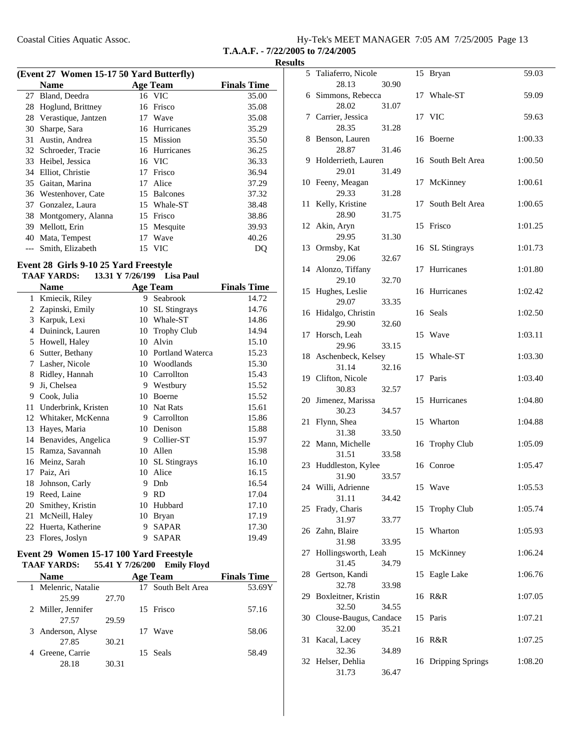**T.A.A.F. - 7/22/2005 to 7/24/2005**

**Results**

### (Event 27 Women 15-17 50 Yard Butterfly)

| | Name | Age | Team | Finals Time |
|---|---|---|---|---|
| 27 | Bland, Deedra | 16 | VIC | 35.00 |
| 28 | Hoglund, Brittney | 16 | Frisco | 35.08 |
| 28 | Verastique, Jantzen | 17 | Wave | 35.08 |
| 30 | Sharpe, Sara | 16 | Hurricanes | 35.29 |
| 31 | Austin, Andrea | 15 | Mission | 35.50 |
| 32 | Schroeder, Tracie | 16 | Hurricanes | 36.25 |
| 33 | Heibel, Jessica | 16 | VIC | 36.33 |
| 34 | Elliot, Christie | 17 | Frisco | 36.94 |
| 35 | Gaitan, Marina | 17 | Alice | 37.29 |
| 36 | Westenhover, Cate | 15 | Balcones | 37.32 |
| 37 | Gonzalez, Laura | 15 | Whale-ST | 38.48 |
| 38 | Montgomery, Alanna | 15 | Frisco | 38.86 |
| 39 | Mellott, Erin | 15 | Mesquite | 39.93 |
| 40 | Mata, Tempest | 17 | Wave | 40.26 |
| --- | Smith, Elizabeth | 15 | VIC | DQ |

### Event 28 Girls 9-10 25 Yard Freestyle

**TAAF YARDS: 13.31 Y 7/26/199 Lisa Paul**

| | Name | Age | Team | Finals Time |
|---|---|---|---|---|
| 1 | Kmiecik, Riley | 9 | Seabrook | 14.72 |
| 2 | Zapinski, Emily | 10 | SL Stingrays | 14.76 |
| 3 | Karpuk, Lexi | 10 | Whale-ST | 14.86 |
| 4 | Duininck, Lauren | 10 | Trophy Club | 14.94 |
| 5 | Howell, Haley | 10 | Alvin | 15.10 |
| 6 | Sutter, Bethany | 10 | Portland Waterca | 15.23 |
| 7 | Lasher, Nicole | 10 | Woodlands | 15.30 |
| 8 | Ridley, Hannah | 10 | Carrollton | 15.43 |
| 9 | Ji, Chelsea | 9 | Westbury | 15.52 |
| 9 | Cook, Julia | 10 | Boerne | 15.52 |
| 11 | Underbrink, Kristen | 10 | Nat Rats | 15.61 |
| 12 | Whitaker, McKenna | 9 | Carrollton | 15.86 |
| 13 | Hayes, Maria | 10 | Denison | 15.88 |
| 14 | Benavides, Angelica | 9 | Collier-ST | 15.97 |
| 15 | Ramza, Savannah | 10 | Allen | 15.98 |
| 16 | Meinz, Sarah | 10 | SL Stingrays | 16.10 |
| 17 | Paiz, Ari | 10 | Alice | 16.15 |
| 18 | Johnson, Carly | 9 | Dnb | 16.54 |
| 19 | Reed, Laine | 9 | RD | 17.04 |
| 20 | Smithey, Kristin | 10 | Hubbard | 17.10 |
| 21 | McNeill, Haley | 10 | Bryan | 17.19 |
| 22 | Huerta, Katherine | 9 | SAPAR | 17.30 |
| 23 | Flores, Joslyn | 9 | SAPAR | 19.49 |

### Event 29 Women 15-17 100 Yard Freestyle

**TAAF YARDS: 55.41 Y 7/26/200 Emily Floyd**

| | Name | Age | Team | Finals Time | Splits |
|---|---|---|---|---|---|
| 1 | Melenric, Natalie | 17 | South Belt Area | 53.69Y | 25.99, 27.70 |
| 2 | Miller, Jennifer | 15 | Frisco | 57.16 | 27.57, 29.59 |
| 3 | Anderson, Alyse | 17 | Wave | 58.06 | 27.85, 30.21 |
| 4 | Greene, Carrie | 15 | Seals | 58.49 | 28.18, 30.31 |
| 5 | Taliaferro, Nicole | 15 | Bryan | 59.03 | 28.13, 30.90 |
| 6 | Simmons, Rebecca | 17 | Whale-ST | 59.09 | 28.02, 31.07 |
| 7 | Carrier, Jessica | 17 | VIC | 59.63 | 28.35, 31.28 |
| 8 | Benson, Lauren | 16 | Boerne | 1:00.33 | 28.87, 31.46 |
| 9 | Holderrieth, Lauren | 16 | South Belt Area | 1:00.50 | 29.01, 31.49 |
| 10 | Feeny, Meagan | 17 | McKinney | 1:00.61 | 29.33, 31.28 |
| 11 | Kelly, Kristine | 17 | South Belt Area | 1:00.65 | 28.90, 31.75 |
| 12 | Akin, Aryn | 15 | Frisco | 1:01.25 | 29.95, 31.30 |
| 13 | Ormsby, Kat | 16 | SL Stingrays | 1:01.73 | 29.06, 32.67 |
| 14 | Alonzo, Tiffany | 17 | Hurricanes | 1:01.80 | 29.10, 32.70 |
| 15 | Hughes, Leslie | 16 | Hurricanes | 1:02.42 | 29.07, 33.35 |
| 16 | Hidalgo, Christin | 16 | Seals | 1:02.50 | 29.90, 32.60 |
| 17 | Horsch, Leah | 15 | Wave | 1:03.11 | 29.96, 33.15 |
| 18 | Aschenbeck, Kelsey | 15 | Whale-ST | 1:03.30 | 31.14, 32.16 |
| 19 | Clifton, Nicole | 17 | Paris | 1:03.40 | 30.83, 32.57 |
| 20 | Jimenez, Marissa | 15 | Hurricanes | 1:04.80 | 30.23, 34.57 |
| 21 | Flynn, Shea | 15 | Wharton | 1:04.88 | 31.38, 33.50 |
| 22 | Mann, Michelle | 16 | Trophy Club | 1:05.09 | 31.51, 33.58 |
| 23 | Huddleston, Kylee | 16 | Conroe | 1:05.47 | 31.90, 33.57 |
| 24 | Willi, Adrienne | 15 | Wave | 1:05.53 | 31.11, 34.42 |
| 25 | Frady, Charis | 15 | Trophy Club | 1:05.74 | 31.97, 33.77 |
| 26 | Zahn, Blaire | 15 | Wharton | 1:05.93 | 31.98, 33.95 |
| 27 | Hollingsworth, Leah | 15 | McKinney | 1:06.24 | 31.45, 34.79 |
| 28 | Gertson, Kandi | 15 | Eagle Lake | 1:06.76 | 32.78, 33.98 |
| 29 | Boxleitner, Kristin | 16 | R&R | 1:07.05 | 32.50, 34.55 |
| 30 | Clouse-Baugus, Candace | 15 | Paris | 1:07.21 | 32.00, 35.21 |
| 31 | Kacal, Lacey | 16 | R&R | 1:07.25 | 32.36, 34.89 |
| 32 | Helser, Dehlia | 16 | Dripping Springs | 1:08.20 | 31.73, 36.47 |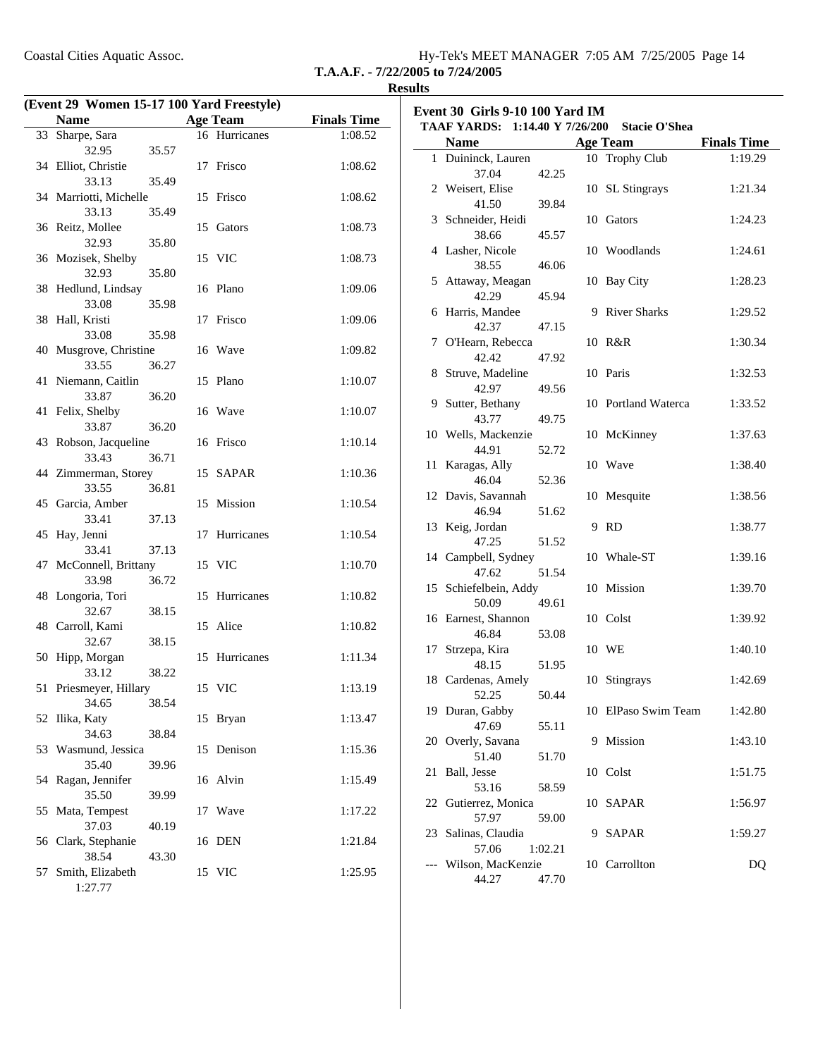Coastal Cities Aquatic Assoc.

**T.A.A.F. - 7/22/2005 to 7/24/2005**

**Results**

## (Event 29 Women 15-17 100 Yard Freestyle)

| | Name | Age | Team | Finals Time |
|---|---|---|---|---|
| 33 | Sharpe, Sara | 16 | Hurricanes | 1:08.52 |
| | 32.95 35.57 | | | |
| 34 | Elliot, Christie | 17 | Frisco | 1:08.62 |
| | 33.13 35.49 | | | |
| 34 | Marriotti, Michelle | 15 | Frisco | 1:08.62 |
| | 33.13 35.49 | | | |
| 36 | Reitz, Mollee | 15 | Gators | 1:08.73 |
| | 32.93 35.80 | | | |
| 36 | Mozisek, Shelby | 15 | VIC | 1:08.73 |
| | 32.93 35.80 | | | |
| 38 | Hedlund, Lindsay | 16 | Plano | 1:09.06 |
| | 33.08 35.98 | | | |
| 38 | Hall, Kristi | 17 | Frisco | 1:09.06 |
| | 33.08 35.98 | | | |
| 40 | Musgrove, Christine | 16 | Wave | 1:09.82 |
| | 33.55 36.27 | | | |
| 41 | Niemann, Caitlin | 15 | Plano | 1:10.07 |
| | 33.87 36.20 | | | |
| 41 | Felix, Shelby | 16 | Wave | 1:10.07 |
| | 33.87 36.20 | | | |
| 43 | Robson, Jacqueline | 16 | Frisco | 1:10.14 |
| | 33.43 36.71 | | | |
| 44 | Zimmerman, Storey | 15 | SAPAR | 1:10.36 |
| | 33.55 36.81 | | | |
| 45 | Garcia, Amber | 15 | Mission | 1:10.54 |
| | 33.41 37.13 | | | |
| 45 | Hay, Jenni | 17 | Hurricanes | 1:10.54 |
| | 33.41 37.13 | | | |
| 47 | McConnell, Brittany | 15 | VIC | 1:10.70 |
| | 33.98 36.72 | | | |
| 48 | Longoria, Tori | 15 | Hurricanes | 1:10.82 |
| | 32.67 38.15 | | | |
| 48 | Carroll, Kami | 15 | Alice | 1:10.82 |
| | 32.67 38.15 | | | |
| 50 | Hipp, Morgan | 15 | Hurricanes | 1:11.34 |
| | 33.12 38.22 | | | |
| 51 | Priesmeyer, Hillary | 15 | VIC | 1:13.19 |
| | 34.65 38.54 | | | |
| 52 | Ilika, Katy | 15 | Bryan | 1:13.47 |
| | 34.63 38.84 | | | |
| 53 | Wasmund, Jessica | 15 | Denison | 1:15.36 |
| | 35.40 39.96 | | | |
| 54 | Ragan, Jennifer | 16 | Alvin | 1:15.49 |
| | 35.50 39.99 | | | |
| 55 | Mata, Tempest | 17 | Wave | 1:17.22 |
| | 37.03 40.19 | | | |
| 56 | Clark, Stephanie | 16 | DEN | 1:21.84 |
| | 38.54 43.30 | | | |
| 57 | Smith, Elizabeth | 15 | VIC | 1:25.95 |
| | 1:27.77 | | | |

## Event 30 Girls 9-10 100 Yard IM

**TAAF YARDS: 1:14.40 Y 7/26/200 Stacie O'Shea**

| | Name | Age | Team | Finals Time |
|---|---|---|---|---|
| 1 | Duininck, Lauren | 10 | Trophy Club | 1:19.29 |
| | 37.04 42.25 | | | |
| 2 | Weisert, Elise | 10 | SL Stingrays | 1:21.34 |
| | 41.50 39.84 | | | |
| 3 | Schneider, Heidi | 10 | Gators | 1:24.23 |
| | 38.66 45.57 | | | |
| 4 | Lasher, Nicole | 10 | Woodlands | 1:24.61 |
| | 38.55 46.06 | | | |
| 5 | Attaway, Meagan | 10 | Bay City | 1:28.23 |
| | 42.29 45.94 | | | |
| 6 | Harris, Mandee | 9 | River Sharks | 1:29.52 |
| | 42.37 47.15 | | | |
| 7 | O'Hearn, Rebecca | 10 | R&R | 1:30.34 |
| | 42.42 47.92 | | | |
| 8 | Struve, Madeline | 10 | Paris | 1:32.53 |
| | 42.97 49.56 | | | |
| 9 | Sutter, Bethany | 10 | Portland Waterca | 1:33.52 |
| | 43.77 49.75 | | | |
| 10 | Wells, Mackenzie | 10 | McKinney | 1:37.63 |
| | 44.91 52.72 | | | |
| 11 | Karagas, Ally | 10 | Wave | 1:38.40 |
| | 46.04 52.36 | | | |
| 12 | Davis, Savannah | 10 | Mesquite | 1:38.56 |
| | 46.94 51.62 | | | |
| 13 | Keig, Jordan | 9 | RD | 1:38.77 |
| | 47.25 51.52 | | | |
| 14 | Campbell, Sydney | 10 | Whale-ST | 1:39.16 |
| | 47.62 51.54 | | | |
| 15 | Schiefelbein, Addy | 10 | Mission | 1:39.70 |
| | 50.09 49.61 | | | |
| 16 | Earnest, Shannon | 10 | Colst | 1:39.92 |
| | 46.84 53.08 | | | |
| 17 | Strzepa, Kira | 10 | WE | 1:40.10 |
| | 48.15 51.95 | | | |
| 18 | Cardenas, Amely | 10 | Stingrays | 1:42.69 |
| | 52.25 50.44 | | | |
| 19 | Duran, Gabby | 10 | ElPaso Swim Team | 1:42.80 |
| | 47.69 55.11 | | | |
| 20 | Overly, Savana | 9 | Mission | 1:43.10 |
| | 51.40 51.70 | | | |
| 21 | Ball, Jesse | 10 | Colst | 1:51.75 |
| | 53.16 58.59 | | | |
| 22 | Gutierrez, Monica | 10 | SAPAR | 1:56.97 |
| | 57.97 59.00 | | | |
| 23 | Salinas, Claudia | 9 | SAPAR | 1:59.27 |
| | 57.06 1:02.21 | | | |
| --- | Wilson, MacKenzie | 10 | Carrollton | DQ |
| | 44.27 47.70 | | | |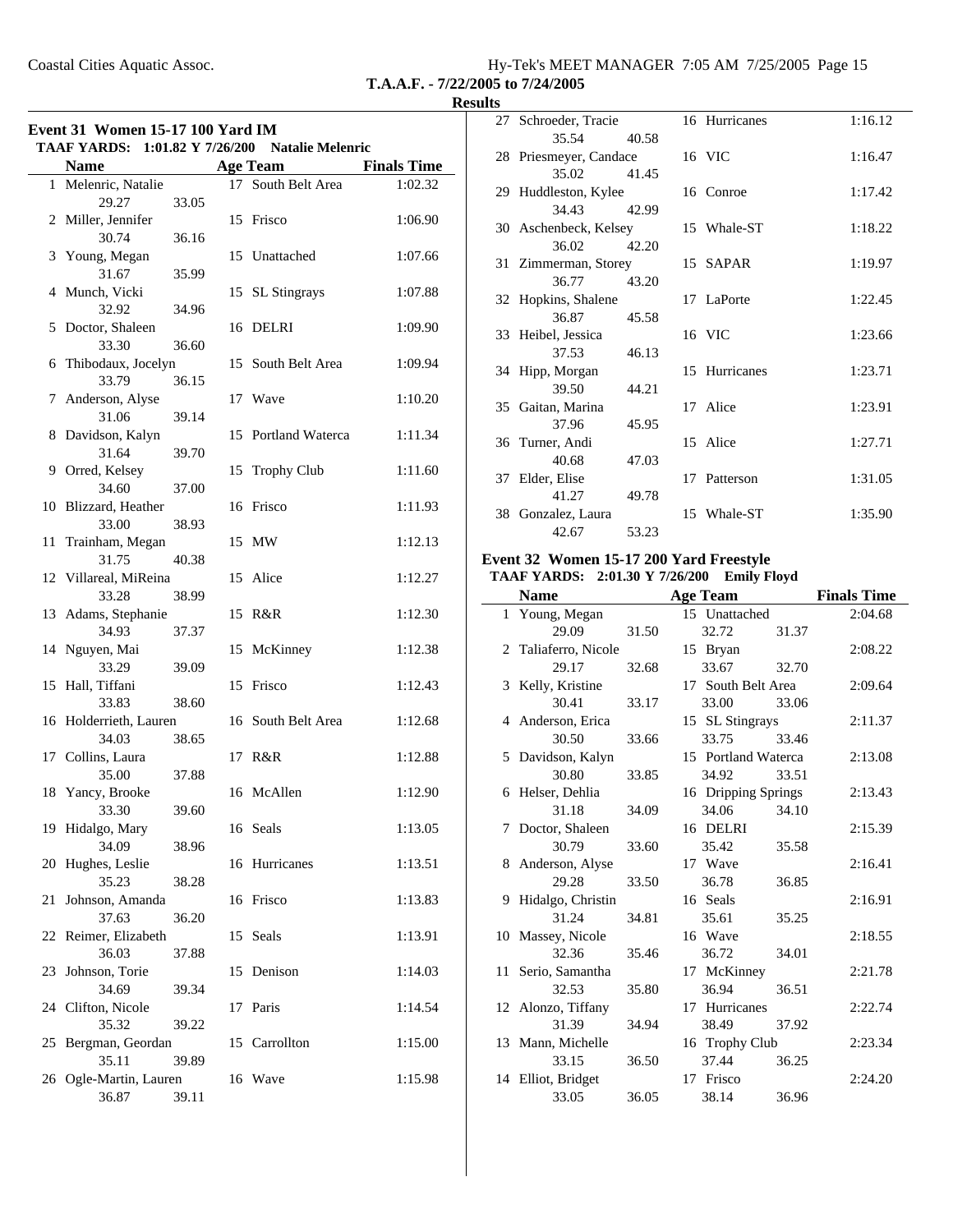**T.A.A.F. - 7/22/2005 to 7/24/2005**

**Results**

### Event 31 Women 15-17 100 Yard IM

**TAAF YARDS: 1:01.82 Y 7/26/200 Natalie Melenric**

| | Name | Age | Team | Finals Time |
|---|---|---|---|---|
| 1 | Melenric, Natalie | 17 | South Belt Area | 1:02.32 |
| | 29.27 33.05 | | | |
| 2 | Miller, Jennifer | 15 | Frisco | 1:06.90 |
| | 30.74 36.16 | | | |
| 3 | Young, Megan | 15 | Unattached | 1:07.66 |
| | 31.67 35.99 | | | |
| 4 | Munch, Vicki | 15 | SL Stingrays | 1:07.88 |
| | 32.92 34.96 | | | |
| 5 | Doctor, Shaleen | 16 | DELRI | 1:09.90 |
| | 33.30 36.60 | | | |
| 6 | Thibodaux, Jocelyn | 15 | South Belt Area | 1:09.94 |
| | 33.79 36.15 | | | |
| 7 | Anderson, Alyse | 17 | Wave | 1:10.20 |
| | 31.06 39.14 | | | |
| 8 | Davidson, Kalyn | 15 | Portland Waterca | 1:11.34 |
| | 31.64 39.70 | | | |
| 9 | Orred, Kelsey | 15 | Trophy Club | 1:11.60 |
| | 34.60 37.00 | | | |
| 10 | Blizzard, Heather | 16 | Frisco | 1:11.93 |
| | 33.00 38.93 | | | |
| 11 | Trainham, Megan | 15 | MW | 1:12.13 |
| | 31.75 40.38 | | | |
| 12 | Villareal, MiReina | 15 | Alice | 1:12.27 |
| | 33.28 38.99 | | | |
| 13 | Adams, Stephanie | 15 | R&R | 1:12.30 |
| | 34.93 37.37 | | | |
| 14 | Nguyen, Mai | 15 | McKinney | 1:12.38 |
| | 33.29 39.09 | | | |
| 15 | Hall, Tiffani | 15 | Frisco | 1:12.43 |
| | 33.83 38.60 | | | |
| 16 | Holderrieth, Lauren | 16 | South Belt Area | 1:12.68 |
| | 34.03 38.65 | | | |
| 17 | Collins, Laura | 17 | R&R | 1:12.88 |
| | 35.00 37.88 | | | |
| 18 | Yancy, Brooke | 16 | McAllen | 1:12.90 |
| | 33.30 39.60 | | | |
| 19 | Hidalgo, Mary | 16 | Seals | 1:13.05 |
| | 34.09 38.96 | | | |
| 20 | Hughes, Leslie | 16 | Hurricanes | 1:13.51 |
| | 35.23 38.28 | | | |
| 21 | Johnson, Amanda | 16 | Frisco | 1:13.83 |
| | 37.63 36.20 | | | |
| 22 | Reimer, Elizabeth | 15 | Seals | 1:13.91 |
| | 36.03 37.88 | | | |
| 23 | Johnson, Torie | 15 | Denison | 1:14.03 |
| | 34.69 39.34 | | | |
| 24 | Clifton, Nicole | 17 | Paris | 1:14.54 |
| | 35.32 39.22 | | | |
| 25 | Bergman, Geordan | 15 | Carrollton | 1:15.00 |
| | 35.11 39.89 | | | |
| 26 | Ogle-Martin, Lauren | 16 | Wave | 1:15.98 |
| | 36.87 39.11 | | | |
| 27 | Schroeder, Tracie | 16 | Hurricanes | 1:16.12 |
| | 35.54 40.58 | | | |
| 28 | Priesmeyer, Candace | 16 | VIC | 1:16.47 |
| | 35.02 41.45 | | | |
| 29 | Huddleston, Kylee | 16 | Conroe | 1:17.42 |
| | 34.43 42.99 | | | |
| 30 | Aschenbeck, Kelsey | 15 | Whale-ST | 1:18.22 |
| | 36.02 42.20 | | | |
| 31 | Zimmerman, Storey | 15 | SAPAR | 1:19.97 |
| | 36.77 43.20 | | | |
| 32 | Hopkins, Shalene | 17 | LaPorte | 1:22.45 |
| | 36.87 45.58 | | | |
| 33 | Heibel, Jessica | 16 | VIC | 1:23.66 |
| | 37.53 46.13 | | | |
| 34 | Hipp, Morgan | 15 | Hurricanes | 1:23.71 |
| | 39.50 44.21 | | | |
| 35 | Gaitan, Marina | 17 | Alice | 1:23.91 |
| | 37.96 45.95 | | | |
| 36 | Turner, Andi | 15 | Alice | 1:27.71 |
| | 40.68 47.03 | | | |
| 37 | Elder, Elise | 17 | Patterson | 1:31.05 |
| | 41.27 49.78 | | | |
| 38 | Gonzalez, Laura | 15 | Whale-ST | 1:35.90 |
| | 42.67 53.23 | | | |

### Event 32 Women 15-17 200 Yard Freestyle

**TAAF YARDS: 2:01.30 Y 7/26/200 Emily Floyd**

| | Name | Age | Team | Finals Time |
|---|---|---|---|---|
| 1 | Young, Megan | 15 | Unattached | 2:04.68 |
| | 29.09 31.50 | | 32.72 31.37 | |
| 2 | Taliaferro, Nicole | 15 | Bryan | 2:08.22 |
| | 29.17 32.68 | | 33.67 32.70 | |
| 3 | Kelly, Kristine | 17 | South Belt Area | 2:09.64 |
| | 30.41 33.17 | | 33.00 33.06 | |
| 4 | Anderson, Erica | 15 | SL Stingrays | 2:11.37 |
| | 30.50 33.66 | | 33.75 33.46 | |
| 5 | Davidson, Kalyn | 15 | Portland Waterca | 2:13.08 |
| | 30.80 33.85 | | 34.92 33.51 | |
| 6 | Helser, Dehlia | 16 | Dripping Springs | 2:13.43 |
| | 31.18 34.09 | | 34.06 34.10 | |
| 7 | Doctor, Shaleen | 16 | DELRI | 2:15.39 |
| | 30.79 33.60 | | 35.42 35.58 | |
| 8 | Anderson, Alyse | 17 | Wave | 2:16.41 |
| | 29.28 33.50 | | 36.78 36.85 | |
| 9 | Hidalgo, Christin | 16 | Seals | 2:16.91 |
| | 31.24 34.81 | | 35.61 35.25 | |
| 10 | Massey, Nicole | 16 | Wave | 2:18.55 |
| | 32.36 35.46 | | 36.72 34.01 | |
| 11 | Serio, Samantha | 17 | McKinney | 2:21.78 |
| | 32.53 35.80 | | 36.94 36.51 | |
| 12 | Alonzo, Tiffany | 17 | Hurricanes | 2:22.74 |
| | 31.39 34.94 | | 38.49 37.92 | |
| 13 | Mann, Michelle | 16 | Trophy Club | 2:23.34 |
| | 33.15 36.50 | | 37.44 36.25 | |
| 14 | Elliot, Bridget | 17 | Frisco | 2:24.20 |
| | 33.05 36.05 | | 38.14 36.96 | |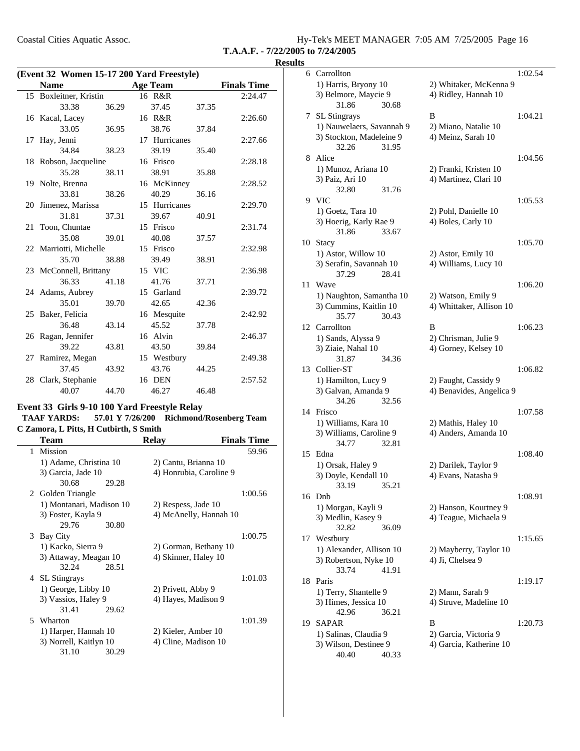## T.A.A.F. - 7/22/2005 to 7/24/2005

### Results

**(Event 32 Women 15-17 200 Yard Freestyle)**

| | Name | Age | Team | Finals Time |
|---|---|---|---|---|
| 15 | Boxleitner, Kristin | 16 | R&R | 2:24.47 |
| | 33.38 36.29 37.45 37.35 | | | |
| 16 | Kacal, Lacey | 16 | R&R | 2:26.60 |
| | 33.05 36.95 38.76 37.84 | | | |
| 17 | Hay, Jenni | 17 | Hurricanes | 2:27.66 |
| | 34.84 38.23 39.19 35.40 | | | |
| 18 | Robson, Jacqueline | 16 | Frisco | 2:28.18 |
| | 35.28 38.11 38.91 35.88 | | | |
| 19 | Nolte, Brenna | 16 | McKinney | 2:28.52 |
| | 33.81 38.26 40.29 36.16 | | | |
| 20 | Jimenez, Marissa | 15 | Hurricanes | 2:29.70 |
| | 31.81 37.31 39.67 40.91 | | | |
| 21 | Toon, Chuntae | 15 | Frisco | 2:31.74 |
| | 35.08 39.01 40.08 37.57 | | | |
| 22 | Marriotti, Michelle | 15 | Frisco | 2:32.98 |
| | 35.70 38.88 39.49 38.91 | | | |
| 23 | McConnell, Brittany | 15 | VIC | 2:36.98 |
| | 36.33 41.18 41.76 37.71 | | | |
| 24 | Adams, Aubrey | 15 | Garland | 2:39.72 |
| | 35.01 39.70 42.65 42.36 | | | |
| 25 | Baker, Felicia | 16 | Mesquite | 2:42.92 |
| | 36.48 43.14 45.52 37.78 | | | |
| 26 | Ragan, Jennifer | 16 | Alvin | 2:46.37 |
| | 39.22 43.81 43.50 39.84 | | | |
| 27 | Ramirez, Megan | 15 | Westbury | 2:49.38 |
| | 37.45 43.92 43.76 44.25 | | | |
| 28 | Clark, Stephanie | 16 | DEN | 2:57.52 |
| | 40.07 44.70 46.27 46.48 | | | |

**Event 33 Girls 9-10 100 Yard Freestyle Relay**

**TAAF YARDS: 57.01 Y 7/26/200 Richmond/Rosenberg Team**
**C Zamora, L Pitts, H Cutbirth, S Smith**

| | Team | Relay | Finals Time |
|---|---|---|---|
| 1 | Mission | | 59.96 |
| | 1) Adame, Christina 10; 2) Cantu, Brianna 10; 3) Garcia, Jade 10; 4) Honrubia, Caroline 9 | | |
| | 30.68 29.28 | | |
| 2 | Golden Triangle | | 1:00.56 |
| | 1) Montanari, Madison 10; 2) Respess, Jade 10; 3) Foster, Kayla 9; 4) McAnelly, Hannah 10 | | |
| | 29.76 30.80 | | |
| 3 | Bay City | | 1:00.75 |
| | 1) Kacko, Sierra 9; 2) Gorman, Bethany 10; 3) Attaway, Meagan 10; 4) Skinner, Haley 10 | | |
| | 32.24 28.51 | | |
| 4 | SL Stingrays | | 1:01.03 |
| | 1) George, Libby 10; 2) Privett, Abby 9; 3) Vassios, Haley 9; 4) Hayes, Madison 9 | | |
| | 31.41 29.62 | | |
| 5 | Wharton | | 1:01.39 |
| | 1) Harper, Hannah 10; 2) Kieler, Amber 10; 3) Norrell, Kaitlyn 10; 4) Cline, Madison 10 | | |
| | 31.10 30.29 | | |
| 6 | Carrollton | | 1:02.54 |
| | 1) Harris, Bryony 10; 2) Whitaker, McKenna 9; 3) Belmore, Maycie 9; 4) Ridley, Hannah 10 | | |
| | 31.86 30.68 | | |
| 7 | SL Stingrays | B | 1:04.21 |
| | 1) Nauwelaers, Savannah 9; 2) Miano, Natalie 10; 3) Stockton, Madeleine 9; 4) Meinz, Sarah 10 | | |
| | 32.26 31.95 | | |
| 8 | Alice | | 1:04.56 |
| | 1) Munoz, Ariana 10; 2) Franki, Kristen 10; 3) Paiz, Ari 10; 4) Martinez, Clari 10 | | |
| | 32.80 31.76 | | |
| 9 | VIC | | 1:05.53 |
| | 1) Goetz, Tara 10; 2) Pohl, Danielle 10; 3) Hoerig, Karly Rae 9; 4) Boles, Carly 10 | | |
| | 31.86 33.67 | | |
| 10 | Stacy | | 1:05.70 |
| | 1) Astor, Willow 10; 2) Astor, Emily 10; 3) Serafin, Savannah 10; 4) Williams, Lucy 10 | | |
| | 37.29 28.41 | | |
| 11 | Wave | | 1:06.20 |
| | 1) Naughton, Samantha 10; 2) Watson, Emily 9; 3) Cummins, Kaitlin 10; 4) Whittaker, Allison 10 | | |
| | 35.77 30.43 | | |
| 12 | Carrollton | B | 1:06.23 |
| | 1) Sands, Alyssa 9; 2) Chrisman, Julie 9; 3) Ziaie, Nahal 10; 4) Gorney, Kelsey 10 | | |
| | 31.87 34.36 | | |
| 13 | Collier-ST | | 1:06.82 |
| | 1) Hamilton, Lucy 9; 2) Faught, Cassidy 9; 3) Galvan, Amanda 9; 4) Benavides, Angelica 9 | | |
| | 34.26 32.56 | | |
| 14 | Frisco | | 1:07.58 |
| | 1) Williams, Kara 10; 2) Mathis, Haley 10; 3) Williams, Caroline 9; 4) Anders, Amanda 10 | | |
| | 34.77 32.81 | | |
| 15 | Edna | | 1:08.40 |
| | 1) Orsak, Haley 9; 2) Darilek, Taylor 9; 3) Doyle, Kendall 10; 4) Evans, Natasha 9 | | |
| | 33.19 35.21 | | |
| 16 | Dnb | | 1:08.91 |
| | 1) Morgan, Kayli 9; 2) Hanson, Kourtney 9; 3) Medlin, Kasey 9; 4) Teague, Michaela 9 | | |
| | 32.82 36.09 | | |
| 17 | Westbury | | 1:15.65 |
| | 1) Alexander, Allison 10; 2) Mayberry, Taylor 10; 3) Robertson, Nyke 10; 4) Ji, Chelsea 9 | | |
| | 33.74 41.91 | | |
| 18 | Paris | | 1:19.17 |
| | 1) Terry, Shantelle 9; 2) Mann, Sarah 9; 3) Himes, Jessica 10; 4) Struve, Madeline 10 | | |
| | 42.96 36.21 | | |
| 19 | SAPAR | B | 1:20.73 |
| | 1) Salinas, Claudia 9; 2) Garcia, Victoria 9; 3) Wilson, Destinee 9; 4) Garcia, Katherine 10 | | |
| | 40.40 40.33 | | |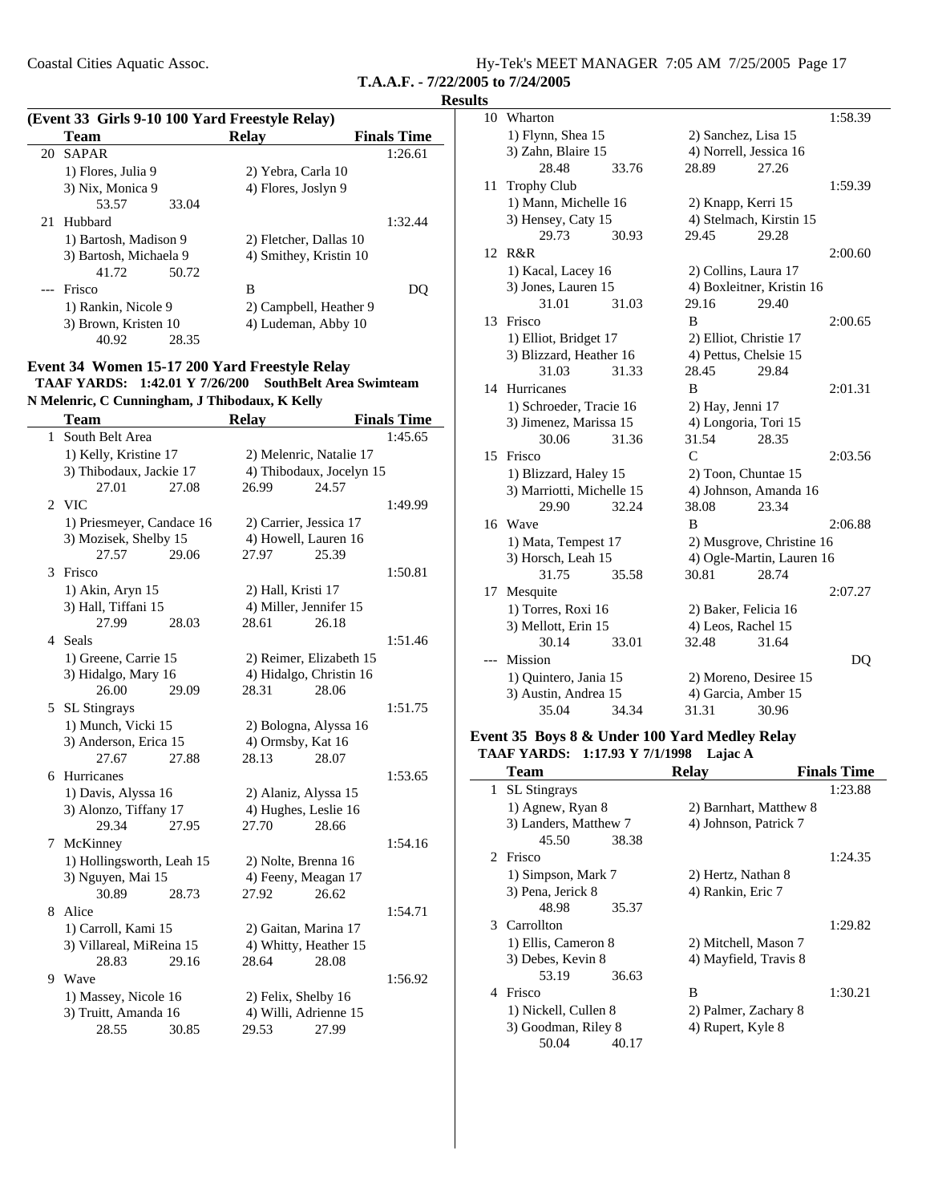## Results

**(Event 33 Girls 9-10 100 Yard Freestyle Relay)**

| | Team | Relay | Finals Time |
|---|---|---|---|
| 20 | SAPAR | | 1:26.61 |
| | 1) Flores, Julia 9 | 2) Yebra, Carla 10 | |
| | 3) Nix, Monica 9 | 4) Flores, Joslyn 9 | |
| | 53.57 33.04 | | |
| 21 | Hubbard | | 1:32.44 |
| | 1) Bartosh, Madison 9 | 2) Fletcher, Dallas 10 | |
| | 3) Bartosh, Michaela 9 | 4) Smithey, Kristin 10 | |
| | 41.72 50.72 | | |
| --- | Frisco | B | DQ |
| | 1) Rankin, Nicole 9 | 2) Campbell, Heather 9 | |
| | 3) Brown, Kristen 10 | 4) Ludeman, Abby 10 | |
| | 40.92 28.35 | | |

### Event 34 Women 15-17 200 Yard Freestyle Relay

**TAAF YARDS: 1:42.01 Y 7/26/200 SouthBelt Area Swimteam**
**N Melenric, C Cunningham, J Thibodaux, K Kelly**

| | Team | Relay | Finals Time |
|---|---|---|---|
| 1 | South Belt Area | | 1:45.65 |
| | 1) Kelly, Kristine 17 | 2) Melenric, Natalie 17 | |
| | 3) Thibodaux, Jackie 17 | 4) Thibodaux, Jocelyn 15 | |
| | 27.01 27.08 | 26.99 24.57 | |
| 2 | VIC | | 1:49.99 |
| | 1) Priesmeyer, Candace 16 | 2) Carrier, Jessica 17 | |
| | 3) Mozisek, Shelby 15 | 4) Howell, Lauren 16 | |
| | 27.57 29.06 | 27.97 25.39 | |
| 3 | Frisco | | 1:50.81 |
| | 1) Akin, Aryn 15 | 2) Hall, Kristi 17 | |
| | 3) Hall, Tiffani 15 | 4) Miller, Jennifer 15 | |
| | 27.99 28.03 | 28.61 26.18 | |
| 4 | Seals | | 1:51.46 |
| | 1) Greene, Carrie 15 | 2) Reimer, Elizabeth 15 | |
| | 3) Hidalgo, Mary 16 | 4) Hidalgo, Christin 16 | |
| | 26.00 29.09 | 28.31 28.06 | |
| 5 | SL Stingrays | | 1:51.75 |
| | 1) Munch, Vicki 15 | 2) Bologna, Alyssa 16 | |
| | 3) Anderson, Erica 15 | 4) Ormsby, Kat 16 | |
| | 27.67 27.88 | 28.13 28.07 | |
| 6 | Hurricanes | | 1:53.65 |
| | 1) Davis, Alyssa 16 | 2) Alaniz, Alyssa 15 | |
| | 3) Alonzo, Tiffany 17 | 4) Hughes, Leslie 16 | |
| | 29.34 27.95 | 27.70 28.66 | |
| 7 | McKinney | | 1:54.16 |
| | 1) Hollingsworth, Leah 15 | 2) Nolte, Brenna 16 | |
| | 3) Nguyen, Mai 15 | 4) Feeny, Meagan 17 | |
| | 30.89 28.73 | 27.92 26.62 | |
| 8 | Alice | | 1:54.71 |
| | 1) Carroll, Kami 15 | 2) Gaitan, Marina 17 | |
| | 3) Villareal, MiReina 15 | 4) Whitty, Heather 15 | |
| | 28.83 29.16 | 28.64 28.08 | |
| 9 | Wave | | 1:56.92 |
| | 1) Massey, Nicole 16 | 2) Felix, Shelby 16 | |
| | 3) Truitt, Amanda 16 | 4) Willi, Adrienne 15 | |
| | 28.55 30.85 | 29.53 27.99 | |
| 10 | Wharton | | 1:58.39 |
| | 1) Flynn, Shea 15 | 2) Sanchez, Lisa 15 | |
| | 3) Zahn, Blaire 15 | 4) Norrell, Jessica 16 | |
| | 28.48 33.76 | 28.89 27.26 | |
| 11 | Trophy Club | | 1:59.39 |
| | 1) Mann, Michelle 16 | 2) Knapp, Kerri 15 | |
| | 3) Hensey, Caty 15 | 4) Stelmach, Kirstin 15 | |
| | 29.73 30.93 | 29.45 29.28 | |
| 12 | R&R | | 2:00.60 |
| | 1) Kacal, Lacey 16 | 2) Collins, Laura 17 | |
| | 3) Jones, Lauren 15 | 4) Boxleitner, Kristin 16 | |
| | 31.01 31.03 | 29.16 29.40 | |
| 13 | Frisco | B | 2:00.65 |
| | 1) Elliot, Bridget 17 | 2) Elliot, Christie 17 | |
| | 3) Blizzard, Heather 16 | 4) Pettus, Chelsie 15 | |
| | 31.03 31.33 | 28.45 29.84 | |
| 14 | Hurricanes | B | 2:01.31 |
| | 1) Schroeder, Tracie 16 | 2) Hay, Jenni 17 | |
| | 3) Jimenez, Marissa 15 | 4) Longoria, Tori 15 | |
| | 30.06 31.36 | 31.54 28.35 | |
| 15 | Frisco | C | 2:03.56 |
| | 1) Blizzard, Haley 15 | 2) Toon, Chuntae 15 | |
| | 3) Marriotti, Michelle 15 | 4) Johnson, Amanda 16 | |
| | 29.90 32.24 | 38.08 23.34 | |
| 16 | Wave | B | 2:06.88 |
| | 1) Mata, Tempest 17 | 2) Musgrove, Christine 16 | |
| | 3) Horsch, Leah 15 | 4) Ogle-Martin, Lauren 16 | |
| | 31.75 35.58 | 30.81 28.74 | |
| 17 | Mesquite | | 2:07.27 |
| | 1) Torres, Roxi 16 | 2) Baker, Felicia 16 | |
| | 3) Mellott, Erin 15 | 4) Leos, Rachel 15 | |
| | 30.14 33.01 | 32.48 31.64 | |
| --- | Mission | | DQ |
| | 1) Quintero, Jania 15 | 2) Moreno, Desiree 15 | |
| | 3) Austin, Andrea 15 | 4) Garcia, Amber 15 | |
| | 35.04 34.34 | 31.31 30.96 | |

### Event 35 Boys 8 & Under 100 Yard Medley Relay

**TAAF YARDS: 1:17.93 Y 7/1/1998 Lajac A**

| | Team | Relay | Finals Time |
|---|---|---|---|
| 1 | SL Stingrays | | 1:23.88 |
| | 1) Agnew, Ryan 8 | 2) Barnhart, Matthew 8 | |
| | 3) Landers, Matthew 7 | 4) Johnson, Patrick 7 | |
| | 45.50 38.38 | | |
| 2 | Frisco | | 1:24.35 |
| | 1) Simpson, Mark 7 | 2) Hertz, Nathan 8 | |
| | 3) Pena, Jerick 8 | 4) Rankin, Eric 7 | |
| | 48.98 35.37 | | |
| 3 | Carrollton | | 1:29.82 |
| | 1) Ellis, Cameron 8 | 2) Mitchell, Mason 7 | |
| | 3) Debes, Kevin 8 | 4) Mayfield, Travis 8 | |
| | 53.19 36.63 | | |
| 4 | Frisco | B | 1:30.21 |
| | 1) Nickell, Cullen 8 | 2) Palmer, Zachary 8 | |
| | 3) Goodman, Riley 8 | 4) Rupert, Kyle 8 | |
| | 50.04 40.17 | | |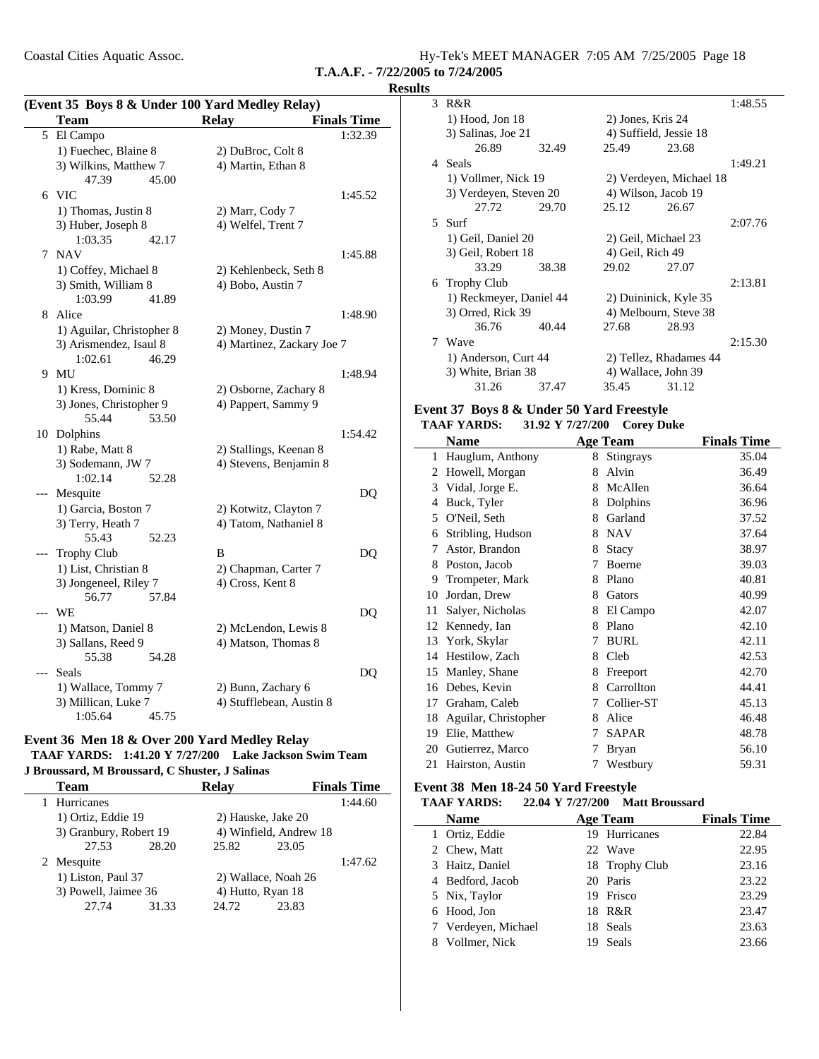**T.A.A.F. - 7/22/2005 to 7/24/2005**

**Results**

### (Event 35 Boys 8 & Under 100 Yard Medley Relay)

| | Team | Relay | Finals Time |
|---|---|---|---|
| 5 | El Campo | | 1:32.39 |
| | 1) Fuechec, Blaine 8 | 2) DuBroc, Colt 8 | |
| | 3) Wilkins, Matthew 7 | 4) Martin, Ethan 8 | |
| | 47.39 45.00 | | |
| 6 | VIC | | 1:45.52 |
| | 1) Thomas, Justin 8 | 2) Marr, Cody 7 | |
| | 3) Huber, Joseph 8 | 4) Welfel, Trent 7 | |
| | 1:03.35 42.17 | | |
| 7 | NAV | | 1:45.88 |
| | 1) Coffey, Michael 8 | 2) Kehlenbeck, Seth 8 | |
| | 3) Smith, William 8 | 4) Bobo, Austin 7 | |
| | 1:03.99 41.89 | | |
| 8 | Alice | | 1:48.90 |
| | 1) Aguilar, Christopher 8 | 2) Money, Dustin 7 | |
| | 3) Arismendez, Isaul 8 | 4) Martinez, Zackary Joe 7 | |
| | 1:02.61 46.29 | | |
| 9 | MU | | 1:48.94 |
| | 1) Kress, Dominic 8 | 2) Osborne, Zachary 8 | |
| | 3) Jones, Christopher 9 | 4) Pappert, Sammy 9 | |
| | 55.44 53.50 | | |
| 10 | Dolphins | | 1:54.42 |
| | 1) Rabe, Matt 8 | 2) Stallings, Keenan 8 | |
| | 3) Sodemann, JW 7 | 4) Stevens, Benjamin 8 | |
| | 1:02.14 52.28 | | |
| --- | Mesquite | | DQ |
| | 1) Garcia, Boston 7 | 2) Kotwitz, Clayton 7 | |
| | 3) Terry, Heath 7 | 4) Tatom, Nathaniel 8 | |
| | 55.43 52.23 | | |
| --- | Trophy Club | B | DQ |
| | 1) List, Christian 8 | 2) Chapman, Carter 7 | |
| | 3) Jongeneel, Riley 7 | 4) Cross, Kent 8 | |
| | 56.77 57.84 | | |
| --- | WE | | DQ |
| | 1) Matson, Daniel 8 | 2) McLendon, Lewis 8 | |
| | 3) Sallans, Reed 9 | 4) Matson, Thomas 8 | |
| | 55.38 54.28 | | |
| --- | Seals | | DQ |
| | 1) Wallace, Tommy 7 | 2) Bunn, Zachary 6 | |
| | 3) Millican, Luke 7 | 4) Stufflebean, Austin 8 | |
| | 1:05.64 45.75 | | |

### Event 36 Men 18 & Over 200 Yard Medley Relay

**TAAF YARDS: 1:41.20 Y 7/27/200 Lake Jackson Swim Team**
**J Broussard, M Broussard, C Shuster, J Salinas**

| | Team | Relay | Finals Time |
|---|---|---|---|
| 1 | Hurricanes | | 1:44.60 |
| | 1) Ortiz, Eddie 19 | 2) Hauske, Jake 20 | |
| | 3) Granbury, Robert 19 | 4) Winfield, Andrew 18 | |
| | 27.53 28.20 | 25.82 23.05 | |
| 2 | Mesquite | | 1:47.62 |
| | 1) Liston, Paul 37 | 2) Wallace, Noah 26 | |
| | 3) Powell, Jaimee 36 | 4) Hutto, Ryan 18 | |
| | 27.74 31.33 | 24.72 23.83 | |
| 3 | R&R | | 1:48.55 |
| | 1) Hood, Jon 18 | 2) Jones, Kris 24 | |
| | 3) Salinas, Joe 21 | 4) Suffield, Jessie 18 | |
| | 26.89 32.49 | 25.49 23.68 | |
| 4 | Seals | | 1:49.21 |
| | 1) Vollmer, Nick 19 | 2) Verdeyen, Michael 18 | |
| | 3) Verdeyen, Steven 20 | 4) Wilson, Jacob 19 | |
| | 27.72 29.70 | 25.12 26.67 | |
| 5 | Surf | | 2:07.76 |
| | 1) Geil, Daniel 20 | 2) Geil, Michael 23 | |
| | 3) Geil, Robert 18 | 4) Geil, Rich 49 | |
| | 33.29 38.38 | 29.02 27.07 | |
| 6 | Trophy Club | | 2:13.81 |
| | 1) Reckmeyer, Daniel 44 | 2) Duininick, Kyle 35 | |
| | 3) Orred, Rick 39 | 4) Melbourn, Steve 38 | |
| | 36.76 40.44 | 27.68 28.93 | |
| 7 | Wave | | 2:15.30 |
| | 1) Anderson, Curt 44 | 2) Tellez, Rhadames 44 | |
| | 3) White, Brian 38 | 4) Wallace, John 39 | |
| | 31.26 37.47 | 35.45 31.12 | |

### Event 37 Boys 8 & Under 50 Yard Freestyle

**TAAF YARDS: 31.92 Y 7/27/200 Corey Duke**

| | Name | Age | Team | Finals Time |
|---|---|---|---|---|
| 1 | Hauglum, Anthony | 8 | Stingrays | 35.04 |
| 2 | Howell, Morgan | 8 | Alvin | 36.49 |
| 3 | Vidal, Jorge E. | 8 | McAllen | 36.64 |
| 4 | Buck, Tyler | 8 | Dolphins | 36.96 |
| 5 | O'Neil, Seth | 8 | Garland | 37.52 |
| 6 | Stribling, Hudson | 8 | NAV | 37.64 |
| 7 | Astor, Brandon | 8 | Stacy | 38.97 |
| 8 | Poston, Jacob | 7 | Boerne | 39.03 |
| 9 | Trompeter, Mark | 8 | Plano | 40.81 |
| 10 | Jordan, Drew | 8 | Gators | 40.99 |
| 11 | Salyer, Nicholas | 8 | El Campo | 42.07 |
| 12 | Kennedy, Ian | 8 | Plano | 42.10 |
| 13 | York, Skylar | 7 | BURL | 42.11 |
| 14 | Hestilow, Zach | 8 | Cleb | 42.53 |
| 15 | Manley, Shane | 8 | Freeport | 42.70 |
| 16 | Debes, Kevin | 8 | Carrollton | 44.41 |
| 17 | Graham, Caleb | 7 | Collier-ST | 45.13 |
| 18 | Aguilar, Christopher | 8 | Alice | 46.48 |
| 19 | Elie, Matthew | 7 | SAPAR | 48.78 |
| 20 | Gutierrez, Marco | 7 | Bryan | 56.10 |
| 21 | Hairston, Austin | 7 | Westbury | 59.31 |

### Event 38 Men 18-24 50 Yard Freestyle

**TAAF YARDS: 22.04 Y 7/27/200 Matt Broussard**

| | Name | Age | Team | Finals Time |
|---|---|---|---|---|
| 1 | Ortiz, Eddie | 19 | Hurricanes | 22.84 |
| 2 | Chew, Matt | 22 | Wave | 22.95 |
| 3 | Haitz, Daniel | 18 | Trophy Club | 23.16 |
| 4 | Bedford, Jacob | 20 | Paris | 23.22 |
| 5 | Nix, Taylor | 19 | Frisco | 23.29 |
| 6 | Hood, Jon | 18 | R&R | 23.47 |
| 7 | Verdeyen, Michael | 18 | Seals | 23.63 |
| 8 | Vollmer, Nick | 19 | Seals | 23.66 |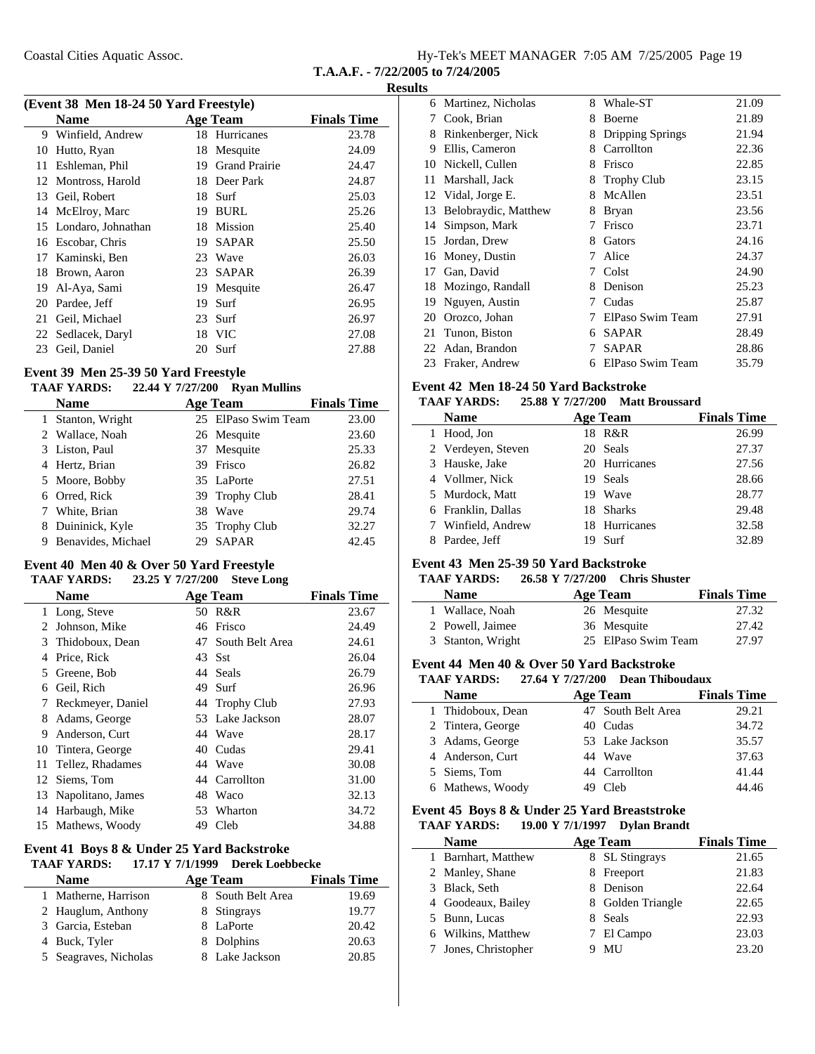**T.A.A.F. - 7/22/2005 to 7/24/2005**

**Results**

### (Event 38 Men 18-24 50 Yard Freestyle)

| | Name | Age | Team | Finals Time |
|---|---|---|---|---|
| 9 | Winfield, Andrew | 18 | Hurricanes | 23.78 |
| 10 | Hutto, Ryan | 18 | Mesquite | 24.09 |
| 11 | Eshleman, Phil | 19 | Grand Prairie | 24.47 |
| 12 | Montross, Harold | 18 | Deer Park | 24.87 |
| 13 | Geil, Robert | 18 | Surf | 25.03 |
| 14 | McElroy, Marc | 19 | BURL | 25.26 |
| 15 | Londaro, Johnathan | 18 | Mission | 25.40 |
| 16 | Escobar, Chris | 19 | SAPAR | 25.50 |
| 17 | Kaminski, Ben | 23 | Wave | 26.03 |
| 18 | Brown, Aaron | 23 | SAPAR | 26.39 |
| 19 | Al-Aya, Sami | 19 | Mesquite | 26.47 |
| 20 | Pardee, Jeff | 19 | Surf | 26.95 |
| 21 | Geil, Michael | 23 | Surf | 26.97 |
| 22 | Sedlacek, Daryl | 18 | VIC | 27.08 |
| 23 | Geil, Daniel | 20 | Surf | 27.88 |

### Event 39 Men 25-39 50 Yard Freestyle

**TAAF YARDS: 22.44 Y 7/27/200 Ryan Mullins**

| | Name | Age | Team | Finals Time |
|---|---|---|---|---|
| 1 | Stanton, Wright | 25 | ElPaso Swim Team | 23.00 |
| 2 | Wallace, Noah | 26 | Mesquite | 23.60 |
| 3 | Liston, Paul | 37 | Mesquite | 25.33 |
| 4 | Hertz, Brian | 39 | Frisco | 26.82 |
| 5 | Moore, Bobby | 35 | LaPorte | 27.51 |
| 6 | Orred, Rick | 39 | Trophy Club | 28.41 |
| 7 | White, Brian | 38 | Wave | 29.74 |
| 8 | Duininick, Kyle | 35 | Trophy Club | 32.27 |
| 9 | Benavides, Michael | 29 | SAPAR | 42.45 |

### Event 40 Men 40 & Over 50 Yard Freestyle

**TAAF YARDS: 23.25 Y 7/27/200 Steve Long**

| | Name | Age | Team | Finals Time |
|---|---|---|---|---|
| 1 | Long, Steve | 50 | R&R | 23.67 |
| 2 | Johnson, Mike | 46 | Frisco | 24.49 |
| 3 | Thidoboux, Dean | 47 | South Belt Area | 24.61 |
| 4 | Price, Rick | 43 | Sst | 26.04 |
| 5 | Greene, Bob | 44 | Seals | 26.79 |
| 6 | Geil, Rich | 49 | Surf | 26.96 |
| 7 | Reckmeyer, Daniel | 44 | Trophy Club | 27.93 |
| 8 | Adams, George | 53 | Lake Jackson | 28.07 |
| 9 | Anderson, Curt | 44 | Wave | 28.17 |
| 10 | Tintera, George | 40 | Cudas | 29.41 |
| 11 | Tellez, Rhadames | 44 | Wave | 30.08 |
| 12 | Siems, Tom | 44 | Carrollton | 31.00 |
| 13 | Napolitano, James | 48 | Waco | 32.13 |
| 14 | Harbaugh, Mike | 53 | Wharton | 34.72 |
| 15 | Mathews, Woody | 49 | Cleb | 34.88 |

### Event 41 Boys 8 & Under 25 Yard Backstroke

**TAAF YARDS: 17.17 Y 7/1/1999 Derek Loebbecke**

| | Name | Age | Team | Finals Time |
|---|---|---|---|---|
| 1 | Matherne, Harrison | 8 | South Belt Area | 19.69 |
| 2 | Hauglum, Anthony | 8 | Stingrays | 19.77 |
| 3 | Garcia, Esteban | 8 | LaPorte | 20.42 |
| 4 | Buck, Tyler | 8 | Dolphins | 20.63 |
| 5 | Seagraves, Nicholas | 8 | Lake Jackson | 20.85 |
| 6 | Martinez, Nicholas | 8 | Whale-ST | 21.09 |
| 7 | Cook, Brian | 8 | Boerne | 21.89 |
| 8 | Rinkenberger, Nick | 8 | Dripping Springs | 21.94 |
| 9 | Ellis, Cameron | 8 | Carrollton | 22.36 |
| 10 | Nickell, Cullen | 8 | Frisco | 22.85 |
| 11 | Marshall, Jack | 8 | Trophy Club | 23.15 |
| 12 | Vidal, Jorge E. | 8 | McAllen | 23.51 |
| 13 | Belobraydic, Matthew | 8 | Bryan | 23.56 |
| 14 | Simpson, Mark | 7 | Frisco | 23.71 |
| 15 | Jordan, Drew | 8 | Gators | 24.16 |
| 16 | Money, Dustin | 7 | Alice | 24.37 |
| 17 | Gan, David | 7 | Colst | 24.90 |
| 18 | Mozingo, Randall | 8 | Denison | 25.23 |
| 19 | Nguyen, Austin | 7 | Cudas | 25.87 |
| 20 | Orozco, Johan | 7 | ElPaso Swim Team | 27.91 |
| 21 | Tunon, Biston | 6 | SAPAR | 28.49 |
| 22 | Adan, Brandon | 7 | SAPAR | 28.86 |
| 23 | Fraker, Andrew | 6 | ElPaso Swim Team | 35.79 |

### Event 42 Men 18-24 50 Yard Backstroke

**TAAF YARDS: 25.88 Y 7/27/200 Matt Broussard**

| | Name | Age | Team | Finals Time |
|---|---|---|---|---|
| 1 | Hood, Jon | 18 | R&R | 26.99 |
| 2 | Verdeyen, Steven | 20 | Seals | 27.37 |
| 3 | Hauske, Jake | 20 | Hurricanes | 27.56 |
| 4 | Vollmer, Nick | 19 | Seals | 28.66 |
| 5 | Murdock, Matt | 19 | Wave | 28.77 |
| 6 | Franklin, Dallas | 18 | Sharks | 29.48 |
| 7 | Winfield, Andrew | 18 | Hurricanes | 32.58 |
| 8 | Pardee, Jeff | 19 | Surf | 32.89 |

### Event 43 Men 25-39 50 Yard Backstroke

**TAAF YARDS: 26.58 Y 7/27/200 Chris Shuster**

| | Name | Age | Team | Finals Time |
|---|---|---|---|---|
| 1 | Wallace, Noah | 26 | Mesquite | 27.32 |
| 2 | Powell, Jaimee | 36 | Mesquite | 27.42 |
| 3 | Stanton, Wright | 25 | ElPaso Swim Team | 27.97 |

### Event 44 Men 40 & Over 50 Yard Backstroke

**TAAF YARDS: 27.64 Y 7/27/200 Dean Thiboudaux**

| | Name | Age | Team | Finals Time |
|---|---|---|---|---|
| 1 | Thidoboux, Dean | 47 | South Belt Area | 29.21 |
| 2 | Tintera, George | 40 | Cudas | 34.72 |
| 3 | Adams, George | 53 | Lake Jackson | 35.57 |
| 4 | Anderson, Curt | 44 | Wave | 37.63 |
| 5 | Siems, Tom | 44 | Carrollton | 41.44 |
| 6 | Mathews, Woody | 49 | Cleb | 44.46 |

### Event 45 Boys 8 & Under 25 Yard Breaststroke

**TAAF YARDS: 19.00 Y 7/1/1997 Dylan Brandt**

| | Name | Age | Team | Finals Time |
|---|---|---|---|---|
| 1 | Barnhart, Matthew | 8 | SL Stingrays | 21.65 |
| 2 | Manley, Shane | 8 | Freeport | 21.83 |
| 3 | Black, Seth | 8 | Denison | 22.64 |
| 4 | Goodeaux, Bailey | 8 | Golden Triangle | 22.65 |
| 5 | Bunn, Lucas | 8 | Seals | 22.93 |
| 6 | Wilkins, Matthew | 7 | El Campo | 23.03 |
| 7 | Jones, Christopher | 9 | MU | 23.20 |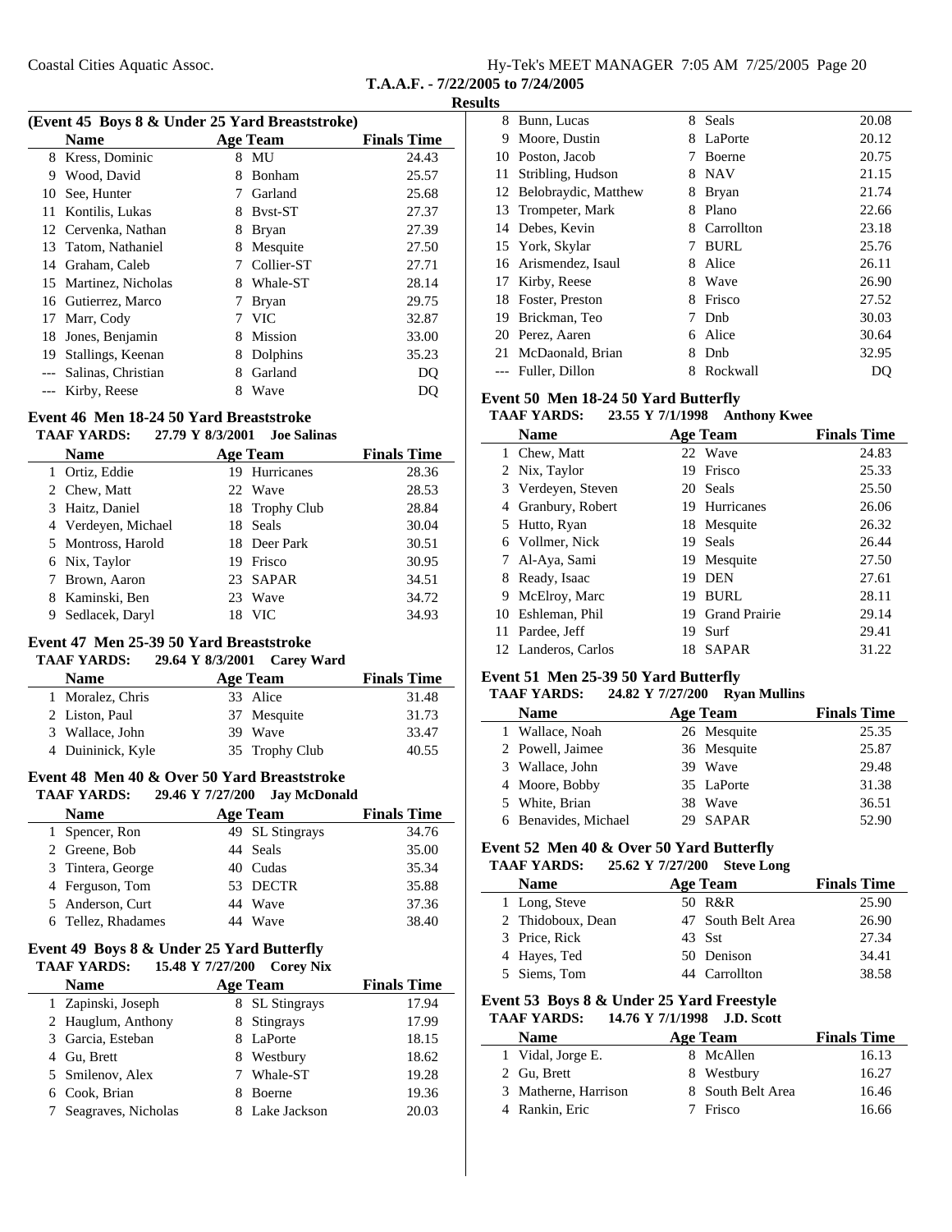**T.A.A.F. - 7/22/2005 to 7/24/2005**

**Results**

### (Event 45 Boys 8 & Under 25 Yard Breaststroke)

| | Name | Age | Team | Finals Time |
|---|---|---|---|---|
| 8 | Kress, Dominic | 8 | MU | 24.43 |
| 9 | Wood, David | 8 | Bonham | 25.57 |
| 10 | See, Hunter | 7 | Garland | 25.68 |
| 11 | Kontilis, Lukas | 8 | Bvst-ST | 27.37 |
| 12 | Cervenka, Nathan | 8 | Bryan | 27.39 |
| 13 | Tatom, Nathaniel | 8 | Mesquite | 27.50 |
| 14 | Graham, Caleb | 7 | Collier-ST | 27.71 |
| 15 | Martinez, Nicholas | 8 | Whale-ST | 28.14 |
| 16 | Gutierrez, Marco | 7 | Bryan | 29.75 |
| 17 | Marr, Cody | 7 | VIC | 32.87 |
| 18 | Jones, Benjamin | 8 | Mission | 33.00 |
| 19 | Stallings, Keenan | 8 | Dolphins | 35.23 |
| --- | Salinas, Christian | 8 | Garland | DQ |
| --- | Kirby, Reese | 8 | Wave | DQ |

### Event 46 Men 18-24 50 Yard Breaststroke

**TAAF YARDS:** 27.79 Y 8/3/2001 Joe Salinas

| | Name | Age | Team | Finals Time |
|---|---|---|---|---|
| 1 | Ortiz, Eddie | 19 | Hurricanes | 28.36 |
| 2 | Chew, Matt | 22 | Wave | 28.53 |
| 3 | Haitz, Daniel | 18 | Trophy Club | 28.84 |
| 4 | Verdeyen, Michael | 18 | Seals | 30.04 |
| 5 | Montross, Harold | 18 | Deer Park | 30.51 |
| 6 | Nix, Taylor | 19 | Frisco | 30.95 |
| 7 | Brown, Aaron | 23 | SAPAR | 34.51 |
| 8 | Kaminski, Ben | 23 | Wave | 34.72 |
| 9 | Sedlacek, Daryl | 18 | VIC | 34.93 |

### Event 47 Men 25-39 50 Yard Breaststroke

**TAAF YARDS:** 29.64 Y 8/3/2001 Carey Ward

| | Name | Age | Team | Finals Time |
|---|---|---|---|---|
| 1 | Moralez, Chris | 33 | Alice | 31.48 |
| 2 | Liston, Paul | 37 | Mesquite | 31.73 |
| 3 | Wallace, John | 39 | Wave | 33.47 |
| 4 | Duininick, Kyle | 35 | Trophy Club | 40.55 |

### Event 48 Men 40 & Over 50 Yard Breaststroke

**TAAF YARDS:** 29.46 Y 7/27/200 Jay McDonald

| | Name | Age | Team | Finals Time |
|---|---|---|---|---|
| 1 | Spencer, Ron | 49 | SL Stingrays | 34.76 |
| 2 | Greene, Bob | 44 | Seals | 35.00 |
| 3 | Tintera, George | 40 | Cudas | 35.34 |
| 4 | Ferguson, Tom | 53 | DECTR | 35.88 |
| 5 | Anderson, Curt | 44 | Wave | 37.36 |
| 6 | Tellez, Rhadames | 44 | Wave | 38.40 |

### Event 49 Boys 8 & Under 25 Yard Butterfly

**TAAF YARDS:** 15.48 Y 7/27/200 Corey Nix

| | Name | Age | Team | Finals Time |
|---|---|---|---|---|
| 1 | Zapinski, Joseph | 8 | SL Stingrays | 17.94 |
| 2 | Hauglum, Anthony | 8 | Stingrays | 17.99 |
| 3 | Garcia, Esteban | 8 | LaPorte | 18.15 |
| 4 | Gu, Brett | 8 | Westbury | 18.62 |
| 5 | Smilenov, Alex | 7 | Whale-ST | 19.28 |
| 6 | Cook, Brian | 8 | Boerne | 19.36 |
| 7 | Seagraves, Nicholas | 8 | Lake Jackson | 20.03 |
| 8 | Bunn, Lucas | 8 | Seals | 20.08 |
| 9 | Moore, Dustin | 8 | LaPorte | 20.12 |
| 10 | Poston, Jacob | 7 | Boerne | 20.75 |
| 11 | Stribling, Hudson | 8 | NAV | 21.15 |
| 12 | Belobraydic, Matthew | 8 | Bryan | 21.74 |
| 13 | Trompeter, Mark | 8 | Plano | 22.66 |
| 14 | Debes, Kevin | 8 | Carrollton | 23.18 |
| 15 | York, Skylar | 7 | BURL | 25.76 |
| 16 | Arismendez, Isaul | 8 | Alice | 26.11 |
| 17 | Kirby, Reese | 8 | Wave | 26.90 |
| 18 | Foster, Preston | 8 | Frisco | 27.52 |
| 19 | Brickman, Teo | 7 | Dnb | 30.03 |
| 20 | Perez, Aaren | 6 | Alice | 30.64 |
| 21 | McDaonald, Brian | 8 | Dnb | 32.95 |
| --- | Fuller, Dillon | 8 | Rockwall | DQ |

### Event 50 Men 18-24 50 Yard Butterfly

**TAAF YARDS:** 23.55 Y 7/1/1998 Anthony Kwee

| | Name | Age | Team | Finals Time |
|---|---|---|---|---|
| 1 | Chew, Matt | 22 | Wave | 24.83 |
| 2 | Nix, Taylor | 19 | Frisco | 25.33 |
| 3 | Verdeyen, Steven | 20 | Seals | 25.50 |
| 4 | Granbury, Robert | 19 | Hurricanes | 26.06 |
| 5 | Hutto, Ryan | 18 | Mesquite | 26.32 |
| 6 | Vollmer, Nick | 19 | Seals | 26.44 |
| 7 | Al-Aya, Sami | 19 | Mesquite | 27.50 |
| 8 | Ready, Isaac | 19 | DEN | 27.61 |
| 9 | McElroy, Marc | 19 | BURL | 28.11 |
| 10 | Eshleman, Phil | 19 | Grand Prairie | 29.14 |
| 11 | Pardee, Jeff | 19 | Surf | 29.41 |
| 12 | Landeros, Carlos | 18 | SAPAR | 31.22 |

### Event 51 Men 25-39 50 Yard Butterfly

**TAAF YARDS:** 24.82 Y 7/27/200 Ryan Mullins

| | Name | Age | Team | Finals Time |
|---|---|---|---|---|
| 1 | Wallace, Noah | 26 | Mesquite | 25.35 |
| 2 | Powell, Jaimee | 36 | Mesquite | 25.87 |
| 3 | Wallace, John | 39 | Wave | 29.48 |
| 4 | Moore, Bobby | 35 | LaPorte | 31.38 |
| 5 | White, Brian | 38 | Wave | 36.51 |
| 6 | Benavides, Michael | 29 | SAPAR | 52.90 |

### Event 52 Men 40 & Over 50 Yard Butterfly

**TAAF YARDS:** 25.62 Y 7/27/200 Steve Long

| | Name | Age | Team | Finals Time |
|---|---|---|---|---|
| 1 | Long, Steve | 50 | R&R | 25.90 |
| 2 | Thidoboux, Dean | 47 | South Belt Area | 26.90 |
| 3 | Price, Rick | 43 | Sst | 27.34 |
| 4 | Hayes, Ted | 50 | Denison | 34.41 |
| 5 | Siems, Tom | 44 | Carrollton | 38.58 |

### Event 53 Boys 8 & Under 25 Yard Freestyle

**TAAF YARDS:** 14.76 Y 7/1/1998 J.D. Scott

| | Name | Age | Team | Finals Time |
|---|---|---|---|---|
| 1 | Vidal, Jorge E. | 8 | McAllen | 16.13 |
| 2 | Gu, Brett | 8 | Westbury | 16.27 |
| 3 | Matherne, Harrison | 8 | South Belt Area | 16.46 |
| 4 | Rankin, Eric | 7 | Frisco | 16.66 |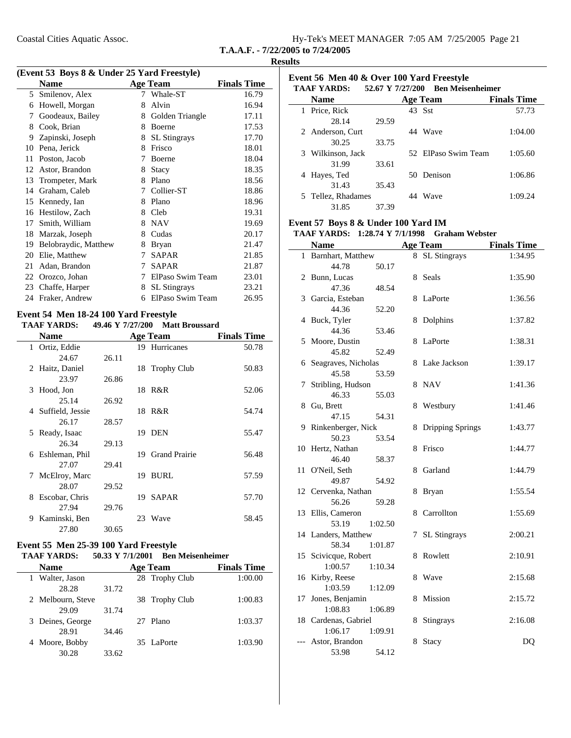## Results

### (Event 53 Boys 8 & Under 25 Yard Freestyle)

| | Name | Age | Team | Finals Time |
|---|---|---|---|---|
| 5 | Smilenov, Alex | 7 | Whale-ST | 16.79 |
| 6 | Howell, Morgan | 8 | Alvin | 16.94 |
| 7 | Goodeaux, Bailey | 8 | Golden Triangle | 17.11 |
| 8 | Cook, Brian | 8 | Boerne | 17.53 |
| 9 | Zapinski, Joseph | 8 | SL Stingrays | 17.70 |
| 10 | Pena, Jerick | 8 | Frisco | 18.01 |
| 11 | Poston, Jacob | 7 | Boerne | 18.04 |
| 12 | Astor, Brandon | 8 | Stacy | 18.35 |
| 13 | Trompeter, Mark | 8 | Plano | 18.56 |
| 14 | Graham, Caleb | 7 | Collier-ST | 18.86 |
| 15 | Kennedy, Ian | 8 | Plano | 18.96 |
| 16 | Hestilow, Zach | 8 | Cleb | 19.31 |
| 17 | Smith, William | 8 | NAV | 19.69 |
| 18 | Marzak, Joseph | 8 | Cudas | 20.17 |
| 19 | Belobraydic, Matthew | 8 | Bryan | 21.47 |
| 20 | Elie, Matthew | 7 | SAPAR | 21.85 |
| 21 | Adan, Brandon | 7 | SAPAR | 21.87 |
| 22 | Orozco, Johan | 7 | ElPaso Swim Team | 23.01 |
| 23 | Chaffe, Harper | 8 | SL Stingrays | 23.21 |
| 24 | Fraker, Andrew | 6 | ElPaso Swim Team | 26.95 |

### Event 54 Men 18-24 100 Yard Freestyle

**TAAF YARDS: 49.46 Y 7/27/200 Matt Broussard**

| | Name | | Age | Team | Finals Time |
|---|---|---|---|---|---|
| 1 | Ortiz, Eddie | | 19 | Hurricanes | 50.78 |
| | 24.67 | 26.11 | | | |
| 2 | Haitz, Daniel | | 18 | Trophy Club | 50.83 |
| | 23.97 | 26.86 | | | |
| 3 | Hood, Jon | | 18 | R&R | 52.06 |
| | 25.14 | 26.92 | | | |
| 4 | Suffield, Jessie | | 18 | R&R | 54.74 |
| | 26.17 | 28.57 | | | |
| 5 | Ready, Isaac | | 19 | DEN | 55.47 |
| | 26.34 | 29.13 | | | |
| 6 | Eshleman, Phil | | 19 | Grand Prairie | 56.48 |
| | 27.07 | 29.41 | | | |
| 7 | McElroy, Marc | | 19 | BURL | 57.59 |
| | 28.07 | 29.52 | | | |
| 8 | Escobar, Chris | | 19 | SAPAR | 57.70 |
| | 27.94 | 29.76 | | | |
| 9 | Kaminski, Ben | | 23 | Wave | 58.45 |
| | 27.80 | 30.65 | | | |

### Event 55 Men 25-39 100 Yard Freestyle

**TAAF YARDS: 50.33 Y 7/1/2001 Ben Meisenheimer**

| | Name | | Age | Team | Finals Time |
|---|---|---|---|---|---|
| 1 | Walter, Jason | | 28 | Trophy Club | 1:00.00 |
| | 28.28 | 31.72 | | | |
| 2 | Melbourn, Steve | | 38 | Trophy Club | 1:00.83 |
| | 29.09 | 31.74 | | | |
| 3 | Deines, George | | 27 | Plano | 1:03.37 |
| | 28.91 | 34.46 | | | |
| 4 | Moore, Bobby | | 35 | LaPorte | 1:03.90 |
| | 30.28 | 33.62 | | | |

### Event 56 Men 40 & Over 100 Yard Freestyle

**TAAF YARDS: 52.67 Y 7/27/200 Ben Meisenheimer**

| | Name | | Age | Team | Finals Time |
|---|---|---|---|---|---|
| 1 | Price, Rick | | 43 | Sst | 57.73 |
| | 28.14 | 29.59 | | | |
| 2 | Anderson, Curt | | 44 | Wave | 1:04.00 |
| | 30.25 | 33.75 | | | |
| 3 | Wilkinson, Jack | | 52 | ElPaso Swim Team | 1:05.60 |
| | 31.99 | 33.61 | | | |
| 4 | Hayes, Ted | | 50 | Denison | 1:06.86 |
| | 31.43 | 35.43 | | | |
| 5 | Tellez, Rhadames | | 44 | Wave | 1:09.24 |
| | 31.85 | 37.39 | | | |

### Event 57 Boys 8 & Under 100 Yard IM

**TAAF YARDS: 1:28.74 Y 7/1/1998 Graham Webster**

| | Name | | Age | Team | Finals Time |
|---|---|---|---|---|---|
| 1 | Barnhart, Matthew | | 8 | SL Stingrays | 1:34.95 |
| | 44.78 | 50.17 | | | |
| 2 | Bunn, Lucas | | 8 | Seals | 1:35.90 |
| | 47.36 | 48.54 | | | |
| 3 | Garcia, Esteban | | 8 | LaPorte | 1:36.56 |
| | 44.36 | 52.20 | | | |
| 4 | Buck, Tyler | | 8 | Dolphins | 1:37.82 |
| | 44.36 | 53.46 | | | |
| 5 | Moore, Dustin | | 8 | LaPorte | 1:38.31 |
| | 45.82 | 52.49 | | | |
| 6 | Seagraves, Nicholas | | 8 | Lake Jackson | 1:39.17 |
| | 45.58 | 53.59 | | | |
| 7 | Stribling, Hudson | | 8 | NAV | 1:41.36 |
| | 46.33 | 55.03 | | | |
| 8 | Gu, Brett | | 8 | Westbury | 1:41.46 |
| | 47.15 | 54.31 | | | |
| 9 | Rinkenberger, Nick | | 8 | Dripping Springs | 1:43.77 |
| | 50.23 | 53.54 | | | |
| 10 | Hertz, Nathan | | 8 | Frisco | 1:44.77 |
| | 46.40 | 58.37 | | | |
| 11 | O'Neil, Seth | | 8 | Garland | 1:44.79 |
| | 49.87 | 54.92 | | | |
| 12 | Cervenka, Nathan | | 8 | Bryan | 1:55.54 |
| | 56.26 | 59.28 | | | |
| 13 | Ellis, Cameron | | 8 | Carrollton | 1:55.69 |
| | 53.19 | 1:02.50 | | | |
| 14 | Landers, Matthew | | 7 | SL Stingrays | 2:00.21 |
| | 58.34 | 1:01.87 | | | |
| 15 | Scivicque, Robert | | 8 | Rowlett | 2:10.91 |
| | 1:00.57 | 1:10.34 | | | |
| 16 | Kirby, Reese | | 8 | Wave | 2:15.68 |
| | 1:03.59 | 1:12.09 | | | |
| 17 | Jones, Benjamin | | 8 | Mission | 2:15.72 |
| | 1:08.83 | 1:06.89 | | | |
| 18 | Cardenas, Gabriel | | 8 | Stingrays | 2:16.08 |
| | 1:06.17 | 1:09.91 | | | |
| --- | Astor, Brandon | | 8 | Stacy | DQ |
| | 53.98 | 54.12 | | | |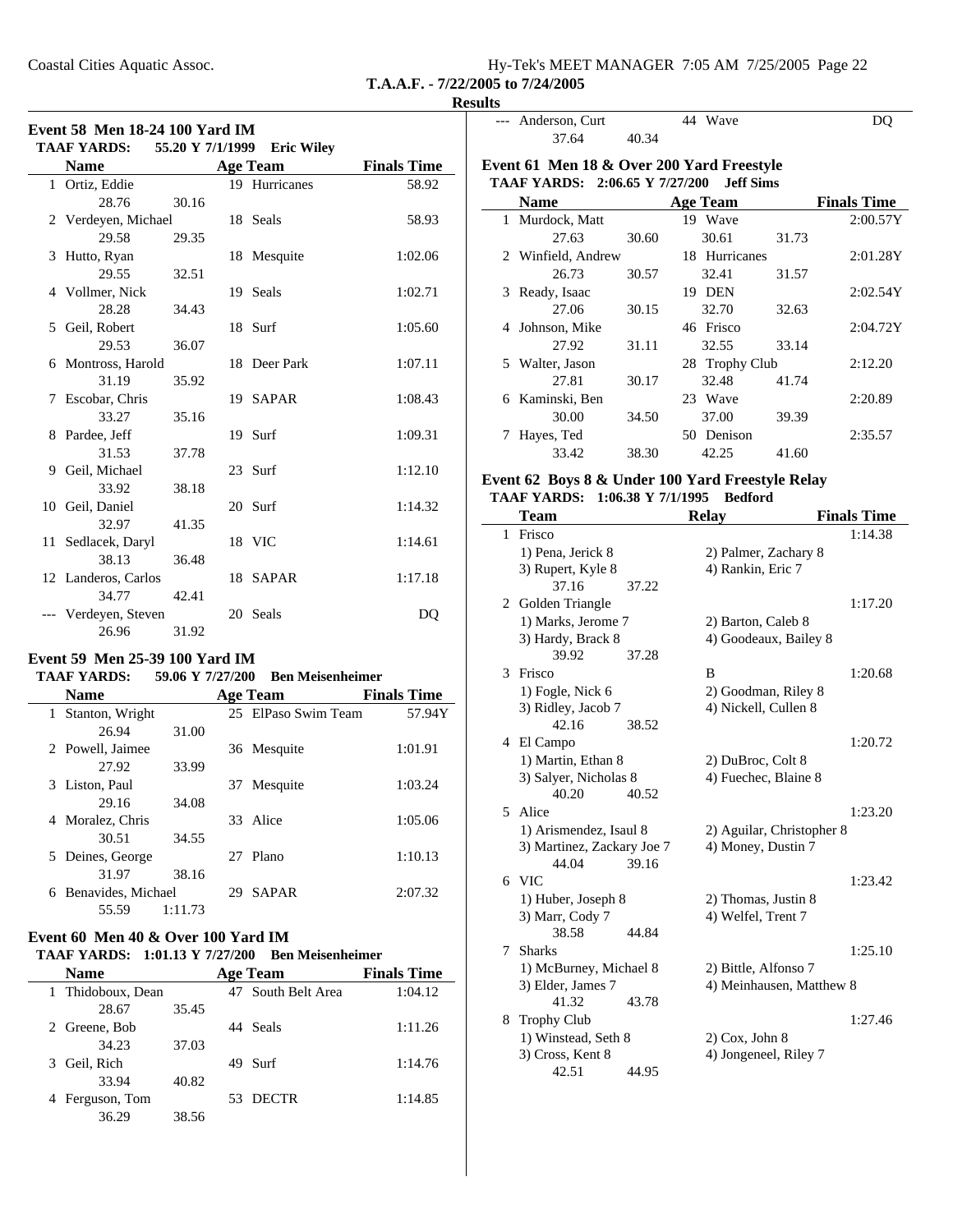**Results**

## Event 58 Men 18-24 100 Yard IM

**TAAF YARDS: 55.20 Y 7/1/1999 Eric Wiley**

| | Name | | Age | Team | Finals Time |
|---|---|---|---|---|---|
| 1 | Ortiz, Eddie | | 19 | Hurricanes | 58.92 |
| | 28.76 | 30.16 | | | |
| 2 | Verdeyen, Michael | | 18 | Seals | 58.93 |
| | 29.58 | 29.35 | | | |
| 3 | Hutto, Ryan | | 18 | Mesquite | 1:02.06 |
| | 29.55 | 32.51 | | | |
| 4 | Vollmer, Nick | | 19 | Seals | 1:02.71 |
| | 28.28 | 34.43 | | | |
| 5 | Geil, Robert | | 18 | Surf | 1:05.60 |
| | 29.53 | 36.07 | | | |
| 6 | Montross, Harold | | 18 | Deer Park | 1:07.11 |
| | 31.19 | 35.92 | | | |
| 7 | Escobar, Chris | | 19 | SAPAR | 1:08.43 |
| | 33.27 | 35.16 | | | |
| 8 | Pardee, Jeff | | 19 | Surf | 1:09.31 |
| | 31.53 | 37.78 | | | |
| 9 | Geil, Michael | | 23 | Surf | 1:12.10 |
| | 33.92 | 38.18 | | | |
| 10 | Geil, Daniel | | 20 | Surf | 1:14.32 |
| | 32.97 | 41.35 | | | |
| 11 | Sedlacek, Daryl | | 18 | VIC | 1:14.61 |
| | 38.13 | 36.48 | | | |
| 12 | Landeros, Carlos | | 18 | SAPAR | 1:17.18 |
| | 34.77 | 42.41 | | | |
| --- | Verdeyen, Steven | | 20 | Seals | DQ |
| | 26.96 | 31.92 | | | |

## Event 59 Men 25-39 100 Yard IM

**TAAF YARDS: 59.06 Y 7/27/200 Ben Meisenheimer**

| | Name | | Age | Team | Finals Time |
|---|---|---|---|---|---|
| 1 | Stanton, Wright | | 25 | ElPaso Swim Team | 57.94Y |
| | 26.94 | 31.00 | | | |
| 2 | Powell, Jaimee | | 36 | Mesquite | 1:01.91 |
| | 27.92 | 33.99 | | | |
| 3 | Liston, Paul | | 37 | Mesquite | 1:03.24 |
| | 29.16 | 34.08 | | | |
| 4 | Moralez, Chris | | 33 | Alice | 1:05.06 |
| | 30.51 | 34.55 | | | |
| 5 | Deines, George | | 27 | Plano | 1:10.13 |
| | 31.97 | 38.16 | | | |
| 6 | Benavides, Michael | | 29 | SAPAR | 2:07.32 |
| | 55.59 | 1:11.73 | | | |

## Event 60 Men 40 & Over 100 Yard IM

**TAAF YARDS: 1:01.13 Y 7/27/200 Ben Meisenheimer**

| | Name | | Age | Team | Finals Time |
|---|---|---|---|---|---|
| 1 | Thidoboux, Dean | | 47 | South Belt Area | 1:04.12 |
| | 28.67 | 35.45 | | | |
| 2 | Greene, Bob | | 44 | Seals | 1:11.26 |
| | 34.23 | 37.03 | | | |
| 3 | Geil, Rich | | 49 | Surf | 1:14.76 |
| | 33.94 | 40.82 | | | |
| 4 | Ferguson, Tom | | 53 | DECTR | 1:14.85 |
| | 36.29 | 38.56 | | | |
| --- | Anderson, Curt | | 44 | Wave | DQ |
| | 37.64 | 40.34 | | | |

## Event 61 Men 18 & Over 200 Yard Freestyle

**TAAF YARDS: 2:06.65 Y 7/27/200 Jeff Sims**

| | Name | | Age | Team | | Finals Time |
|---|---|---|---|---|---|---|
| 1 | Murdock, Matt | | 19 | Wave | | 2:00.57Y |
| | 27.63 | 30.60 | | 30.61 | 31.73 | |
| 2 | Winfield, Andrew | | 18 | Hurricanes | | 2:01.28Y |
| | 26.73 | 30.57 | | 32.41 | 31.57 | |
| 3 | Ready, Isaac | | 19 | DEN | | 2:02.54Y |
| | 27.06 | 30.15 | | 32.70 | 32.63 | |
| 4 | Johnson, Mike | | 46 | Frisco | | 2:04.72Y |
| | 27.92 | 31.11 | | 32.55 | 33.14 | |
| 5 | Walter, Jason | | 28 | Trophy Club | | 2:12.20 |
| | 27.81 | 30.17 | | 32.48 | 41.74 | |
| 6 | Kaminski, Ben | | 23 | Wave | | 2:20.89 |
| | 30.00 | 34.50 | | 37.00 | 39.39 | |
| 7 | Hayes, Ted | | 50 | Denison | | 2:35.57 |
| | 33.42 | 38.30 | | 42.25 | 41.60 | |

## Event 62 Boys 8 & Under 100 Yard Freestyle Relay

**TAAF YARDS: 1:06.38 Y 7/1/1995 Bedford**

| | Team | | Relay | Finals Time |
|---|---|---|---|---|
| 1 | Frisco | | | 1:14.38 |
| | 1) Pena, Jerick 8 | | 2) Palmer, Zachary 8 | |
| | 3) Rupert, Kyle 8 | | 4) Rankin, Eric 7 | |
| | 37.16 | 37.22 | | |
| 2 | Golden Triangle | | | 1:17.20 |
| | 1) Marks, Jerome 7 | | 2) Barton, Caleb 8 | |
| | 3) Hardy, Brack 8 | | 4) Goodeaux, Bailey 8 | |
| | 39.92 | 37.28 | | |
| 3 | Frisco | | B | 1:20.68 |
| | 1) Fogle, Nick 6 | | 2) Goodman, Riley 8 | |
| | 3) Ridley, Jacob 7 | | 4) Nickell, Cullen 8 | |
| | 42.16 | 38.52 | | |
| 4 | El Campo | | | 1:20.72 |
| | 1) Martin, Ethan 8 | | 2) DuBroc, Colt 8 | |
| | 3) Salyer, Nicholas 8 | | 4) Fuechec, Blaine 8 | |
| | 40.20 | 40.52 | | |
| 5 | Alice | | | 1:23.20 |
| | 1) Arismendez, Isaul 8 | | 2) Aguilar, Christopher 8 | |
| | 3) Martinez, Zackary Joe 7 | | 4) Money, Dustin 7 | |
| | 44.04 | 39.16 | | |
| 6 | VIC | | | 1:23.42 |
| | 1) Huber, Joseph 8 | | 2) Thomas, Justin 8 | |
| | 3) Marr, Cody 7 | | 4) Welfel, Trent 7 | |
| | 38.58 | 44.84 | | |
| 7 | Sharks | | | 1:25.10 |
| | 1) McBurney, Michael 8 | | 2) Bittle, Alfonso 7 | |
| | 3) Elder, James 7 | | 4) Meinhausen, Matthew 8 | |
| | 41.32 | 43.78 | | |
| 8 | Trophy Club | | | 1:27.46 |
| | 1) Winstead, Seth 8 | | 2) Cox, John 8 | |
| | 3) Cross, Kent 8 | | 4) Jongeneel, Riley 7 | |
| | 42.51 | 44.95 | | |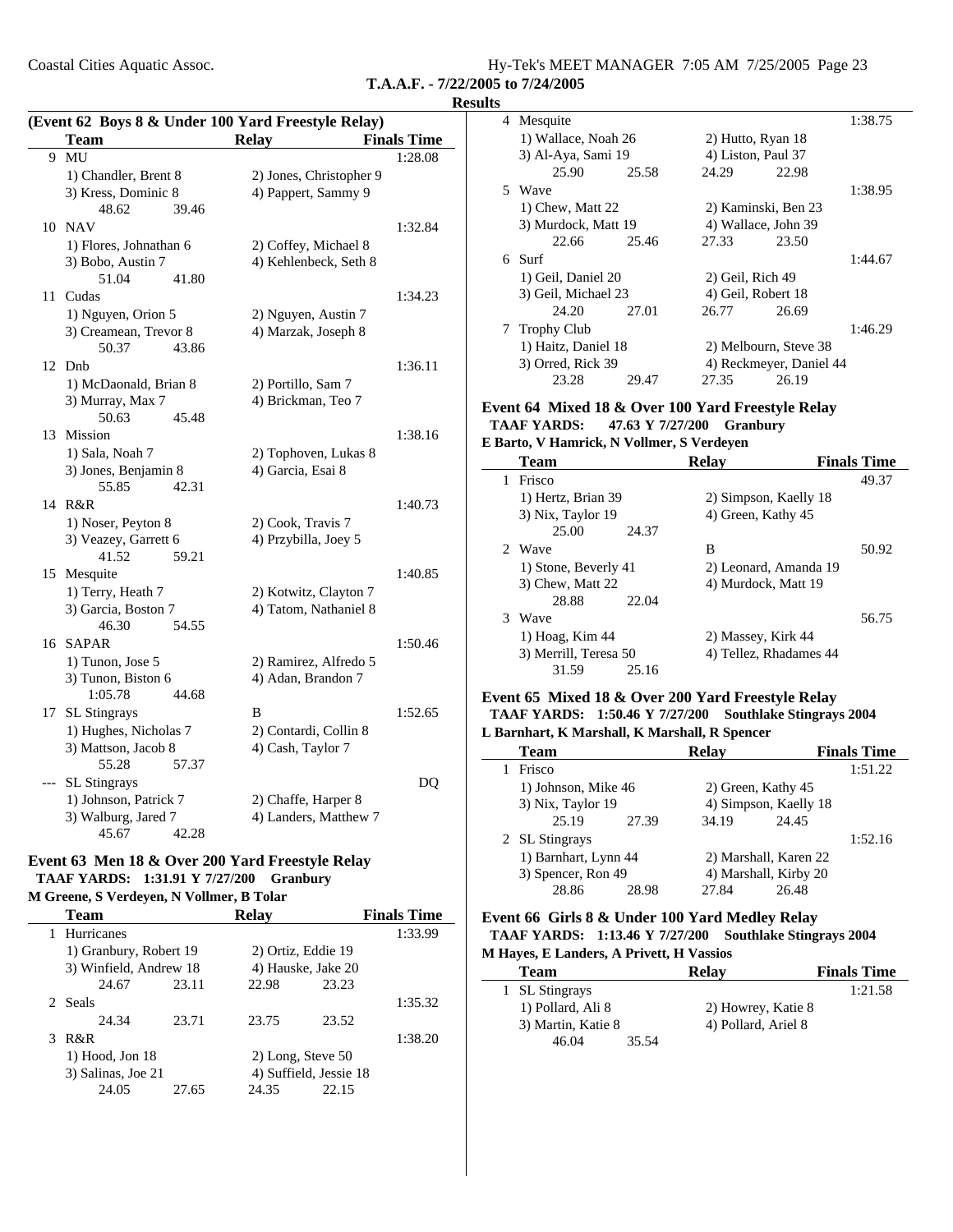**Results**

(Event 62 Boys 8 & Under 100 Yard Freestyle Relay)

| | Team | Relay | Finals Time |
|---|---|---|---|
| 9 | MU | | 1:28.08 |
| | 1) Chandler, Brent 8 | 2) Jones, Christopher 9 | |
| | 3) Kress, Dominic 8 | 4) Pappert, Sammy 9 | |
| | 48.62 39.46 | | |
| 10 | NAV | | 1:32.84 |
| | 1) Flores, Johnathan 6 | 2) Coffey, Michael 8 | |
| | 3) Bobo, Austin 7 | 4) Kehlenbeck, Seth 8 | |
| | 51.04 41.80 | | |
| 11 | Cudas | | 1:34.23 |
| | 1) Nguyen, Orion 5 | 2) Nguyen, Austin 7 | |
| | 3) Creamean, Trevor 8 | 4) Marzak, Joseph 8 | |
| | 50.37 43.86 | | |
| 12 | Dnb | | 1:36.11 |
| | 1) McDaonald, Brian 8 | 2) Portillo, Sam 7 | |
| | 3) Murray, Max 7 | 4) Brickman, Teo 7 | |
| | 50.63 45.48 | | |
| 13 | Mission | | 1:38.16 |
| | 1) Sala, Noah 7 | 2) Tophoven, Lukas 8 | |
| | 3) Jones, Benjamin 8 | 4) Garcia, Esai 8 | |
| | 55.85 42.31 | | |
| 14 | R&R | | 1:40.73 |
| | 1) Noser, Peyton 8 | 2) Cook, Travis 7 | |
| | 3) Veazey, Garrett 6 | 4) Przybilla, Joey 5 | |
| | 41.52 59.21 | | |
| 15 | Mesquite | | 1:40.85 |
| | 1) Terry, Heath 7 | 2) Kotwitz, Clayton 7 | |
| | 3) Garcia, Boston 7 | 4) Tatom, Nathaniel 8 | |
| | 46.30 54.55 | | |
| 16 | SAPAR | | 1:50.46 |
| | 1) Tunon, Jose 5 | 2) Ramirez, Alfredo 5 | |
| | 3) Tunon, Biston 6 | 4) Adan, Brandon 7 | |
| | 1:05.78 44.68 | | |
| 17 | SL Stingrays | B | 1:52.65 |
| | 1) Hughes, Nicholas 7 | 2) Contardi, Collin 8 | |
| | 3) Mattson, Jacob 8 | 4) Cash, Taylor 7 | |
| | 55.28 57.37 | | |
| --- | SL Stingrays | | DQ |
| | 1) Johnson, Patrick 7 | 2) Chaffe, Harper 8 | |
| | 3) Walburg, Jared 7 | 4) Landers, Matthew 7 | |
| | 45.67 42.28 | | |

### Event 63 Men 18 & Over 200 Yard Freestyle Relay

**TAAF YARDS: 1:31.91 Y 7/27/200 Granbury**
**M Greene, S Verdeyen, N Vollmer, B Tolar**

| | Team | Relay | Finals Time |
|---|---|---|---|
| 1 | Hurricanes | | 1:33.99 |
| | 1) Granbury, Robert 19 | 2) Ortiz, Eddie 19 | |
| | 3) Winfield, Andrew 18 | 4) Hauske, Jake 20 | |
| | 24.67 23.11 | 22.98 23.23 | |
| 2 | Seals | | 1:35.32 |
| | 24.34 23.71 | 23.75 23.52 | |
| 3 | R&R | | 1:38.20 |
| | 1) Hood, Jon 18 | 2) Long, Steve 50 | |
| | 3) Salinas, Joe 21 | 4) Suffield, Jessie 18 | |
| | 24.05 27.65 | 24.35 22.15 | |
| 4 | Mesquite | | 1:38.75 |
| | 1) Wallace, Noah 26 | 2) Hutto, Ryan 18 | |
| | 3) Al-Aya, Sami 19 | 4) Liston, Paul 37 | |
| | 25.90 25.58 | 24.29 22.98 | |
| 5 | Wave | | 1:38.95 |
| | 1) Chew, Matt 22 | 2) Kaminski, Ben 23 | |
| | 3) Murdock, Matt 19 | 4) Wallace, John 39 | |
| | 22.66 25.46 | 27.33 23.50 | |
| 6 | Surf | | 1:44.67 |
| | 1) Geil, Daniel 20 | 2) Geil, Rich 49 | |
| | 3) Geil, Michael 23 | 4) Geil, Robert 18 | |
| | 24.20 27.01 | 26.77 26.69 | |
| 7 | Trophy Club | | 1:46.29 |
| | 1) Haitz, Daniel 18 | 2) Melbourn, Steve 38 | |
| | 3) Orred, Rick 39 | 4) Reckmeyer, Daniel 44 | |
| | 23.28 29.47 | 27.35 26.19 | |

### Event 64 Mixed 18 & Over 100 Yard Freestyle Relay

**TAAF YARDS: 47.63 Y 7/27/200 Granbury**
**E Barto, V Hamrick, N Vollmer, S Verdeyen**

| | Team | Relay | Finals Time |
|---|---|---|---|
| 1 | Frisco | | 49.37 |
| | 1) Hertz, Brian 39 | 2) Simpson, Kaelly 18 | |
| | 3) Nix, Taylor 19 | 4) Green, Kathy 45 | |
| | 25.00 24.37 | | |
| 2 | Wave | B | 50.92 |
| | 1) Stone, Beverly 41 | 2) Leonard, Amanda 19 | |
| | 3) Chew, Matt 22 | 4) Murdock, Matt 19 | |
| | 28.88 22.04 | | |
| 3 | Wave | | 56.75 |
| | 1) Hoag, Kim 44 | 2) Massey, Kirk 44 | |
| | 3) Merrill, Teresa 50 | 4) Tellez, Rhadames 44 | |
| | 31.59 25.16 | | |

### Event 65 Mixed 18 & Over 200 Yard Freestyle Relay

**TAAF YARDS: 1:50.46 Y 7/27/200 Southlake Stingrays 2004**
**L Barnhart, K Marshall, K Marshall, R Spencer**

| | Team | Relay | Finals Time |
|---|---|---|---|
| 1 | Frisco | | 1:51.22 |
| | 1) Johnson, Mike 46 | 2) Green, Kathy 45 | |
| | 3) Nix, Taylor 19 | 4) Simpson, Kaelly 18 | |
| | 25.19 27.39 | 34.19 24.45 | |
| 2 | SL Stingrays | | 1:52.16 |
| | 1) Barnhart, Lynn 44 | 2) Marshall, Karen 22 | |
| | 3) Spencer, Ron 49 | 4) Marshall, Kirby 20 | |
| | 28.86 28.98 | 27.84 26.48 | |

### Event 66 Girls 8 & Under 100 Yard Medley Relay

**TAAF YARDS: 1:13.46 Y 7/27/200 Southlake Stingrays 2004**
**M Hayes, E Landers, A Privett, H Vassios**

| | Team | Relay | Finals Time |
|---|---|---|---|
| 1 | SL Stingrays | | 1:21.58 |
| | 1) Pollard, Ali 8 | 2) Howrey, Katie 8 | |
| | 3) Martin, Katie 8 | 4) Pollard, Ariel 8 | |
| | 46.04 35.54 | | |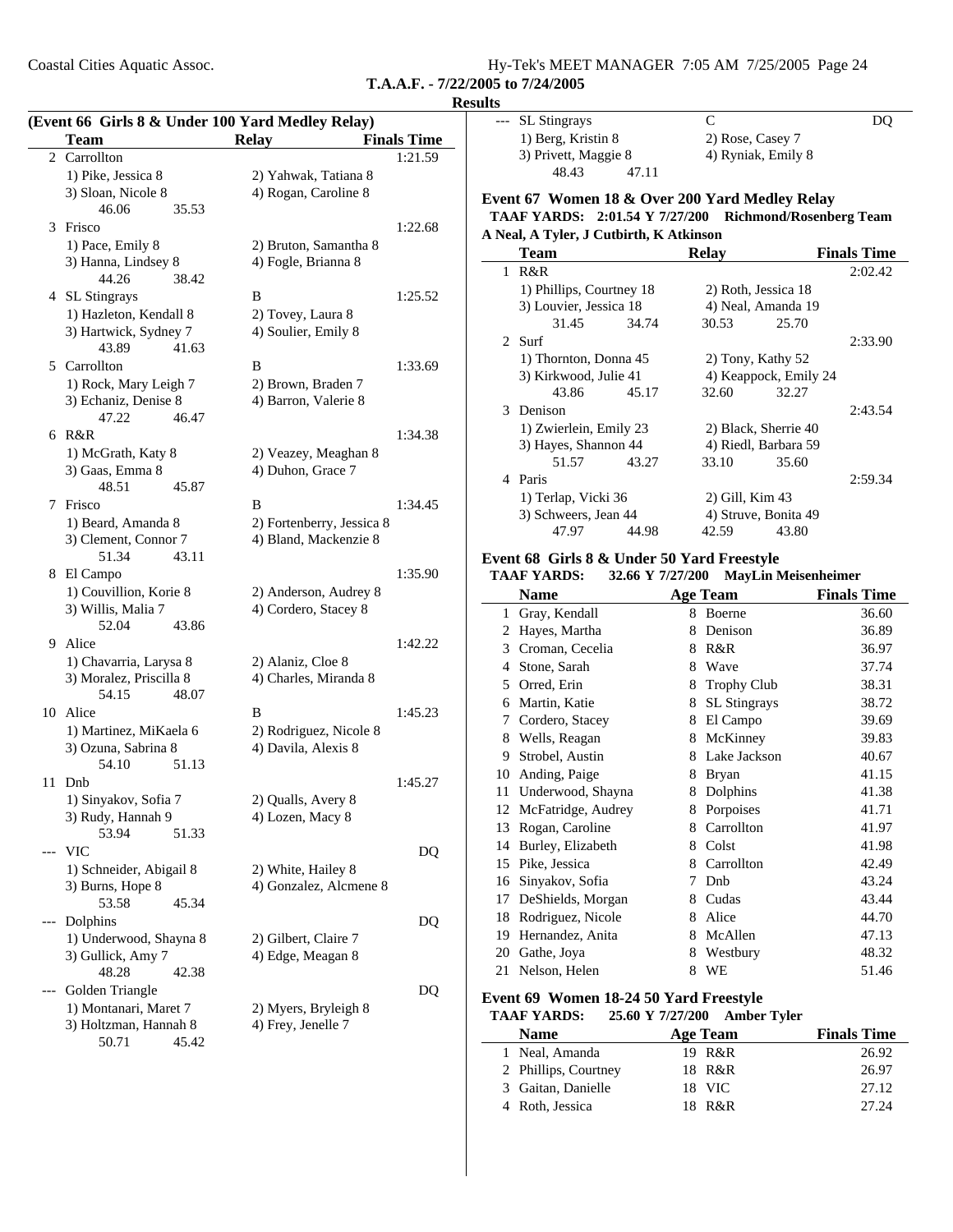**T.A.A.F. - 7/22/2005 to 7/24/2005**

**Results**

**(Event 66 Girls 8 & Under 100 Yard Medley Relay)**

| | Team | Relay | Finals Time |
|---|---|---|---|
| 2 | Carrollton | | 1:21.59 |
| | 1) Pike, Jessica 8 | 2) Yahwak, Tatiana 8 | |
| | 3) Sloan, Nicole 8 | 4) Rogan, Caroline 8 | |
| | 46.06 35.53 | | |
| 3 | Frisco | | 1:22.68 |
| | 1) Pace, Emily 8 | 2) Bruton, Samantha 8 | |
| | 3) Hanna, Lindsey 8 | 4) Fogle, Brianna 8 | |
| | 44.26 38.42 | | |
| 4 | SL Stingrays | B | 1:25.52 |
| | 1) Hazleton, Kendall 8 | 2) Tovey, Laura 8 | |
| | 3) Hartwick, Sydney 7 | 4) Soulier, Emily 8 | |
| | 43.89 41.63 | | |
| 5 | Carrollton | B | 1:33.69 |
| | 1) Rock, Mary Leigh 7 | 2) Brown, Braden 7 | |
| | 3) Echaniz, Denise 8 | 4) Barron, Valerie 8 | |
| | 47.22 46.47 | | |
| 6 | R&R | | 1:34.38 |
| | 1) McGrath, Katy 8 | 2) Veazey, Meaghan 8 | |
| | 3) Gaas, Emma 8 | 4) Duhon, Grace 7 | |
| | 48.51 45.87 | | |
| 7 | Frisco | B | 1:34.45 |
| | 1) Beard, Amanda 8 | 2) Fortenberry, Jessica 8 | |
| | 3) Clement, Connor 7 | 4) Bland, Mackenzie 8 | |
| | 51.34 43.11 | | |
| 8 | El Campo | | 1:35.90 |
| | 1) Couvillion, Korie 8 | 2) Anderson, Audrey 8 | |
| | 3) Willis, Malia 7 | 4) Cordero, Stacey 8 | |
| | 52.04 43.86 | | |
| 9 | Alice | | 1:42.22 |
| | 1) Chavarria, Larysa 8 | 2) Alaniz, Cloe 8 | |
| | 3) Moralez, Priscilla 8 | 4) Charles, Miranda 8 | |
| | 54.15 48.07 | | |
| 10 | Alice | B | 1:45.23 |
| | 1) Martinez, MiKaela 6 | 2) Rodriguez, Nicole 8 | |
| | 3) Ozuna, Sabrina 8 | 4) Davila, Alexis 8 | |
| | 54.10 51.13 | | |
| 11 | Dnb | | 1:45.27 |
| | 1) Sinyakov, Sofia 7 | 2) Qualls, Avery 8 | |
| | 3) Rudy, Hannah 9 | 4) Lozen, Macy 8 | |
| | 53.94 51.33 | | |
| --- | VIC | | DQ |
| | 1) Schneider, Abigail 8 | 2) White, Hailey 8 | |
| | 3) Burns, Hope 8 | 4) Gonzalez, Alcmene 8 | |
| | 53.58 45.34 | | |
| --- | Dolphins | | DQ |
| | 1) Underwood, Shayna 8 | 2) Gilbert, Claire 7 | |
| | 3) Gullick, Amy 7 | 4) Edge, Meagan 8 | |
| | 48.28 42.38 | | |
| --- | Golden Triangle | | DQ |
| | 1) Montanari, Maret 7 | 2) Myers, Bryleigh 8 | |
| | 3) Holtzman, Hannah 8 | 4) Frey, Jenelle 7 | |
| | 50.71 45.42 | | |
| --- | SL Stingrays | C | DQ |
| | 1) Berg, Kristin 8 | 2) Rose, Casey 7 | |
| | 3) Privett, Maggie 8 | 4) Ryniak, Emily 8 | |
| | 48.43 47.11 | | |

### Event 67 Women 18 & Over 200 Yard Medley Relay

**TAAF YARDS: 2:01.54 Y 7/27/200 Richmond/Rosenberg Team**
**A Neal, A Tyler, J Cutbirth, K Atkinson**

| | Team | Relay | Finals Time |
|---|---|---|---|
| 1 | R&R | | 2:02.42 |
| | 1) Phillips, Courtney 18 | 2) Roth, Jessica 18 | |
| | 3) Louvier, Jessica 18 | 4) Neal, Amanda 19 | |
| | 31.45 34.74 | 30.53 25.70 | |
| 2 | Surf | | 2:33.90 |
| | 1) Thornton, Donna 45 | 2) Tony, Kathy 52 | |
| | 3) Kirkwood, Julie 41 | 4) Keappock, Emily 24 | |
| | 43.86 45.17 | 32.60 32.27 | |
| 3 | Denison | | 2:43.54 |
| | 1) Zwierlein, Emily 23 | 2) Black, Sherrie 40 | |
| | 3) Hayes, Shannon 44 | 4) Riedl, Barbara 59 | |
| | 51.57 43.27 | 33.10 35.60 | |
| 4 | Paris | | 2:59.34 |
| | 1) Terlap, Vicki 36 | 2) Gill, Kim 43 | |
| | 3) Schweers, Jean 44 | 4) Struve, Bonita 49 | |
| | 47.97 44.98 | 42.59 43.80 | |

### Event 68 Girls 8 & Under 50 Yard Freestyle

**TAAF YARDS: 32.66 Y 7/27/200 MayLin Meisenheimer**

| | Name | Age | Team | Finals Time |
|---|---|---|---|---|
| 1 | Gray, Kendall | 8 | Boerne | 36.60 |
| 2 | Hayes, Martha | 8 | Denison | 36.89 |
| 3 | Croman, Cecelia | 8 | R&R | 36.97 |
| 4 | Stone, Sarah | 8 | Wave | 37.74 |
| 5 | Orred, Erin | 8 | Trophy Club | 38.31 |
| 6 | Martin, Katie | 8 | SL Stingrays | 38.72 |
| 7 | Cordero, Stacey | 8 | El Campo | 39.69 |
| 8 | Wells, Reagan | 8 | McKinney | 39.83 |
| 9 | Strobel, Austin | 8 | Lake Jackson | 40.67 |
| 10 | Anding, Paige | 8 | Bryan | 41.15 |
| 11 | Underwood, Shayna | 8 | Dolphins | 41.38 |
| 12 | McFatridge, Audrey | 8 | Porpoises | 41.71 |
| 13 | Rogan, Caroline | 8 | Carrollton | 41.97 |
| 14 | Burley, Elizabeth | 8 | Colst | 41.98 |
| 15 | Pike, Jessica | 8 | Carrollton | 42.49 |
| 16 | Sinyakov, Sofia | 7 | Dnb | 43.24 |
| 17 | DeShields, Morgan | 8 | Cudas | 43.44 |
| 18 | Rodriguez, Nicole | 8 | Alice | 44.70 |
| 19 | Hernandez, Anita | 8 | McAllen | 47.13 |
| 20 | Gathe, Joya | 8 | Westbury | 48.32 |
| 21 | Nelson, Helen | 8 | WE | 51.46 |

### Event 69 Women 18-24 50 Yard Freestyle

**TAAF YARDS: 25.60 Y 7/27/200 Amber Tyler**

| | Name | Age | Team | Finals Time |
|---|---|---|---|---|
| 1 | Neal, Amanda | 19 | R&R | 26.92 |
| 2 | Phillips, Courtney | 18 | R&R | 26.97 |
| 3 | Gaitan, Danielle | 18 | VIC | 27.12 |
| 4 | Roth, Jessica | 18 | R&R | 27.24 |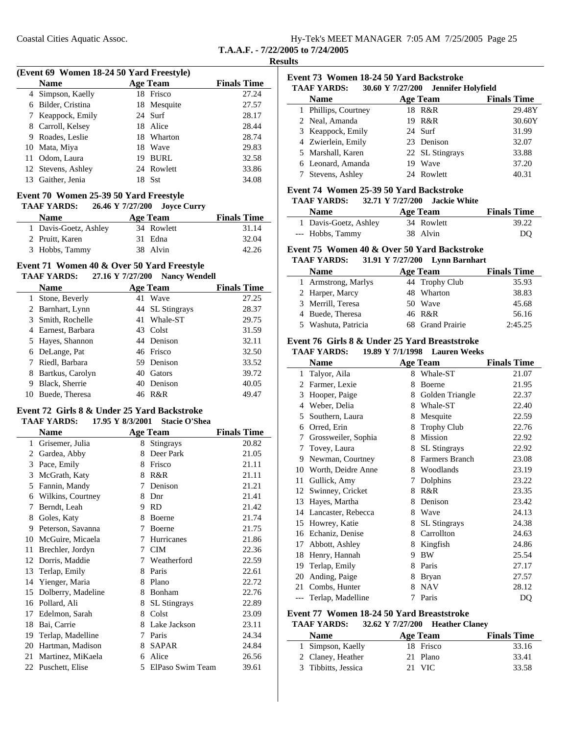**T.A.A.F. - 7/22/2005 to 7/24/2005**

**Results**

### (Event 69 Women 18-24 50 Yard Freestyle)

| | Name | Age | Team | Finals Time |
|---|---|---|---|---|
| 4 | Simpson, Kaelly | 18 | Frisco | 27.24 |
| 6 | Bilder, Cristina | 18 | Mesquite | 27.57 |
| 7 | Keappock, Emily | 24 | Surf | 28.17 |
| 8 | Carroll, Kelsey | 18 | Alice | 28.44 |
| 9 | Roades, Leslie | 18 | Wharton | 28.74 |
| 10 | Mata, Miya | 18 | Wave | 29.83 |
| 11 | Odom, Laura | 19 | BURL | 32.58 |
| 12 | Stevens, Ashley | 24 | Rowlett | 33.86 |
| 13 | Gaither, Jenia | 18 | Sst | 34.08 |

### Event 70 Women 25-39 50 Yard Freestyle

**TAAF YARDS:** 26.46 Y 7/27/200 Joyce Curry

| | Name | Age | Team | Finals Time |
|---|---|---|---|---|
| 1 | Davis-Goetz, Ashley | 34 | Rowlett | 31.14 |
| 2 | Pruitt, Karen | 31 | Edna | 32.04 |
| 3 | Hobbs, Tammy | 38 | Alvin | 42.26 |

### Event 71 Women 40 & Over 50 Yard Freestyle

**TAAF YARDS:** 27.16 Y 7/27/200 Nancy Wendell

| | Name | Age | Team | Finals Time |
|---|---|---|---|---|
| 1 | Stone, Beverly | 41 | Wave | 27.25 |
| 2 | Barnhart, Lynn | 44 | SL Stingrays | 28.37 |
| 3 | Smith, Rochelle | 41 | Whale-ST | 29.75 |
| 4 | Earnest, Barbara | 43 | Colst | 31.59 |
| 5 | Hayes, Shannon | 44 | Denison | 32.11 |
| 6 | DeLange, Pat | 46 | Frisco | 32.50 |
| 7 | Riedl, Barbara | 59 | Denison | 33.52 |
| 8 | Bartkus, Carolyn | 40 | Gators | 39.72 |
| 9 | Black, Sherrie | 40 | Denison | 40.05 |
| 10 | Buede, Theresa | 46 | R&R | 49.47 |

### Event 72 Girls 8 & Under 25 Yard Backstroke

**TAAF YARDS:** 17.95 Y 8/3/2001 Stacie O'Shea

| | Name | Age | Team | Finals Time |
|---|---|---|---|---|
| 1 | Grisemer, Julia | 8 | Stingrays | 20.82 |
| 2 | Gardea, Abby | 8 | Deer Park | 21.05 |
| 3 | Pace, Emily | 8 | Frisco | 21.11 |
| 3 | McGrath, Katy | 8 | R&R | 21.11 |
| 5 | Fannin, Mandy | 7 | Denison | 21.21 |
| 6 | Wilkins, Courtney | 8 | Dnr | 21.41 |
| 7 | Berndt, Leah | 9 | RD | 21.42 |
| 8 | Goles, Katy | 8 | Boerne | 21.74 |
| 9 | Peterson, Savanna | 7 | Boerne | 21.75 |
| 10 | McGuire, Micaela | 7 | Hurricanes | 21.86 |
| 11 | Brechler, Jordyn | 7 | CIM | 22.36 |
| 12 | Dorris, Maddie | 7 | Weatherford | 22.59 |
| 13 | Terlap, Emily | 8 | Paris | 22.61 |
| 14 | Yienger, Maria | 8 | Plano | 22.72 |
| 15 | Dolberry, Madeline | 8 | Bonham | 22.76 |
| 16 | Pollard, Ali | 8 | SL Stingrays | 22.89 |
| 17 | Edelmon, Sarah | 8 | Colst | 23.09 |
| 18 | Bai, Carrie | 8 | Lake Jackson | 23.11 |
| 19 | Terlap, Madelline | 7 | Paris | 24.34 |
| 20 | Hartman, Madison | 8 | SAPAR | 24.84 |
| 21 | Martinez, MiKaela | 6 | Alice | 26.56 |
| 22 | Puschett, Elise | 5 | ElPaso Swim Team | 39.61 |

### Event 73 Women 18-24 50 Yard Backstroke

**TAAF YARDS:** 30.60 Y 7/27/200 Jennifer Holyfield

| | Name | Age | Team | Finals Time |
|---|---|---|---|---|
| 1 | Phillips, Courtney | 18 | R&R | 29.48Y |
| 2 | Neal, Amanda | 19 | R&R | 30.60Y |
| 3 | Keappock, Emily | 24 | Surf | 31.99 |
| 4 | Zwierlein, Emily | 23 | Denison | 32.07 |
| 5 | Marshall, Karen | 22 | SL Stingrays | 33.88 |
| 6 | Leonard, Amanda | 19 | Wave | 37.20 |
| 7 | Stevens, Ashley | 24 | Rowlett | 40.31 |

### Event 74 Women 25-39 50 Yard Backstroke

**TAAF YARDS:** 32.71 Y 7/27/200 Jackie White

| | Name | Age | Team | Finals Time |
|---|---|---|---|---|
| 1 | Davis-Goetz, Ashley | 34 | Rowlett | 39.22 |
| --- | Hobbs, Tammy | 38 | Alvin | DQ |

### Event 75 Women 40 & Over 50 Yard Backstroke

**TAAF YARDS:** 31.91 Y 7/27/200 Lynn Barnhart

| | Name | Age | Team | Finals Time |
|---|---|---|---|---|
| 1 | Armstrong, Marlys | 44 | Trophy Club | 35.93 |
| 2 | Harper, Marcy | 48 | Wharton | 38.83 |
| 3 | Merrill, Teresa | 50 | Wave | 45.68 |
| 4 | Buede, Theresa | 46 | R&R | 56.16 |
| 5 | Washuta, Patricia | 68 | Grand Prairie | 2:45.25 |

### Event 76 Girls 8 & Under 25 Yard Breaststroke

**TAAF YARDS:** 19.89 Y 7/1/1998 Lauren Weeks

| | Name | Age | Team | Finals Time |
|---|---|---|---|---|
| 1 | Talyor, Aila | 8 | Whale-ST | 21.07 |
| 2 | Farmer, Lexie | 8 | Boerne | 21.95 |
| 3 | Hooper, Paige | 8 | Golden Triangle | 22.37 |
| 4 | Weber, Delia | 8 | Whale-ST | 22.40 |
| 5 | Southern, Laura | 8 | Mesquite | 22.59 |
| 6 | Orred, Erin | 8 | Trophy Club | 22.76 |
| 7 | Grossweiler, Sophia | 8 | Mission | 22.92 |
| 7 | Tovey, Laura | 8 | SL Stingrays | 22.92 |
| 9 | Newman, Courtney | 8 | Farmers Branch | 23.08 |
| 10 | Worth, Deidre Anne | 8 | Woodlands | 23.19 |
| 11 | Gullick, Amy | 7 | Dolphins | 23.22 |
| 12 | Swinney, Cricket | 8 | R&R | 23.35 |
| 13 | Hayes, Martha | 8 | Denison | 23.42 |
| 14 | Lancaster, Rebecca | 8 | Wave | 24.13 |
| 15 | Howrey, Katie | 8 | SL Stingrays | 24.38 |
| 16 | Echaniz, Denise | 8 | Carrollton | 24.63 |
| 17 | Abbott, Ashley | 8 | Kingfish | 24.86 |
| 18 | Henry, Hannah | 9 | BW | 25.54 |
| 19 | Terlap, Emily | 8 | Paris | 27.17 |
| 20 | Anding, Paige | 8 | Bryan | 27.57 |
| 21 | Combs, Hunter | 8 | NAV | 28.12 |
| --- | Terlap, Madelline | 7 | Paris | DQ |

### Event 77 Women 18-24 50 Yard Breaststroke

**TAAF YARDS:** 32.62 Y 7/27/200 Heather Claney

| | Name | Age | Team | Finals Time |
|---|---|---|---|---|
| 1 | Simpson, Kaelly | 18 | Frisco | 33.16 |
| 2 | Claney, Heather | 21 | Plano | 33.41 |
| 3 | Tibbitts, Jessica | 21 | VIC | 33.58 |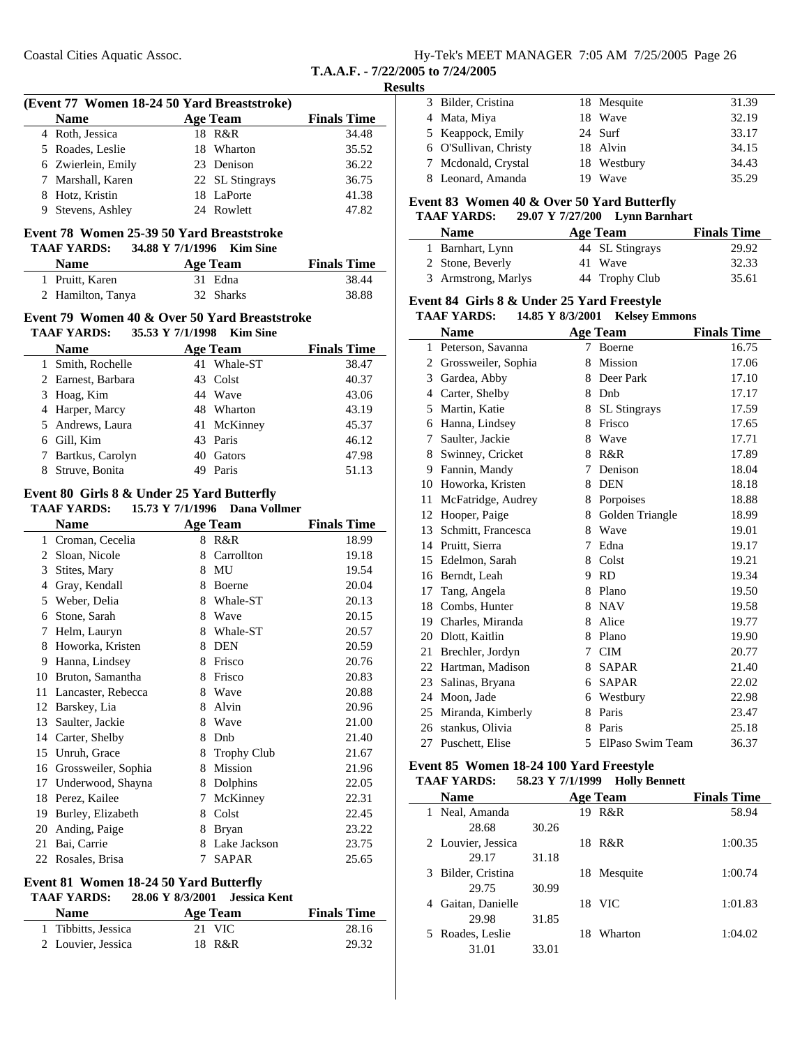T.A.A.F. - 7/22/2005 to 7/24/2005

**Results**

### (Event 77 Women 18-24 50 Yard Breaststroke)

| | Name | Age | Team | Finals Time |
|---|---|---|---|---|
| 4 | Roth, Jessica | 18 | R&R | 34.48 |
| 5 | Roades, Leslie | 18 | Wharton | 35.52 |
| 6 | Zwierlein, Emily | 23 | Denison | 36.22 |
| 7 | Marshall, Karen | 22 | SL Stingrays | 36.75 |
| 8 | Hotz, Kristin | 18 | LaPorte | 41.38 |
| 9 | Stevens, Ashley | 24 | Rowlett | 47.82 |

### Event 78 Women 25-39 50 Yard Breaststroke

**TAAF YARDS: 34.88 Y 7/1/1996 Kim Sine**

| | Name | Age | Team | Finals Time |
|---|---|---|---|---|
| 1 | Pruitt, Karen | 31 | Edna | 38.44 |
| 2 | Hamilton, Tanya | 32 | Sharks | 38.88 |

### Event 79 Women 40 & Over 50 Yard Breaststroke

**TAAF YARDS: 35.53 Y 7/1/1998 Kim Sine**

| | Name | Age | Team | Finals Time |
|---|---|---|---|---|
| 1 | Smith, Rochelle | 41 | Whale-ST | 38.47 |
| 2 | Earnest, Barbara | 43 | Colst | 40.37 |
| 3 | Hoag, Kim | 44 | Wave | 43.06 |
| 4 | Harper, Marcy | 48 | Wharton | 43.19 |
| 5 | Andrews, Laura | 41 | McKinney | 45.37 |
| 6 | Gill, Kim | 43 | Paris | 46.12 |
| 7 | Bartkus, Carolyn | 40 | Gators | 47.98 |
| 8 | Struve, Bonita | 49 | Paris | 51.13 |

### Event 80 Girls 8 & Under 25 Yard Butterfly

**TAAF YARDS: 15.73 Y 7/1/1996 Dana Vollmer**

| | Name | Age | Team | Finals Time |
|---|---|---|---|---|
| 1 | Croman, Cecelia | 8 | R&R | 18.99 |
| 2 | Sloan, Nicole | 8 | Carrollton | 19.18 |
| 3 | Stites, Mary | 8 | MU | 19.54 |
| 4 | Gray, Kendall | 8 | Boerne | 20.04 |
| 5 | Weber, Delia | 8 | Whale-ST | 20.13 |
| 6 | Stone, Sarah | 8 | Wave | 20.15 |
| 7 | Helm, Lauryn | 8 | Whale-ST | 20.57 |
| 8 | Howorka, Kristen | 8 | DEN | 20.59 |
| 9 | Hanna, Lindsey | 8 | Frisco | 20.76 |
| 10 | Bruton, Samantha | 8 | Frisco | 20.83 |
| 11 | Lancaster, Rebecca | 8 | Wave | 20.88 |
| 12 | Barskey, Lia | 8 | Alvin | 20.96 |
| 13 | Saulter, Jackie | 8 | Wave | 21.00 |
| 14 | Carter, Shelby | 8 | Dnb | 21.40 |
| 15 | Unruh, Grace | 8 | Trophy Club | 21.67 |
| 16 | Grossweiler, Sophia | 8 | Mission | 21.96 |
| 17 | Underwood, Shayna | 8 | Dolphins | 22.05 |
| 18 | Perez, Kailee | 7 | McKinney | 22.31 |
| 19 | Burley, Elizabeth | 8 | Colst | 22.45 |
| 20 | Anding, Paige | 8 | Bryan | 23.22 |
| 21 | Bai, Carrie | 8 | Lake Jackson | 23.75 |
| 22 | Rosales, Brisa | 7 | SAPAR | 25.65 |

### Event 81 Women 18-24 50 Yard Butterfly

**TAAF YARDS: 28.06 Y 8/3/2001 Jessica Kent**

| | Name | Age | Team | Finals Time |
|---|---|---|---|---|
| 1 | Tibbitts, Jessica | 21 | VIC | 28.16 |
| 2 | Louvier, Jessica | 18 | R&R | 29.32 |
| 3 | Bilder, Cristina | 18 | Mesquite | 31.39 |
| 4 | Mata, Miya | 18 | Wave | 32.19 |
| 5 | Keappock, Emily | 24 | Surf | 33.17 |
| 6 | O'Sullivan, Christy | 18 | Alvin | 34.15 |
| 7 | Mcdonald, Crystal | 18 | Westbury | 34.43 |
| 8 | Leonard, Amanda | 19 | Wave | 35.29 |

### Event 83 Women 40 & Over 50 Yard Butterfly

**TAAF YARDS: 29.07 Y 7/27/200 Lynn Barnhart**

| | Name | Age | Team | Finals Time |
|---|---|---|---|---|
| 1 | Barnhart, Lynn | 44 | SL Stingrays | 29.92 |
| 2 | Stone, Beverly | 41 | Wave | 32.33 |
| 3 | Armstrong, Marlys | 44 | Trophy Club | 35.61 |

### Event 84 Girls 8 & Under 25 Yard Freestyle

**TAAF YARDS: 14.85 Y 8/3/2001 Kelsey Emmons**

| | Name | Age | Team | Finals Time |
|---|---|---|---|---|
| 1 | Peterson, Savanna | 7 | Boerne | 16.75 |
| 2 | Grossweiler, Sophia | 8 | Mission | 17.06 |
| 3 | Gardea, Abby | 8 | Deer Park | 17.10 |
| 4 | Carter, Shelby | 8 | Dnb | 17.17 |
| 5 | Martin, Katie | 8 | SL Stingrays | 17.59 |
| 6 | Hanna, Lindsey | 8 | Frisco | 17.65 |
| 7 | Saulter, Jackie | 8 | Wave | 17.71 |
| 8 | Swinney, Cricket | 8 | R&R | 17.89 |
| 9 | Fannin, Mandy | 7 | Denison | 18.04 |
| 10 | Howorka, Kristen | 8 | DEN | 18.18 |
| 11 | McFatridge, Audrey | 8 | Porpoises | 18.88 |
| 12 | Hooper, Paige | 8 | Golden Triangle | 18.99 |
| 13 | Schmitt, Francesca | 8 | Wave | 19.01 |
| 14 | Pruitt, Sierra | 7 | Edna | 19.17 |
| 15 | Edelmon, Sarah | 8 | Colst | 19.21 |
| 16 | Berndt, Leah | 9 | RD | 19.34 |
| 17 | Tang, Angela | 8 | Plano | 19.50 |
| 18 | Combs, Hunter | 8 | NAV | 19.58 |
| 19 | Charles, Miranda | 8 | Alice | 19.77 |
| 20 | Dlott, Kaitlin | 8 | Plano | 19.90 |
| 21 | Brechler, Jordyn | 7 | CIM | 20.77 |
| 22 | Hartman, Madison | 8 | SAPAR | 21.40 |
| 23 | Salinas, Bryana | 6 | SAPAR | 22.02 |
| 24 | Moon, Jade | 6 | Westbury | 22.98 |
| 25 | Miranda, Kimberly | 8 | Paris | 23.47 |
| 26 | stankus, Olivia | 8 | Paris | 25.18 |
| 27 | Puschett, Elise | 5 | ElPaso Swim Team | 36.37 |

### Event 85 Women 18-24 100 Yard Freestyle

**TAAF YARDS: 58.23 Y 7/1/1999 Holly Bennett**

| | Name | Age | Team | Finals Time |
|---|---|---|---|---|
| 1 | Neal, Amanda | 19 | R&R | 58.94 |
| | 28.68 30.26 | | | |
| 2 | Louvier, Jessica | 18 | R&R | 1:00.35 |
| | 29.17 31.18 | | | |
| 3 | Bilder, Cristina | 18 | Mesquite | 1:00.74 |
| | 29.75 30.99 | | | |
| 4 | Gaitan, Danielle | 18 | VIC | 1:01.83 |
| | 29.98 31.85 | | | |
| 5 | Roades, Leslie | 18 | Wharton | 1:04.02 |
| | 31.01 33.01 | | | |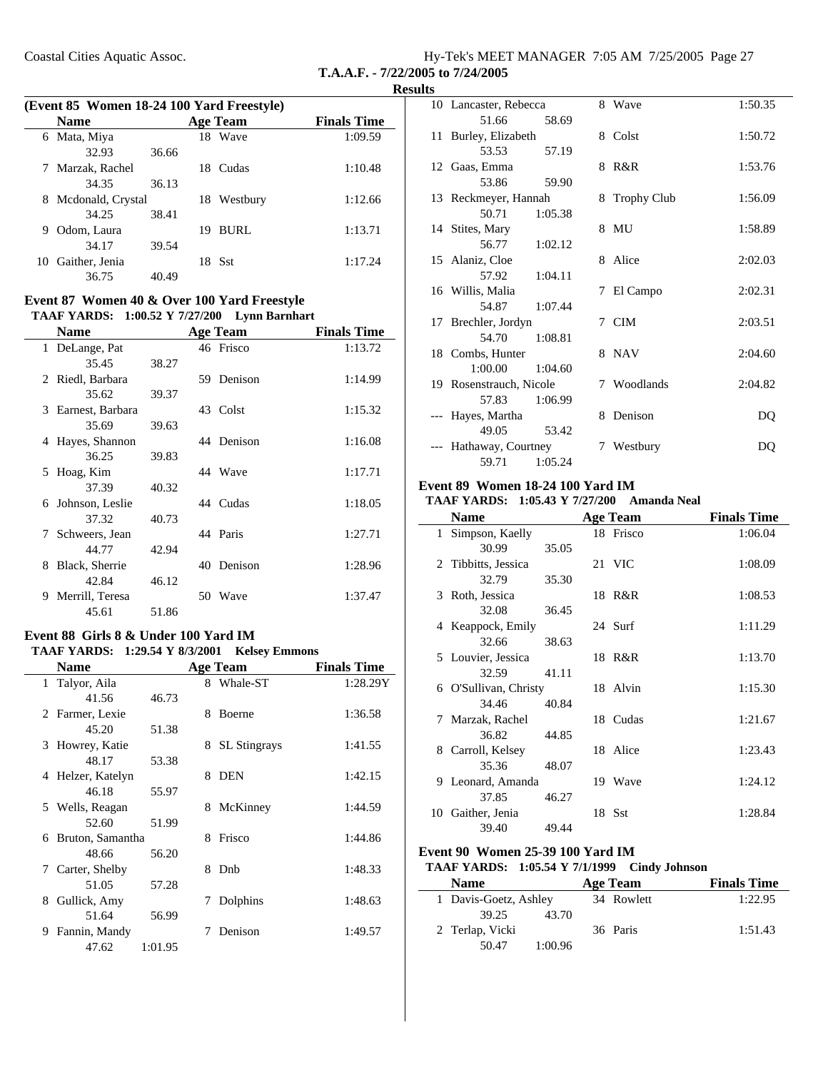## Results

### (Event 85 Women 18-24 100 Yard Freestyle)

| | Name | Age | Team | Finals Time |
|---|---|---|---|---|
| 6 | Mata, Miya | 18 | Wave | 1:09.59 |
| | 32.93 36.66 | | | |
| 7 | Marzak, Rachel | 18 | Cudas | 1:10.48 |
| | 34.35 36.13 | | | |
| 8 | Mcdonald, Crystal | 18 | Westbury | 1:12.66 |
| | 34.25 38.41 | | | |
| 9 | Odom, Laura | 19 | BURL | 1:13.71 |
| | 34.17 39.54 | | | |
| 10 | Gaither, Jenia | 18 | Sst | 1:17.24 |
| | 36.75 40.49 | | | |

### Event 87 Women 40 & Over 100 Yard Freestyle

**TAAF YARDS: 1:00.52 Y 7/27/200 Lynn Barnhart**

| | Name | Age | Team | Finals Time |
|---|---|---|---|---|
| 1 | DeLange, Pat | 46 | Frisco | 1:13.72 |
| | 35.45 38.27 | | | |
| 2 | Riedl, Barbara | 59 | Denison | 1:14.99 |
| | 35.62 39.37 | | | |
| 3 | Earnest, Barbara | 43 | Colst | 1:15.32 |
| | 35.69 39.63 | | | |
| 4 | Hayes, Shannon | 44 | Denison | 1:16.08 |
| | 36.25 39.83 | | | |
| 5 | Hoag, Kim | 44 | Wave | 1:17.71 |
| | 37.39 40.32 | | | |
| 6 | Johnson, Leslie | 44 | Cudas | 1:18.05 |
| | 37.32 40.73 | | | |
| 7 | Schweers, Jean | 44 | Paris | 1:27.71 |
| | 44.77 42.94 | | | |
| 8 | Black, Sherrie | 40 | Denison | 1:28.96 |
| | 42.84 46.12 | | | |
| 9 | Merrill, Teresa | 50 | Wave | 1:37.47 |
| | 45.61 51.86 | | | |

### Event 88 Girls 8 & Under 100 Yard IM

**TAAF YARDS: 1:29.54 Y 8/3/2001 Kelsey Emmons**

| | Name | Age | Team | Finals Time |
|---|---|---|---|---|
| 1 | Talyor, Aila | 8 | Whale-ST | 1:28.29Y |
| | 41.56 46.73 | | | |
| 2 | Farmer, Lexie | 8 | Boerne | 1:36.58 |
| | 45.20 51.38 | | | |
| 3 | Howrey, Katie | 8 | SL Stingrays | 1:41.55 |
| | 48.17 53.38 | | | |
| 4 | Helzer, Katelyn | 8 | DEN | 1:42.15 |
| | 46.18 55.97 | | | |
| 5 | Wells, Reagan | 8 | McKinney | 1:44.59 |
| | 52.60 51.99 | | | |
| 6 | Bruton, Samantha | 8 | Frisco | 1:44.86 |
| | 48.66 56.20 | | | |
| 7 | Carter, Shelby | 8 | Dnb | 1:48.33 |
| | 51.05 57.28 | | | |
| 8 | Gullick, Amy | 7 | Dolphins | 1:48.63 |
| | 51.64 56.99 | | | |
| 9 | Fannin, Mandy | 7 | Denison | 1:49.57 |
| | 47.62 1:01.95 | | | |
| 10 | Lancaster, Rebecca | 8 | Wave | 1:50.35 |
| | 51.66 58.69 | | | |
| 11 | Burley, Elizabeth | 8 | Colst | 1:50.72 |
| | 53.53 57.19 | | | |
| 12 | Gaas, Emma | 8 | R&R | 1:53.76 |
| | 53.86 59.90 | | | |
| 13 | Reckmeyer, Hannah | 8 | Trophy Club | 1:56.09 |
| | 50.71 1:05.38 | | | |
| 14 | Stites, Mary | 8 | MU | 1:58.89 |
| | 56.77 1:02.12 | | | |
| 15 | Alaniz, Cloe | 8 | Alice | 2:02.03 |
| | 57.92 1:04.11 | | | |
| 16 | Willis, Malia | 7 | El Campo | 2:02.31 |
| | 54.87 1:07.44 | | | |
| 17 | Brechler, Jordyn | 7 | CIM | 2:03.51 |
| | 54.70 1:08.81 | | | |
| 18 | Combs, Hunter | 8 | NAV | 2:04.60 |
| | 1:00.00 1:04.60 | | | |
| 19 | Rosenstrauch, Nicole | 7 | Woodlands | 2:04.82 |
| | 57.83 1:06.99 | | | |
| --- | Hayes, Martha | 8 | Denison | DQ |
| | 49.05 53.42 | | | |
| --- | Hathaway, Courtney | 7 | Westbury | DQ |
| | 59.71 1:05.24 | | | |

### Event 89 Women 18-24 100 Yard IM

**TAAF YARDS: 1:05.43 Y 7/27/200 Amanda Neal**

| | Name | Age | Team | Finals Time |
|---|---|---|---|---|
| 1 | Simpson, Kaelly | 18 | Frisco | 1:06.04 |
| | 30.99 35.05 | | | |
| 2 | Tibbitts, Jessica | 21 | VIC | 1:08.09 |
| | 32.79 35.30 | | | |
| 3 | Roth, Jessica | 18 | R&R | 1:08.53 |
| | 32.08 36.45 | | | |
| 4 | Keappock, Emily | 24 | Surf | 1:11.29 |
| | 32.66 38.63 | | | |
| 5 | Louvier, Jessica | 18 | R&R | 1:13.70 |
| | 32.59 41.11 | | | |
| 6 | O'Sullivan, Christy | 18 | Alvin | 1:15.30 |
| | 34.46 40.84 | | | |
| 7 | Marzak, Rachel | 18 | Cudas | 1:21.67 |
| | 36.82 44.85 | | | |
| 8 | Carroll, Kelsey | 18 | Alice | 1:23.43 |
| | 35.36 48.07 | | | |
| 9 | Leonard, Amanda | 19 | Wave | 1:24.12 |
| | 37.85 46.27 | | | |
| 10 | Gaither, Jenia | 18 | Sst | 1:28.84 |
| | 39.40 49.44 | | | |

### Event 90 Women 25-39 100 Yard IM

**TAAF YARDS: 1:05.54 Y 7/1/1999 Cindy Johnson**

| | Name | Age | Team | Finals Time |
|---|---|---|---|---|
| 1 | Davis-Goetz, Ashley | 34 | Rowlett | 1:22.95 |
| | 39.25 43.70 | | | |
| 2 | Terlap, Vicki | 36 | Paris | 1:51.43 |
| | 50.47 1:00.96 | | | |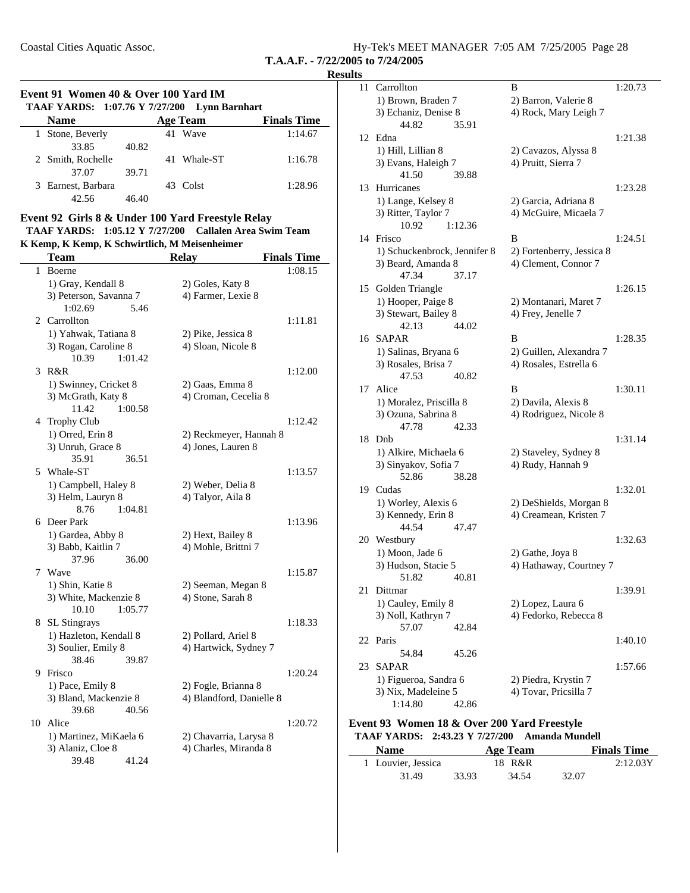**T.A.A.F. - 7/22/2005 to 7/24/2005**

**Results**

### Event 91 Women 40 & Over 100 Yard IM

**TAAF YARDS: 1:07.76 Y 7/27/200 Lynn Barnhart**

| | Name | Age | Team | Finals Time |
|---|---|---|---|---|
| 1 | Stone, Beverly | 41 | Wave | 1:14.67 |
| | 33.85 40.82 | | | |
| 2 | Smith, Rochelle | 41 | Whale-ST | 1:16.78 |
| | 37.07 39.71 | | | |
| 3 | Earnest, Barbara | 43 | Colst | 1:28.96 |
| | 42.56 46.40 | | | |

### Event 92 Girls 8 & Under 100 Yard Freestyle Relay

**TAAF YARDS: 1:05.12 Y 7/27/200 Callalen Area Swim Team**
**K Kemp, K Kemp, K Schwirtlich, M Meisenheimer**

| | Team | Relay | Finals Time |
|---|---|---|---|
| 1 | Boerne | | 1:08.15 |
| | 1) Gray, Kendall 8 | 2) Goles, Katy 8 | |
| | 3) Peterson, Savanna 7 | 4) Farmer, Lexie 8 | |
| | 1:02.69 5.46 | | |
| 2 | Carrollton | | 1:11.81 |
| | 1) Yahwak, Tatiana 8 | 2) Pike, Jessica 8 | |
| | 3) Rogan, Caroline 8 | 4) Sloan, Nicole 8 | |
| | 10.39 1:01.42 | | |
| 3 | R&R | | 1:12.00 |
| | 1) Swinney, Cricket 8 | 2) Gaas, Emma 8 | |
| | 3) McGrath, Katy 8 | 4) Croman, Cecelia 8 | |
| | 11.42 1:00.58 | | |
| 4 | Trophy Club | | 1:12.42 |
| | 1) Orred, Erin 8 | 2) Reckmeyer, Hannah 8 | |
| | 3) Unruh, Grace 8 | 4) Jones, Lauren 8 | |
| | 35.91 36.51 | | |
| 5 | Whale-ST | | 1:13.57 |
| | 1) Campbell, Haley 8 | 2) Weber, Delia 8 | |
| | 3) Helm, Lauryn 8 | 4) Talyor, Aila 8 | |
| | 8.76 1:04.81 | | |
| 6 | Deer Park | | 1:13.96 |
| | 1) Gardea, Abby 8 | 2) Hext, Bailey 8 | |
| | 3) Babb, Kaitlin 7 | 4) Mohle, Brittni 7 | |
| | 37.96 36.00 | | |
| 7 | Wave | | 1:15.87 |
| | 1) Shin, Katie 8 | 2) Seeman, Megan 8 | |
| | 3) White, Mackenzie 8 | 4) Stone, Sarah 8 | |
| | 10.10 1:05.77 | | |
| 8 | SL Stingrays | | 1:18.33 |
| | 1) Hazleton, Kendall 8 | 2) Pollard, Ariel 8 | |
| | 3) Soulier, Emily 8 | 4) Hartwick, Sydney 7 | |
| | 38.46 39.87 | | |
| 9 | Frisco | | 1:20.24 |
| | 1) Pace, Emily 8 | 2) Fogle, Brianna 8 | |
| | 3) Bland, Mackenzie 8 | 4) Blandford, Danielle 8 | |
| | 39.68 40.56 | | |
| 10 | Alice | | 1:20.72 |
| | 1) Martinez, MiKaela 6 | 2) Chavarria, Larysa 8 | |
| | 3) Alaniz, Cloe 8 | 4) Charles, Miranda 8 | |
| | 39.48 41.24 | | |
| 11 | Carrollton | B | 1:20.73 |
| | 1) Brown, Braden 7 | 2) Barron, Valerie 8 | |
| | 3) Echaniz, Denise 8 | 4) Rock, Mary Leigh 7 | |
| | 44.82 35.91 | | |
| 12 | Edna | | 1:21.38 |
| | 1) Hill, Lillian 8 | 2) Cavazos, Alyssa 8 | |
| | 3) Evans, Haleigh 7 | 4) Pruitt, Sierra 7 | |
| | 41.50 39.88 | | |
| 13 | Hurricanes | | 1:23.28 |
| | 1) Lange, Kelsey 8 | 2) Garcia, Adriana 8 | |
| | 3) Ritter, Taylor 7 | 4) McGuire, Micaela 7 | |
| | 10.92 1:12.36 | | |
| 14 | Frisco | B | 1:24.51 |
| | 1) Schuckenbrock, Jennifer 8 | 2) Fortenberry, Jessica 8 | |
| | 3) Beard, Amanda 8 | 4) Clement, Connor 7 | |
| | 47.34 37.17 | | |
| 15 | Golden Triangle | | 1:26.15 |
| | 1) Hooper, Paige 8 | 2) Montanari, Maret 7 | |
| | 3) Stewart, Bailey 8 | 4) Frey, Jenelle 7 | |
| | 42.13 44.02 | | |
| 16 | SAPAR | B | 1:28.35 |
| | 1) Salinas, Bryana 6 | 2) Guillen, Alexandra 7 | |
| | 3) Rosales, Brisa 7 | 4) Rosales, Estrella 6 | |
| | 47.53 40.82 | | |
| 17 | Alice | B | 1:30.11 |
| | 1) Moralez, Priscilla 8 | 2) Davila, Alexis 8 | |
| | 3) Ozuna, Sabrina 8 | 4) Rodriguez, Nicole 8 | |
| | 47.78 42.33 | | |
| 18 | Dnb | | 1:31.14 |
| | 1) Alkire, Michaela 6 | 2) Staveley, Sydney 8 | |
| | 3) Sinyakov, Sofia 7 | 4) Rudy, Hannah 9 | |
| | 52.86 38.28 | | |
| 19 | Cudas | | 1:32.01 |
| | 1) Worley, Alexis 6 | 2) DeShields, Morgan 8 | |
| | 3) Kennedy, Erin 8 | 4) Creamean, Kristen 7 | |
| | 44.54 47.47 | | |
| 20 | Westbury | | 1:32.63 |
| | 1) Moon, Jade 6 | 2) Gathe, Joya 8 | |
| | 3) Hudson, Stacie 5 | 4) Hathaway, Courtney 7 | |
| | 51.82 40.81 | | |
| 21 | Dittmar | | 1:39.91 |
| | 1) Cauley, Emily 8 | 2) Lopez, Laura 6 | |
| | 3) Noll, Kathryn 7 | 4) Fedorko, Rebecca 8 | |
| | 57.07 42.84 | | |
| 22 | Paris | | 1:40.10 |
| | 54.84 45.26 | | |
| 23 | SAPAR | | 1:57.66 |
| | 1) Figueroa, Sandra 6 | 2) Piedra, Krystin 7 | |
| | 3) Nix, Madeleine 5 | 4) Tovar, Pricsilla 7 | |
| | 1:14.80 42.86 | | |

### Event 93 Women 18 & Over 200 Yard Freestyle

**TAAF YARDS: 2:43.23 Y 7/27/200 Amanda Mundell**

| | Name | Age | Team | Finals Time |
|---|---|---|---|---|
| 1 | Louvier, Jessica | 18 | R&R | 2:12.03Y |
| | 31.49 33.93 34.54 32.07 | | | |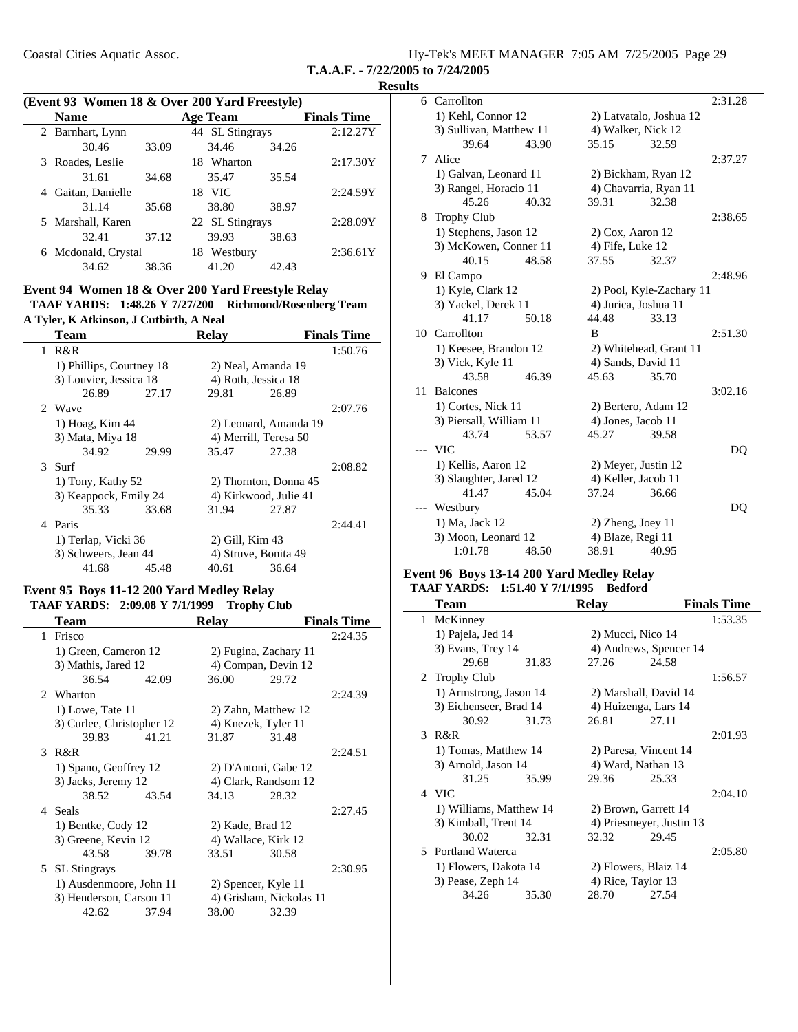T.A.A.F. - 7/22/2005 to 7/24/2005

**Results**

**(Event 93 Women 18 & Over 200 Yard Freestyle)**

| | Name | Age | Team | Finals Time |
|---|---|---|---|---|
| 2 | Barnhart, Lynn | 44 | SL Stingrays | 2:12.27Y |
| | 30.46 33.09 34.46 34.26 | | | |
| 3 | Roades, Leslie | 18 | Wharton | 2:17.30Y |
| | 31.61 34.68 35.47 35.54 | | | |
| 4 | Gaitan, Danielle | 18 | VIC | 2:24.59Y |
| | 31.14 35.68 38.80 38.97 | | | |
| 5 | Marshall, Karen | 22 | SL Stingrays | 2:28.09Y |
| | 32.41 37.12 39.93 38.63 | | | |
| 6 | Mcdonald, Crystal | 18 | Westbury | 2:36.61Y |
| | 34.62 38.36 41.20 42.43 | | | |

## Event 94 Women 18 & Over 200 Yard Freestyle Relay

**TAAF YARDS: 1:48.26 Y 7/27/200 Richmond/Rosenberg Team**
**A Tyler, K Atkinson, J Cutbirth, A Neal**

| | Team | Relay | Finals Time |
|---|---|---|---|
| 1 | R&R | | 1:50.76 |
| | 1) Phillips, Courtney 18 | 2) Neal, Amanda 19 | |
| | 3) Louvier, Jessica 18 | 4) Roth, Jessica 18 | |
| | 26.89 27.17 | 29.81 26.89 | |
| 2 | Wave | | 2:07.76 |
| | 1) Hoag, Kim 44 | 2) Leonard, Amanda 19 | |
| | 3) Mata, Miya 18 | 4) Merrill, Teresa 50 | |
| | 34.92 29.99 | 35.47 27.38 | |
| 3 | Surf | | 2:08.82 |
| | 1) Tony, Kathy 52 | 2) Thornton, Donna 45 | |
| | 3) Keappock, Emily 24 | 4) Kirkwood, Julie 41 | |
| | 35.33 33.68 | 31.94 27.87 | |
| 4 | Paris | | 2:44.41 |
| | 1) Terlap, Vicki 36 | 2) Gill, Kim 43 | |
| | 3) Schweers, Jean 44 | 4) Struve, Bonita 49 | |
| | 41.68 45.48 | 40.61 36.64 | |

## Event 95 Boys 11-12 200 Yard Medley Relay

**TAAF YARDS: 2:09.08 Y 7/1/1999 Trophy Club**

| | Team | Relay | Finals Time |
|---|---|---|---|
| 1 | Frisco | | 2:24.35 |
| | 1) Green, Cameron 12 | 2) Fugina, Zachary 11 | |
| | 3) Mathis, Jared 12 | 4) Compan, Devin 12 | |
| | 36.54 42.09 | 36.00 29.72 | |
| 2 | Wharton | | 2:24.39 |
| | 1) Lowe, Tate 11 | 2) Zahn, Matthew 12 | |
| | 3) Curlee, Christopher 12 | 4) Knezek, Tyler 11 | |
| | 39.83 41.21 | 31.87 31.48 | |
| 3 | R&R | | 2:24.51 |
| | 1) Spano, Geoffrey 12 | 2) D'Antoni, Gabe 12 | |
| | 3) Jacks, Jeremy 12 | 4) Clark, Randsom 12 | |
| | 38.52 43.54 | 34.13 28.32 | |
| 4 | Seals | | 2:27.45 |
| | 1) Bentke, Cody 12 | 2) Kade, Brad 12 | |
| | 3) Greene, Kevin 12 | 4) Wallace, Kirk 12 | |
| | 43.58 39.78 | 33.51 30.58 | |
| 5 | SL Stingrays | | 2:30.95 |
| | 1) Ausdenmoore, John 11 | 2) Spencer, Kyle 11 | |
| | 3) Henderson, Carson 11 | 4) Grisham, Nickolas 11 | |
| | 42.62 37.94 | 38.00 32.39 | |
| 6 | Carrollton | | 2:31.28 |
| | 1) Kehl, Connor 12 | 2) Latvatalo, Joshua 12 | |
| | 3) Sullivan, Matthew 11 | 4) Walker, Nick 12 | |
| | 39.64 43.90 | 35.15 32.59 | |
| 7 | Alice | | 2:37.27 |
| | 1) Galvan, Leonard 11 | 2) Bickham, Ryan 12 | |
| | 3) Rangel, Horacio 11 | 4) Chavarria, Ryan 11 | |
| | 45.26 40.32 | 39.31 32.38 | |
| 8 | Trophy Club | | 2:38.65 |
| | 1) Stephens, Jason 12 | 2) Cox, Aaron 12 | |
| | 3) McKowen, Conner 11 | 4) Fife, Luke 12 | |
| | 40.15 48.58 | 37.55 32.37 | |
| 9 | El Campo | | 2:48.96 |
| | 1) Kyle, Clark 12 | 2) Pool, Kyle-Zachary 11 | |
| | 3) Yackel, Derek 11 | 4) Jurica, Joshua 11 | |
| | 41.17 50.18 | 44.48 33.13 | |
| 10 | Carrollton | B | 2:51.30 |
| | 1) Keesee, Brandon 12 | 2) Whitehead, Grant 11 | |
| | 3) Vick, Kyle 11 | 4) Sands, David 11 | |
| | 43.58 46.39 | 45.63 35.70 | |
| 11 | Balcones | | 3:02.16 |
| | 1) Cortes, Nick 11 | 2) Bertero, Adam 12 | |
| | 3) Piersall, William 11 | 4) Jones, Jacob 11 | |
| | 43.74 53.57 | 45.27 39.58 | |
| --- | VIC | | DQ |
| | 1) Kellis, Aaron 12 | 2) Meyer, Justin 12 | |
| | 3) Slaughter, Jared 12 | 4) Keller, Jacob 11 | |
| | 41.47 45.04 | 37.24 36.66 | |
| --- | Westbury | | DQ |
| | 1) Ma, Jack 12 | 2) Zheng, Joey 11 | |
| | 3) Moon, Leonard 12 | 4) Blaze, Regi 11 | |
| | 1:01.78 48.50 | 38.91 40.95 | |

## Event 96 Boys 13-14 200 Yard Medley Relay

**TAAF YARDS: 1:51.40 Y 7/1/1995 Bedford**

| | Team | Relay | Finals Time |
|---|---|---|---|
| 1 | McKinney | | 1:53.35 |
| | 1) Pajela, Jed 14 | 2) Mucci, Nico 14 | |
| | 3) Evans, Trey 14 | 4) Andrews, Spencer 14 | |
| | 29.68 31.83 | 27.26 24.58 | |
| 2 | Trophy Club | | 1:56.57 |
| | 1) Armstrong, Jason 14 | 2) Marshall, David 14 | |
| | 3) Eichenseer, Brad 14 | 4) Huizenga, Lars 14 | |
| | 30.92 31.73 | 26.81 27.11 | |
| 3 | R&R | | 2:01.93 |
| | 1) Tomas, Matthew 14 | 2) Paresa, Vincent 14 | |
| | 3) Arnold, Jason 14 | 4) Ward, Nathan 13 | |
| | 31.25 35.99 | 29.36 25.33 | |
| 4 | VIC | | 2:04.10 |
| | 1) Williams, Matthew 14 | 2) Brown, Garrett 14 | |
| | 3) Kimball, Trent 14 | 4) Priesmeyer, Justin 13 | |
| | 30.02 32.31 | 32.32 29.45 | |
| 5 | Portland Waterca | | 2:05.80 |
| | 1) Flowers, Dakota 14 | 2) Flowers, Blaiz 14 | |
| | 3) Pease, Zeph 14 | 4) Rice, Taylor 13 | |
| | 34.26 35.30 | 28.70 27.54 | |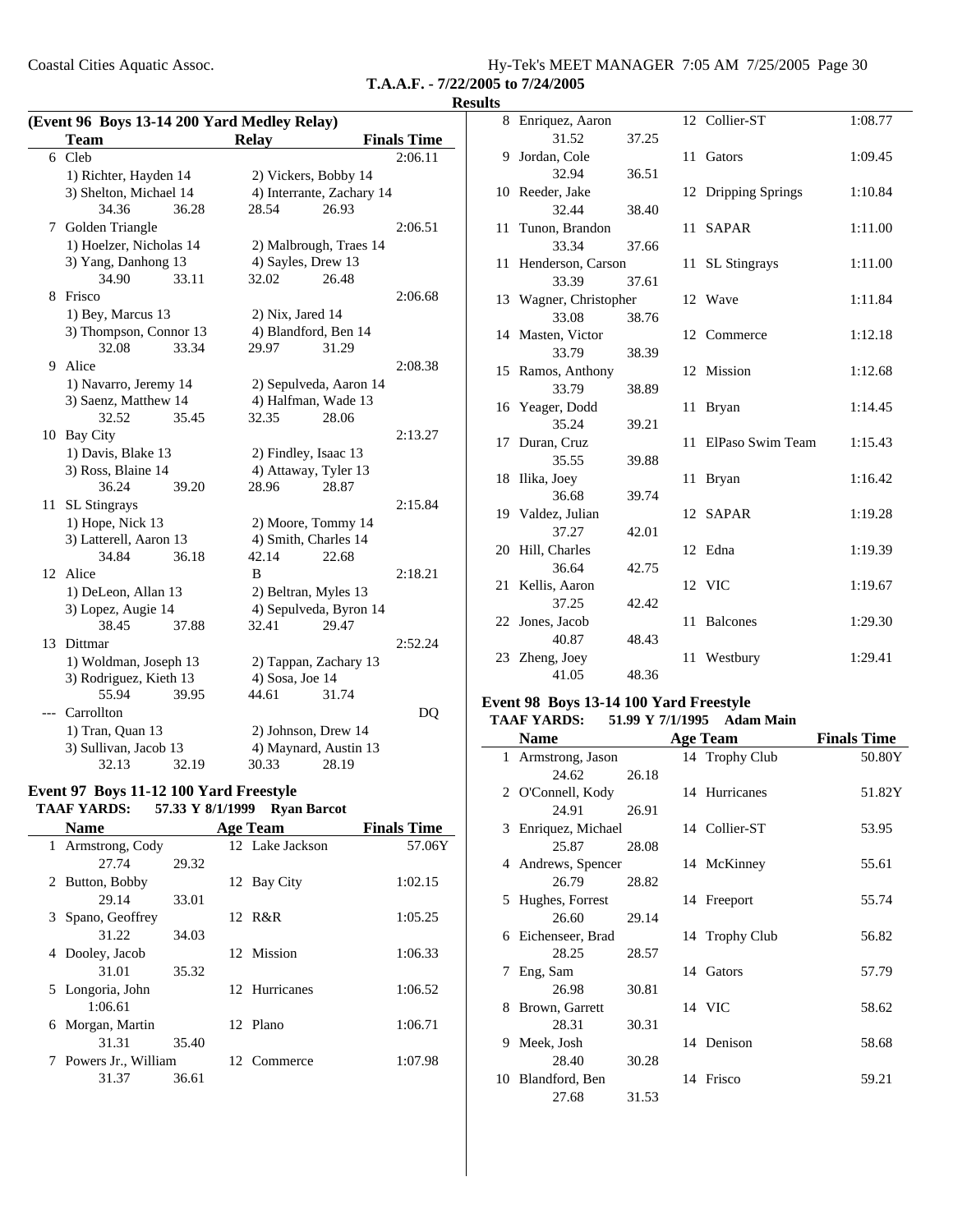**T.A.A.F. - 7/22/2005 to 7/24/2005**

**Results**

### (Event 96 Boys 13-14 200 Yard Medley Relay)

| | Team | Relay | Finals Time |
|---|---|---|---|
| 6 | Cleb | | 2:06.11 |
| | 1) Richter, Hayden 14 | 2) Vickers, Bobby 14 | |
| | 3) Shelton, Michael 14 | 4) Interrante, Zachary 14 | |
| | 34.36 36.28 | 28.54 26.93 | |
| 7 | Golden Triangle | | 2:06.51 |
| | 1) Hoelzer, Nicholas 14 | 2) Malbrough, Traes 14 | |
| | 3) Yang, Danhong 13 | 4) Sayles, Drew 13 | |
| | 34.90 33.11 | 32.02 26.48 | |
| 8 | Frisco | | 2:06.68 |
| | 1) Bey, Marcus 13 | 2) Nix, Jared 14 | |
| | 3) Thompson, Connor 13 | 4) Blandford, Ben 14 | |
| | 32.08 33.34 | 29.97 31.29 | |
| 9 | Alice | | 2:08.38 |
| | 1) Navarro, Jeremy 14 | 2) Sepulveda, Aaron 14 | |
| | 3) Saenz, Matthew 14 | 4) Halfman, Wade 13 | |
| | 32.52 35.45 | 32.35 28.06 | |
| 10 | Bay City | | 2:13.27 |
| | 1) Davis, Blake 13 | 2) Findley, Isaac 13 | |
| | 3) Ross, Blaine 14 | 4) Attaway, Tyler 13 | |
| | 36.24 39.20 | 28.96 28.87 | |
| 11 | SL Stingrays | | 2:15.84 |
| | 1) Hope, Nick 13 | 2) Moore, Tommy 14 | |
| | 3) Latterell, Aaron 13 | 4) Smith, Charles 14 | |
| | 34.84 36.18 | 42.14 22.68 | |
| 12 | Alice | B | 2:18.21 |
| | 1) DeLeon, Allan 13 | 2) Beltran, Myles 13 | |
| | 3) Lopez, Augie 14 | 4) Sepulveda, Byron 14 | |
| | 38.45 37.88 | 32.41 29.47 | |
| 13 | Dittmar | | 2:52.24 |
| | 1) Woldman, Joseph 13 | 2) Tappan, Zachary 13 | |
| | 3) Rodriguez, Kieth 13 | 4) Sosa, Joe 14 | |
| | 55.94 39.95 | 44.61 31.74 | |
| --- | Carrollton | | DQ |
| | 1) Tran, Quan 13 | 2) Johnson, Drew 14 | |
| | 3) Sullivan, Jacob 13 | 4) Maynard, Austin 13 | |
| | 32.13 32.19 | 30.33 28.19 | |

### Event 97 Boys 11-12 100 Yard Freestyle

**TAAF YARDS: 57.33 Y 8/1/1999 Ryan Barcot**

| | Name | Age | Team | Finals Time |
|---|---|---|---|---|
| 1 | Armstrong, Cody | 12 | Lake Jackson | 57.06Y |
| | 27.74 29.32 | | | |
| 2 | Button, Bobby | 12 | Bay City | 1:02.15 |
| | 29.14 33.01 | | | |
| 3 | Spano, Geoffrey | 12 | R&R | 1:05.25 |
| | 31.22 34.03 | | | |
| 4 | Dooley, Jacob | 12 | Mission | 1:06.33 |
| | 31.01 35.32 | | | |
| 5 | Longoria, John | 12 | Hurricanes | 1:06.52 |
| | 1:06.61 | | | |
| 6 | Morgan, Martin | 12 | Plano | 1:06.71 |
| | 31.31 35.40 | | | |
| 7 | Powers Jr., William | 12 | Commerce | 1:07.98 |
| | 31.37 36.61 | | | |
| 8 | Enriquez, Aaron | 12 | Collier-ST | 1:08.77 |
| | 31.52 37.25 | | | |
| 9 | Jordan, Cole | 11 | Gators | 1:09.45 |
| | 32.94 36.51 | | | |
| 10 | Reeder, Jake | 12 | Dripping Springs | 1:10.84 |
| | 32.44 38.40 | | | |
| 11 | Tunon, Brandon | 11 | SAPAR | 1:11.00 |
| | 33.34 37.66 | | | |
| 11 | Henderson, Carson | 11 | SL Stingrays | 1:11.00 |
| | 33.39 37.61 | | | |
| 13 | Wagner, Christopher | 12 | Wave | 1:11.84 |
| | 33.08 38.76 | | | |
| 14 | Masten, Victor | 12 | Commerce | 1:12.18 |
| | 33.79 38.39 | | | |
| 15 | Ramos, Anthony | 12 | Mission | 1:12.68 |
| | 33.79 38.89 | | | |
| 16 | Yeager, Dodd | 11 | Bryan | 1:14.45 |
| | 35.24 39.21 | | | |
| 17 | Duran, Cruz | 11 | ElPaso Swim Team | 1:15.43 |
| | 35.55 39.88 | | | |
| 18 | Ilika, Joey | 11 | Bryan | 1:16.42 |
| | 36.68 39.74 | | | |
| 19 | Valdez, Julian | 12 | SAPAR | 1:19.28 |
| | 37.27 42.01 | | | |
| 20 | Hill, Charles | 12 | Edna | 1:19.39 |
| | 36.64 42.75 | | | |
| 21 | Kellis, Aaron | 12 | VIC | 1:19.67 |
| | 37.25 42.42 | | | |
| 22 | Jones, Jacob | 11 | Balcones | 1:29.30 |
| | 40.87 48.43 | | | |
| 23 | Zheng, Joey | 11 | Westbury | 1:29.41 |
| | 41.05 48.36 | | | |

### Event 98 Boys 13-14 100 Yard Freestyle

**TAAF YARDS: 51.99 Y 7/1/1995 Adam Main**

| | Name | Age | Team | Finals Time |
|---|---|---|---|---|
| 1 | Armstrong, Jason | 14 | Trophy Club | 50.80Y |
| | 24.62 26.18 | | | |
| 2 | O'Connell, Kody | 14 | Hurricanes | 51.82Y |
| | 24.91 26.91 | | | |
| 3 | Enriquez, Michael | 14 | Collier-ST | 53.95 |
| | 25.87 28.08 | | | |
| 4 | Andrews, Spencer | 14 | McKinney | 55.61 |
| | 26.79 28.82 | | | |
| 5 | Hughes, Forrest | 14 | Freeport | 55.74 |
| | 26.60 29.14 | | | |
| 6 | Eichenseer, Brad | 14 | Trophy Club | 56.82 |
| | 28.25 28.57 | | | |
| 7 | Eng, Sam | 14 | Gators | 57.79 |
| | 26.98 30.81 | | | |
| 8 | Brown, Garrett | 14 | VIC | 58.62 |
| | 28.31 30.31 | | | |
| 9 | Meek, Josh | 14 | Denison | 58.68 |
| | 28.40 30.28 | | | |
| 10 | Blandford, Ben | 14 | Frisco | 59.21 |
| | 27.68 31.53 | | | |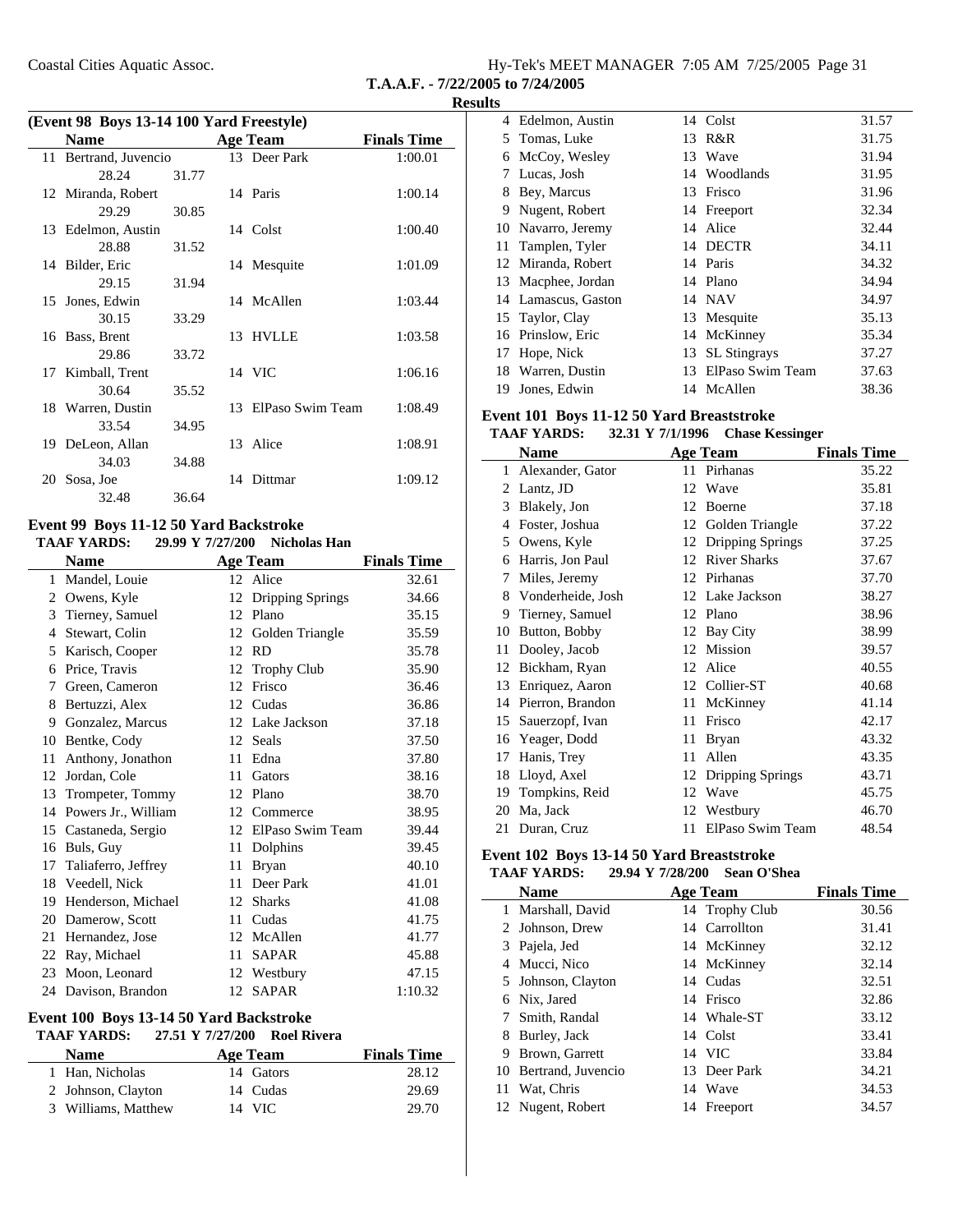## (Event 98 Boys 13-14 100 Yard Freestyle)

| | Name | Age | Team | Finals Time |
|---|---|---|---|---|
| 11 | Bertrand, Juvencio | 13 | Deer Park | 1:00.01 |
| | 28.24 | 31.77 | | |
| 12 | Miranda, Robert | 14 | Paris | 1:00.14 |
| | 29.29 | 30.85 | | |
| 13 | Edelmon, Austin | 14 | Colst | 1:00.40 |
| | 28.88 | 31.52 | | |
| 14 | Bilder, Eric | 14 | Mesquite | 1:01.09 |
| | 29.15 | 31.94 | | |
| 15 | Jones, Edwin | 14 | McAllen | 1:03.44 |
| | 30.15 | 33.29 | | |
| 16 | Bass, Brent | 13 | HVLLE | 1:03.58 |
| | 29.86 | 33.72 | | |
| 17 | Kimball, Trent | 14 | VIC | 1:06.16 |
| | 30.64 | 35.52 | | |
| 18 | Warren, Dustin | 13 | ElPaso Swim Team | 1:08.49 |
| | 33.54 | 34.95 | | |
| 19 | DeLeon, Allan | 13 | Alice | 1:08.91 |
| | 34.03 | 34.88 | | |
| 20 | Sosa, Joe | 14 | Dittmar | 1:09.12 |
| | 32.48 | 36.64 | | |

## Event 99 Boys 11-12 50 Yard Backstroke

**TAAF YARDS: 29.99 Y 7/27/200 Nicholas Han**

| | Name | Age | Team | Finals Time |
|---|---|---|---|---|
| 1 | Mandel, Louie | 12 | Alice | 32.61 |
| 2 | Owens, Kyle | 12 | Dripping Springs | 34.66 |
| 3 | Tierney, Samuel | 12 | Plano | 35.15 |
| 4 | Stewart, Colin | 12 | Golden Triangle | 35.59 |
| 5 | Karisch, Cooper | 12 | RD | 35.78 |
| 6 | Price, Travis | 12 | Trophy Club | 35.90 |
| 7 | Green, Cameron | 12 | Frisco | 36.46 |
| 8 | Bertuzzi, Alex | 12 | Cudas | 36.86 |
| 9 | Gonzalez, Marcus | 12 | Lake Jackson | 37.18 |
| 10 | Bentke, Cody | 12 | Seals | 37.50 |
| 11 | Anthony, Jonathon | 11 | Edna | 37.80 |
| 12 | Jordan, Cole | 11 | Gators | 38.16 |
| 13 | Trompeter, Tommy | 12 | Plano | 38.70 |
| 14 | Powers Jr., William | 12 | Commerce | 38.95 |
| 15 | Castaneda, Sergio | 12 | ElPaso Swim Team | 39.44 |
| 16 | Buls, Guy | 11 | Dolphins | 39.45 |
| 17 | Taliaferro, Jeffrey | 11 | Bryan | 40.10 |
| 18 | Veedell, Nick | 11 | Deer Park | 41.01 |
| 19 | Henderson, Michael | 12 | Sharks | 41.08 |
| 20 | Damerow, Scott | 11 | Cudas | 41.75 |
| 21 | Hernandez, Jose | 12 | McAllen | 41.77 |
| 22 | Ray, Michael | 11 | SAPAR | 45.88 |
| 23 | Moon, Leonard | 12 | Westbury | 47.15 |
| 24 | Davison, Brandon | 12 | SAPAR | 1:10.32 |

## Event 100 Boys 13-14 50 Yard Backstroke

**TAAF YARDS: 27.51 Y 7/27/200 Roel Rivera**

| | Name | Age | Team | Finals Time |
|---|---|---|---|---|
| 1 | Han, Nicholas | 14 | Gators | 28.12 |
| 2 | Johnson, Clayton | 14 | Cudas | 29.69 |
| 3 | Williams, Matthew | 14 | VIC | 29.70 |
| 4 | Edelmon, Austin | 14 | Colst | 31.57 |
| 5 | Tomas, Luke | 13 | R&R | 31.75 |
| 6 | McCoy, Wesley | 13 | Wave | 31.94 |
| 7 | Lucas, Josh | 14 | Woodlands | 31.95 |
| 8 | Bey, Marcus | 13 | Frisco | 31.96 |
| 9 | Nugent, Robert | 14 | Freeport | 32.34 |
| 10 | Navarro, Jeremy | 14 | Alice | 32.44 |
| 11 | Tamplen, Tyler | 14 | DECTR | 34.11 |
| 12 | Miranda, Robert | 14 | Paris | 34.32 |
| 13 | Macphee, Jordan | 14 | Plano | 34.94 |
| 14 | Lamascus, Gaston | 14 | NAV | 34.97 |
| 15 | Taylor, Clay | 13 | Mesquite | 35.13 |
| 16 | Prinslow, Eric | 14 | McKinney | 35.34 |
| 17 | Hope, Nick | 13 | SL Stingrays | 37.27 |
| 18 | Warren, Dustin | 13 | ElPaso Swim Team | 37.63 |
| 19 | Jones, Edwin | 14 | McAllen | 38.36 |

## Event 101 Boys 11-12 50 Yard Breaststroke

**TAAF YARDS: 32.31 Y 7/1/1996 Chase Kessinger**

| | Name | Age | Team | Finals Time |
|---|---|---|---|---|
| 1 | Alexander, Gator | 11 | Pirhanas | 35.22 |
| 2 | Lantz, JD | 12 | Wave | 35.81 |
| 3 | Blakely, Jon | 12 | Boerne | 37.18 |
| 4 | Foster, Joshua | 12 | Golden Triangle | 37.22 |
| 5 | Owens, Kyle | 12 | Dripping Springs | 37.25 |
| 6 | Harris, Jon Paul | 12 | River Sharks | 37.67 |
| 7 | Miles, Jeremy | 12 | Pirhanas | 37.70 |
| 8 | Vonderheide, Josh | 12 | Lake Jackson | 38.27 |
| 9 | Tierney, Samuel | 12 | Plano | 38.96 |
| 10 | Button, Bobby | 12 | Bay City | 38.99 |
| 11 | Dooley, Jacob | 12 | Mission | 39.57 |
| 12 | Bickham, Ryan | 12 | Alice | 40.55 |
| 13 | Enriquez, Aaron | 12 | Collier-ST | 40.68 |
| 14 | Pierron, Brandon | 11 | McKinney | 41.14 |
| 15 | Sauerzopf, Ivan | 11 | Frisco | 42.17 |
| 16 | Yeager, Dodd | 11 | Bryan | 43.32 |
| 17 | Hanis, Trey | 11 | Allen | 43.35 |
| 18 | Lloyd, Axel | 12 | Dripping Springs | 43.71 |
| 19 | Tompkins, Reid | 12 | Wave | 45.75 |
| 20 | Ma, Jack | 12 | Westbury | 46.70 |
| 21 | Duran, Cruz | 11 | ElPaso Swim Team | 48.54 |

## Event 102 Boys 13-14 50 Yard Breaststroke

**TAAF YARDS: 29.94 Y 7/28/200 Sean O'Shea**

| | Name | Age | Team | Finals Time |
|---|---|---|---|---|
| 1 | Marshall, David | 14 | Trophy Club | 30.56 |
| 2 | Johnson, Drew | 14 | Carrollton | 31.41 |
| 3 | Pajela, Jed | 14 | McKinney | 32.12 |
| 4 | Mucci, Nico | 14 | McKinney | 32.14 |
| 5 | Johnson, Clayton | 14 | Cudas | 32.51 |
| 6 | Nix, Jared | 14 | Frisco | 32.86 |
| 7 | Smith, Randal | 14 | Whale-ST | 33.12 |
| 8 | Burley, Jack | 14 | Colst | 33.41 |
| 9 | Brown, Garrett | 14 | VIC | 33.84 |
| 10 | Bertrand, Juvencio | 13 | Deer Park | 34.21 |
| 11 | Wat, Chris | 14 | Wave | 34.53 |
| 12 | Nugent, Robert | 14 | Freeport | 34.57 |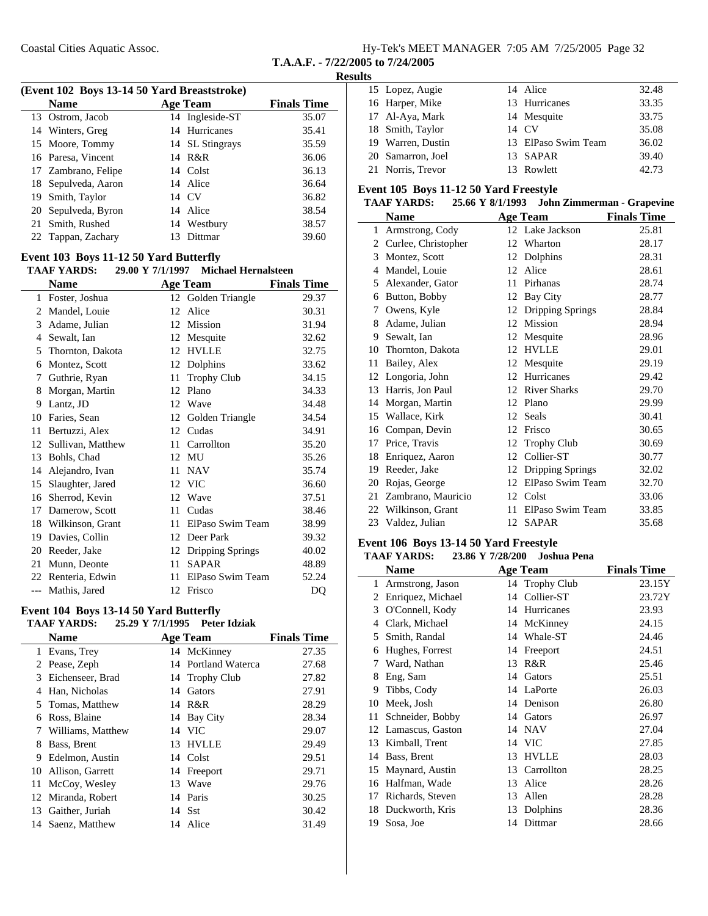**T.A.A.F. - 7/22/2005 to 7/24/2005**

**Results**

### (Event 102 Boys 13-14 50 Yard Breaststroke)

| | Name | Age | Team | Finals Time |
|---|---|---|---|---|
| 13 | Ostrom, Jacob | 14 | Ingleside-ST | 35.07 |
| 14 | Winters, Greg | 14 | Hurricanes | 35.41 |
| 15 | Moore, Tommy | 14 | SL Stingrays | 35.59 |
| 16 | Paresa, Vincent | 14 | R&R | 36.06 |
| 17 | Zambrano, Felipe | 14 | Colst | 36.13 |
| 18 | Sepulveda, Aaron | 14 | Alice | 36.64 |
| 19 | Smith, Taylor | 14 | CV | 36.82 |
| 20 | Sepulveda, Byron | 14 | Alice | 38.54 |
| 21 | Smith, Rushed | 14 | Westbury | 38.57 |
| 22 | Tappan, Zachary | 13 | Dittmar | 39.60 |

### Event 103 Boys 11-12 50 Yard Butterfly

**TAAF YARDS: 29.00 Y 7/1/1997 Michael Hernalsteen**

| | Name | Age | Team | Finals Time |
|---|---|---|---|---|
| 1 | Foster, Joshua | 12 | Golden Triangle | 29.37 |
| 2 | Mandel, Louie | 12 | Alice | 30.31 |
| 3 | Adame, Julian | 12 | Mission | 31.94 |
| 4 | Sewalt, Ian | 12 | Mesquite | 32.62 |
| 5 | Thornton, Dakota | 12 | HVLLE | 32.75 |
| 6 | Montez, Scott | 12 | Dolphins | 33.62 |
| 7 | Guthrie, Ryan | 11 | Trophy Club | 34.15 |
| 8 | Morgan, Martin | 12 | Plano | 34.33 |
| 9 | Lantz, JD | 12 | Wave | 34.48 |
| 10 | Faries, Sean | 12 | Golden Triangle | 34.54 |
| 11 | Bertuzzi, Alex | 12 | Cudas | 34.91 |
| 12 | Sullivan, Matthew | 11 | Carrollton | 35.20 |
| 13 | Bohls, Chad | 12 | MU | 35.26 |
| 14 | Alejandro, Ivan | 11 | NAV | 35.74 |
| 15 | Slaughter, Jared | 12 | VIC | 36.60 |
| 16 | Sherrod, Kevin | 12 | Wave | 37.51 |
| 17 | Damerow, Scott | 11 | Cudas | 38.46 |
| 18 | Wilkinson, Grant | 11 | ElPaso Swim Team | 38.99 |
| 19 | Davies, Collin | 12 | Deer Park | 39.32 |
| 20 | Reeder, Jake | 12 | Dripping Springs | 40.02 |
| 21 | Munn, Deonte | 11 | SAPAR | 48.89 |
| 22 | Renteria, Edwin | 11 | ElPaso Swim Team | 52.24 |
| --- | Mathis, Jared | 12 | Frisco | DQ |

### Event 104 Boys 13-14 50 Yard Butterfly

**TAAF YARDS: 25.29 Y 7/1/1995 Peter Idziak**

| | Name | Age | Team | Finals Time |
|---|---|---|---|---|
| 1 | Evans, Trey | 14 | McKinney | 27.35 |
| 2 | Pease, Zeph | 14 | Portland Waterca | 27.68 |
| 3 | Eichenseer, Brad | 14 | Trophy Club | 27.82 |
| 4 | Han, Nicholas | 14 | Gators | 27.91 |
| 5 | Tomas, Matthew | 14 | R&R | 28.29 |
| 6 | Ross, Blaine | 14 | Bay City | 28.34 |
| 7 | Williams, Matthew | 14 | VIC | 29.07 |
| 8 | Bass, Brent | 13 | HVLLE | 29.49 |
| 9 | Edelmon, Austin | 14 | Colst | 29.51 |
| 10 | Allison, Garrett | 14 | Freeport | 29.71 |
| 11 | McCoy, Wesley | 13 | Wave | 29.76 |
| 12 | Miranda, Robert | 14 | Paris | 30.25 |
| 13 | Gaither, Juriah | 14 | Sst | 30.42 |
| 14 | Saenz, Matthew | 14 | Alice | 31.49 |
| 15 | Lopez, Augie | 14 | Alice | 32.48 |
| 16 | Harper, Mike | 13 | Hurricanes | 33.35 |
| 17 | Al-Aya, Mark | 14 | Mesquite | 33.75 |
| 18 | Smith, Taylor | 14 | CV | 35.08 |
| 19 | Warren, Dustin | 13 | ElPaso Swim Team | 36.02 |
| 20 | Samarron, Joel | 13 | SAPAR | 39.40 |
| 21 | Norris, Trevor | 13 | Rowlett | 42.73 |

### Event 105 Boys 11-12 50 Yard Freestyle

**TAAF YARDS: 25.66 Y 8/1/1993 John Zimmerman - Grapevine**

| | Name | Age | Team | Finals Time |
|---|---|---|---|---|
| 1 | Armstrong, Cody | 12 | Lake Jackson | 25.81 |
| 2 | Curlee, Christopher | 12 | Wharton | 28.17 |
| 3 | Montez, Scott | 12 | Dolphins | 28.31 |
| 4 | Mandel, Louie | 12 | Alice | 28.61 |
| 5 | Alexander, Gator | 11 | Pirhanas | 28.74 |
| 6 | Button, Bobby | 12 | Bay City | 28.77 |
| 7 | Owens, Kyle | 12 | Dripping Springs | 28.84 |
| 8 | Adame, Julian | 12 | Mission | 28.94 |
| 9 | Sewalt, Ian | 12 | Mesquite | 28.96 |
| 10 | Thornton, Dakota | 12 | HVLLE | 29.01 |
| 11 | Bailey, Alex | 12 | Mesquite | 29.19 |
| 12 | Longoria, John | 12 | Hurricanes | 29.42 |
| 13 | Harris, Jon Paul | 12 | River Sharks | 29.70 |
| 14 | Morgan, Martin | 12 | Plano | 29.99 |
| 15 | Wallace, Kirk | 12 | Seals | 30.41 |
| 16 | Compan, Devin | 12 | Frisco | 30.65 |
| 17 | Price, Travis | 12 | Trophy Club | 30.69 |
| 18 | Enriquez, Aaron | 12 | Collier-ST | 30.77 |
| 19 | Reeder, Jake | 12 | Dripping Springs | 32.02 |
| 20 | Rojas, George | 12 | ElPaso Swim Team | 32.70 |
| 21 | Zambrano, Mauricio | 12 | Colst | 33.06 |
| 22 | Wilkinson, Grant | 11 | ElPaso Swim Team | 33.85 |
| 23 | Valdez, Julian | 12 | SAPAR | 35.68 |

### Event 106 Boys 13-14 50 Yard Freestyle

**TAAF YARDS: 23.86 Y 7/28/200 Joshua Pena**

| | Name | Age | Team | Finals Time |
|---|---|---|---|---|
| 1 | Armstrong, Jason | 14 | Trophy Club | 23.15Y |
| 2 | Enriquez, Michael | 14 | Collier-ST | 23.72Y |
| 3 | O'Connell, Kody | 14 | Hurricanes | 23.93 |
| 4 | Clark, Michael | 14 | McKinney | 24.15 |
| 5 | Smith, Randal | 14 | Whale-ST | 24.46 |
| 6 | Hughes, Forrest | 14 | Freeport | 24.51 |
| 7 | Ward, Nathan | 13 | R&R | 25.46 |
| 8 | Eng, Sam | 14 | Gators | 25.51 |
| 9 | Tibbs, Cody | 14 | LaPorte | 26.03 |
| 10 | Meek, Josh | 14 | Denison | 26.80 |
| 11 | Schneider, Bobby | 14 | Gators | 26.97 |
| 12 | Lamascus, Gaston | 14 | NAV | 27.04 |
| 13 | Kimball, Trent | 14 | VIC | 27.85 |
| 14 | Bass, Brent | 13 | HVLLE | 28.03 |
| 15 | Maynard, Austin | 13 | Carrollton | 28.25 |
| 16 | Halfman, Wade | 13 | Alice | 28.26 |
| 17 | Richards, Steven | 13 | Allen | 28.28 |
| 18 | Duckworth, Kris | 13 | Dolphins | 28.36 |
| 19 | Sosa, Joe | 14 | Dittmar | 28.66 |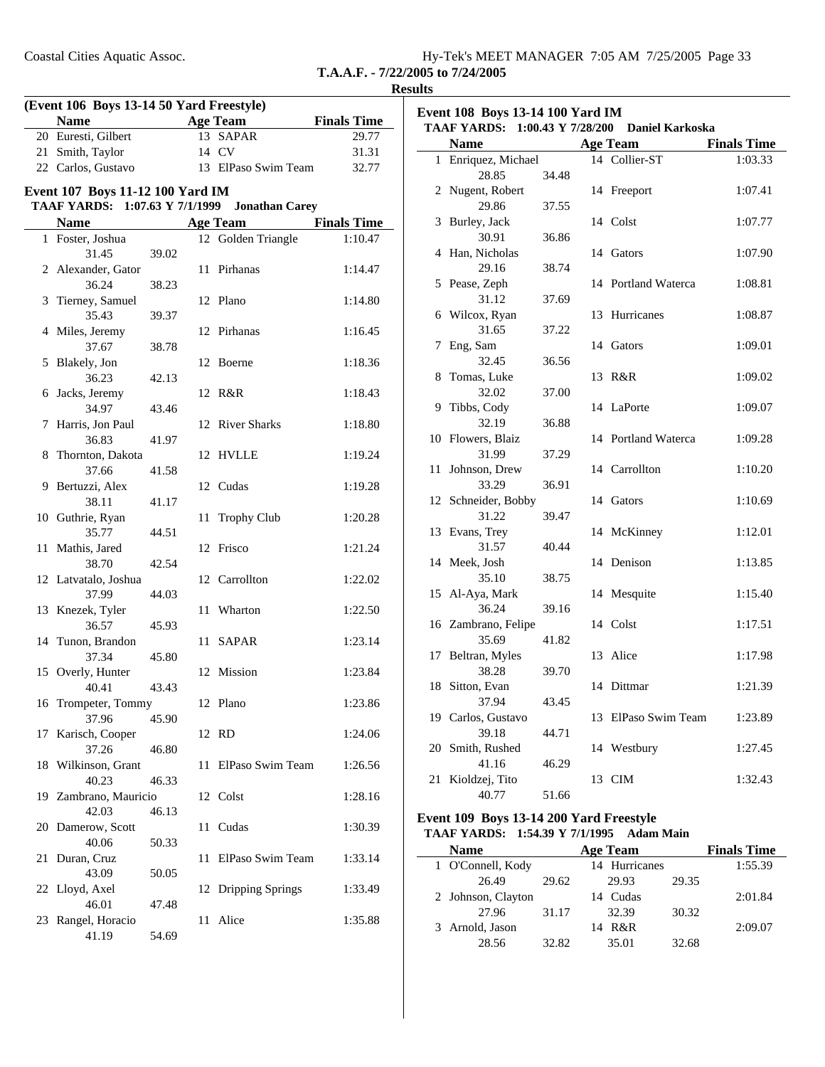## Results

### (Event 106 Boys 13-14 50 Yard Freestyle)

| | Name | Age | Team | Finals Time |
|---|---|---|---|---|
| 20 | Euresti, Gilbert | 13 | SAPAR | 29.77 |
| 21 | Smith, Taylor | 14 | CV | 31.31 |
| 22 | Carlos, Gustavo | 13 | ElPaso Swim Team | 32.77 |

### Event 107 Boys 11-12 100 Yard IM

**TAAF YARDS: 1:07.63 Y 7/1/1999 Jonathan Carey**

| | Name | Age | Team | Finals Time |
|---|---|---|---|---|
| 1 | Foster, Joshua | 12 | Golden Triangle | 1:10.47 |
| | 31.45 | 39.02 | | |
| 2 | Alexander, Gator | 11 | Pirhanas | 1:14.47 |
| | 36.24 | 38.23 | | |
| 3 | Tierney, Samuel | 12 | Plano | 1:14.80 |
| | 35.43 | 39.37 | | |
| 4 | Miles, Jeremy | 12 | Pirhanas | 1:16.45 |
| | 37.67 | 38.78 | | |
| 5 | Blakely, Jon | 12 | Boerne | 1:18.36 |
| | 36.23 | 42.13 | | |
| 6 | Jacks, Jeremy | 12 | R&R | 1:18.43 |
| | 34.97 | 43.46 | | |
| 7 | Harris, Jon Paul | 12 | River Sharks | 1:18.80 |
| | 36.83 | 41.97 | | |
| 8 | Thornton, Dakota | 12 | HVLLE | 1:19.24 |
| | 37.66 | 41.58 | | |
| 9 | Bertuzzi, Alex | 12 | Cudas | 1:19.28 |
| | 38.11 | 41.17 | | |
| 10 | Guthrie, Ryan | 11 | Trophy Club | 1:20.28 |
| | 35.77 | 44.51 | | |
| 11 | Mathis, Jared | 12 | Frisco | 1:21.24 |
| | 38.70 | 42.54 | | |
| 12 | Latvatalo, Joshua | 12 | Carrollton | 1:22.02 |
| | 37.99 | 44.03 | | |
| 13 | Knezek, Tyler | 11 | Wharton | 1:22.50 |
| | 36.57 | 45.93 | | |
| 14 | Tunon, Brandon | 11 | SAPAR | 1:23.14 |
| | 37.34 | 45.80 | | |
| 15 | Overly, Hunter | 12 | Mission | 1:23.84 |
| | 40.41 | 43.43 | | |
| 16 | Trompeter, Tommy | 12 | Plano | 1:23.86 |
| | 37.96 | 45.90 | | |
| 17 | Karisch, Cooper | 12 | RD | 1:24.06 |
| | 37.26 | 46.80 | | |
| 18 | Wilkinson, Grant | 11 | ElPaso Swim Team | 1:26.56 |
| | 40.23 | 46.33 | | |
| 19 | Zambrano, Mauricio | 12 | Colst | 1:28.16 |
| | 42.03 | 46.13 | | |
| 20 | Damerow, Scott | 11 | Cudas | 1:30.39 |
| | 40.06 | 50.33 | | |
| 21 | Duran, Cruz | 11 | ElPaso Swim Team | 1:33.14 |
| | 43.09 | 50.05 | | |
| 22 | Lloyd, Axel | 12 | Dripping Springs | 1:33.49 |
| | 46.01 | 47.48 | | |
| 23 | Rangel, Horacio | 11 | Alice | 1:35.88 |
| | 41.19 | 54.69 | | |

### Event 108 Boys 13-14 100 Yard IM

**TAAF YARDS: 1:00.43 Y 7/28/200 Daniel Karkoska**

| | Name | Age | Team | Finals Time |
|---|---|---|---|---|
| 1 | Enriquez, Michael | 14 | Collier-ST | 1:03.33 |
| | 28.85 | 34.48 | | |
| 2 | Nugent, Robert | 14 | Freeport | 1:07.41 |
| | 29.86 | 37.55 | | |
| 3 | Burley, Jack | 14 | Colst | 1:07.77 |
| | 30.91 | 36.86 | | |
| 4 | Han, Nicholas | 14 | Gators | 1:07.90 |
| | 29.16 | 38.74 | | |
| 5 | Pease, Zeph | 14 | Portland Waterca | 1:08.81 |
| | 31.12 | 37.69 | | |
| 6 | Wilcox, Ryan | 13 | Hurricanes | 1:08.87 |
| | 31.65 | 37.22 | | |
| 7 | Eng, Sam | 14 | Gators | 1:09.01 |
| | 32.45 | 36.56 | | |
| 8 | Tomas, Luke | 13 | R&R | 1:09.02 |
| | 32.02 | 37.00 | | |
| 9 | Tibbs, Cody | 14 | LaPorte | 1:09.07 |
| | 32.19 | 36.88 | | |
| 10 | Flowers, Blaiz | 14 | Portland Waterca | 1:09.28 |
| | 31.99 | 37.29 | | |
| 11 | Johnson, Drew | 14 | Carrollton | 1:10.20 |
| | 33.29 | 36.91 | | |
| 12 | Schneider, Bobby | 14 | Gators | 1:10.69 |
| | 31.22 | 39.47 | | |
| 13 | Evans, Trey | 14 | McKinney | 1:12.01 |
| | 31.57 | 40.44 | | |
| 14 | Meek, Josh | 14 | Denison | 1:13.85 |
| | 35.10 | 38.75 | | |
| 15 | Al-Aya, Mark | 14 | Mesquite | 1:15.40 |
| | 36.24 | 39.16 | | |
| 16 | Zambrano, Felipe | 14 | Colst | 1:17.51 |
| | 35.69 | 41.82 | | |
| 17 | Beltran, Myles | 13 | Alice | 1:17.98 |
| | 38.28 | 39.70 | | |
| 18 | Sitton, Evan | 14 | Dittmar | 1:21.39 |
| | 37.94 | 43.45 | | |
| 19 | Carlos, Gustavo | 13 | ElPaso Swim Team | 1:23.89 |
| | 39.18 | 44.71 | | |
| 20 | Smith, Rushed | 14 | Westbury | 1:27.45 |
| | 41.16 | 46.29 | | |
| 21 | Kioldzej, Tito | 13 | CIM | 1:32.43 |
| | 40.77 | 51.66 | | |

### Event 109 Boys 13-14 200 Yard Freestyle

**TAAF YARDS: 1:54.39 Y 7/1/1995 Adam Main**

| | Name | | Age | Team | | Finals Time |
|---|---|---|---|---|---|---|
| 1 | O'Connell, Kody | | 14 | Hurricanes | | 1:55.39 |
| | 26.49 | 29.62 | | 29.93 | 29.35 | |
| 2 | Johnson, Clayton | | 14 | Cudas | | 2:01.84 |
| | 27.96 | 31.17 | | 32.39 | 30.32 | |
| 3 | Arnold, Jason | | 14 | R&R | | 2:09.07 |
| | 28.56 | 32.82 | | 35.01 | 32.68 | |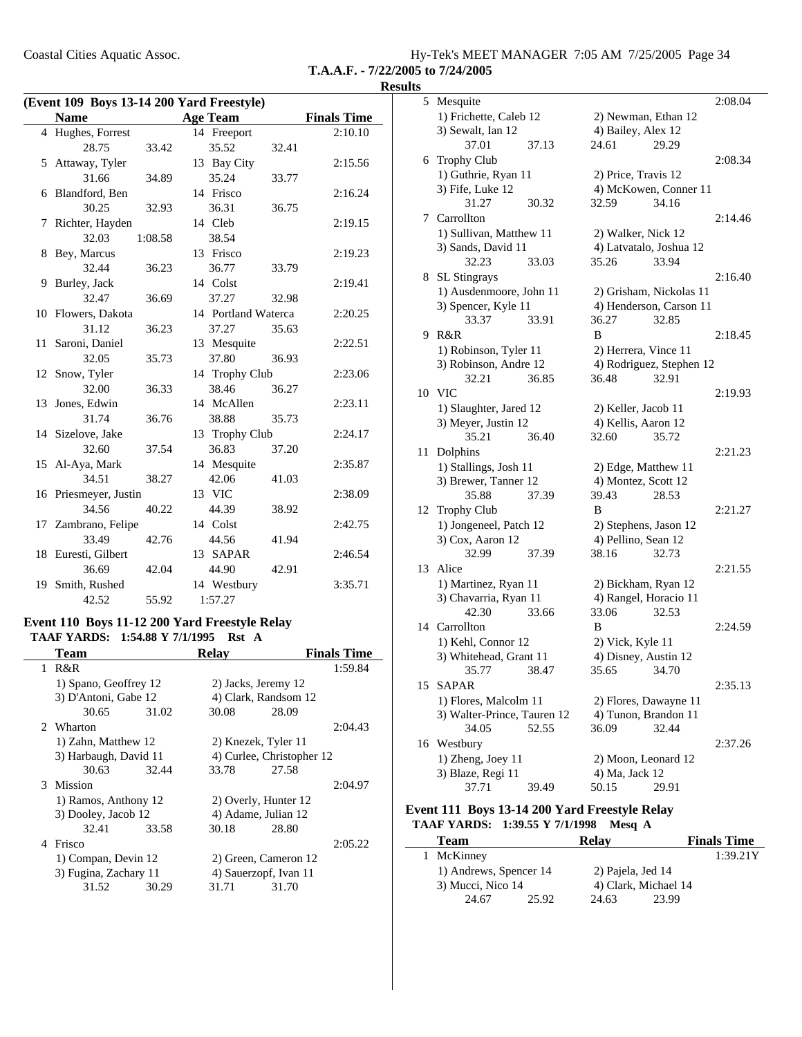**T.A.A.F. - 7/22/2005 to 7/24/2005**

**Results**

### (Event 109 Boys 13-14 200 Yard Freestyle)

| | Name | Age | Team | Finals Time |
|---|---|---|---|---|
| 4 | Hughes, Forrest | 14 | Freeport | 2:10.10 |
| | 28.75 33.42 35.52 32.41 | | | |
| 5 | Attaway, Tyler | 13 | Bay City | 2:15.56 |
| | 31.66 34.89 35.24 33.77 | | | |
| 6 | Blandford, Ben | 14 | Frisco | 2:16.24 |
| | 30.25 32.93 36.31 36.75 | | | |
| 7 | Richter, Hayden | 14 | Cleb | 2:19.15 |
| | 32.03 1:08.58 38.54 | | | |
| 8 | Bey, Marcus | 13 | Frisco | 2:19.23 |
| | 32.44 36.23 36.77 33.79 | | | |
| 9 | Burley, Jack | 14 | Colst | 2:19.41 |
| | 32.47 36.69 37.27 32.98 | | | |
| 10 | Flowers, Dakota | 14 | Portland Waterca | 2:20.25 |
| | 31.12 36.23 37.27 35.63 | | | |
| 11 | Saroni, Daniel | 13 | Mesquite | 2:22.51 |
| | 32.05 35.73 37.80 36.93 | | | |
| 12 | Snow, Tyler | 14 | Trophy Club | 2:23.06 |
| | 32.00 36.33 38.46 36.27 | | | |
| 13 | Jones, Edwin | 14 | McAllen | 2:23.11 |
| | 31.74 36.76 38.88 35.73 | | | |
| 14 | Sizelove, Jake | 13 | Trophy Club | 2:24.17 |
| | 32.60 37.54 36.83 37.20 | | | |
| 15 | Al-Aya, Mark | 14 | Mesquite | 2:35.87 |
| | 34.51 38.27 42.06 41.03 | | | |
| 16 | Priesmeyer, Justin | 13 | VIC | 2:38.09 |
| | 34.56 40.22 44.39 38.92 | | | |
| 17 | Zambrano, Felipe | 14 | Colst | 2:42.75 |
| | 33.49 42.76 44.56 41.94 | | | |
| 18 | Euresti, Gilbert | 13 | SAPAR | 2:46.54 |
| | 36.69 42.04 44.90 42.91 | | | |
| 19 | Smith, Rushed | 14 | Westbury | 3:35.71 |
| | 42.52 55.92 1:57.27 | | | |

### Event 110 Boys 11-12 200 Yard Freestyle Relay

**TAAF YARDS: 1:54.88 Y 7/1/1995 Rst A**

| | Team | Relay | Finals Time |
|---|---|---|---|
| 1 | R&R | | 1:59.84 |
| | 1) Spano, Geoffrey 12; 2) Jacks, Jeremy 12; 3) D'Antrono, Gabe 12; 4) Clark, Randsom 12 | | |
| | 30.65 31.02 30.08 28.09 | | |
| 2 | Wharton | | 2:04.43 |
| | 1) Zahn, Matthew 12; 2) Knezek, Tyler 11; 3) Harbaugh, David 11; 4) Curlee, Christopher 12 | | |
| | 30.63 32.44 33.78 27.58 | | |
| 3 | Mission | | 2:04.97 |
| | 1) Ramos, Anthony 12; 2) Overly, Hunter 12; 3) Dooley, Jacob 12; 4) Adame, Julian 12 | | |
| | 32.41 33.58 30.18 28.80 | | |
| 4 | Frisco | | 2:05.22 |
| | 1) Compan, Devin 12; 2) Green, Cameron 12; 3) Fugina, Zachary 11; 4) Sauerzopf, Ivan 11 | | |
| | 31.52 30.29 31.71 31.70 | | |
| 5 | Mesquite | | 2:08.04 |
| | 1) Frichette, Caleb 12; 2) Newman, Ethan 12; 3) Sewalt, Ian 12; 4) Bailey, Alex 12 | | |
| | 37.01 37.13 24.61 29.29 | | |
| 6 | Trophy Club | | 2:08.34 |
| | 1) Guthrie, Ryan 11; 2) Price, Travis 12; 3) Fife, Luke 12; 4) McKowen, Conner 11 | | |
| | 31.27 30.32 32.59 34.16 | | |
| 7 | Carrollton | | 2:14.46 |
| | 1) Sullivan, Matthew 11; 2) Walker, Nick 12; 3) Sands, David 11; 4) Latvatalo, Joshua 12 | | |
| | 32.23 33.03 35.26 33.94 | | |
| 8 | SL Stingrays | | 2:16.40 |
| | 1) Ausdenmoore, John 11; 2) Grisham, Nickolas 11; 3) Spencer, Kyle 11; 4) Henderson, Carson 11 | | |
| | 33.37 33.91 36.27 32.85 | | |
| 9 | R&R | B | 2:18.45 |
| | 1) Robinson, Tyler 11; 2) Herrera, Vince 11; 3) Robinson, Andre 12; 4) Rodriguez, Stephen 12 | | |
| | 32.21 36.85 36.48 32.91 | | |
| 10 | VIC | | 2:19.93 |
| | 1) Slaughter, Jared 12; 2) Keller, Jacob 11; 3) Meyer, Justin 12; 4) Kellis, Aaron 12 | | |
| | 35.21 36.40 32.60 35.72 | | |
| 11 | Dolphins | | 2:21.23 |
| | 1) Stallings, Josh 11; 2) Edge, Matthew 11; 3) Brewer, Tanner 12; 4) Montez, Scott 12 | | |
| | 35.88 37.39 39.43 28.53 | | |
| 12 | Trophy Club | B | 2:21.27 |
| | 1) Jongeneel, Patch 12; 2) Stephens, Jason 12; 3) Cox, Aaron 12; 4) Pellino, Sean 12 | | |
| | 32.99 37.39 38.16 32.73 | | |
| 13 | Alice | | 2:21.55 |
| | 1) Martinez, Ryan 11; 2) Bickham, Ryan 12; 3) Chavarria, Ryan 11; 4) Rangel, Horacio 11 | | |
| | 42.30 33.66 33.06 32.53 | | |
| 14 | Carrollton | B | 2:24.59 |
| | 1) Kehl, Connor 12; 2) Vick, Kyle 11; 3) Whitehead, Grant 11; 4) Disney, Austin 12 | | |
| | 35.77 38.47 35.65 34.70 | | |
| 15 | SAPAR | | 2:35.13 |
| | 1) Flores, Malcolm 11; 2) Flores, Dawayne 11; 3) Walter-Prince, Tauren 12; 4) Tunon, Brandon 11 | | |
| | 34.05 52.55 36.09 32.44 | | |
| 16 | Westbury | | 2:37.26 |
| | 1) Zheng, Joey 11; 2) Moon, Leonard 12; 3) Blaze, Regi 11; 4) Ma, Jack 12 | | |
| | 37.71 39.49 50.15 29.91 | | |

### Event 111 Boys 13-14 200 Yard Freestyle Relay

**TAAF YARDS: 1:39.55 Y 7/1/1998 Mesq A**

| | Team | Relay | Finals Time |
|---|---|---|---|
| 1 | McKinney | | 1:39.21Y |
| | 1) Andrews, Spencer 14; 2) Pajela, Jed 14; 3) Mucci, Nico 14; 4) Clark, Michael 14 | | |
| | 24.67 25.92 24.63 23.99 | | |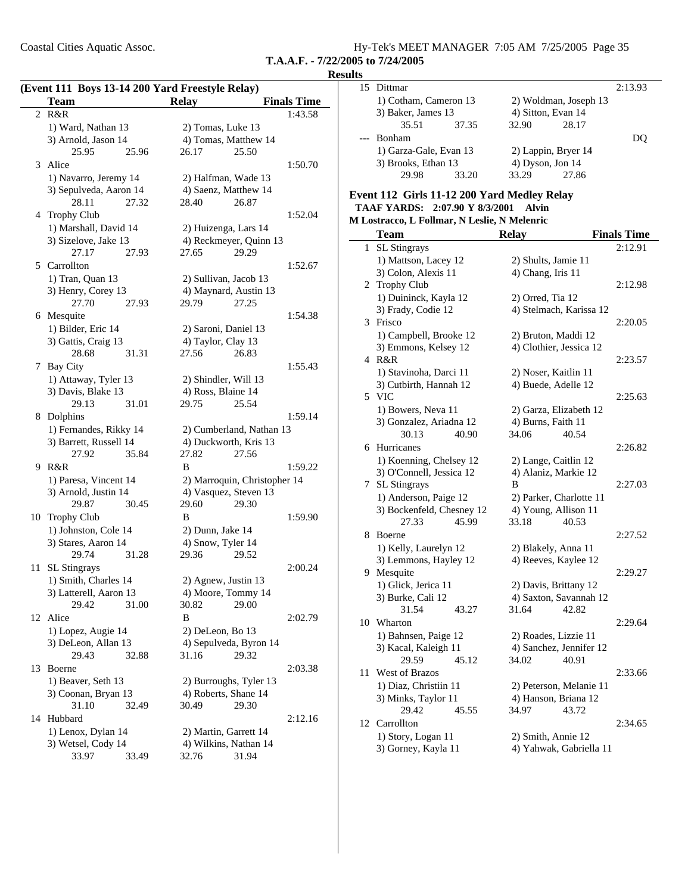**T.A.A.F. - 7/22/2005 to 7/24/2005**

**Results**

### (Event 111 Boys 13-14 200 Yard Freestyle Relay)

| | Team | Relay | Finals Time |
|---|---|---|---|
| 2 | R&R | | 1:43.58 |
| | 1) Ward, Nathan 13 | 2) Tomas, Luke 13 | |
| | 3) Arnold, Jason 14 | 4) Tomas, Matthew 14 | |
| | 25.95 25.96 | 26.17 25.50 | |
| 3 | Alice | | 1:50.70 |
| | 1) Navarro, Jeremy 14 | 2) Halfman, Wade 13 | |
| | 3) Sepulveda, Aaron 14 | 4) Saenz, Matthew 14 | |
| | 28.11 27.32 | 28.40 26.87 | |
| 4 | Trophy Club | | 1:52.04 |
| | 1) Marshall, David 14 | 2) Huizenga, Lars 14 | |
| | 3) Sizelove, Jake 13 | 4) Reckmeyer, Quinn 13 | |
| | 27.17 27.93 | 27.65 29.29 | |
| 5 | Carrollton | | 1:52.67 |
| | 1) Tran, Quan 13 | 2) Sullivan, Jacob 13 | |
| | 3) Henry, Corey 13 | 4) Maynard, Austin 13 | |
| | 27.70 27.93 | 29.79 27.25 | |
| 6 | Mesquite | | 1:54.38 |
| | 1) Bilder, Eric 14 | 2) Saroni, Daniel 13 | |
| | 3) Gattis, Craig 13 | 4) Taylor, Clay 13 | |
| | 28.68 31.31 | 27.56 26.83 | |
| 7 | Bay City | | 1:55.43 |
| | 1) Attaway, Tyler 13 | 2) Shindler, Will 13 | |
| | 3) Davis, Blake 13 | 4) Ross, Blaine 14 | |
| | 29.13 31.01 | 29.75 25.54 | |
| 8 | Dolphins | | 1:59.14 |
| | 1) Fernandes, Rikky 14 | 2) Cumberland, Nathan 13 | |
| | 3) Barrett, Russell 14 | 4) Duckworth, Kris 13 | |
| | 27.92 35.84 | 27.82 27.56 | |
| 9 | R&R | B | 1:59.22 |
| | 1) Paresa, Vincent 14 | 2) Marroquin, Christopher 14 | |
| | 3) Arnold, Justin 14 | 4) Vasquez, Steven 13 | |
| | 29.87 30.45 | 29.60 29.30 | |
| 10 | Trophy Club | B | 1:59.90 |
| | 1) Johnston, Cole 14 | 2) Dunn, Jake 14 | |
| | 3) Stares, Aaron 14 | 4) Snow, Tyler 14 | |
| | 29.74 31.28 | 29.36 29.52 | |
| 11 | SL Stingrays | | 2:00.24 |
| | 1) Smith, Charles 14 | 2) Agnew, Justin 13 | |
| | 3) Latterell, Aaron 13 | 4) Moore, Tommy 14 | |
| | 29.42 31.00 | 30.82 29.00 | |
| 12 | Alice | B | 2:02.79 |
| | 1) Lopez, Augie 14 | 2) DeLeon, Bo 13 | |
| | 3) DeLeon, Allan 13 | 4) Sepulveda, Byron 14 | |
| | 29.43 32.88 | 31.16 29.32 | |
| 13 | Boerne | | 2:03.38 |
| | 1) Beaver, Seth 13 | 2) Burroughs, Tyler 13 | |
| | 3) Coonan, Bryan 13 | 4) Roberts, Shane 14 | |
| | 31.10 32.49 | 30.49 29.30 | |
| 14 | Hubbard | | 2:12.16 |
| | 1) Lenox, Dylan 14 | 2) Martin, Garrett 14 | |
| | 3) Wetsel, Cody 14 | 4) Wilkins, Nathan 14 | |
| | 33.97 33.49 | 32.76 31.94 | |
| 15 | Dittmar | | 2:13.93 |
| | 1) Cotham, Cameron 13 | 2) Woldman, Joseph 13 | |
| | 3) Baker, James 13 | 4) Sitton, Evan 14 | |
| | 35.51 37.35 | 32.90 28.17 | |
| --- | Bonham | | DQ |
| | 1) Garza-Gale, Evan 13 | 2) Lappin, Bryer 14 | |
| | 3) Brooks, Ethan 13 | 4) Dyson, Jon 14 | |
| | 29.98 33.20 | 33.29 27.86 | |

### Event 112 Girls 11-12 200 Yard Medley Relay

**TAAF YARDS: 2:07.90 Y 8/3/2001 Alvin**
**M Lostracco, L Follmar, N Leslie, N Melenric**

| | Team | Relay | Finals Time |
|---|---|---|---|
| 1 | SL Stingrays | | 2:12.91 |
| | 1) Mattson, Lacey 12 | 2) Shults, Jamie 11 | |
| | 3) Colon, Alexis 11 | 4) Chang, Iris 11 | |
| 2 | Trophy Club | | 2:12.98 |
| | 1) Duininck, Kayla 12 | 2) Orred, Tia 12 | |
| | 3) Frady, Codie 12 | 4) Stelmach, Karissa 12 | |
| 3 | Frisco | | 2:20.05 |
| | 1) Campbell, Brooke 12 | 2) Bruton, Maddi 12 | |
| | 3) Emmons, Kelsey 12 | 4) Clothier, Jessica 12 | |
| 4 | R&R | | 2:23.57 |
| | 1) Stavinoha, Darci 11 | 2) Noser, Kaitlin 11 | |
| | 3) Cutbirth, Hannah 12 | 4) Buede, Adelle 12 | |
| 5 | VIC | | 2:25.63 |
| | 1) Bowers, Neva 11 | 2) Garza, Elizabeth 12 | |
| | 3) Gonzalez, Ariadna 12 | 4) Burns, Faith 11 | |
| | 30.13 40.90 | 34.06 40.54 | |
| 6 | Hurricanes | | 2:26.82 |
| | 1) Koenning, Chelsey 12 | 2) Lange, Caitlin 12 | |
| | 3) O'Connell, Jessica 12 | 4) Alaniz, Markie 12 | |
| 7 | SL Stingrays | B | 2:27.03 |
| | 1) Anderson, Paige 12 | 2) Parker, Charlotte 11 | |
| | 3) Bockenfeld, Chesney 12 | 4) Young, Allison 11 | |
| | 27.33 45.99 | 33.18 40.53 | |
| 8 | Boerne | | 2:27.52 |
| | 1) Kelly, Laurelyn 12 | 2) Blakely, Anna 11 | |
| | 3) Lemmons, Hayley 12 | 4) Reeves, Kaylee 12 | |
| 9 | Mesquite | | 2:29.27 |
| | 1) Glick, Jerica 11 | 2) Davis, Brittany 12 | |
| | 3) Burke, Cali 12 | 4) Saxton, Savannah 12 | |
| | 31.54 43.27 | 31.64 42.82 | |
| 10 | Wharton | | 2:29.64 |
| | 1) Bahnsen, Paige 12 | 2) Roades, Lizzie 11 | |
| | 3) Kacal, Kaleigh 11 | 4) Sanchez, Jennifer 12 | |
| | 29.59 45.12 | 34.02 40.91 | |
| 11 | West of Brazos | | 2:33.66 |
| | 1) Diaz, Christiin 11 | 2) Peterson, Melanie 11 | |
| | 3) Minks, Taylor 11 | 4) Hanson, Briana 12 | |
| | 29.42 45.55 | 34.97 43.72 | |
| 12 | Carrollton | | 2:34.65 |
| | 1) Story, Logan 11 | 2) Smith, Annie 12 | |
| | 3) Gorney, Kayla 11 | 4) Yahwak, Gabriella 11 | |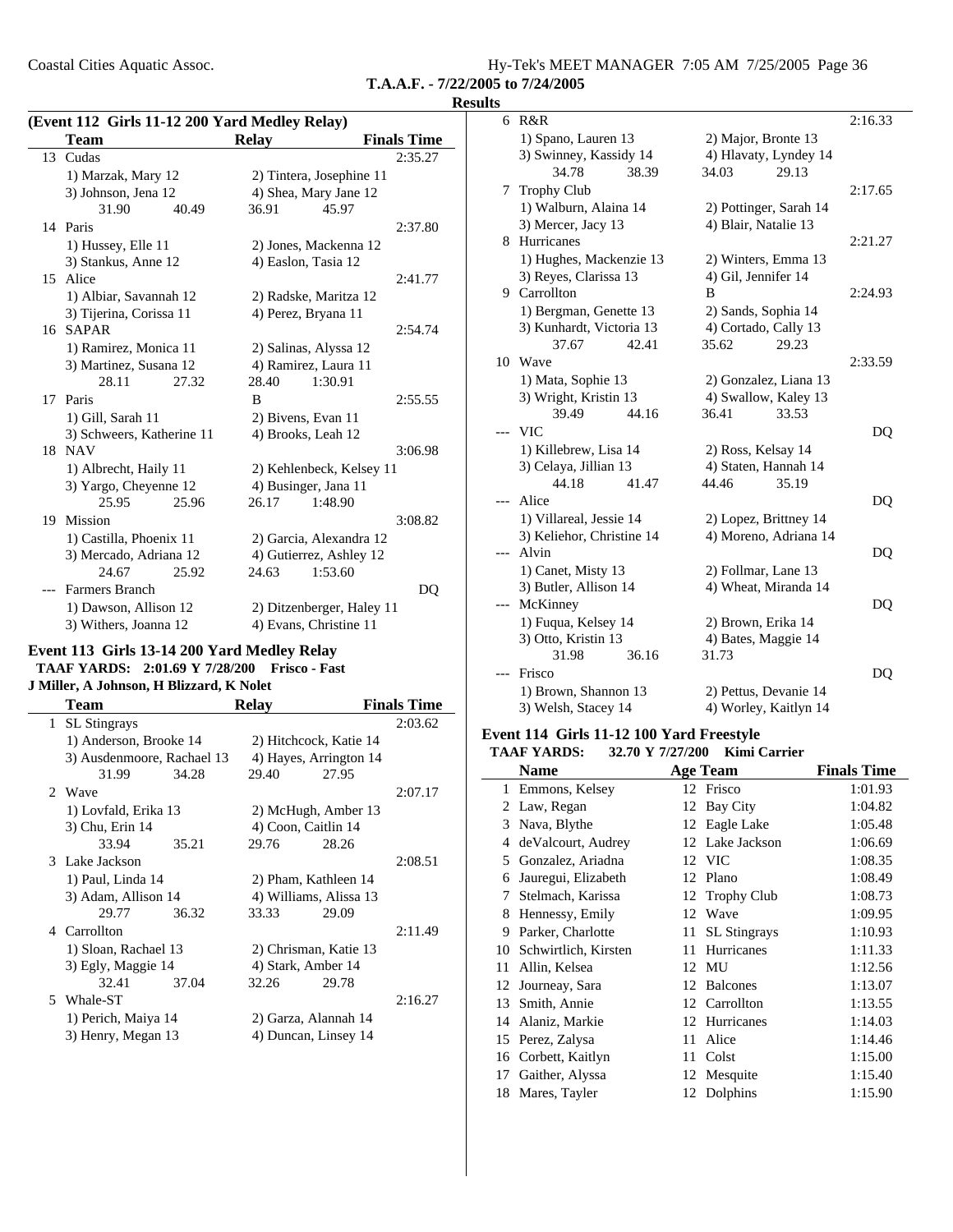**T.A.A.F. - 7/22/2005 to 7/24/2005**

**Results**

### (Event 112 Girls 11-12 200 Yard Medley Relay)

| | Team | Relay | Finals Time |
|---|---|---|---|
| 13 | Cudas | | 2:35.27 |
| | 1) Marzak, Mary 12 | 2) Tintera, Josephine 11 | |
| | 3) Johnson, Jena 12 | 4) Shea, Mary Jane 12 | |
| | 31.90 40.49 | 36.91 45.97 | |
| 14 | Paris | | 2:37.80 |
| | 1) Hussey, Elle 11 | 2) Jones, Mackenna 12 | |
| | 3) Stankus, Anne 12 | 4) Easlon, Tasia 12 | |
| 15 | Alice | | 2:41.77 |
| | 1) Albiar, Savannah 12 | 2) Radske, Maritza 12 | |
| | 3) Tijerina, Corissa 11 | 4) Perez, Bryana 11 | |
| 16 | SAPAR | | 2:54.74 |
| | 1) Ramirez, Monica 11 | 2) Salinas, Alyssa 12 | |
| | 3) Martinez, Susana 12 | 4) Ramirez, Laura 11 | |
| | 28.11 27.32 | 28.40 1:30.91 | |
| 17 | Paris | B | 2:55.55 |
| | 1) Gill, Sarah 11 | 2) Bivens, Evan 11 | |
| | 3) Schweers, Katherine 11 | 4) Brooks, Leah 12 | |
| 18 | NAV | | 3:06.98 |
| | 1) Albrecht, Haily 11 | 2) Kehlenbeck, Kelsey 11 | |
| | 3) Yargo, Cheyenne 12 | 4) Businger, Jana 11 | |
| | 25.95 25.96 | 26.17 1:48.90 | |
| 19 | Mission | | 3:08.82 |
| | 1) Castilla, Phoenix 11 | 2) Garcia, Alexandra 12 | |
| | 3) Mercado, Adriana 12 | 4) Gutierrez, Ashley 12 | |
| | 24.67 25.92 | 24.63 1:53.60 | |
| --- | Farmers Branch | | DQ |
| | 1) Dawson, Allison 12 | 2) Ditzenberger, Haley 11 | |
| | 3) Withers, Joanna 12 | 4) Evans, Christine 11 | |

### Event 113 Girls 13-14 200 Yard Medley Relay

**TAAF YARDS: 2:01.69 Y 7/28/200 Frisco - Fast**
**J Miller, A Johnson, H Blizzard, K Nolet**

| | Team | Relay | Finals Time |
|---|---|---|---|
| 1 | SL Stingrays | | 2:03.62 |
| | 1) Anderson, Brooke 14 | 2) Hitchcock, Katie 14 | |
| | 3) Ausdenmoore, Rachael 13 | 4) Hayes, Arrington 14 | |
| | 31.99 34.28 | 29.40 27.95 | |
| 2 | Wave | | 2:07.17 |
| | 1) Lovfald, Erika 13 | 2) McHugh, Amber 13 | |
| | 3) Chu, Erin 14 | 4) Coon, Caitlin 14 | |
| | 33.94 35.21 | 29.76 28.26 | |
| 3 | Lake Jackson | | 2:08.51 |
| | 1) Paul, Linda 14 | 2) Pham, Kathleen 14 | |
| | 3) Adam, Allison 14 | 4) Williams, Alissa 13 | |
| | 29.77 36.32 | 33.33 29.09 | |
| 4 | Carrollton | | 2:11.49 |
| | 1) Sloan, Rachael 13 | 2) Chrisman, Katie 13 | |
| | 3) Egly, Maggie 14 | 4) Stark, Amber 14 | |
| | 32.41 37.04 | 32.26 29.78 | |
| 5 | Whale-ST | | 2:16.27 |
| | 1) Perich, Maiya 14 | 2) Garza, Alannah 14 | |
| | 3) Henry, Megan 13 | 4) Duncan, Linsey 14 | |
| 6 | R&R | | 2:16.33 |
| | 1) Spano, Lauren 13 | 2) Major, Bronte 13 | |
| | 3) Swinney, Kassidy 14 | 4) Hlavaty, Lyndey 14 | |
| | 34.78 38.39 | 34.03 29.13 | |
| 7 | Trophy Club | | 2:17.65 |
| | 1) Walburn, Alaina 14 | 2) Pottinger, Sarah 14 | |
| | 3) Mercer, Jacy 13 | 4) Blair, Natalie 13 | |
| 8 | Hurricanes | | 2:21.27 |
| | 1) Hughes, Mackenzie 13 | 2) Winters, Emma 13 | |
| | 3) Reyes, Clarissa 13 | 4) Gil, Jennifer 14 | |
| 9 | Carrollton | B | 2:24.93 |
| | 1) Bergman, Genette 13 | 2) Sands, Sophia 14 | |
| | 3) Kunhardt, Victoria 13 | 4) Cortado, Cally 13 | |
| | 37.67 42.41 | 35.62 29.23 | |
| 10 | Wave | | 2:33.59 |
| | 1) Mata, Sophie 13 | 2) Gonzalez, Liana 13 | |
| | 3) Wright, Kristin 13 | 4) Swallow, Kaley 13 | |
| | 39.49 44.16 | 36.41 33.53 | |
| --- | VIC | | DQ |
| | 1) Killebrew, Lisa 14 | 2) Ross, Kelsay 14 | |
| | 3) Celaya, Jillian 13 | 4) Staten, Hannah 14 | |
| | 44.18 41.47 | 44.46 35.19 | |
| --- | Alice | | DQ |
| | 1) Villareal, Jessie 14 | 2) Lopez, Brittney 14 | |
| | 3) Keliehor, Christine 14 | 4) Moreno, Adriana 14 | |
| --- | Alvin | | DQ |
| | 1) Canet, Misty 13 | 2) Follmar, Lane 13 | |
| | 3) Butler, Allison 14 | 4) Wheat, Miranda 14 | |
| --- | McKinney | | DQ |
| | 1) Fuqua, Kelsey 14 | 2) Brown, Erika 14 | |
| | 3) Otto, Kristin 13 | 4) Bates, Maggie 14 | |
| | 31.98 36.16 | 31.73 | |
| --- | Frisco | | DQ |
| | 1) Brown, Shannon 13 | 2) Pettus, Devanie 14 | |
| | 3) Welsh, Stacey 14 | 4) Worley, Kaitlyn 14 | |

### Event 114 Girls 11-12 100 Yard Freestyle

**TAAF YARDS: 32.70 Y 7/27/200 Kimi Carrier**

| | Name | Age | Team | Finals Time |
|---|---|---|---|---|
| 1 | Emmons, Kelsey | 12 | Frisco | 1:01.93 |
| 2 | Law, Regan | 12 | Bay City | 1:04.82 |
| 3 | Nava, Blythe | 12 | Eagle Lake | 1:05.48 |
| 4 | deValcourt, Audrey | 12 | Lake Jackson | 1:06.69 |
| 5 | Gonzalez, Ariadna | 12 | VIC | 1:08.35 |
| 6 | Jauregui, Elizabeth | 12 | Plano | 1:08.49 |
| 7 | Stelmach, Karissa | 12 | Trophy Club | 1:08.73 |
| 8 | Hennessy, Emily | 12 | Wave | 1:09.95 |
| 9 | Parker, Charlotte | 11 | SL Stingrays | 1:10.93 |
| 10 | Schwirtlich, Kirsten | 11 | Hurricanes | 1:11.33 |
| 11 | Allin, Kelsea | 12 | MU | 1:12.56 |
| 12 | Journeay, Sara | 12 | Balcones | 1:13.07 |
| 13 | Smith, Annie | 12 | Carrollton | 1:13.55 |
| 14 | Alaniz, Markie | 12 | Hurricanes | 1:14.03 |
| 15 | Perez, Zalysa | 11 | Alice | 1:14.46 |
| 16 | Corbett, Kaitlyn | 11 | Colst | 1:15.00 |
| 17 | Gaither, Alyssa | 12 | Mesquite | 1:15.40 |
| 18 | Mares, Tayler | 12 | Dolphins | 1:15.90 |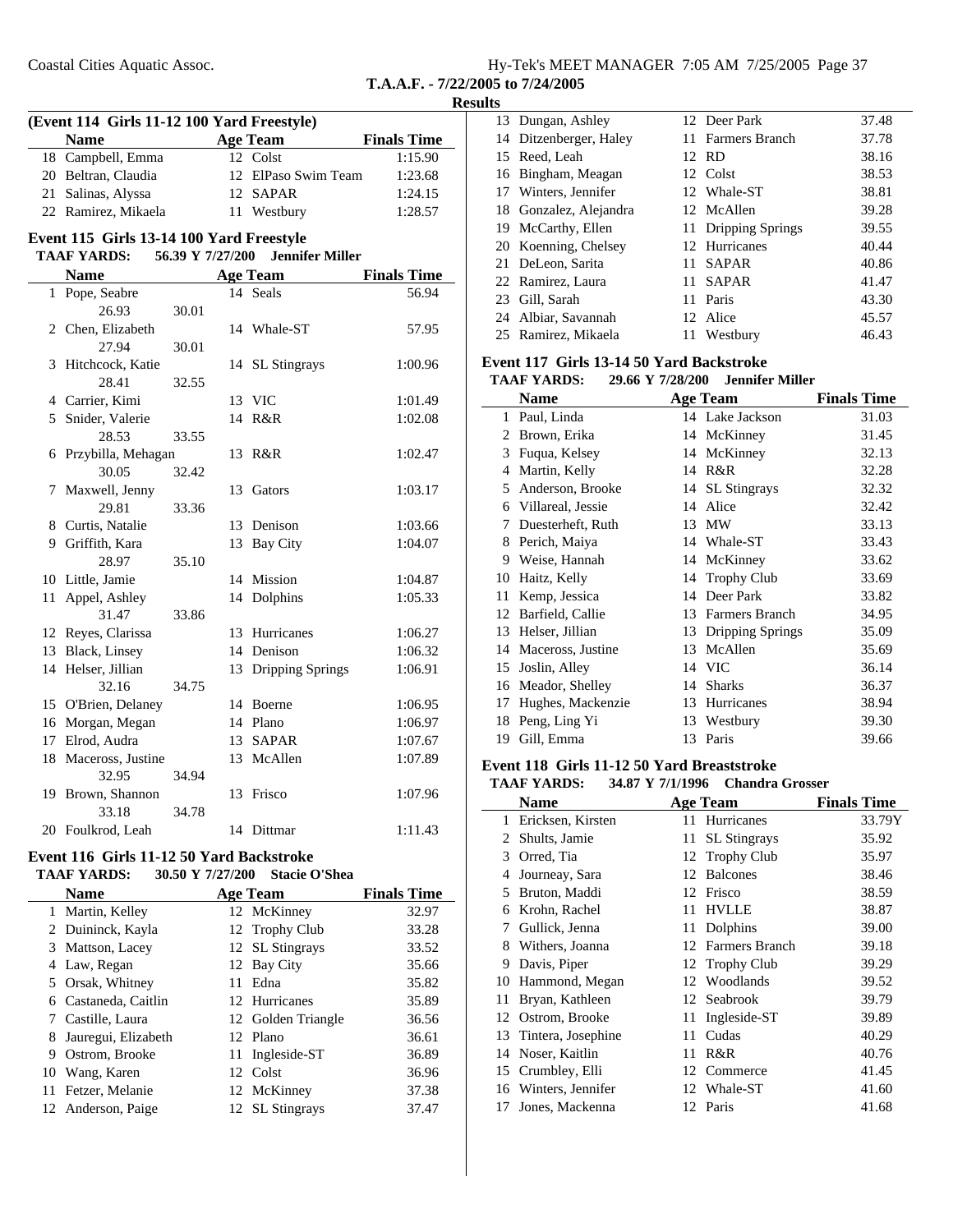**T.A.A.F. - 7/22/2005 to 7/24/2005**

**Results**

**(Event 114 Girls 11-12 100 Yard Freestyle)**

| | Name | Age | Team | Finals Time |
|---|---|---|---|---|
| 18 | Campbell, Emma | 12 | Colst | 1:15.90 |
| 20 | Beltran, Claudia | 12 | ElPaso Swim Team | 1:23.68 |
| 21 | Salinas, Alyssa | 12 | SAPAR | 1:24.15 |
| 22 | Ramirez, Mikaela | 11 | Westbury | 1:28.57 |

### Event 115 Girls 13-14 100 Yard Freestyle

**TAAF YARDS: 56.39 Y 7/27/200 Jennifer Miller**

| | Name | Age | Team | Finals Time |
|---|---|---|---|---|
| 1 | Pope, Seabre | 14 | Seals | 56.94 |
| | 26.93 30.01 | | | |
| 2 | Chen, Elizabeth | 14 | Whale-ST | 57.95 |
| | 27.94 30.01 | | | |
| 3 | Hitchcock, Katie | 14 | SL Stingrays | 1:00.96 |
| | 28.41 32.55 | | | |
| 4 | Carrier, Kimi | 13 | VIC | 1:01.49 |
| 5 | Snider, Valerie | 14 | R&R | 1:02.08 |
| | 28.53 33.55 | | | |
| 6 | Przybilla, Mehagan | 13 | R&R | 1:02.47 |
| | 30.05 32.42 | | | |
| 7 | Maxwell, Jenny | 13 | Gators | 1:03.17 |
| | 29.81 33.36 | | | |
| 8 | Curtis, Natalie | 13 | Denison | 1:03.66 |
| 9 | Griffith, Kara | 13 | Bay City | 1:04.07 |
| | 28.97 35.10 | | | |
| 10 | Little, Jamie | 14 | Mission | 1:04.87 |
| 11 | Appel, Ashley | 14 | Dolphins | 1:05.33 |
| | 31.47 33.86 | | | |
| 12 | Reyes, Clarissa | 13 | Hurricanes | 1:06.27 |
| 13 | Black, Linsey | 14 | Denison | 1:06.32 |
| 14 | Helser, Jillian | 13 | Dripping Springs | 1:06.91 |
| | 32.16 34.75 | | | |
| 15 | O'Brien, Delaney | 14 | Boerne | 1:06.95 |
| 16 | Morgan, Megan | 14 | Plano | 1:06.97 |
| 17 | Elrod, Audra | 13 | SAPAR | 1:07.67 |
| 18 | Maceross, Justine | 13 | McAllen | 1:07.89 |
| | 32.95 34.94 | | | |
| 19 | Brown, Shannon | 13 | Frisco | 1:07.96 |
| | 33.18 34.78 | | | |
| 20 | Foulkrod, Leah | 14 | Dittmar | 1:11.43 |

### Event 116 Girls 11-12 50 Yard Backstroke

**TAAF YARDS: 30.50 Y 7/27/200 Stacie O'Shea**

| | Name | Age | Team | Finals Time |
|---|---|---|---|---|
| 1 | Martin, Kelley | 12 | McKinney | 32.97 |
| 2 | Duininck, Kayla | 12 | Trophy Club | 33.28 |
| 3 | Mattson, Lacey | 12 | SL Stingrays | 33.52 |
| 4 | Law, Regan | 12 | Bay City | 35.66 |
| 5 | Orsak, Whitney | 11 | Edna | 35.82 |
| 6 | Castaneda, Caitlin | 12 | Hurricanes | 35.89 |
| 7 | Castille, Laura | 12 | Golden Triangle | 36.56 |
| 8 | Jauregui, Elizabeth | 12 | Plano | 36.61 |
| 9 | Ostrom, Brooke | 11 | Ingleside-ST | 36.89 |
| 10 | Wang, Karen | 12 | Colst | 36.96 |
| 11 | Fetzer, Melanie | 12 | McKinney | 37.38 |
| 12 | Anderson, Paige | 12 | SL Stingrays | 37.47 |
| 13 | Dungan, Ashley | 12 | Deer Park | 37.48 |
| 14 | Ditzenberger, Haley | 11 | Farmers Branch | 37.78 |
| 15 | Reed, Leah | 12 | RD | 38.16 |
| 16 | Bingham, Meagan | 12 | Colst | 38.53 |
| 17 | Winters, Jennifer | 12 | Whale-ST | 38.81 |
| 18 | Gonzalez, Alejandra | 12 | McAllen | 39.28 |
| 19 | McCarthy, Ellen | 11 | Dripping Springs | 39.55 |
| 20 | Koenning, Chelsey | 12 | Hurricanes | 40.44 |
| 21 | DeLeon, Sarita | 11 | SAPAR | 40.86 |
| 22 | Ramirez, Laura | 11 | SAPAR | 41.47 |
| 23 | Gill, Sarah | 11 | Paris | 43.30 |
| 24 | Albiar, Savannah | 12 | Alice | 45.57 |
| 25 | Ramirez, Mikaela | 11 | Westbury | 46.43 |

### Event 117 Girls 13-14 50 Yard Backstroke

**TAAF YARDS: 29.66 Y 7/28/200 Jennifer Miller**

| | Name | Age | Team | Finals Time |
|---|---|---|---|---|
| 1 | Paul, Linda | 14 | Lake Jackson | 31.03 |
| 2 | Brown, Erika | 14 | McKinney | 31.45 |
| 3 | Fuqua, Kelsey | 14 | McKinney | 32.13 |
| 4 | Martin, Kelly | 14 | R&R | 32.28 |
| 5 | Anderson, Brooke | 14 | SL Stingrays | 32.32 |
| 6 | Villareal, Jessie | 14 | Alice | 32.42 |
| 7 | Duesterheft, Ruth | 13 | MW | 33.13 |
| 8 | Perich, Maiya | 14 | Whale-ST | 33.43 |
| 9 | Weise, Hannah | 14 | McKinney | 33.62 |
| 10 | Haitz, Kelly | 14 | Trophy Club | 33.69 |
| 11 | Kemp, Jessica | 14 | Deer Park | 33.82 |
| 12 | Barfield, Callie | 13 | Farmers Branch | 34.95 |
| 13 | Helser, Jillian | 13 | Dripping Springs | 35.09 |
| 14 | Maceross, Justine | 13 | McAllen | 35.69 |
| 15 | Joslin, Alley | 14 | VIC | 36.14 |
| 16 | Meador, Shelley | 14 | Sharks | 36.37 |
| 17 | Hughes, Mackenzie | 13 | Hurricanes | 38.94 |
| 18 | Peng, Ling Yi | 13 | Westbury | 39.30 |
| 19 | Gill, Emma | 13 | Paris | 39.66 |

### Event 118 Girls 11-12 50 Yard Breaststroke

**TAAF YARDS: 34.87 Y 7/1/1996 Chandra Grosser**

| | Name | Age | Team | Finals Time |
|---|---|---|---|---|
| 1 | Ericksen, Kirsten | 11 | Hurricanes | 33.79Y |
| 2 | Shults, Jamie | 11 | SL Stingrays | 35.92 |
| 3 | Orred, Tia | 12 | Trophy Club | 35.97 |
| 4 | Journeay, Sara | 12 | Balcones | 38.46 |
| 5 | Bruton, Maddi | 12 | Frisco | 38.59 |
| 6 | Krohn, Rachel | 11 | HVLLE | 38.87 |
| 7 | Gullick, Jenna | 11 | Dolphins | 39.00 |
| 8 | Withers, Joanna | 12 | Farmers Branch | 39.18 |
| 9 | Davis, Piper | 12 | Trophy Club | 39.29 |
| 10 | Hammond, Megan | 12 | Woodlands | 39.52 |
| 11 | Bryan, Kathleen | 12 | Seabrook | 39.79 |
| 12 | Ostrom, Brooke | 11 | Ingleside-ST | 39.89 |
| 13 | Tintera, Josephine | 11 | Cudas | 40.29 |
| 14 | Noser, Kaitlin | 11 | R&R | 40.76 |
| 15 | Crumbley, Elli | 12 | Commerce | 41.45 |
| 16 | Winters, Jennifer | 12 | Whale-ST | 41.60 |
| 17 | Jones, Mackenna | 12 | Paris | 41.68 |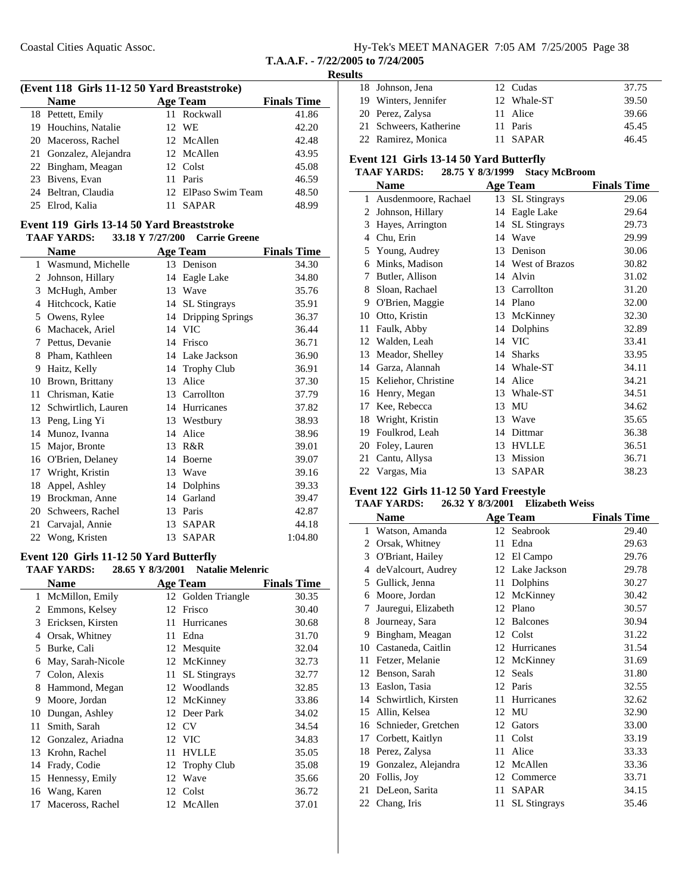**T.A.A.F. - 7/22/2005 to 7/24/2005**

**Results**

### (Event 118 Girls 11-12 50 Yard Breaststroke)

| | Name | Age | Team | Finals Time |
|---|---|---|---|---|
| 18 | Pettett, Emily | 11 | Rockwall | 41.86 |
| 19 | Houchins, Natalie | 12 | WE | 42.20 |
| 20 | Maceross, Rachel | 12 | McAllen | 42.48 |
| 21 | Gonzalez, Alejandra | 12 | McAllen | 43.95 |
| 22 | Bingham, Meagan | 12 | Colst | 45.08 |
| 23 | Bivens, Evan | 11 | Paris | 46.59 |
| 24 | Beltran, Claudia | 12 | ElPaso Swim Team | 48.50 |
| 25 | Elrod, Kalia | 11 | SAPAR | 48.99 |

### Event 119 Girls 13-14 50 Yard Breaststroke

**TAAF YARDS:** 33.18 Y 7/27/200 Carrie Greene

| | Name | Age | Team | Finals Time |
|---|---|---|---|---|
| 1 | Wasmund, Michelle | 13 | Denison | 34.30 |
| 2 | Johnson, Hillary | 14 | Eagle Lake | 34.80 |
| 3 | McHugh, Amber | 13 | Wave | 35.76 |
| 4 | Hitchcock, Katie | 14 | SL Stingrays | 35.91 |
| 5 | Owens, Rylee | 14 | Dripping Springs | 36.37 |
| 6 | Machacek, Ariel | 14 | VIC | 36.44 |
| 7 | Pettus, Devanie | 14 | Frisco | 36.71 |
| 8 | Pham, Kathleen | 14 | Lake Jackson | 36.90 |
| 9 | Haitz, Kelly | 14 | Trophy Club | 36.91 |
| 10 | Brown, Brittany | 13 | Alice | 37.30 |
| 11 | Chrisman, Katie | 13 | Carrollton | 37.79 |
| 12 | Schwirtlich, Lauren | 14 | Hurricanes | 37.82 |
| 13 | Peng, Ling Yi | 13 | Westbury | 38.93 |
| 14 | Munoz, Ivanna | 14 | Alice | 38.96 |
| 15 | Major, Bronte | 13 | R&R | 39.01 |
| 16 | O'Brien, Delaney | 14 | Boerne | 39.07 |
| 17 | Wright, Kristin | 13 | Wave | 39.16 |
| 18 | Appel, Ashley | 14 | Dolphins | 39.33 |
| 19 | Brockman, Anne | 14 | Garland | 39.47 |
| 20 | Schweers, Rachel | 13 | Paris | 42.87 |
| 21 | Carvajal, Annie | 13 | SAPAR | 44.18 |
| 22 | Wong, Kristen | 13 | SAPAR | 1:04.80 |

### Event 120 Girls 11-12 50 Yard Butterfly

**TAAF YARDS:** 28.65 Y 8/3/2001 Natalie Melenric

| | Name | Age | Team | Finals Time |
|---|---|---|---|---|
| 1 | McMillon, Emily | 12 | Golden Triangle | 30.35 |
| 2 | Emmons, Kelsey | 12 | Frisco | 30.40 |
| 3 | Ericksen, Kirsten | 11 | Hurricanes | 30.68 |
| 4 | Orsak, Whitney | 11 | Edna | 31.70 |
| 5 | Burke, Cali | 12 | Mesquite | 32.04 |
| 6 | May, Sarah-Nicole | 12 | McKinney | 32.73 |
| 7 | Colon, Alexis | 11 | SL Stingrays | 32.77 |
| 8 | Hammond, Megan | 12 | Woodlands | 32.85 |
| 9 | Moore, Jordan | 12 | McKinney | 33.86 |
| 10 | Dungan, Ashley | 12 | Deer Park | 34.02 |
| 11 | Smith, Sarah | 12 | CV | 34.54 |
| 12 | Gonzalez, Ariadna | 12 | VIC | 34.83 |
| 13 | Krohn, Rachel | 11 | HVLLE | 35.05 |
| 14 | Frady, Codie | 12 | Trophy Club | 35.08 |
| 15 | Hennessy, Emily | 12 | Wave | 35.66 |
| 16 | Wang, Karen | 12 | Colst | 36.72 |
| 17 | Maceross, Rachel | 12 | McAllen | 37.01 |
| 18 | Johnson, Jena | 12 | Cudas | 37.75 |
| 19 | Winters, Jennifer | 12 | Whale-ST | 39.50 |
| 20 | Perez, Zalysa | 11 | Alice | 39.66 |
| 21 | Schweers, Katherine | 11 | Paris | 45.45 |
| 22 | Ramirez, Monica | 11 | SAPAR | 46.45 |

### Event 121 Girls 13-14 50 Yard Butterfly

**TAAF YARDS:** 28.75 Y 8/3/1999 Stacy McBroom

| | Name | Age | Team | Finals Time |
|---|---|---|---|---|
| 1 | Ausdenmoore, Rachael | 13 | SL Stingrays | 29.06 |
| 2 | Johnson, Hillary | 14 | Eagle Lake | 29.64 |
| 3 | Hayes, Arrington | 14 | SL Stingrays | 29.73 |
| 4 | Chu, Erin | 14 | Wave | 29.99 |
| 5 | Young, Audrey | 13 | Denison | 30.06 |
| 6 | Minks, Madison | 14 | West of Brazos | 30.82 |
| 7 | Butler, Allison | 14 | Alvin | 31.02 |
| 8 | Sloan, Rachael | 13 | Carrollton | 31.20 |
| 9 | O'Brien, Maggie | 14 | Plano | 32.00 |
| 10 | Otto, Kristin | 13 | McKinney | 32.30 |
| 11 | Faulk, Abby | 14 | Dolphins | 32.89 |
| 12 | Walden, Leah | 14 | VIC | 33.41 |
| 13 | Meador, Shelley | 14 | Sharks | 33.95 |
| 14 | Garza, Alannah | 14 | Whale-ST | 34.11 |
| 15 | Keliehor, Christine | 14 | Alice | 34.21 |
| 16 | Henry, Megan | 13 | Whale-ST | 34.51 |
| 17 | Kee, Rebecca | 13 | MU | 34.62 |
| 18 | Wright, Kristin | 13 | Wave | 35.65 |
| 19 | Foulkrod, Leah | 14 | Dittmar | 36.38 |
| 20 | Foley, Lauren | 13 | HVLLE | 36.51 |
| 21 | Cantu, Allysa | 13 | Mission | 36.71 |
| 22 | Vargas, Mia | 13 | SAPAR | 38.23 |

### Event 122 Girls 11-12 50 Yard Freestyle

**TAAF YARDS:** 26.32 Y 8/3/2001 Elizabeth Weiss

| | Name | Age | Team | Finals Time |
|---|---|---|---|---|
| 1 | Watson, Amanda | 12 | Seabrook | 29.40 |
| 2 | Orsak, Whitney | 11 | Edna | 29.63 |
| 3 | O'Briant, Hailey | 12 | El Campo | 29.76 |
| 4 | deValcourt, Audrey | 12 | Lake Jackson | 29.78 |
| 5 | Gullick, Jenna | 11 | Dolphins | 30.27 |
| 6 | Moore, Jordan | 12 | McKinney | 30.42 |
| 7 | Jauregui, Elizabeth | 12 | Plano | 30.57 |
| 8 | Journeay, Sara | 12 | Balcones | 30.94 |
| 9 | Bingham, Meagan | 12 | Colst | 31.22 |
| 10 | Castaneda, Caitlin | 12 | Hurricanes | 31.54 |
| 11 | Fetzer, Melanie | 12 | McKinney | 31.69 |
| 12 | Benson, Sarah | 12 | Seals | 31.80 |
| 13 | Easlon, Tasia | 12 | Paris | 32.55 |
| 14 | Schwirtlich, Kirsten | 11 | Hurricanes | 32.62 |
| 15 | Allin, Kelsea | 12 | MU | 32.90 |
| 16 | Schnieder, Gretchen | 12 | Gators | 33.00 |
| 17 | Corbett, Kaitlyn | 11 | Colst | 33.19 |
| 18 | Perez, Zalysa | 11 | Alice | 33.33 |
| 19 | Gonzalez, Alejandra | 12 | McAllen | 33.36 |
| 20 | Follis, Joy | 12 | Commerce | 33.71 |
| 21 | DeLeon, Sarita | 11 | SAPAR | 34.15 |
| 22 | Chang, Iris | 11 | SL Stingrays | 35.46 |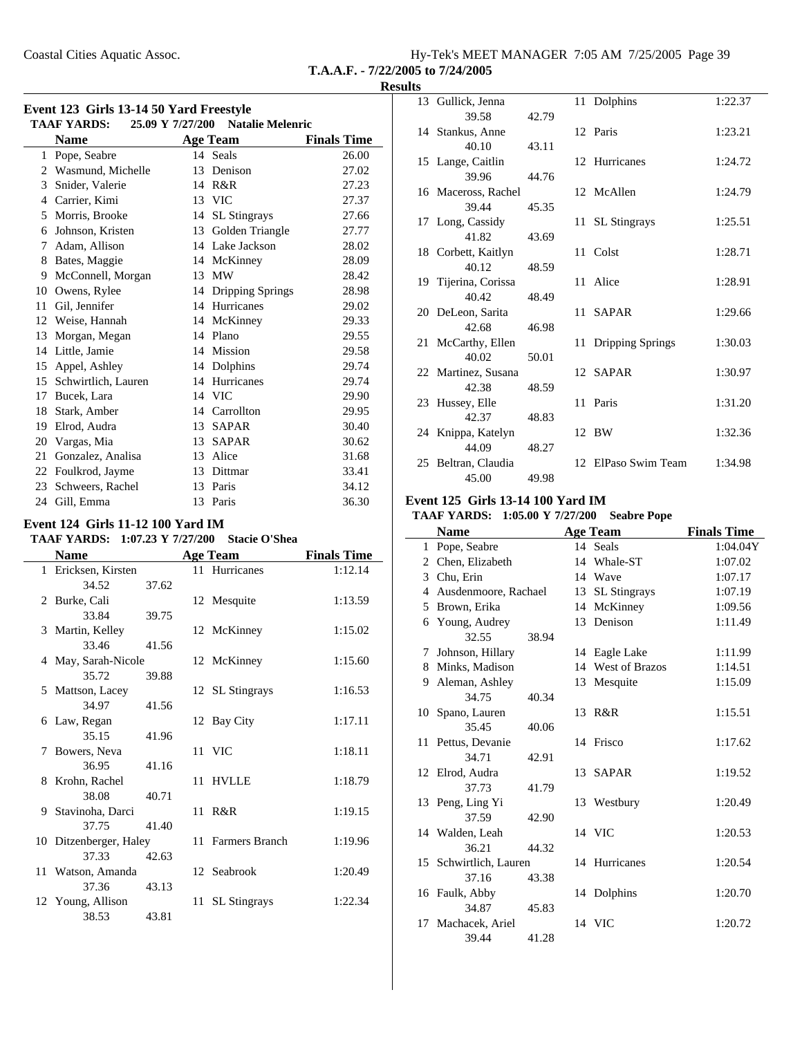**T.A.A.F. - 7/22/2005 to 7/24/2005**

**Results**

### Event 123 Girls 13-14 50 Yard Freestyle

**TAAF YARDS: 25.09 Y 7/27/200 Natalie Melenric**

| | Name | Age | Team | Finals Time |
|---|---|---|---|---|
| 1 | Pope, Seabre | 14 | Seals | 26.00 |
| 2 | Wasmund, Michelle | 13 | Denison | 27.02 |
| 3 | Snider, Valerie | 14 | R&R | 27.23 |
| 4 | Carrier, Kimi | 13 | VIC | 27.37 |
| 5 | Morris, Brooke | 14 | SL Stingrays | 27.66 |
| 6 | Johnson, Kristen | 13 | Golden Triangle | 27.77 |
| 7 | Adam, Allison | 14 | Lake Jackson | 28.02 |
| 8 | Bates, Maggie | 14 | McKinney | 28.09 |
| 9 | McConnell, Morgan | 13 | MW | 28.42 |
| 10 | Owens, Rylee | 14 | Dripping Springs | 28.98 |
| 11 | Gil, Jennifer | 14 | Hurricanes | 29.02 |
| 12 | Weise, Hannah | 14 | McKinney | 29.33 |
| 13 | Morgan, Megan | 14 | Plano | 29.55 |
| 14 | Little, Jamie | 14 | Mission | 29.58 |
| 15 | Appel, Ashley | 14 | Dolphins | 29.74 |
| 15 | Schwirtlich, Lauren | 14 | Hurricanes | 29.74 |
| 17 | Bucek, Lara | 14 | VIC | 29.90 |
| 18 | Stark, Amber | 14 | Carrollton | 29.95 |
| 19 | Elrod, Audra | 13 | SAPAR | 30.40 |
| 20 | Vargas, Mia | 13 | SAPAR | 30.62 |
| 21 | Gonzalez, Analisa | 13 | Alice | 31.68 |
| 22 | Foulkrod, Jayme | 13 | Dittmar | 33.41 |
| 23 | Schweers, Rachel | 13 | Paris | 34.12 |
| 24 | Gill, Emma | 13 | Paris | 36.30 |

### Event 124 Girls 11-12 100 Yard IM

**TAAF YARDS: 1:07.23 Y 7/27/200 Stacie O'Shea**

| | Name | | Age | Team | Finals Time |
|---|---|---|---|---|---|
| 1 | Ericksen, Kirsten | | 11 | Hurricanes | 1:12.14 |
| | 34.52 | 37.62 | | | |
| 2 | Burke, Cali | | 12 | Mesquite | 1:13.59 |
| | 33.84 | 39.75 | | | |
| 3 | Martin, Kelley | | 12 | McKinney | 1:15.02 |
| | 33.46 | 41.56 | | | |
| 4 | May, Sarah-Nicole | | 12 | McKinney | 1:15.60 |
| | 35.72 | 39.88 | | | |
| 5 | Mattson, Lacey | | 12 | SL Stingrays | 1:16.53 |
| | 34.97 | 41.56 | | | |
| 6 | Law, Regan | | 12 | Bay City | 1:17.11 |
| | 35.15 | 41.96 | | | |
| 7 | Bowers, Neva | | 11 | VIC | 1:18.11 |
| | 36.95 | 41.16 | | | |
| 8 | Krohn, Rachel | | 11 | HVLLE | 1:18.79 |
| | 38.08 | 40.71 | | | |
| 9 | Stavinoha, Darci | | 11 | R&R | 1:19.15 |
| | 37.75 | 41.40 | | | |
| 10 | Ditzenberger, Haley | | 11 | Farmers Branch | 1:19.96 |
| | 37.33 | 42.63 | | | |
| 11 | Watson, Amanda | | 12 | Seabrook | 1:20.49 |
| | 37.36 | 43.13 | | | |
| 12 | Young, Allison | | 11 | SL Stingrays | 1:22.34 |
| | 38.53 | 43.81 | | | |
| 13 | Gullick, Jenna | | 11 | Dolphins | 1:22.37 |
| | 39.58 | 42.79 | | | |
| 14 | Stankus, Anne | | 12 | Paris | 1:23.21 |
| | 40.10 | 43.11 | | | |
| 15 | Lange, Caitlin | | 12 | Hurricanes | 1:24.72 |
| | 39.96 | 44.76 | | | |
| 16 | Maceross, Rachel | | 12 | McAllen | 1:24.79 |
| | 39.44 | 45.35 | | | |
| 17 | Long, Cassidy | | 11 | SL Stingrays | 1:25.51 |
| | 41.82 | 43.69 | | | |
| 18 | Corbett, Kaitlyn | | 11 | Colst | 1:28.71 |
| | 40.12 | 48.59 | | | |
| 19 | Tijerina, Corissa | | 11 | Alice | 1:28.91 |
| | 40.42 | 48.49 | | | |
| 20 | DeLeon, Sarita | | 11 | SAPAR | 1:29.66 |
| | 42.68 | 46.98 | | | |
| 21 | McCarthy, Ellen | | 11 | Dripping Springs | 1:30.03 |
| | 40.02 | 50.01 | | | |
| 22 | Martinez, Susana | | 12 | SAPAR | 1:30.97 |
| | 42.38 | 48.59 | | | |
| 23 | Hussey, Elle | | 11 | Paris | 1:31.20 |
| | 42.37 | 48.83 | | | |
| 24 | Knippa, Katelyn | | 12 | BW | 1:32.36 |
| | 44.09 | 48.27 | | | |
| 25 | Beltran, Claudia | | 12 | ElPaso Swim Team | 1:34.98 |
| | 45.00 | 49.98 | | | |

### Event 125 Girls 13-14 100 Yard IM

**TAAF YARDS: 1:05.00 Y 7/27/200 Seabre Pope**

| | Name | | Age | Team | Finals Time |
|---|---|---|---|---|---|
| 1 | Pope, Seabre | | 14 | Seals | 1:04.04Y |
| 2 | Chen, Elizabeth | | 14 | Whale-ST | 1:07.02 |
| 3 | Chu, Erin | | 14 | Wave | 1:07.17 |
| 4 | Ausdenmoore, Rachael | | 13 | SL Stingrays | 1:07.19 |
| 5 | Brown, Erika | | 14 | McKinney | 1:09.56 |
| 6 | Young, Audrey | | 13 | Denison | 1:11.49 |
| | 32.55 | 38.94 | | | |
| 7 | Johnson, Hillary | | 14 | Eagle Lake | 1:11.99 |
| 8 | Minks, Madison | | 14 | West of Brazos | 1:14.51 |
| 9 | Aleman, Ashley | | 13 | Mesquite | 1:15.09 |
| | 34.75 | 40.34 | | | |
| 10 | Spano, Lauren | | 13 | R&R | 1:15.51 |
| | 35.45 | 40.06 | | | |
| 11 | Pettus, Devanie | | 14 | Frisco | 1:17.62 |
| | 34.71 | 42.91 | | | |
| 12 | Elrod, Audra | | 13 | SAPAR | 1:19.52 |
| | 37.73 | 41.79 | | | |
| 13 | Peng, Ling Yi | | 13 | Westbury | 1:20.49 |
| | 37.59 | 42.90 | | | |
| 14 | Walden, Leah | | 14 | VIC | 1:20.53 |
| | 36.21 | 44.32 | | | |
| 15 | Schwirtlich, Lauren | | 14 | Hurricanes | 1:20.54 |
| | 37.16 | 43.38 | | | |
| 16 | Faulk, Abby | | 14 | Dolphins | 1:20.70 |
| | 34.87 | 45.83 | | | |
| 17 | Machacek, Ariel | | 14 | VIC | 1:20.72 |
| | 39.44 | 41.28 | | | |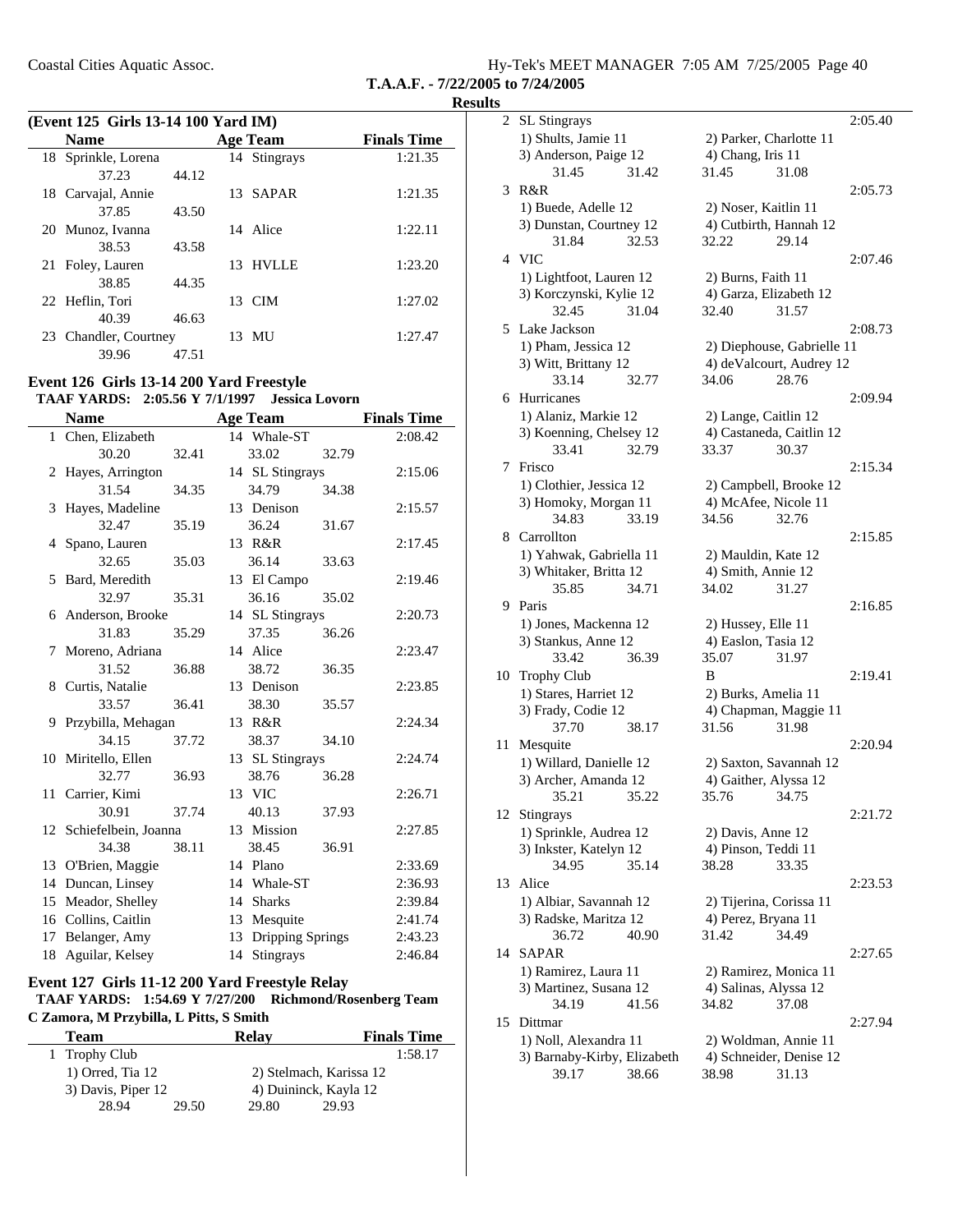Coastal Cities Aquatic Assoc.

**T.A.A.F. - 7/22/2005 to 7/24/2005**

**Results**

### (Event 125 Girls 13-14 100 Yard IM)

| | Name | Age | Team | Finals Time |
|---|---|---|---|---|
| 18 | Sprinkle, Lorena | 14 | Stingrays | 1:21.35 |
| | 37.23 44.12 | | | |
| 18 | Carvajal, Annie | 13 | SAPAR | 1:21.35 |
| | 37.85 43.50 | | | |
| 20 | Munoz, Ivanna | 14 | Alice | 1:22.11 |
| | 38.53 43.58 | | | |
| 21 | Foley, Lauren | 13 | HVLLE | 1:23.20 |
| | 38.85 44.35 | | | |
| 22 | Heflin, Tori | 13 | CIM | 1:27.02 |
| | 40.39 46.63 | | | |
| 23 | Chandler, Courtney | 13 | MU | 1:27.47 |
| | 39.96 47.51 | | | |

### Event 126 Girls 13-14 200 Yard Freestyle

**TAAF YARDS: 2:05.56 Y 7/1/1997 Jessica Lovorn**

| | Name | Age | Team | Finals Time |
|---|---|---|---|---|
| 1 | Chen, Elizabeth | 14 | Whale-ST | 2:08.42 |
| | 30.20 32.41 33.02 32.79 | | | |
| 2 | Hayes, Arrington | 14 | SL Stingrays | 2:15.06 |
| | 31.54 34.35 34.79 34.38 | | | |
| 3 | Hayes, Madeline | 13 | Denison | 2:15.57 |
| | 32.47 35.19 36.24 31.67 | | | |
| 4 | Spano, Lauren | 13 | R&R | 2:17.45 |
| | 32.65 35.03 36.14 33.63 | | | |
| 5 | Bard, Meredith | 13 | El Campo | 2:19.46 |
| | 32.97 35.31 36.16 35.02 | | | |
| 6 | Anderson, Brooke | 14 | SL Stingrays | 2:20.73 |
| | 31.83 35.29 37.35 36.26 | | | |
| 7 | Moreno, Adriana | 14 | Alice | 2:23.47 |
| | 31.52 36.88 38.72 36.35 | | | |
| 8 | Curtis, Natalie | 13 | Denison | 2:23.85 |
| | 33.57 36.41 38.30 35.57 | | | |
| 9 | Przybilla, Mehagan | 13 | R&R | 2:24.34 |
| | 34.15 37.72 38.37 34.10 | | | |
| 10 | Miritello, Ellen | 13 | SL Stingrays | 2:24.74 |
| | 32.77 36.93 38.76 36.28 | | | |
| 11 | Carrier, Kimi | 13 | VIC | 2:26.71 |
| | 30.91 37.74 40.13 37.93 | | | |
| 12 | Schiefelbein, Joanna | 13 | Mission | 2:27.85 |
| | 34.38 38.11 38.45 36.91 | | | |
| 13 | O'Brien, Maggie | 14 | Plano | 2:33.69 |
| 14 | Duncan, Linsey | 14 | Whale-ST | 2:36.93 |
| 15 | Meador, Shelley | 14 | Sharks | 2:39.84 |
| 16 | Collins, Caitlin | 13 | Mesquite | 2:41.74 |
| 17 | Belanger, Amy | 13 | Dripping Springs | 2:43.23 |
| 18 | Aguilar, Kelsey | 14 | Stingrays | 2:46.84 |

### Event 127 Girls 11-12 200 Yard Freestyle Relay

**TAAF YARDS: 1:54.69 Y 7/27/200 Richmond/Rosenberg Team**
**C Zamora, M Przybilla, L Pitts, S Smith**

| | Team | Relay | Finals Time |
|---|---|---|---|
| 1 | Trophy Club | | 1:58.17 |
| | 1) Orred, Tia 12; 2) Stelmach, Karissa 12; 3) Davis, Piper 12; 4) Duininck, Kayla 12 | | |
| | 28.94 29.50 29.80 29.93 | | |
| 2 | SL Stingrays | | 2:05.40 |
| | 1) Shults, Jamie 11; 2) Parker, Charlotte 11; 3) Anderson, Paige 12; 4) Chang, Iris 11 | | |
| | 31.45 31.42 31.45 31.08 | | |
| 3 | R&R | | 2:05.73 |
| | 1) Buede, Adelle 12; 2) Noser, Kaitlin 11; 3) Dunstan, Courtney 12; 4) Cutbirth, Hannah 12 | | |
| | 31.84 32.53 32.22 29.14 | | |
| 4 | VIC | | 2:07.46 |
| | 1) Lightfoot, Lauren 12; 2) Burns, Faith 11; 3) Korczynski, Kylie 12; 4) Garza, Elizabeth 12 | | |
| | 32.45 31.04 32.40 31.57 | | |
| 5 | Lake Jackson | | 2:08.73 |
| | 1) Pham, Jessica 12; 2) Diephouse, Gabrielle 11; 3) Witt, Brittany 12; 4) deValcourt, Audrey 12 | | |
| | 33.14 32.77 34.06 28.76 | | |
| 6 | Hurricanes | | 2:09.94 |
| | 1) Alaniz, Markie 12; 2) Lange, Caitlin 12; 3) Koenning, Chelsey 12; 4) Castaneda, Caitlin 12 | | |
| | 33.41 32.79 33.37 30.37 | | |
| 7 | Frisco | | 2:15.34 |
| | 1) Clothier, Jessica 12; 2) Campbell, Brooke 12; 3) Homoky, Morgan 11; 4) McAfee, Nicole 11 | | |
| | 34.83 33.19 34.56 32.76 | | |
| 8 | Carrollton | | 2:15.85 |
| | 1) Yahwak, Gabriella 11; 2) Mauldin, Kate 12; 3) Whitaker, Britta 12; 4) Smith, Annie 12 | | |
| | 35.85 34.71 34.02 31.27 | | |
| 9 | Paris | | 2:16.85 |
| | 1) Jones, Mackenna 12; 2) Hussey, Elle 11; 3) Stankus, Anne 12; 4) Easlon, Tasia 12 | | |
| | 33.42 36.39 35.07 31.97 | | |
| 10 | Trophy Club | B | 2:19.41 |
| | 1) Stares, Harriet 12; 2) Burks, Amelia 11; 3) Frady, Codie 12; 4) Chapman, Maggie 11 | | |
| | 37.70 38.17 31.56 31.98 | | |
| 11 | Mesquite | | 2:20.94 |
| | 1) Willard, Danielle 12; 2) Saxton, Savannah 12; 3) Archer, Amanda 12; 4) Gaither, Alyssa 12 | | |
| | 35.21 35.22 35.76 34.75 | | |
| 12 | Stingrays | | 2:21.72 |
| | 1) Sprinkle, Audrea 12; 2) Davis, Anne 12; 3) Inkster, Katelyn 12; 4) Pinson, Teddi 11 | | |
| | 34.95 35.14 38.28 33.35 | | |
| 13 | Alice | | 2:23.53 |
| | 1) Albiar, Savannah 12; 2) Tijerina, Corissa 11; 3) Radske, Maritza 12; 4) Perez, Bryana 11 | | |
| | 36.72 40.90 31.42 34.49 | | |
| 14 | SAPAR | | 2:27.65 |
| | 1) Ramirez, Laura 11; 2) Ramirez, Monica 11; 3) Martinez, Susana 12; 4) Salinas, Alyssa 12 | | |
| | 34.19 41.56 34.82 37.08 | | |
| 15 | Dittmar | | 2:27.94 |
| | 1) Noll, Alexandra 11; 2) Woldman, Annie 11; 3) Barnaby-Kirby, Elizabeth; 4) Schneider, Denise 12 | | |
| | 39.17 38.66 38.98 31.13 | | |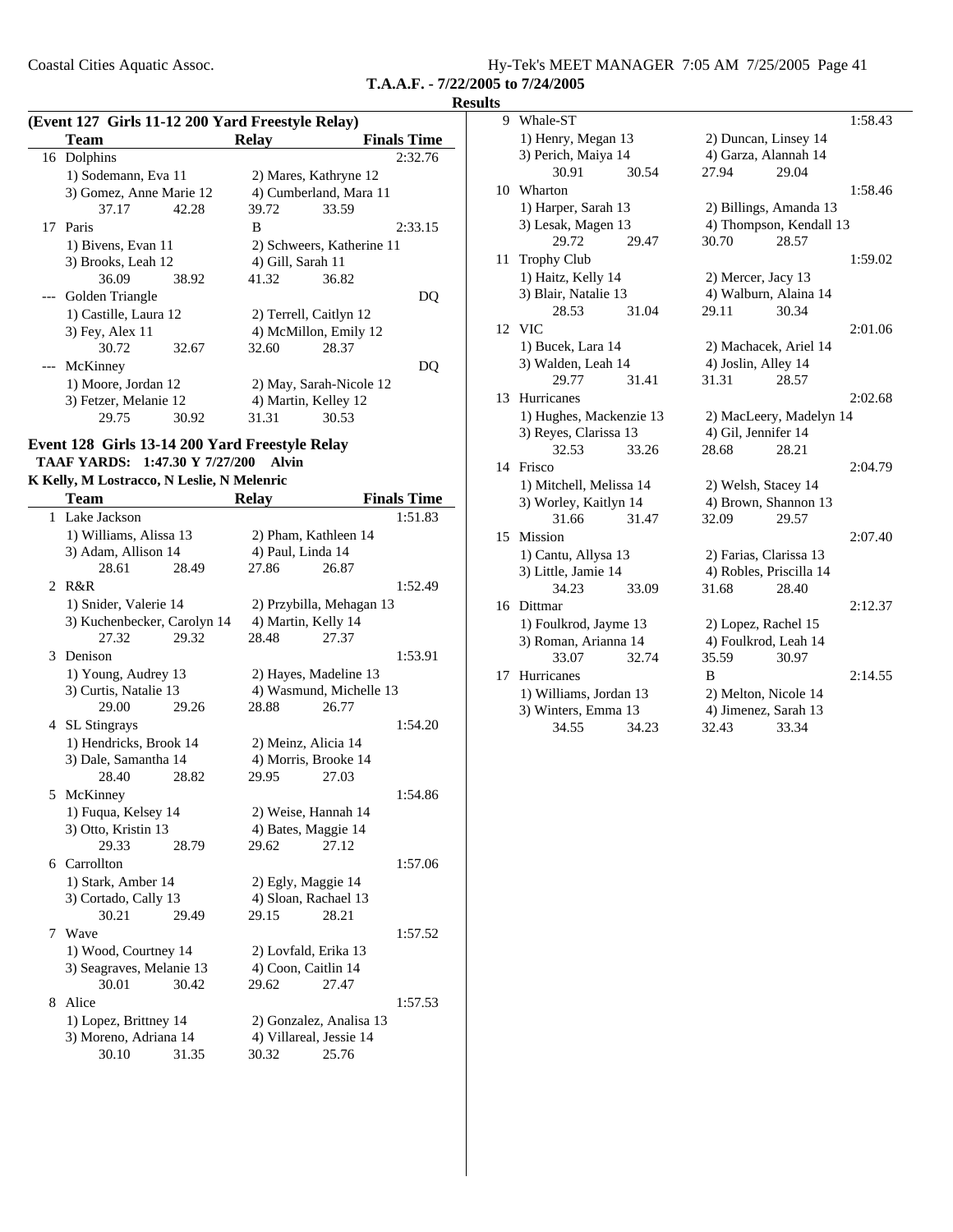**T.A.A.F. - 7/22/2005 to 7/24/2005**

**Results**

### (Event 127 Girls 11-12 200 Yard Freestyle Relay)

| | Team | Relay | | Finals Time |
|---|---|---|---|---|
| 16 | Dolphins | | | 2:32.76 |
| | 1) Sodemann, Eva 11 | 2) Mares, Kathryne 12 | | |
| | 3) Gomez, Anne Marie 12 | 4) Cumberland, Mara 11 | | |
| | 37.17 42.28 | 39.72 | 33.59 | |
| 17 | Paris | B | | 2:33.15 |
| | 1) Bivens, Evan 11 | 2) Schweers, Katherine 11 | | |
| | 3) Brooks, Leah 12 | 4) Gill, Sarah 11 | | |
| | 36.09 38.92 | 41.32 | 36.82 | |
| --- | Golden Triangle | | | DQ |
| | 1) Castille, Laura 12 | 2) Terrell, Caitlyn 12 | | |
| | 3) Fey, Alex 11 | 4) McMillon, Emily 12 | | |
| | 30.72 32.67 | 32.60 | 28.37 | |
| --- | McKinney | | | DQ |
| | 1) Moore, Jordan 12 | 2) May, Sarah-Nicole 12 | | |
| | 3) Fetzer, Melanie 12 | 4) Martin, Kelley 12 | | |
| | 29.75 30.92 | 31.31 | 30.53 | |

### Event 128 Girls 13-14 200 Yard Freestyle Relay

**TAAF YARDS: 1:47.30 Y 7/27/200 Alvin**

**K Kelly, M Lostracco, N Leslie, N Melenric**

| | Team | Relay | | Finals Time |
|---|---|---|---|---|
| 1 | Lake Jackson | | | 1:51.83 |
| | 1) Williams, Alissa 13 | 2) Pham, Kathleen 14 | | |
| | 3) Adam, Allison 14 | 4) Paul, Linda 14 | | |
| | 28.61 28.49 | 27.86 | 26.87 | |
| 2 | R&R | | | 1:52.49 |
| | 1) Snider, Valerie 14 | 2) Przybilla, Mehagan 13 | | |
| | 3) Kuchenbecker, Carolyn 14 | 4) Martin, Kelly 14 | | |
| | 27.32 29.32 | 28.48 | 27.37 | |
| 3 | Denison | | | 1:53.91 |
| | 1) Young, Audrey 13 | 2) Hayes, Madeline 13 | | |
| | 3) Curtis, Natalie 13 | 4) Wasmund, Michelle 13 | | |
| | 29.00 29.26 | 28.88 | 26.77 | |
| 4 | SL Stingrays | | | 1:54.20 |
| | 1) Hendricks, Brook 14 | 2) Meinz, Alicia 14 | | |
| | 3) Dale, Samantha 14 | 4) Morris, Brooke 14 | | |
| | 28.40 28.82 | 29.95 | 27.03 | |
| 5 | McKinney | | | 1:54.86 |
| | 1) Fuqua, Kelsey 14 | 2) Weise, Hannah 14 | | |
| | 3) Otto, Kristin 13 | 4) Bates, Maggie 14 | | |
| | 29.33 28.79 | 29.62 | 27.12 | |
| 6 | Carrollton | | | 1:57.06 |
| | 1) Stark, Amber 14 | 2) Egly, Maggie 14 | | |
| | 3) Cortado, Cally 13 | 4) Sloan, Rachael 13 | | |
| | 30.21 29.49 | 29.15 | 28.21 | |
| 7 | Wave | | | 1:57.52 |
| | 1) Wood, Courtney 14 | 2) Lovfald, Erika 13 | | |
| | 3) Seagraves, Melanie 13 | 4) Coon, Caitlin 14 | | |
| | 30.01 30.42 | 29.62 | 27.47 | |
| 8 | Alice | | | 1:57.53 |
| | 1) Lopez, Brittney 14 | 2) Gonzalez, Analisa 13 | | |
| | 3) Moreno, Adriana 14 | 4) Villareal, Jessie 14 | | |
| | 30.10 31.35 | 30.32 | 25.76 | |
| 9 | Whale-ST | | | 1:58.43 |
| | 1) Henry, Megan 13 | 2) Duncan, Linsey 14 | | |
| | 3) Perich, Maiya 14 | 4) Garza, Alannah 14 | | |
| | 30.91 30.54 | 27.94 | 29.04 | |
| 10 | Wharton | | | 1:58.46 |
| | 1) Harper, Sarah 13 | 2) Billings, Amanda 13 | | |
| | 3) Lesak, Magen 13 | 4) Thompson, Kendall 13 | | |
| | 29.72 29.47 | 30.70 | 28.57 | |
| 11 | Trophy Club | | | 1:59.02 |
| | 1) Haitz, Kelly 14 | 2) Mercer, Jacy 13 | | |
| | 3) Blair, Natalie 13 | 4) Walburn, Alaina 14 | | |
| | 28.53 31.04 | 29.11 | 30.34 | |
| 12 | VIC | | | 2:01.06 |
| | 1) Bucek, Lara 14 | 2) Machacek, Ariel 14 | | |
| | 3) Walden, Leah 14 | 4) Joslin, Alley 14 | | |
| | 29.77 31.41 | 31.31 | 28.57 | |
| 13 | Hurricanes | | | 2:02.68 |
| | 1) Hughes, Mackenzie 13 | 2) MacLeery, Madelyn 14 | | |
| | 3) Reyes, Clarissa 13 | 4) Gil, Jennifer 14 | | |
| | 32.53 33.26 | 28.68 | 28.21 | |
| 14 | Frisco | | | 2:04.79 |
| | 1) Mitchell, Melissa 14 | 2) Welsh, Stacey 14 | | |
| | 3) Worley, Kaitlyn 14 | 4) Brown, Shannon 13 | | |
| | 31.66 31.47 | 32.09 | 29.57 | |
| 15 | Mission | | | 2:07.40 |
| | 1) Cantu, Allysa 13 | 2) Farias, Clarissa 13 | | |
| | 3) Little, Jamie 14 | 4) Robles, Priscilla 14 | | |
| | 34.23 33.09 | 31.68 | 28.40 | |
| 16 | Dittmar | | | 2:12.37 |
| | 1) Foulkrod, Jayme 13 | 2) Lopez, Rachel 15 | | |
| | 3) Roman, Arianna 14 | 4) Foulkrod, Leah 14 | | |
| | 33.07 32.74 | 35.59 | 30.97 | |
| 17 | Hurricanes | B | | 2:14.55 |
| | 1) Williams, Jordan 13 | 2) Melton, Nicole 14 | | |
| | 3) Winters, Emma 13 | 4) Jimenez, Sarah 13 | | |
| | 34.55 34.23 | 32.43 | 33.34 | |